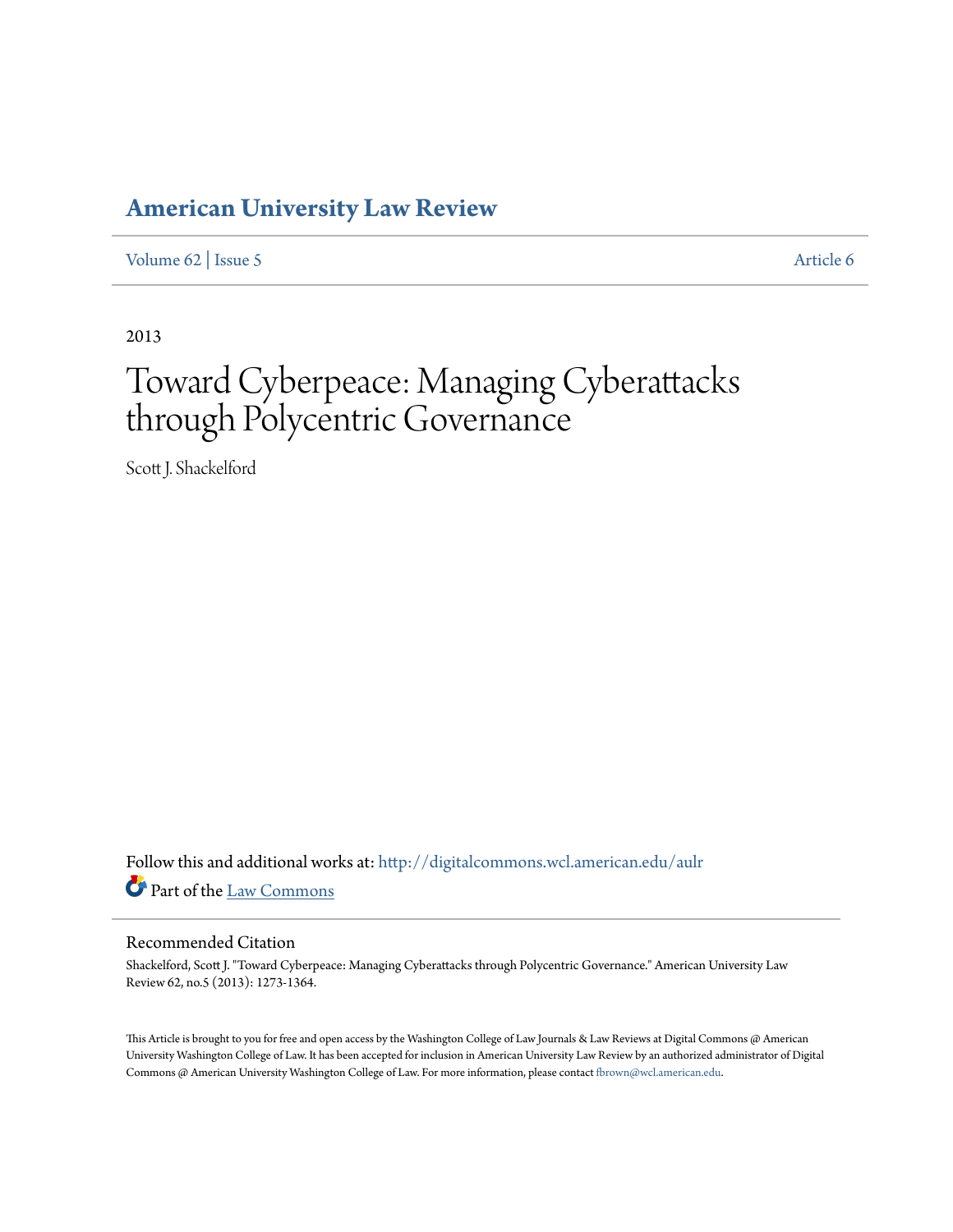# American University Law Review

Volume 62 | Issue 5 Article 6

2013

# Toward Cyberpeace: Managing Cyberattacks through Polycentric Governance

Scott J. Shackelford

Follow this and additional works at: http://digitalcommons.wcl.american.edu/aulr

Part of the Law Commons

## Recommended Citation

Shackelford, Scott J. "Toward Cyberpeace: Managing Cyberattacks through Polycentric Governance." American University Law Review 62, no.5 (2013): 1273-1364.

This Article is brought to you for free and open access by the Washington College of Law Journals & Law Reviews at Digital Commons @ American University Washington College of Law. It has been accepted for inclusion in American University Law Review by an authorized administrator of Digital Commons @ American University Washington College of Law. For more information, please contact fbrown@wcl.american.edu.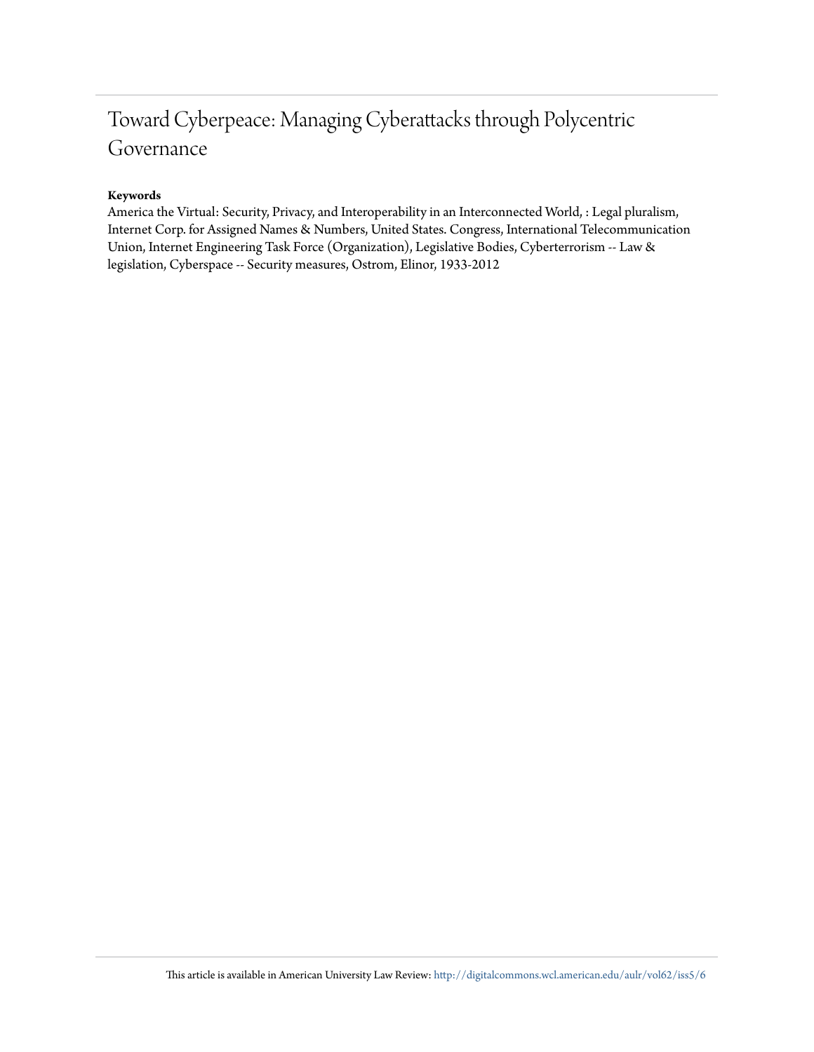# Toward Cyberpeace: Managing Cyberattacks through Polycentric Governance

**Keywords**

America the Virtual: Security, Privacy, and Interoperability in an Interconnected World, : Legal pluralism, Internet Corp. for Assigned Names & Numbers, United States. Congress, International Telecommunication Union, Internet Engineering Task Force (Organization), Legislative Bodies, Cyberterrorism -- Law & legislation, Cyberspace -- Security measures, Ostrom, Elinor, 1933-2012

This article is available in American University Law Review: http://digitalcommons.wcl.american.edu/aulr/vol62/iss5/6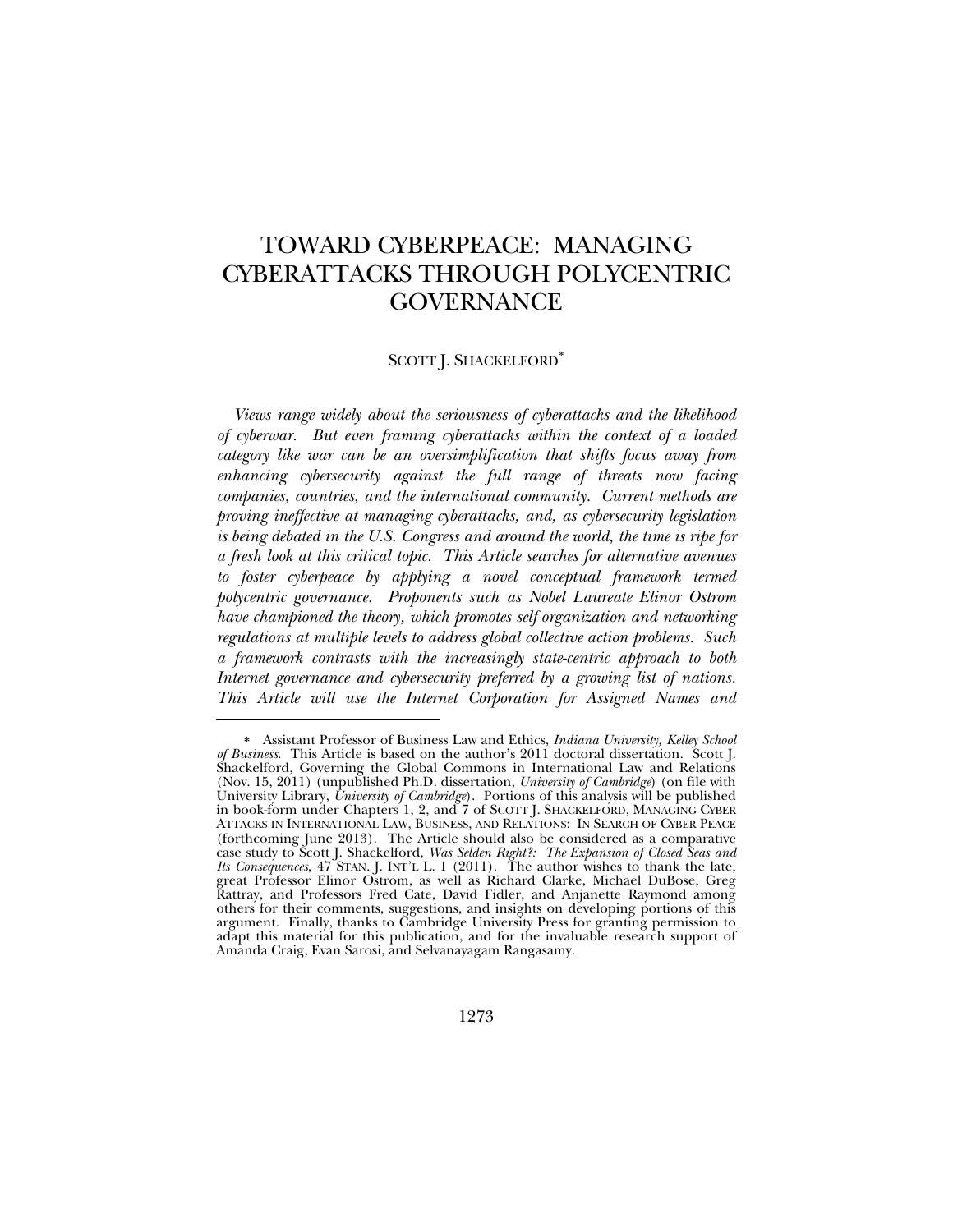# TOWARD CYBERPEACE: MANAGING CYBERATTACKS THROUGH POLYCENTRIC GOVERNANCE

SCOTT J. SHACKELFORD*

*Views range widely about the seriousness of cyberattacks and the likelihood of cyberwar. But even framing cyberattacks within the context of a loaded category like war can be an oversimplification that shifts focus away from enhancing cybersecurity against the full range of threats now facing companies, countries, and the international community. Current methods are proving ineffective at managing cyberattacks, and, as cybersecurity legislation is being debated in the U.S. Congress and around the world, the time is ripe for a fresh look at this critical topic. This Article searches for alternative avenues to foster cyberpeace by applying a novel conceptual framework termed polycentric governance. Proponents such as Nobel Laureate Elinor Ostrom have championed the theory, which promotes self-organization and networking regulations at multiple levels to address global collective action problems. Such a framework contrasts with the increasingly state-centric approach to both Internet governance and cybersecurity preferred by a growing list of nations. This Article will use the Internet Corporation for Assigned Names and*

---

\* Assistant Professor of Business Law and Ethics, *Indiana University, Kelley School of Business*. This Article is based on the author's 2011 doctoral dissertation. Scott J. Shackelford, Governing the Global Commons in International Law and Relations (Nov. 15, 2011) (unpublished Ph.D. dissertation, *University of Cambridge*) (on file with University Library, *University of Cambridge*). Portions of this analysis will be published in book-form under Chapters 1, 2, and 7 of SCOTT J. SHACKELFORD, MANAGING CYBER ATTACKS IN INTERNATIONAL LAW, BUSINESS, AND RELATIONS: IN SEARCH OF CYBER PEACE (forthcoming June 2013). The Article should also be considered as a comparative case study to Scott J. Shackelford, *Was Selden Right?: The Expansion of Closed Seas and Its Consequences*, 47 STAN. J. INT'L L. 1 (2011). The author wishes to thank the late, great Professor Elinor Ostrom, as well as Richard Clarke, Michael DuBose, Greg Rattray, and Professors Fred Cate, David Fidler, and Anjanette Raymond among others for their comments, suggestions, and insights on developing portions of this argument. Finally, thanks to Cambridge University Press for granting permission to adapt this material for this publication, and for the invaluable research support of Amanda Craig, Evan Sarosi, and Selvanayagam Rangasamy.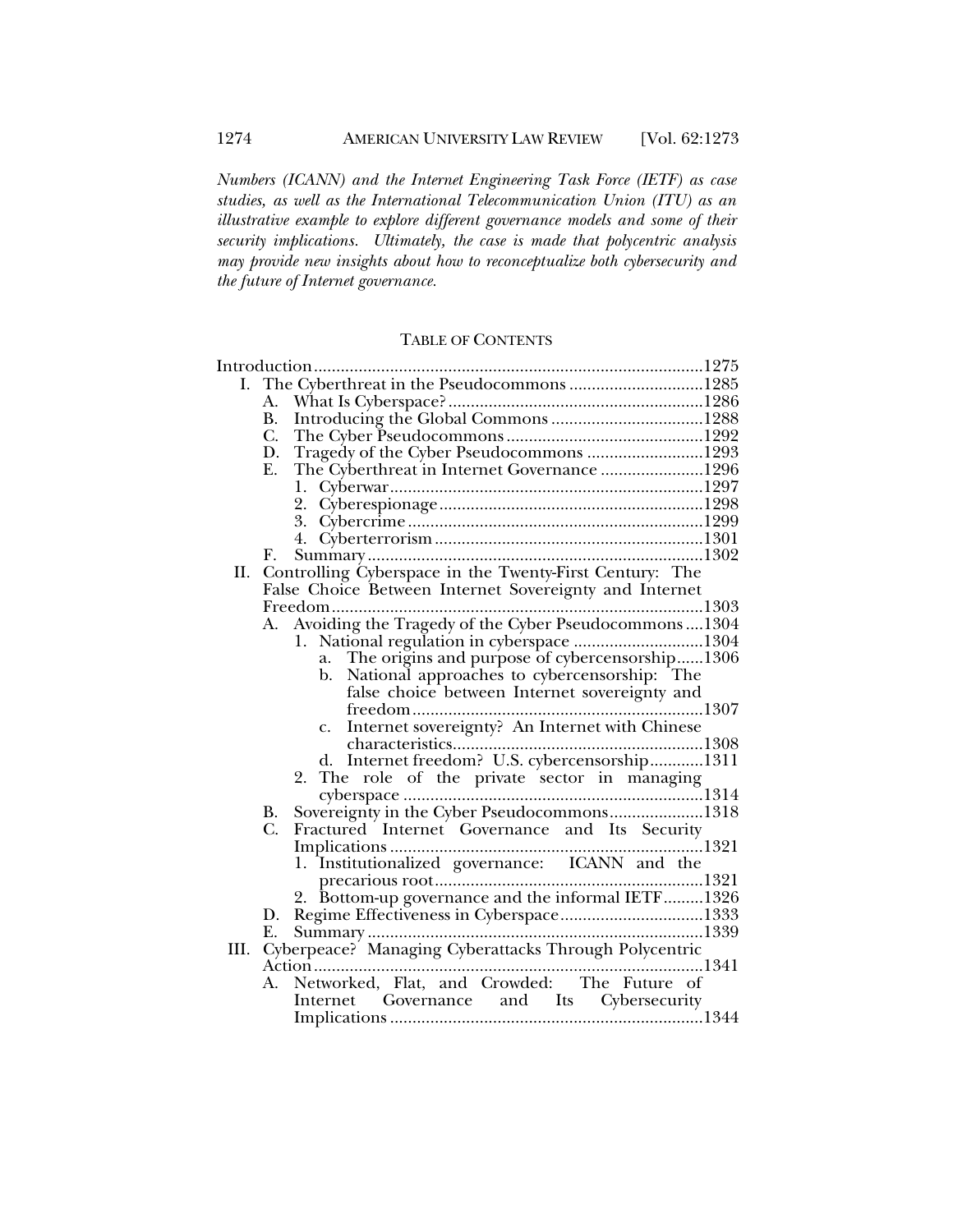*Numbers (ICANN) and the Internet Engineering Task Force (IETF) as case studies, as well as the International Telecommunication Union (ITU) as an illustrative example to explore different governance models and some of their security implications. Ultimately, the case is made that polycentric analysis may provide new insights about how to reconceptualize both cybersecurity and the future of Internet governance.*

## TABLE OF CONTENTS

Introduction....................................................................................1275

I. The Cyberthreat in the Pseudocommons ..............................1285
   - A. What Is Cyberspace?..........................................................1286
   - B. Introducing the Global Commons ..................................1288
   - C. The Cyber Pseudocommons ............................................1292
   - D. Tragedy of the Cyber Pseudocommons ..........................1293
   - E. The Cyberthreat in Internet Governance .......................1296
     1. Cyberwar.......................................................................1297
     2. Cyberespionage...........................................................1298
     3. Cybercrime ..................................................................1299
     4. Cyberterrorism ............................................................1301
   - F. Summary ...........................................................................1302

II. Controlling Cyberspace in the Twenty-First Century: The False Choice Between Internet Sovereignty and Internet Freedom...................................................................................1303
   - A. Avoiding the Tragedy of the Cyber Pseudocommons ....1304
     1. National regulation in cyberspace .............................1304
        - a. The origins and purpose of cybercensorship......1306
        - b. National approaches to cybercensorship: The false choice between Internet sovereignty and freedom.................................................................1307
        - c. Internet sovereignty? An Internet with Chinese characteristics........................................................1308
        - d. Internet freedom? U.S. cybercensorship............1311
     2. The role of the private sector in managing cyberspace ...................................................................1314
   - B. Sovereignty in the Cyber Pseudocommons.....................1318
   - C. Fractured Internet Governance and Its Security Implications .......................................................................1321
     1. Institutionalized governance: ICANN and the precarious root............................................................1321
     2. Bottom-up governance and the informal IETF..........1326
   - D. Regime Effectiveness in Cyberspace................................1333
   - E. Summary ...........................................................................1339

III. Cyberpeace? Managing Cyberattacks Through Polycentric Action.......................................................................................1341
   - A. Networked, Flat, and Crowded: The Future of Internet Governance and Its Cybersecurity Implications ......................................................................1344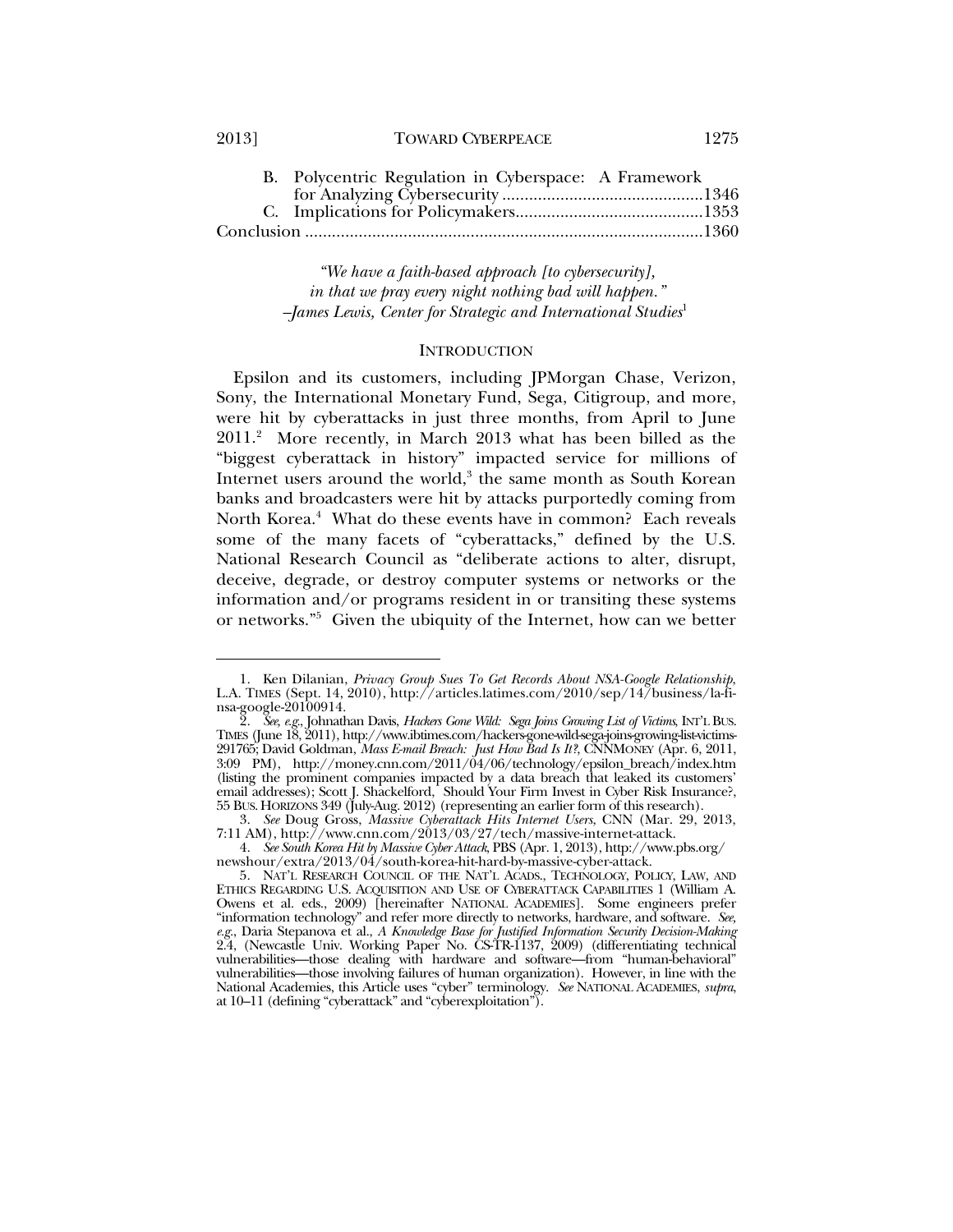B. Polycentric Regulation in Cyberspace: A Framework for Analyzing Cybersecurity .............................................1346

C. Implications for Policymakers..........................................1353

Conclusion ........................................................................................1360

*"We have a faith-based approach [to cybersecurity], in that we pray every night nothing bad will happen."*
*–James Lewis, Center for Strategic and International Studies*[1]

## INTRODUCTION

Epsilon and its customers, including JPMorgan Chase, Verizon, Sony, the International Monetary Fund, Sega, Citigroup, and more, were hit by cyberattacks in just three months, from April to June 2011.[2] More recently, in March 2013 what has been billed as the "biggest cyberattack in history" impacted service for millions of Internet users around the world,[3] the same month as South Korean banks and broadcasters were hit by attacks purportedly coming from North Korea.[4] What do these events have in common? Each reveals some of the many facets of "cyberattacks," defined by the U.S. National Research Council as "deliberate actions to alter, disrupt, deceive, degrade, or destroy computer systems or networks or the information and/or programs resident in or transiting these systems or networks."[5] Given the ubiquity of the Internet, how can we better

---

1. Ken Dilanian, *Privacy Group Sues To Get Records About NSA-Google Relationship*, L.A. TIMES (Sept. 14, 2010), http://articles.latimes.com/2010/sep/14/business/la-fi-nsa-google-20100914.

2. *See, e.g.*, Johnathan Davis, *Hackers Gone Wild: Sega Joins Growing List of Victims*, INT'L BUS. TIMES (June 18, 2011), http://www.ibtimes.com/hackers-gone-wild-sega-joins-growing-list-victims-291765; David Goldman, *Mass E-mail Breach: Just How Bad Is It?*, CNNMONEY (Apr. 6, 2011, 3:09 PM), http://money.cnn.com/2011/04/06/technology/epsilon_breach/index.htm (listing the prominent companies impacted by a data breach that leaked its customers' email addresses); Scott J. Shackelford, Should Your Firm Invest in Cyber Risk Insurance?, 55 BUS. HORIZONS 349 (July-Aug. 2012) (representing an earlier form of this research).

3. *See* Doug Gross, *Massive Cyberattack Hits Internet Users*, CNN (Mar. 29, 2013, 7:11 AM), http://www.cnn.com/2013/03/27/tech/massive-internet-attack.

4. *See South Korea Hit by Massive Cyber Attack*, PBS (Apr. 1, 2013), http://www.pbs.org/newshour/extra/2013/04/south-korea-hit-hard-by-massive-cyber-attack.

5. NAT'L RESEARCH COUNCIL OF THE NAT'L ACADS., TECHNOLOGY, POLICY, LAW, AND ETHICS REGARDING U.S. ACQUISITION AND USE OF CYBERATTACK CAPABILITIES 1 (William A. Owens et al. eds., 2009) [hereinafter NATIONAL ACADEMIES]. Some engineers prefer "information technology" and refer more directly to networks, hardware, and software. *See, e.g.*, Daria Stepanova et al., *A Knowledge Base for Justified Information Security Decision-Making* 2.4, (Newcastle Univ. Working Paper No. CS-TR-1137, 2009) (differentiating technical vulnerabilities—those dealing with hardware and software—from "human-behavioral" vulnerabilities—those involving failures of human organization). However, in line with the National Academies, this Article uses "cyber" terminology. *See* NATIONAL ACADEMIES, *supra*, at 10–11 (defining "cyberattack" and "cyberexploitation").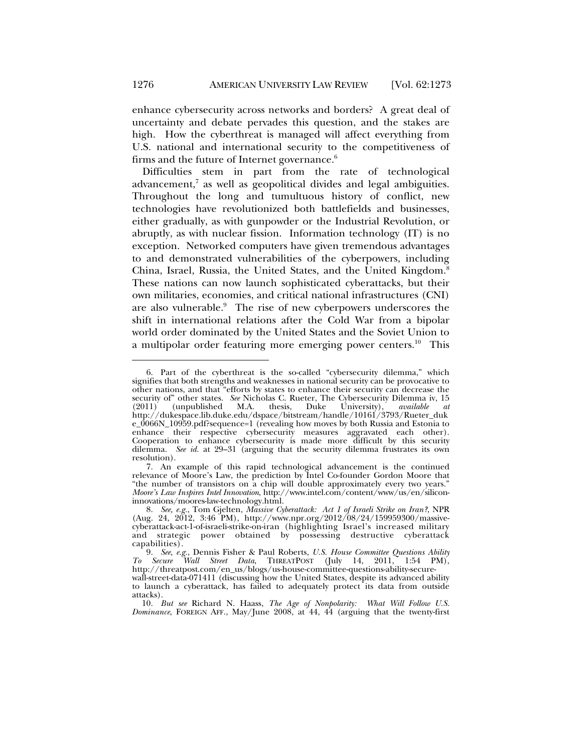enhance cybersecurity across networks and borders? A great deal of uncertainty and debate pervades this question, and the stakes are high. How the cyberthreat is managed will affect everything from U.S. national and international security to the competitiveness of firms and the future of Internet governance.[6]

Difficulties stem in part from the rate of technological advancement,[7] as well as geopolitical divides and legal ambiguities. Throughout the long and tumultuous history of conflict, new technologies have revolutionized both battlefields and businesses, either gradually, as with gunpowder or the Industrial Revolution, or abruptly, as with nuclear fission. Information technology (IT) is no exception. Networked computers have given tremendous advantages to and demonstrated vulnerabilities of the cyberpowers, including China, Israel, Russia, the United States, and the United Kingdom.[8] These nations can now launch sophisticated cyberattacks, but their own militaries, economies, and critical national infrastructures (CNI) are also vulnerable.[9] The rise of new cyberpowers underscores the shift in international relations after the Cold War from a bipolar world order dominated by the United States and the Soviet Union to a multipolar order featuring more emerging power centers.[10] This

---

6. Part of the cyberthreat is the so-called "cybersecurity dilemma," which signifies that both strengths and weaknesses in national security can be provocative to other nations, and that "efforts by states to enhance their security can decrease the security of" other states. *See* Nicholas C. Rueter, The Cybersecurity Dilemma iv, 15 (2011) (unpublished M.A. thesis, Duke University), *available at* http://dukespace.lib.duke.edu/dspace/bitstream/handle/10161/3793/Rueter_duke_0066N_10959.pdf?sequence=1 (revealing how moves by both Russia and Estonia to enhance their respective cybersecurity measures aggravated each other). Cooperation to enhance cybersecurity is made more difficult by this security dilemma. *See id.* at 29–31 (arguing that the security dilemma frustrates its own resolution).

7. An example of this rapid technological advancement is the continued relevance of Moore's Law, the prediction by Intel Co-founder Gordon Moore that "the number of transistors on a chip will double approximately every two years." *Moore's Law Inspires Intel Innovation*, http://www.intel.com/content/www/us/en/silicon-innovations/moores-law-technology.html.

8. *See, e.g.*, Tom Gjelten, *Massive Cyberattack: Act 1 of Israeli Strike on Iran?*, NPR (Aug. 24, 2012, 3:46 PM), http://www.npr.org/2012/08/24/159959300/massive-cyberattack-act-1-of-israeli-strike-on-iran (highlighting Israel's increased military and strategic power obtained by possessing destructive cyberattack capabilities).

9. *See, e.g.*, Dennis Fisher & Paul Roberts, *U.S. House Committee Questions Ability To Secure Wall Street Data*, THREATPOST (July 14, 2011, 1:54 PM), http://threatpost.com/en_us/blogs/us-house-committee-questions-ability-secure-wall-street-data-071411 (discussing how the United States, despite its advanced ability to launch a cyberattack, has failed to adequately protect its data from outside attacks).

10. *But see* Richard N. Haass, *The Age of Nonpolarity: What Will Follow U.S. Dominance*, FOREIGN AFF., May/June 2008, at 44, 44 (arguing that the twenty-first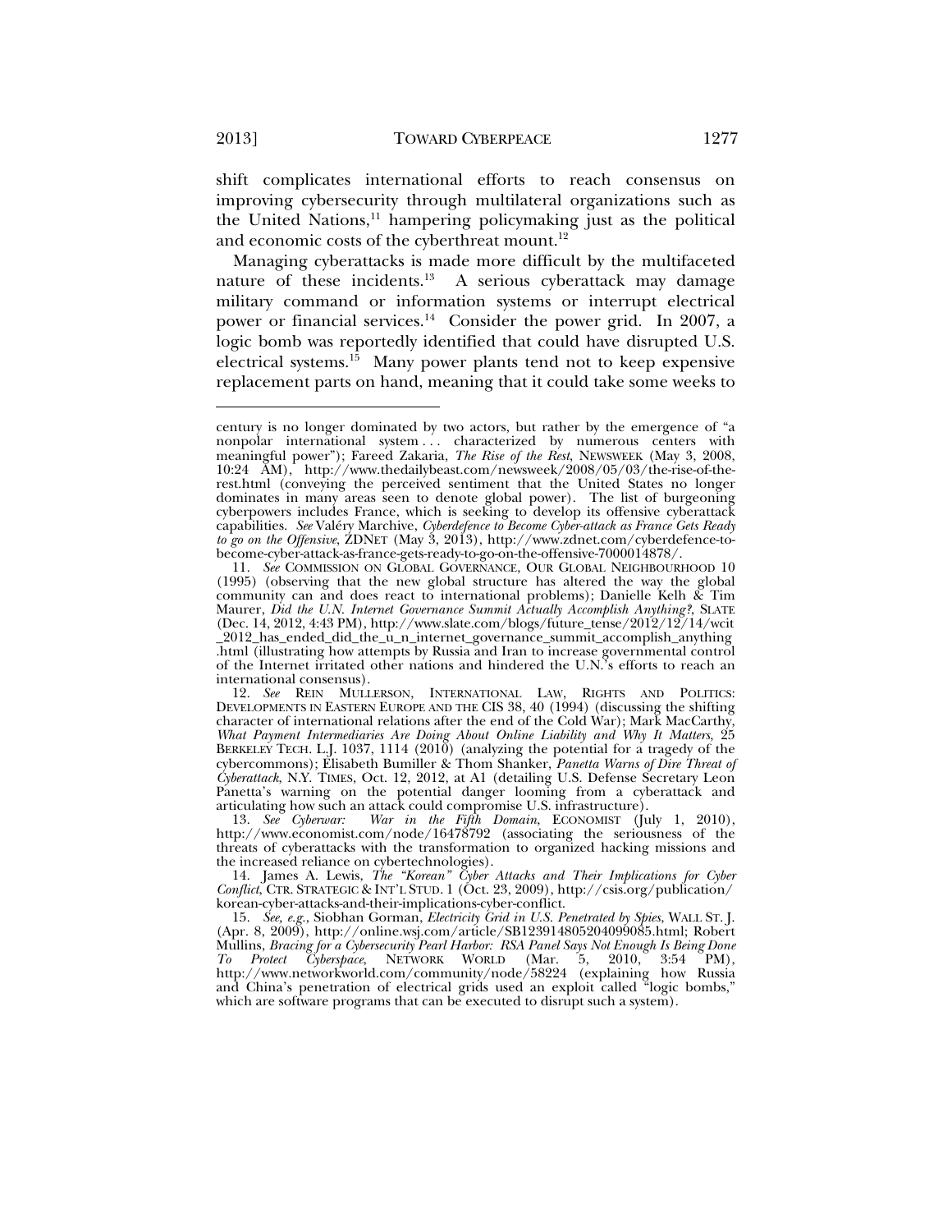shift complicates international efforts to reach consensus on improving cybersecurity through multilateral organizations such as the United Nations,[11] hampering policymaking just as the political and economic costs of the cyberthreat mount.[12]

Managing cyberattacks is made more difficult by the multifaceted nature of these incidents.[13] A serious cyberattack may damage military command or information systems or interrupt electrical power or financial services.[14] Consider the power grid. In 2007, a logic bomb was reportedly identified that could have disrupted U.S. electrical systems.[15] Many power plants tend not to keep expensive replacement parts on hand, meaning that it could take some weeks to

---

century is no longer dominated by two actors, but rather by the emergence of "a nonpolar international system . . . characterized by numerous centers with meaningful power"); Fareed Zakaria, *The Rise of the Rest*, NEWSWEEK (May 3, 2008, 10:24 AM), http://www.thedailybeast.com/newsweek/2008/05/03/the-rise-of-the-rest.html (conveying the perceived sentiment that the United States no longer dominates in many areas seen to denote global power). The list of burgeoning cyberpowers includes France, which is seeking to develop its offensive cyberattack capabilities. *See* Valéry Marchive, *Cyberdefence to Become Cyber-attack as France Gets Ready to go on the Offensive*, ZDNET (May 3, 2013), http://www.zdnet.com/cyberdefence-to-become-cyber-attack-as-france-gets-ready-to-go-on-the-offensive-7000014878/.

11. *See* COMMISSION ON GLOBAL GOVERNANCE, OUR GLOBAL NEIGHBOURHOOD 10 (1995) (observing that the new global structure has altered the way the global community can and does react to international problems); Danielle Kelh & Tim Maurer, *Did the U.N. Internet Governance Summit Actually Accomplish Anything?*, SLATE (Dec. 14, 2012, 4:43 PM), http://www.slate.com/blogs/future_tense/2012/12/14/wcit_2012_has_ended_did_the_u_n_internet_governance_summit_accomplish_anything.html (illustrating how attempts by Russia and Iran to increase governmental control of the Internet irritated other nations and hindered the U.N.'s efforts to reach an international consensus).

12. *See* REIN MULLERSON, INTERNATIONAL LAW, RIGHTS AND POLITICS: DEVELOPMENTS IN EASTERN EUROPE AND THE CIS 38, 40 (1994) (discussing the shifting character of international relations after the end of the Cold War); Mark MacCarthy, *What Payment Intermediaries Are Doing About Online Liability and Why It Matters*, 25 BERKELEY TECH. L.J. 1037, 1114 (2010) (analyzing the potential for a tragedy of the cybercommons); Elisabeth Bumiller & Thom Shanker, *Panetta Warns of Dire Threat of Cyberattack*, N.Y. TIMES, Oct. 12, 2012, at A1 (detailing U.S. Defense Secretary Leon Panetta's warning on the potential danger looming from a cyberattack and articulating how such an attack could compromise U.S. infrastructure).

13. *See Cyberwar: War in the Fifth Domain*, ECONOMIST (July 1, 2010), http://www.economist.com/node/16478792 (associating the seriousness of the threats of cyberattacks with the transformation to organized hacking missions and the increased reliance on cybertechnologies).

14. James A. Lewis, *The "Korean" Cyber Attacks and Their Implications for Cyber Conflict*, CTR. STRATEGIC & INT'L STUD. 1 (Oct. 23, 2009), http://csis.org/publication/korean-cyber-attacks-and-their-implications-cyber-conflict.

15. *See, e.g.*, Siobhan Gorman, *Electricity Grid in U.S. Penetrated by Spies*, WALL ST. J. (Apr. 8, 2009), http://online.wsj.com/article/SB123914805204099085.html; Robert Mullins, *Bracing for a Cybersecurity Pearl Harbor: RSA Panel Says Not Enough Is Being Done To Protect Cyberspace*, NETWORK WORLD (Mar. 5, 2010, 3:54 PM), http://www.networkworld.com/community/node/58224 (explaining how Russia and China's penetration of electrical grids used an exploit called "logic bombs," which are software programs that can be executed to disrupt such a system).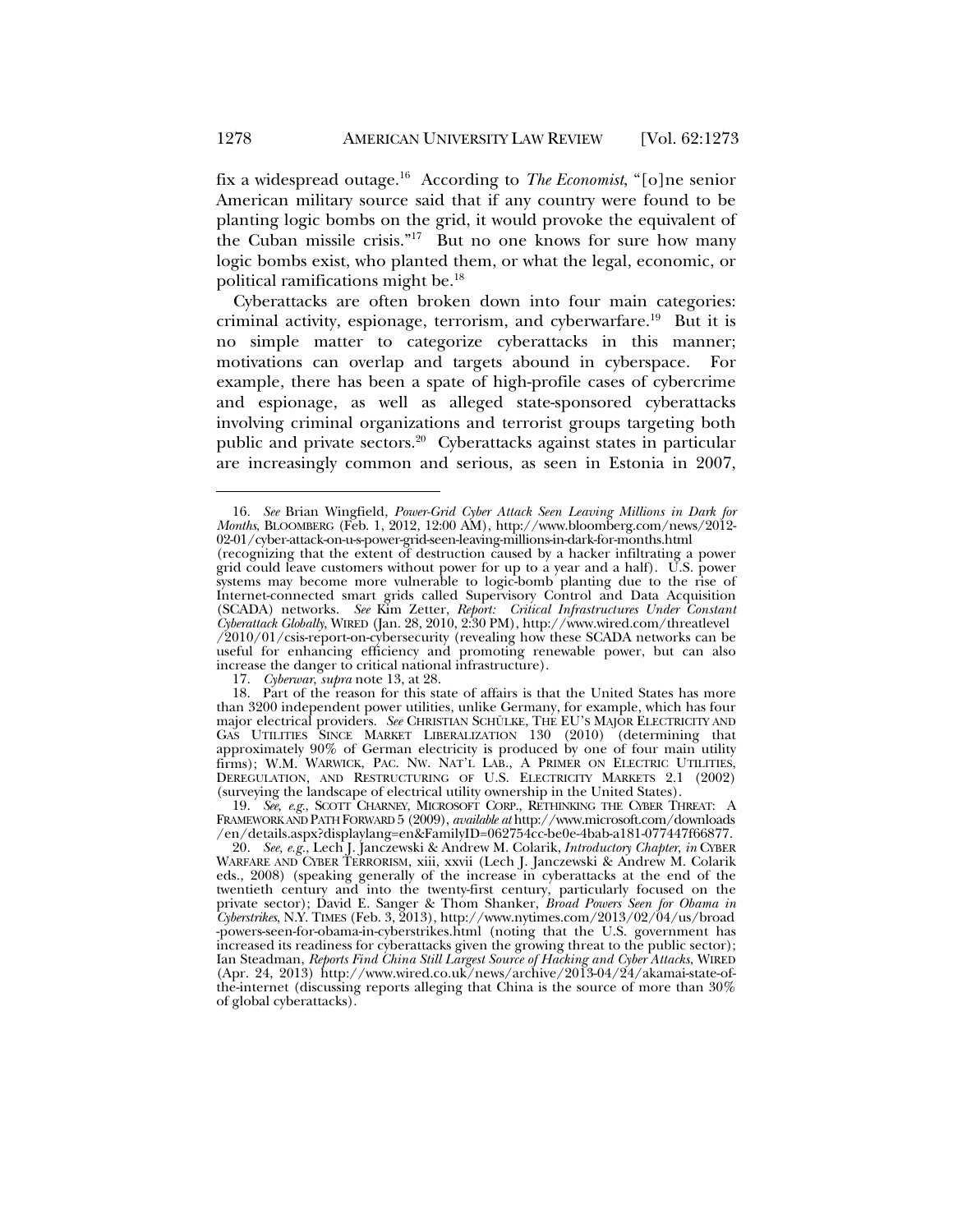fix a widespread outage.[16] According to *The Economist*, "[o]ne senior American military source said that if any country were found to be planting logic bombs on the grid, it would provoke the equivalent of the Cuban missile crisis."[17] But no one knows for sure how many logic bombs exist, who planted them, or what the legal, economic, or political ramifications might be.[18]

Cyberattacks are often broken down into four main categories: criminal activity, espionage, terrorism, and cyberwarfare.[19] But it is no simple matter to categorize cyberattacks in this manner; motivations can overlap and targets abound in cyberspace. For example, there has been a spate of high-profile cases of cybercrime and espionage, as well as alleged state-sponsored cyberattacks involving criminal organizations and terrorist groups targeting both public and private sectors.[20] Cyberattacks against states in particular are increasingly common and serious, as seen in Estonia in 2007,

---

16. *See* Brian Wingfield, *Power-Grid Cyber Attack Seen Leaving Millions in Dark for Months*, BLOOMBERG (Feb. 1, 2012, 12:00 AM), http://www.bloomberg.com/news/2012-02-01/cyber-attack-on-u-s-power-grid-seen-leaving-millions-in-dark-for-months.html (recognizing that the extent of destruction caused by a hacker infiltrating a power grid could leave customers without power for up to a year and a half). U.S. power systems may become more vulnerable to logic-bomb planting due to the rise of Internet-connected smart grids called Supervisory Control and Data Acquisition (SCADA) networks. *See* Kim Zetter, *Report: Critical Infrastructures Under Constant Cyberattack Globally*, WIRED (Jan. 28, 2010, 2:30 PM), http://www.wired.com/threatlevel/2010/01/csis-report-on-cybersecurity (revealing how these SCADA networks can be useful for enhancing efficiency and promoting renewable power, but can also increase the danger to critical national infrastructure).

17. *Cyberwar*, *supra* note 13, at 28.

18. Part of the reason for this state of affairs is that the United States has more than 3200 independent power utilities, unlike Germany, for example, which has four major electrical providers. *See* CHRISTIAN SCHÜLKE, THE EU'S MAJOR ELECTRICITY AND GAS UTILITIES SINCE MARKET LIBERALIZATION 130 (2010) (determining that approximately 90% of German electricity is produced by one of four main utility firms); W.M. WARWICK, PAC. NW. NAT'L LAB., A PRIMER ON ELECTRIC UTILITIES, DEREGULATION, AND RESTRUCTURING OF U.S. ELECTRICITY MARKETS 2.1 (2002) (surveying the landscape of electrical utility ownership in the United States).

19. *See, e.g.*, SCOTT CHARNEY, MICROSOFT CORP., RETHINKING THE CYBER THREAT: A FRAMEWORK AND PATH FORWARD 5 (2009), *available at* http://www.microsoft.com/downloads/en/details.aspx?displaylang=en&FamilyID=062754cc-be0e-4bab-a181-077447f66877.

20. *See, e.g.*, Lech J. Janczewski & Andrew M. Colarik, *Introductory Chapter*, *in* CYBER WARFARE AND CYBER TERRORISM, xiii, xxvii (Lech J. Janczewski & Andrew M. Colarik eds., 2008) (speaking generally of the increase in cyberattacks at the end of the twentieth century and into the twenty-first century, particularly focused on the private sector); David E. Sanger & Thom Shanker, *Broad Powers Seen for Obama in Cyberstrikes*, N.Y. TIMES (Feb. 3, 2013), http://www.nytimes.com/2013/02/04/us/broad-powers-seen-for-obama-in-cyberstrikes.html (noting that the U.S. government has increased its readiness for cyberattacks given the growing threat to the public sector); Ian Steadman, *Reports Find China Still Largest Source of Hacking and Cyber Attacks*, WIRED (Apr. 24, 2013) http://www.wired.co.uk/news/archive/2013-04/24/akamai-state-of-the-internet (discussing reports alleging that China is the source of more than 30% of global cyberattacks).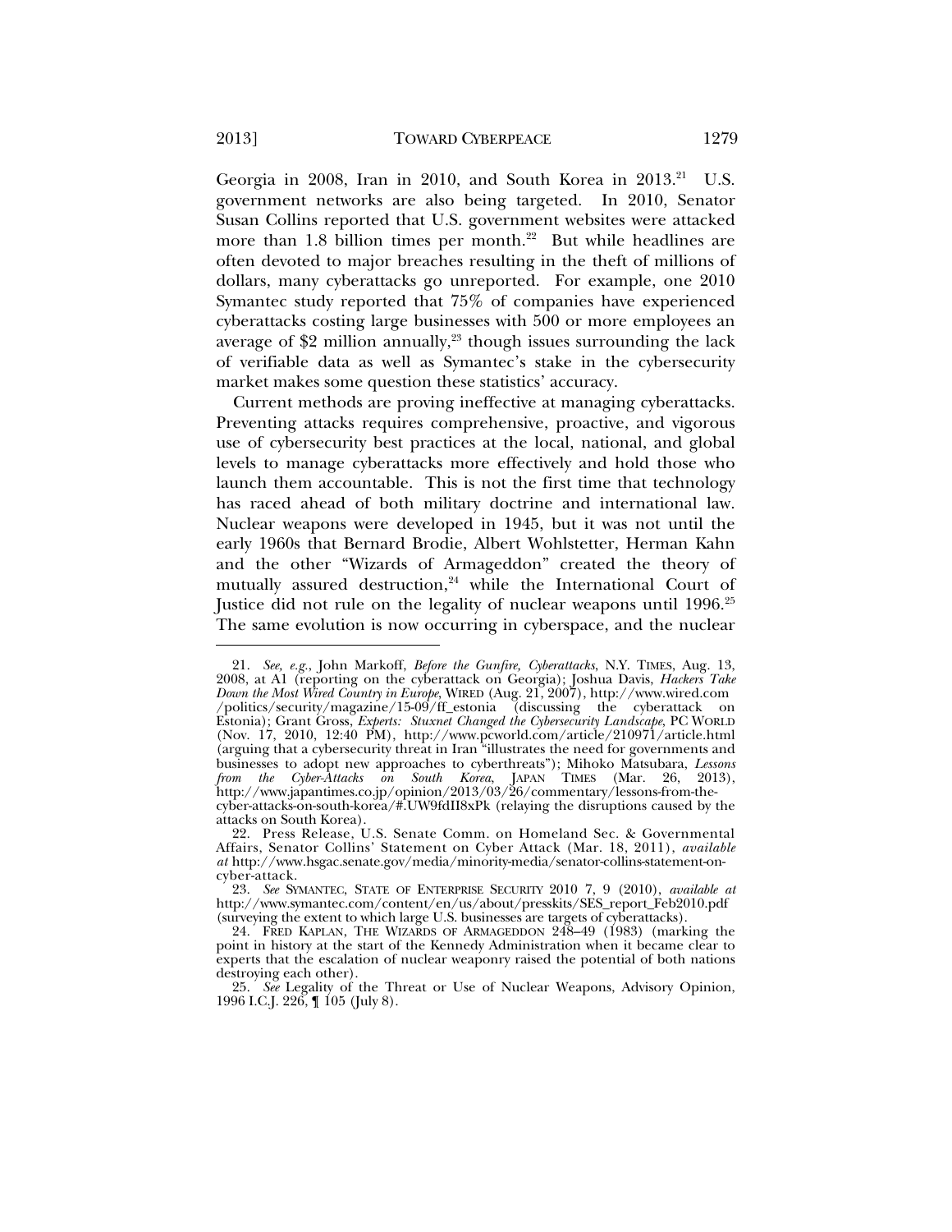Georgia in 2008, Iran in 2010, and South Korea in 2013.[21] U.S. government networks are also being targeted. In 2010, Senator Susan Collins reported that U.S. government websites were attacked more than 1.8 billion times per month.[22] But while headlines are often devoted to major breaches resulting in the theft of millions of dollars, many cyberattacks go unreported. For example, one 2010 Symantec study reported that 75% of companies have experienced cyberattacks costing large businesses with 500 or more employees an average of $2 million annually,[23] though issues surrounding the lack of verifiable data as well as Symantec's stake in the cybersecurity market makes some question these statistics' accuracy.

Current methods are proving ineffective at managing cyberattacks. Preventing attacks requires comprehensive, proactive, and vigorous use of cybersecurity best practices at the local, national, and global levels to manage cyberattacks more effectively and hold those who launch them accountable. This is not the first time that technology has raced ahead of both military doctrine and international law. Nuclear weapons were developed in 1945, but it was not until the early 1960s that Bernard Brodie, Albert Wohlstetter, Herman Kahn and the other "Wizards of Armageddon" created the theory of mutually assured destruction,[24] while the International Court of Justice did not rule on the legality of nuclear weapons until 1996.[25] The same evolution is now occurring in cyberspace, and the nuclear

---

21. *See, e.g.*, John Markoff, *Before the Gunfire, Cyberattacks*, N.Y. TIMES, Aug. 13, 2008, at A1 (reporting on the cyberattack on Georgia); Joshua Davis, *Hackers Take Down the Most Wired Country in Europe*, WIRED (Aug. 21, 2007), http://www.wired.com/politics/security/magazine/15-09/ff_estonia (discussing the cyberattack on Estonia); Grant Gross, *Experts: Stuxnet Changed the Cybersecurity Landscape*, PC WORLD (Nov. 17, 2010, 12:40 PM), http://www.pcworld.com/article/210971/article.html (arguing that a cybersecurity threat in Iran "illustrates the need for governments and businesses to adopt new approaches to cyberthreats"); Mihoko Matsubara, *Lessons from the Cyber-Attacks on South Korea*, JAPAN TIMES (Mar. 26, 2013), http://www.japantimes.co.jp/opinion/2013/03/26/commentary/lessons-from-the-cyber-attacks-on-south-korea/#.UW9fdII8xPk (relaying the disruptions caused by the attacks on South Korea).

22. Press Release, U.S. Senate Comm. on Homeland Sec. & Governmental Affairs, Senator Collins' Statement on Cyber Attack (Mar. 18, 2011), *available at* http://www.hsgac.senate.gov/media/minority-media/senator-collins-statement-on-cyber-attack.

23. *See* SYMANTEC, STATE OF ENTERPRISE SECURITY 2010 7, 9 (2010), *available at* http://www.symantec.com/content/en/us/about/presskits/SES_report_Feb2010.pdf (surveying the extent to which large U.S. businesses are targets of cyberattacks).

24. FRED KAPLAN, THE WIZARDS OF ARMAGEDDON 248–49 (1983) (marking the point in history at the start of the Kennedy Administration when it became clear to experts that the escalation of nuclear weaponry raised the potential of both nations destroying each other).

25. *See* Legality of the Threat or Use of Nuclear Weapons, Advisory Opinion, 1996 I.C.J. 226, ¶ 105 (July 8).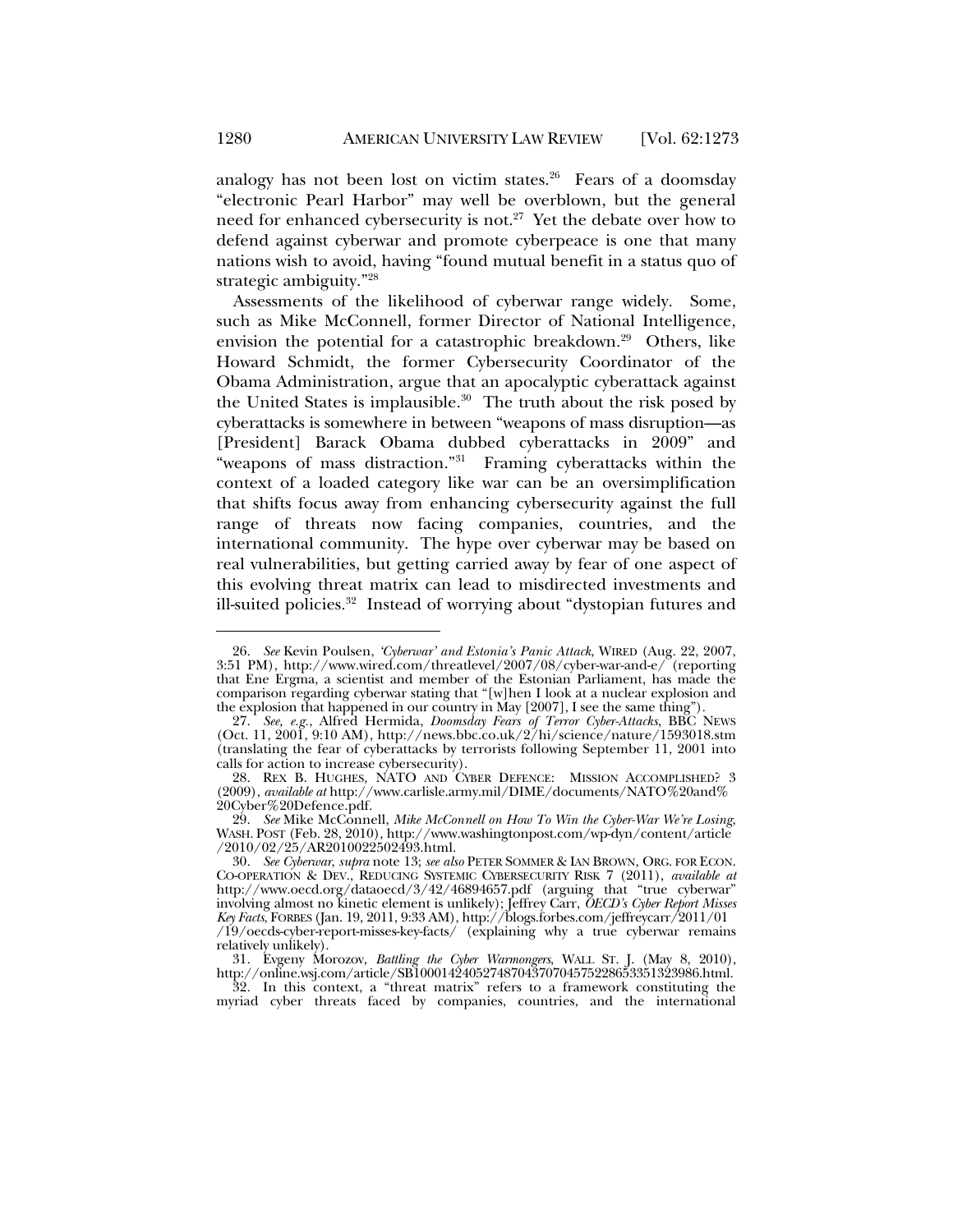analogy has not been lost on victim states.[26] Fears of a doomsday "electronic Pearl Harbor" may well be overblown, but the general need for enhanced cybersecurity is not.[27] Yet the debate over how to defend against cyberwar and promote cyberpeace is one that many nations wish to avoid, having "found mutual benefit in a status quo of strategic ambiguity."[28]

Assessments of the likelihood of cyberwar range widely. Some, such as Mike McConnell, former Director of National Intelligence, envision the potential for a catastrophic breakdown.[29] Others, like Howard Schmidt, the former Cybersecurity Coordinator of the Obama Administration, argue that an apocalyptic cyberattack against the United States is implausible.[30] The truth about the risk posed by cyberattacks is somewhere in between "weapons of mass disruption—as [President] Barack Obama dubbed cyberattacks in 2009" and "weapons of mass distraction."[31] Framing cyberattacks within the context of a loaded category like war can be an oversimplification that shifts focus away from enhancing cybersecurity against the full range of threats now facing companies, countries, and the international community. The hype over cyberwar may be based on real vulnerabilities, but getting carried away by fear of one aspect of this evolving threat matrix can lead to misdirected investments and ill-suited policies.[32] Instead of worrying about "dystopian futures and

---

26. *See* Kevin Poulsen, *'Cyberwar' and Estonia's Panic Attack*, WIRED (Aug. 22, 2007, 3:51 PM), http://www.wired.com/threatlevel/2007/08/cyber-war-and-e/ (reporting that Ene Ergma, a scientist and member of the Estonian Parliament, has made the comparison regarding cyberwar stating that "[w]hen I look at a nuclear explosion and the explosion that happened in our country in May [2007], I see the same thing").

27. *See, e.g.*, Alfred Hermida, *Doomsday Fears of Terror Cyber-Attacks*, BBC NEWS (Oct. 11, 2001, 9:10 AM), http://news.bbc.co.uk/2/hi/science/nature/1593018.stm (translating the fear of cyberattacks by terrorists following September 11, 2001 into calls for action to increase cybersecurity).

28. REX B. HUGHES, NATO AND CYBER DEFENCE: MISSION ACCOMPLISHED? 3 (2009), *available at* http://www.carlisle.army.mil/DIME/documents/NATO%20and%20Cyber%20Defence.pdf.

29. *See* Mike McConnell, *Mike McConnell on How To Win the Cyber-War We're Losing*, WASH. POST (Feb. 28, 2010), http://www.washingtonpost.com/wp-dyn/content/article/2010/02/25/AR2010022502493.html.

30. *See Cyberwar*, *supra* note 13; *see also* PETER SOMMER & IAN BROWN, ORG. FOR ECON. CO-OPERATION & DEV., REDUCING SYSTEMIC CYBERSECURITY RISK 7 (2011), *available at* http://www.oecd.org/dataoecd/3/42/46894657.pdf (arguing that "true cyberwar" involving almost no kinetic element is unlikely); Jeffrey Carr, *OECD's Cyber Report Misses Key Facts*, FORBES (Jan. 19, 2011, 9:33 AM), http://blogs.forbes.com/jeffreycarr/2011/01/19/oecds-cyber-report-misses-key-facts/ (explaining why a true cyberwar remains relatively unlikely).

31. Evgeny Morozov, *Battling the Cyber Warmongers*, WALL ST. J. (May 8, 2010), http://online.wsj.com/article/SB10001424052748704370704575228653351323986.html.

32. In this context, a "threat matrix" refers to a framework constituting the myriad cyber threats faced by companies, countries, and the international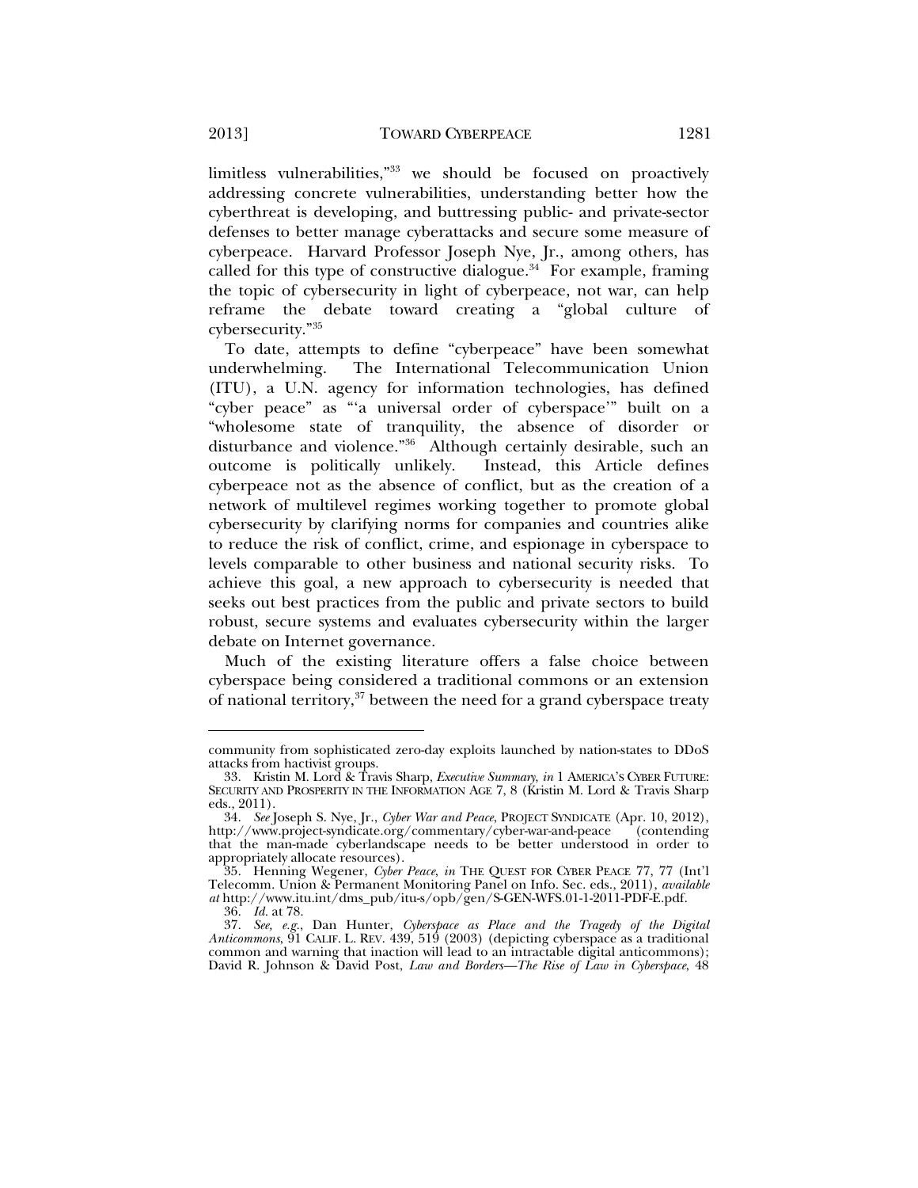limitless vulnerabilities,"[33] we should be focused on proactively addressing concrete vulnerabilities, understanding better how the cyberthreat is developing, and buttressing public- and private-sector defenses to better manage cyberattacks and secure some measure of cyberpeace. Harvard Professor Joseph Nye, Jr., among others, has called for this type of constructive dialogue.[34] For example, framing the topic of cybersecurity in light of cyberpeace, not war, can help reframe the debate toward creating a "global culture of cybersecurity."[35]

To date, attempts to define "cyberpeace" have been somewhat underwhelming. The International Telecommunication Union (ITU), a U.N. agency for information technologies, has defined "cyber peace" as "'a universal order of cyberspace'" built on a "wholesome state of tranquility, the absence of disorder or disturbance and violence."[36] Although certainly desirable, such an outcome is politically unlikely. Instead, this Article defines cyberpeace not as the absence of conflict, but as the creation of a network of multilevel regimes working together to promote global cybersecurity by clarifying norms for companies and countries alike to reduce the risk of conflict, crime, and espionage in cyberspace to levels comparable to other business and national security risks. To achieve this goal, a new approach to cybersecurity is needed that seeks out best practices from the public and private sectors to build robust, secure systems and evaluates cybersecurity within the larger debate on Internet governance.

Much of the existing literature offers a false choice between cyberspace being considered a traditional commons or an extension of national territory,[37] between the need for a grand cyberspace treaty

---

community from sophisticated zero-day exploits launched by nation-states to DDoS attacks from hactivist groups.

33. Kristin M. Lord & Travis Sharp, *Executive Summary*, *in* 1 AMERICA'S CYBER FUTURE: SECURITY AND PROSPERITY IN THE INFORMATION AGE 7, 8 (Kristin M. Lord & Travis Sharp eds., 2011).

34. *See* Joseph S. Nye, Jr., *Cyber War and Peace*, PROJECT SYNDICATE (Apr. 10, 2012), http://www.project-syndicate.org/commentary/cyber-war-and-peace (contending that the man-made cyberlandscape needs to be better understood in order to appropriately allocate resources).

35. Henning Wegener, *Cyber Peace*, *in* THE QUEST FOR CYBER PEACE 77, 77 (Int'l Telecomm. Union & Permanent Monitoring Panel on Info. Sec. eds., 2011), *available at* http://www.itu.int/dms_pub/itu-s/opb/gen/S-GEN-WFS.01-1-2011-PDF-E.pdf.

36. *Id.* at 78.

37. *See, e.g.*, Dan Hunter, *Cyberspace as Place and the Tragedy of the Digital Anticommons*, 91 CALIF. L. REV. 439, 519 (2003) (depicting cyberspace as a traditional common and warning that inaction will lead to an intractable digital anticommons); David R. Johnson & David Post, *Law and Borders—The Rise of Law in Cyberspace*, 48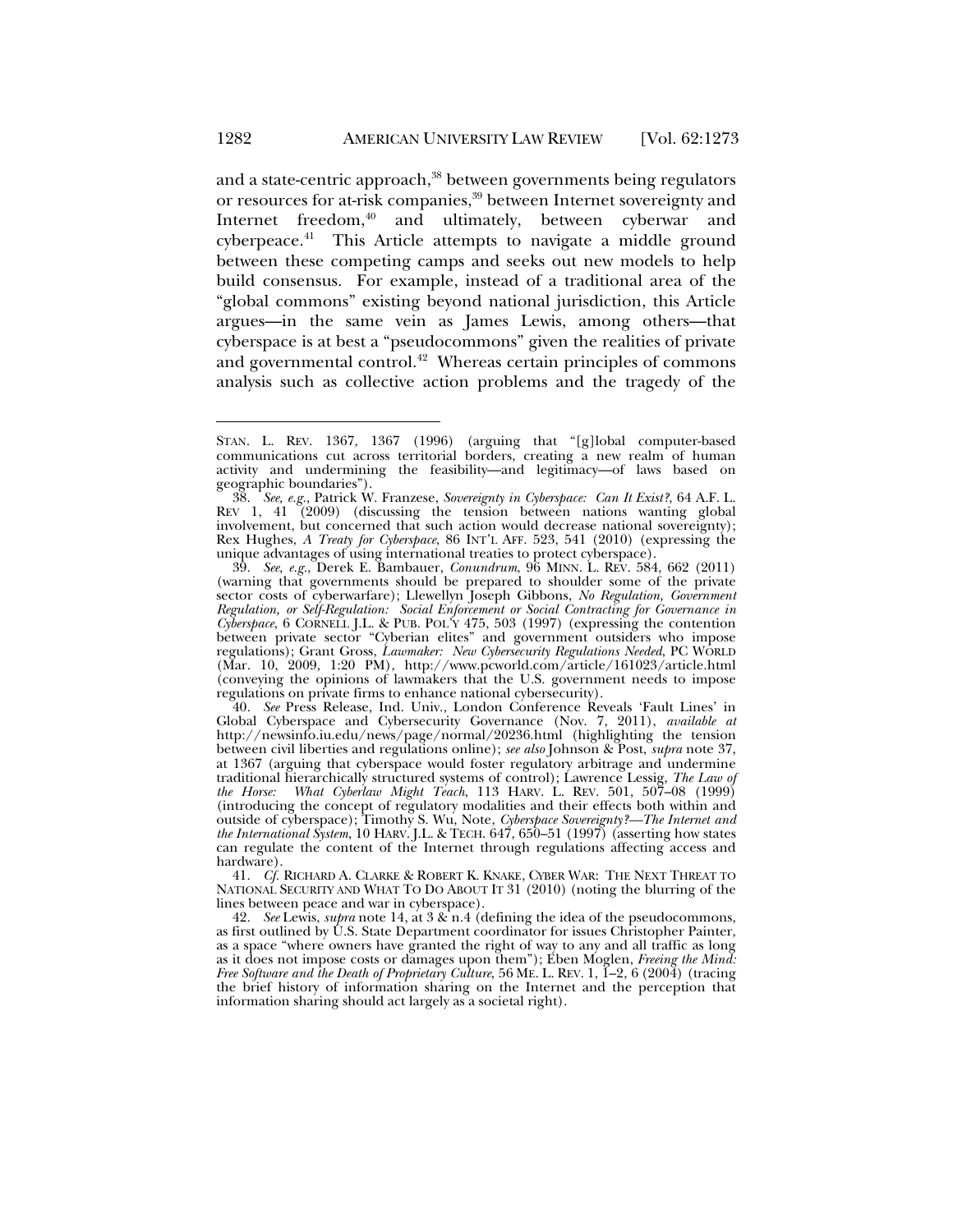and a state-centric approach,[38] between governments being regulators or resources for at-risk companies,[39] between Internet sovereignty and Internet freedom,[40] and ultimately, between cyberwar and cyberpeace.[41] This Article attempts to navigate a middle ground between these competing camps and seeks out new models to help build consensus. For example, instead of a traditional area of the "global commons" existing beyond national jurisdiction, this Article argues—in the same vein as James Lewis, among others—that cyberspace is at best a "pseudocommons" given the realities of private and governmental control.[42] Whereas certain principles of commons analysis such as collective action problems and the tragedy of the

---

STAN. L. REV. 1367, 1367 (1996) (arguing that "[g]lobal computer-based communications cut across territorial borders, creating a new realm of human activity and undermining the feasibility—and legitimacy—of laws based on geographic boundaries").

38. *See, e.g.*, Patrick W. Franzese, *Sovereignty in Cyberspace: Can It Exist?*, 64 A.F. L. REV 1, 41 (2009) (discussing the tension between nations wanting global involvement, but concerned that such action would decrease national sovereignty); Rex Hughes, *A Treaty for Cyberspace*, 86 INT'L AFF. 523, 541 (2010) (expressing the unique advantages of using international treaties to protect cyberspace).

39. *See, e.g.*, Derek E. Bambauer, *Conundrum*, 96 MINN. L. REV. 584, 662 (2011) (warning that governments should be prepared to shoulder some of the private sector costs of cyberwarfare); Llewellyn Joseph Gibbons, *No Regulation, Government Regulation, or Self-Regulation: Social Enforcement or Social Contracting for Governance in Cyberspace*, 6 CORNELL J.L. & PUB. POL'Y 475, 503 (1997) (expressing the contention between private sector "Cyberian elites" and government outsiders who impose regulations); Grant Gross, *Lawmaker: New Cybersecurity Regulations Needed*, PC WORLD (Mar. 10, 2009, 1:20 PM), http://www.pcworld.com/article/161023/article.html (conveying the opinions of lawmakers that the U.S. government needs to impose regulations on private firms to enhance national cybersecurity).

40. *See* Press Release, Ind. Univ., London Conference Reveals 'Fault Lines' in Global Cyberspace and Cybersecurity Governance (Nov. 7, 2011), *available at* http://newsinfo.iu.edu/news/page/normal/20236.html (highlighting the tension between civil liberties and regulations online); *see also* Johnson & Post, *supra* note 37, at 1367 (arguing that cyberspace would foster regulatory arbitrage and undermine traditional hierarchically structured systems of control); Lawrence Lessig, *The Law of the Horse: What Cyberlaw Might Teach*, 113 HARV. L. REV. 501, 507–08 (1999) (introducing the concept of regulatory modalities and their effects both within and outside of cyberspace); Timothy S. Wu, Note, *Cyberspace Sovereignty?—The Internet and the International System*, 10 HARV. J.L. & TECH. 647, 650–51 (1997) (asserting how states can regulate the content of the Internet through regulations affecting access and hardware).

41. *Cf.* RICHARD A. CLARKE & ROBERT K. KNAKE, CYBER WAR: THE NEXT THREAT TO NATIONAL SECURITY AND WHAT TO DO ABOUT IT 31 (2010) (noting the blurring of the lines between peace and war in cyberspace).

42. *See* Lewis, *supra* note 14, at 3 & n.4 (defining the idea of the pseudocommons, as first outlined by U.S. State Department coordinator for issues Christopher Painter, as a space "where owners have granted the right of way to any and all traffic as long as it does not impose costs or damages upon them"); Eben Moglen, *Freeing the Mind: Free Software and the Death of Proprietary Culture*, 56 ME. L. REV. 1, 1–2, 6 (2004) (tracing the brief history of information sharing on the Internet and the perception that information sharing should act largely as a societal right).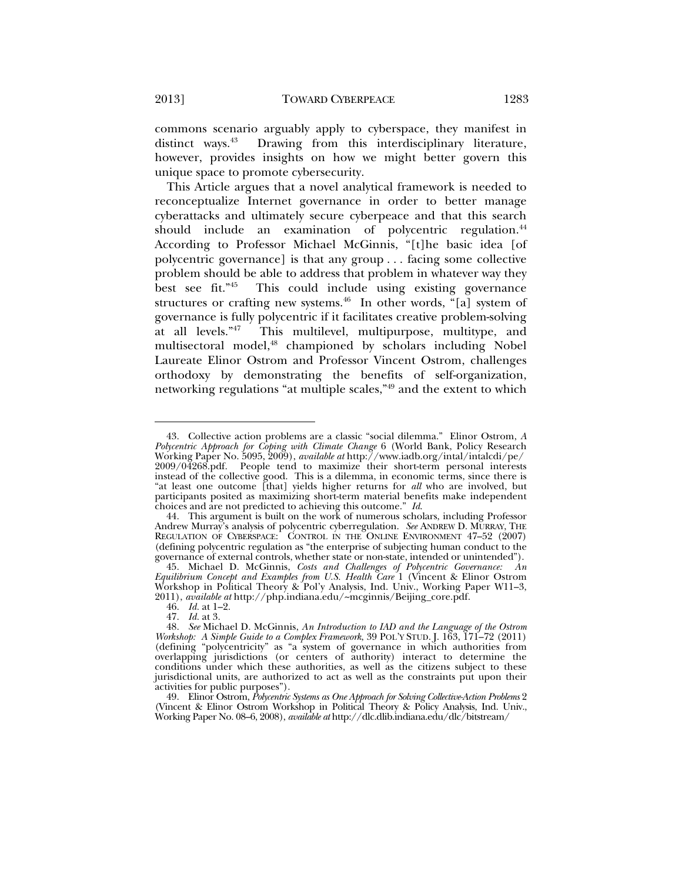commons scenario arguably apply to cyberspace, they manifest in distinct ways.[43] Drawing from this interdisciplinary literature, however, provides insights on how we might better govern this unique space to promote cybersecurity.

This Article argues that a novel analytical framework is needed to reconceptualize Internet governance in order to better manage cyberattacks and ultimately secure cyberpeace and that this search should include an examination of polycentric regulation.[44] According to Professor Michael McGinnis, "[t]he basic idea [of polycentric governance] is that any group . . . facing some collective problem should be able to address that problem in whatever way they best see fit."[45] This could include using existing governance structures or crafting new systems.[46] In other words, "[a] system of governance is fully polycentric if it facilitates creative problem-solving at all levels."[47] This multilevel, multipurpose, multitype, and multisectoral model,[48] championed by scholars including Nobel Laureate Elinor Ostrom and Professor Vincent Ostrom, challenges orthodoxy by demonstrating the benefits of self-organization, networking regulations "at multiple scales,"[49] and the extent to which

---

43. Collective action problems are a classic "social dilemma." Elinor Ostrom, *A Polycentric Approach for Coping with Climate Change* 6 (World Bank, Policy Research Working Paper No. 5095, 2009), *available at* http://www.iadb.org/intal/intalcdi/pe/2009/04268.pdf. People tend to maximize their short-term personal interests instead of the collective good. This is a dilemma, in economic terms, since there is "at least one outcome [that] yields higher returns for *all* who are involved, but participants posited as maximizing short-term material benefits make independent choices and are not predicted to achieving this outcome." *Id.*

44. This argument is built on the work of numerous scholars, including Professor Andrew Murray's analysis of polycentric cyberregulation. *See* ANDREW D. MURRAY, THE REGULATION OF CYBERSPACE: CONTROL IN THE ONLINE ENVIRONMENT 47–52 (2007) (defining polycentric regulation as "the enterprise of subjecting human conduct to the governance of external controls, whether state or non-state, intended or unintended").

45. Michael D. McGinnis, *Costs and Challenges of Polycentric Governance: An Equilibrium Concept and Examples from U.S. Health Care* 1 (Vincent & Elinor Ostrom Workshop in Political Theory & Pol'y Analysis, Ind. Univ., Working Paper W11–3, 2011), *available at* http://php.indiana.edu/~mcginnis/Beijing_core.pdf.

46. *Id.* at 1–2.

47. *Id.* at 3.

48. *See* Michael D. McGinnis, *An Introduction to IAD and the Language of the Ostrom Workshop: A Simple Guide to a Complex Framework*, 39 POL'Y STUD. J. 163, 171–72 (2011) (defining "polycentricity" as "a system of governance in which authorities from overlapping jurisdictions (or centers of authority) interact to determine the conditions under which these authorities, as well as the citizens subject to these jurisdictional units, are authorized to act as well as the constraints put upon their activities for public purposes").

49. Elinor Ostrom, *Polycentric Systems as One Approach for Solving Collective-Action Problems* 2 (Vincent & Elinor Ostrom Workshop in Political Theory & Policy Analysis, Ind. Univ., Working Paper No. 08–6, 2008), *available at* http://dlc.dlib.indiana.edu/dlc/bitstream/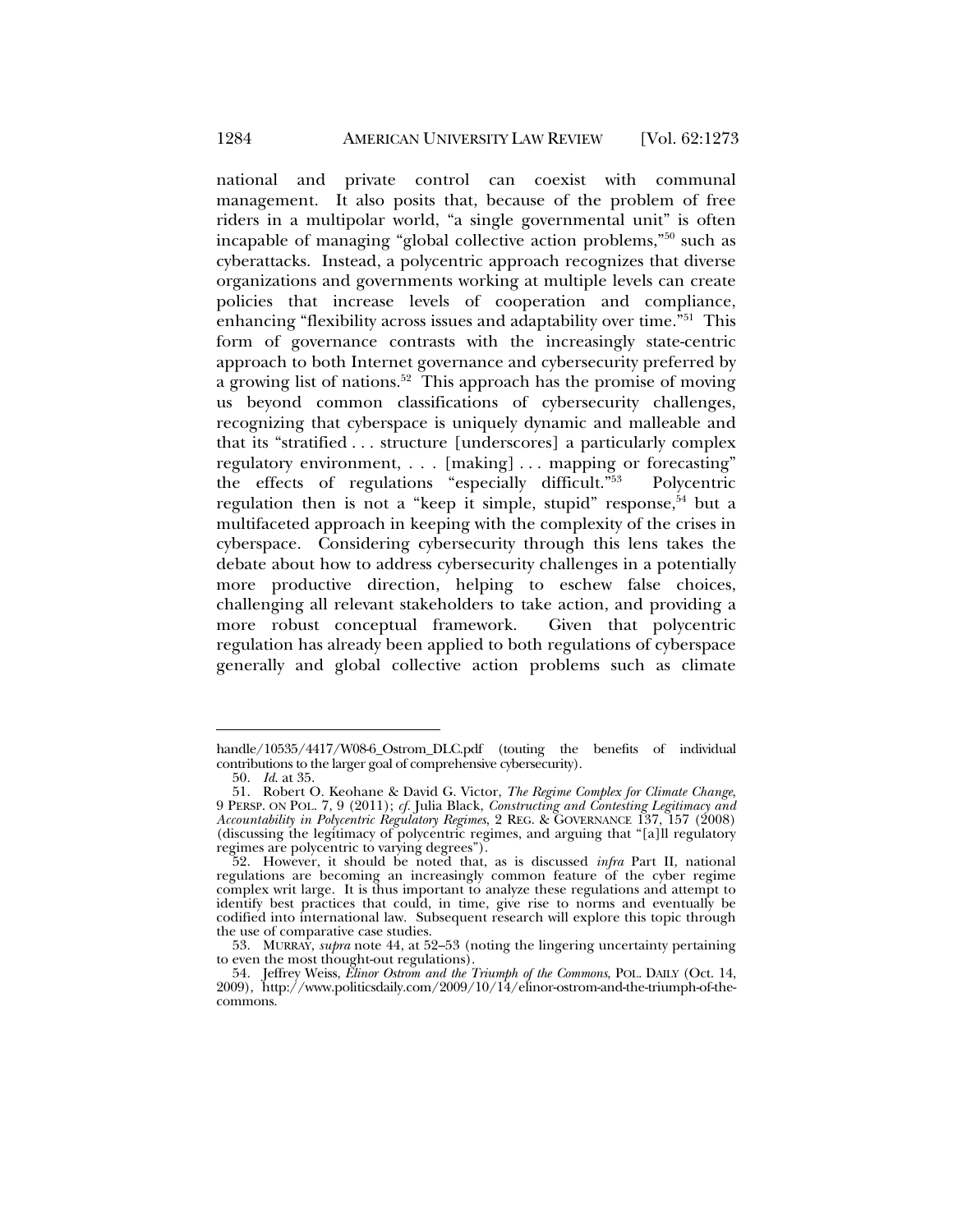national and private control can coexist with communal management. It also posits that, because of the problem of free riders in a multipolar world, "a single governmental unit" is often incapable of managing "global collective action problems,"[50] such as cyberattacks. Instead, a polycentric approach recognizes that diverse organizations and governments working at multiple levels can create policies that increase levels of cooperation and compliance, enhancing "flexibility across issues and adaptability over time."[51] This form of governance contrasts with the increasingly state-centric approach to both Internet governance and cybersecurity preferred by a growing list of nations.[52] This approach has the promise of moving us beyond common classifications of cybersecurity challenges, recognizing that cyberspace is uniquely dynamic and malleable and that its "stratified . . . structure [underscores] a particularly complex regulatory environment, . . . [making] . . . mapping or forecasting" the effects of regulations "especially difficult."[53] Polycentric regulation then is not a "keep it simple, stupid" response,[54] but a multifaceted approach in keeping with the complexity of the crises in cyberspace. Considering cybersecurity through this lens takes the debate about how to address cybersecurity challenges in a potentially more productive direction, helping to eschew false choices, challenging all relevant stakeholders to take action, and providing a more robust conceptual framework. Given that polycentric regulation has already been applied to both regulations of cyberspace generally and global collective action problems such as climate

---

handle/10535/4417/W08-6_Ostrom_DLC.pdf (touting the benefits of individual contributions to the larger goal of comprehensive cybersecurity).

50. *Id.* at 35.

51. Robert O. Keohane & David G. Victor, *The Regime Complex for Climate Change*, 9 PERSP. ON POL. 7, 9 (2011); *cf.* Julia Black, *Constructing and Contesting Legitimacy and Accountability in Polycentric Regulatory Regimes*, 2 REG. & GOVERNANCE 137, 157 (2008) (discussing the legitimacy of polycentric regimes, and arguing that "[a]ll regulatory regimes are polycentric to varying degrees").

52. However, it should be noted that, as is discussed *infra* Part II, national regulations are becoming an increasingly common feature of the cyber regime complex writ large. It is thus important to analyze these regulations and attempt to identify best practices that could, in time, give rise to norms and eventually be codified into international law. Subsequent research will explore this topic through the use of comparative case studies.

53. MURRAY, *supra* note 44, at 52–53 (noting the lingering uncertainty pertaining to even the most thought-out regulations).

54. Jeffrey Weiss, *Elinor Ostrom and the Triumph of the Commons*, POL. DAILY (Oct. 14, 2009), http://www.politicsdaily.com/2009/10/14/elinor-ostrom-and-the-triumph-of-the-commons.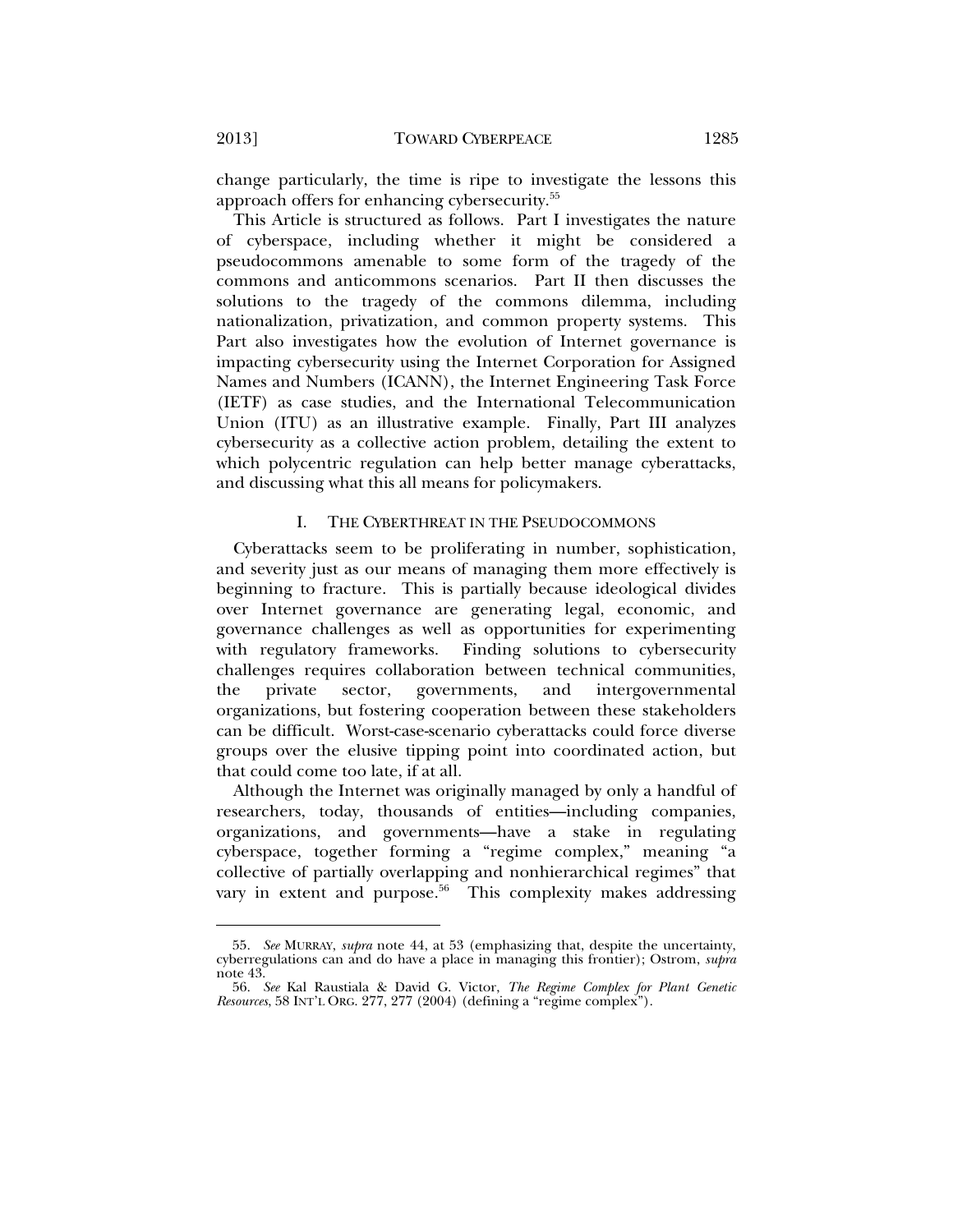change particularly, the time is ripe to investigate the lessons this approach offers for enhancing cybersecurity.[55]

This Article is structured as follows. Part I investigates the nature of cyberspace, including whether it might be considered a pseudocommons amenable to some form of the tragedy of the commons and anticommons scenarios. Part II then discusses the solutions to the tragedy of the commons dilemma, including nationalization, privatization, and common property systems. This Part also investigates how the evolution of Internet governance is impacting cybersecurity using the Internet Corporation for Assigned Names and Numbers (ICANN), the Internet Engineering Task Force (IETF) as case studies, and the International Telecommunication Union (ITU) as an illustrative example. Finally, Part III analyzes cybersecurity as a collective action problem, detailing the extent to which polycentric regulation can help better manage cyberattacks, and discussing what this all means for policymakers.

## I. THE CYBERTHREAT IN THE PSEUDOCOMMONS

Cyberattacks seem to be proliferating in number, sophistication, and severity just as our means of managing them more effectively is beginning to fracture. This is partially because ideological divides over Internet governance are generating legal, economic, and governance challenges as well as opportunities for experimenting with regulatory frameworks. Finding solutions to cybersecurity challenges requires collaboration between technical communities, the private sector, governments, and intergovernmental organizations, but fostering cooperation between these stakeholders can be difficult. Worst-case-scenario cyberattacks could force diverse groups over the elusive tipping point into coordinated action, but that could come too late, if at all.

Although the Internet was originally managed by only a handful of researchers, today, thousands of entities—including companies, organizations, and governments—have a stake in regulating cyberspace, together forming a "regime complex," meaning "a collective of partially overlapping and nonhierarchical regimes" that vary in extent and purpose.[56] This complexity makes addressing

---

55. *See* MURRAY, *supra* note 44, at 53 (emphasizing that, despite the uncertainty, cyberregulations can and do have a place in managing this frontier); Ostrom, *supra* note 43.

56. *See* Kal Raustiala & David G. Victor, *The Regime Complex for Plant Genetic Resources*, 58 INT'L ORG. 277, 277 (2004) (defining a "regime complex").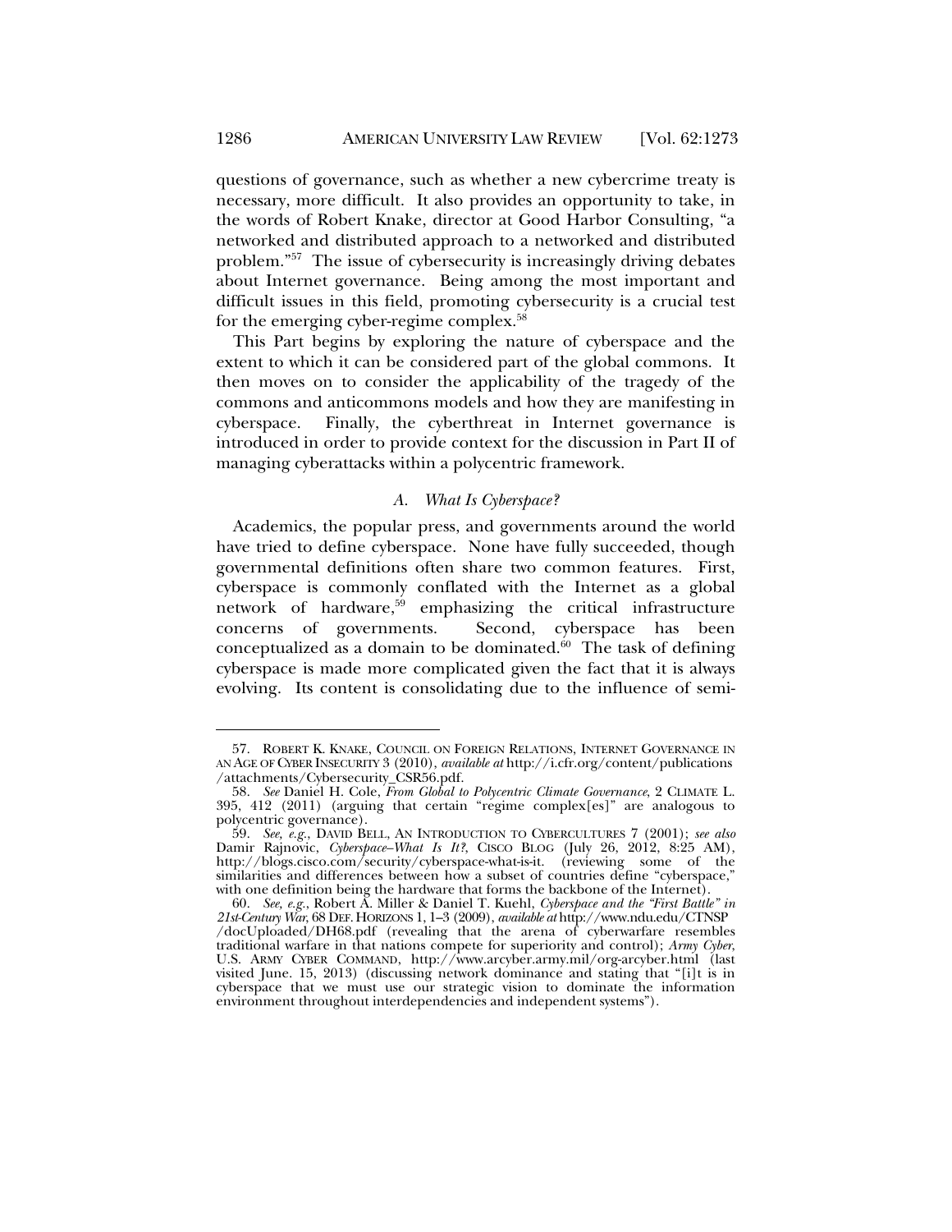questions of governance, such as whether a new cybercrime treaty is necessary, more difficult. It also provides an opportunity to take, in the words of Robert Knake, director at Good Harbor Consulting, "a networked and distributed approach to a networked and distributed problem."[57] The issue of cybersecurity is increasingly driving debates about Internet governance. Being among the most important and difficult issues in this field, promoting cybersecurity is a crucial test for the emerging cyber-regime complex.[58]

This Part begins by exploring the nature of cyberspace and the extent to which it can be considered part of the global commons. It then moves on to consider the applicability of the tragedy of the commons and anticommons models and how they are manifesting in cyberspace. Finally, the cyberthreat in Internet governance is introduced in order to provide context for the discussion in Part II of managing cyberattacks within a polycentric framework.

### *A. What Is Cyberspace?*

Academics, the popular press, and governments around the world have tried to define cyberspace. None have fully succeeded, though governmental definitions often share two common features. First, cyberspace is commonly conflated with the Internet as a global network of hardware,[59] emphasizing the critical infrastructure concerns of governments. Second, cyberspace has been conceptualized as a domain to be dominated.[60] The task of defining cyberspace is made more complicated given the fact that it is always evolving. Its content is consolidating due to the influence of semi-

---

57. ROBERT K. KNAKE, COUNCIL ON FOREIGN RELATIONS, INTERNET GOVERNANCE IN AN AGE OF CYBER INSECURITY 3 (2010), *available at* http://i.cfr.org/content/publications/attachments/Cybersecurity_CSR56.pdf.

58. *See* Daniel H. Cole, *From Global to Polycentric Climate Governance*, 2 CLIMATE L. 395, 412 (2011) (arguing that certain "regime complex[es]" are analogous to polycentric governance).

59. *See, e.g.*, DAVID BELL, AN INTRODUCTION TO CYBERCULTURES 7 (2001); *see also* Damir Rajnovic, *Cyberspace–What Is It?*, CISCO BLOG (July 26, 2012, 8:25 AM), http://blogs.cisco.com/security/cyberspace-what-is-it. (reviewing some of the similarities and differences between how a subset of countries define "cyberspace," with one definition being the hardware that forms the backbone of the Internet).

60. *See, e.g.*, Robert A. Miller & Daniel T. Kuehl, *Cyberspace and the "First Battle" in 21st-Century War*, 68 DEF. HORIZONS 1, 1–3 (2009), *available at* http://www.ndu.edu/CTNSP/docUploaded/DH68.pdf (revealing that the arena of cyberwarfare resembles traditional warfare in that nations compete for superiority and control); *Army Cyber*, U.S. ARMY CYBER COMMAND, http://www.arcyber.army.mil/org-arcyber.html (last visited June. 15, 2013) (discussing network dominance and stating that "[i]t is in cyberspace that we must use our strategic vision to dominate the information environment throughout interdependencies and independent systems").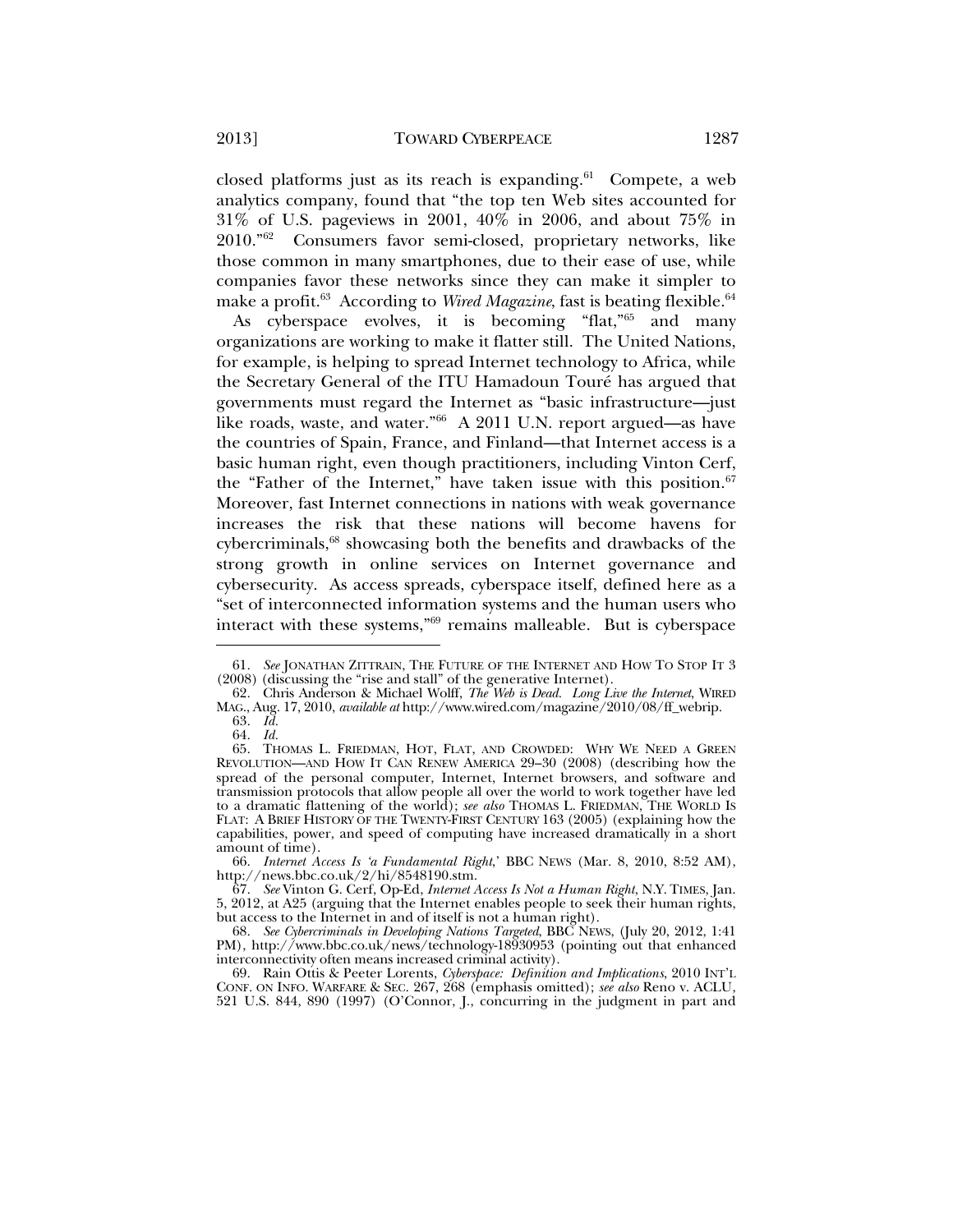closed platforms just as its reach is expanding.[61] Compete, a web analytics company, found that "the top ten Web sites accounted for 31% of U.S. pageviews in 2001, 40% in 2006, and about 75% in 2010."[62] Consumers favor semi-closed, proprietary networks, like those common in many smartphones, due to their ease of use, while companies favor these networks since they can make it simpler to make a profit.[63] According to *Wired Magazine*, fast is beating flexible.[64]

As cyberspace evolves, it is becoming "flat,"[65] and many organizations are working to make it flatter still. The United Nations, for example, is helping to spread Internet technology to Africa, while the Secretary General of the ITU Hamadoun Touré has argued that governments must regard the Internet as "basic infrastructure—just like roads, waste, and water."[66] A 2011 U.N. report argued—as have the countries of Spain, France, and Finland—that Internet access is a basic human right, even though practitioners, including Vinton Cerf, the "Father of the Internet," have taken issue with this position.[67] Moreover, fast Internet connections in nations with weak governance increases the risk that these nations will become havens for cybercriminals,[68] showcasing both the benefits and drawbacks of the strong growth in online services on Internet governance and cybersecurity. As access spreads, cyberspace itself, defined here as a "set of interconnected information systems and the human users who interact with these systems,"[69] remains malleable. But is cyberspace

---

61. *See* JONATHAN ZITTRAIN, THE FUTURE OF THE INTERNET AND HOW TO STOP IT 3 (2008) (discussing the "rise and stall" of the generative Internet).

62. Chris Anderson & Michael Wolff, *The Web is Dead. Long Live the Internet*, WIRED MAG., Aug. 17, 2010, *available at* http://www.wired.com/magazine/2010/08/ff_webrip.

63. *Id.*

64. *Id.*

65. THOMAS L. FRIEDMAN, HOT, FLAT, AND CROWDED: WHY WE NEED A GREEN REVOLUTION—AND HOW IT CAN RENEW AMERICA 29–30 (2008) (describing how the spread of the personal computer, Internet, Internet browsers, and software and transmission protocols that allow people all over the world to work together have led to a dramatic flattening of the world); *see also* THOMAS L. FRIEDMAN, THE WORLD IS FLAT: A BRIEF HISTORY OF THE TWENTY-FIRST CENTURY 163 (2005) (explaining how the capabilities, power, and speed of computing have increased dramatically in a short amount of time).

66. *Internet Access Is 'a Fundamental Right*,' BBC NEWS (Mar. 8, 2010, 8:52 AM), http://news.bbc.co.uk/2/hi/8548190.stm.

67. *See* Vinton G. Cerf, Op-Ed, *Internet Access Is Not a Human Right*, N.Y. TIMES, Jan. 5, 2012, at A25 (arguing that the Internet enables people to seek their human rights, but access to the Internet in and of itself is not a human right).

68. *See Cybercriminals in Developing Nations Targeted*, BBC NEWS, (July 20, 2012, 1:41 PM), http://www.bbc.co.uk/news/technology-18930953 (pointing out that enhanced interconnectivity often means increased criminal activity).

69. Rain Ottis & Peeter Lorents, *Cyberspace: Definition and Implications*, 2010 INT'L CONF. ON INFO. WARFARE & SEC. 267, 268 (emphasis omitted); *see also* Reno v. ACLU, 521 U.S. 844, 890 (1997) (O'Connor, J., concurring in the judgment in part and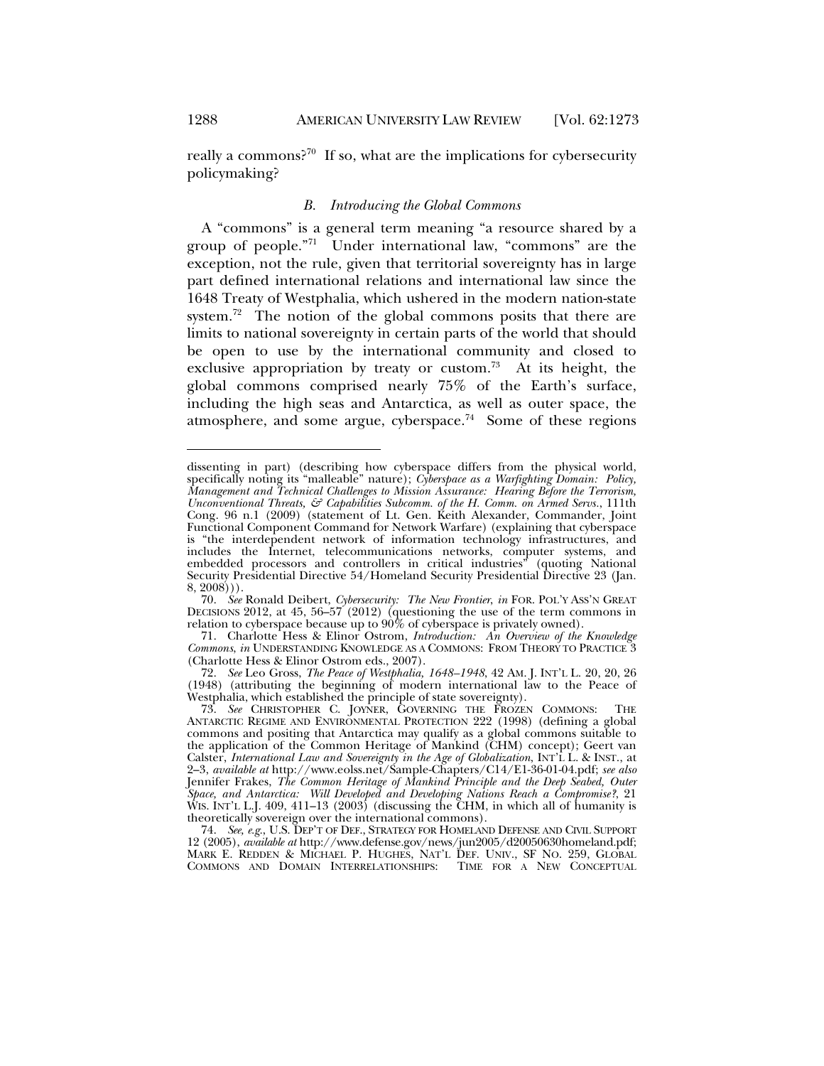really a commons?[70] If so, what are the implications for cybersecurity policymaking?

### *B. Introducing the Global Commons*

A "commons" is a general term meaning "a resource shared by a group of people."[71] Under international law, "commons" are the exception, not the rule, given that territorial sovereignty has in large part defined international relations and international law since the 1648 Treaty of Westphalia, which ushered in the modern nation-state system.[72] The notion of the global commons posits that there are limits to national sovereignty in certain parts of the world that should be open to use by the international community and closed to exclusive appropriation by treaty or custom.[73] At its height, the global commons comprised nearly 75% of the Earth's surface, including the high seas and Antarctica, as well as outer space, the atmosphere, and some argue, cyberspace.[74] Some of these regions

---

dissenting in part) (describing how cyberspace differs from the physical world, specifically noting its "malleable" nature); *Cyberspace as a Warfighting Domain: Policy, Management and Technical Challenges to Mission Assurance: Hearing Before the Terrorism, Unconventional Threats, & Capabilities Subcomm. of the H. Comm. on Armed Servs.*, 111th Cong. 96 n.1 (2009) (statement of Lt. Gen. Keith Alexander, Commander, Joint Functional Component Command for Network Warfare) (explaining that cyberspace is "the interdependent network of information technology infrastructures, and includes the Internet, telecommunications networks, computer systems, and embedded processors and controllers in critical industries" (quoting National Security Presidential Directive 54/Homeland Security Presidential Directive 23 (Jan. 8, 2008))).

70. *See* Ronald Deibert, *Cybersecurity: The New Frontier*, *in* FOR. POL'Y ASS'N GREAT DECISIONS 2012, at 45, 56–57 (2012) (questioning the use of the term commons in relation to cyberspace because up to 90% of cyberspace is privately owned).

71. Charlotte Hess & Elinor Ostrom, *Introduction: An Overview of the Knowledge Commons*, *in* UNDERSTANDING KNOWLEDGE AS A COMMONS: FROM THEORY TO PRACTICE 3 (Charlotte Hess & Elinor Ostrom eds., 2007).

72. *See* Leo Gross, *The Peace of Westphalia, 1648–1948*, 42 AM. J. INT'L L. 20, 20, 26 (1948) (attributing the beginning of modern international law to the Peace of Westphalia, which established the principle of state sovereignty).

73. *See* CHRISTOPHER C. JOYNER, GOVERNING THE FROZEN COMMONS: THE ANTARCTIC REGIME AND ENVIRONMENTAL PROTECTION 222 (1998) (defining a global commons and positing that Antarctica may qualify as a global commons suitable to the application of the Common Heritage of Mankind (CHM) concept); Geert van Calster, *International Law and Sovereignty in the Age of Globalization*, INT'L L. & INST., at 2–3, *available at* http://www.eolss.net/Sample-Chapters/C14/E1-36-01-04.pdf; *see also* Jennifer Frakes, *The Common Heritage of Mankind Principle and the Deep Seabed, Outer Space, and Antarctica: Will Developed and Developing Nations Reach a Compromise?*, 21 WIS. INT'L L.J. 409, 411–13 (2003) (discussing the CHM, in which all of humanity is theoretically sovereign over the international commons).

74. *See, e.g.*, U.S. DEP'T OF DEF., STRATEGY FOR HOMELAND DEFENSE AND CIVIL SUPPORT 12 (2005), *available at* http://www.defense.gov/news/jun2005/d20050630homeland.pdf; MARK E. REDDEN & MICHAEL P. HUGHES, NAT'L DEF. UNIV., SF NO. 259, GLOBAL COMMONS AND DOMAIN INTERRELATIONSHIPS: TIME FOR A NEW CONCEPTUAL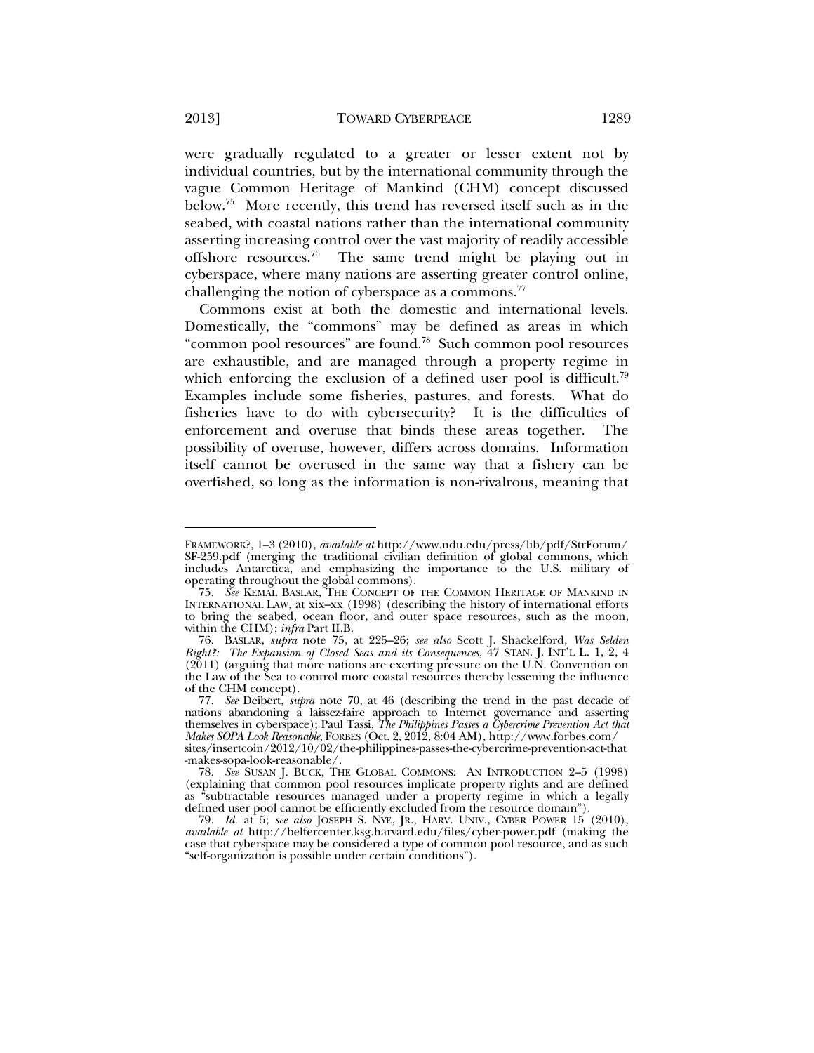were gradually regulated to a greater or lesser extent not by individual countries, but by the international community through the vague Common Heritage of Mankind (CHM) concept discussed below.[75] More recently, this trend has reversed itself such as in the seabed, with coastal nations rather than the international community asserting increasing control over the vast majority of readily accessible offshore resources.[76] The same trend might be playing out in cyberspace, where many nations are asserting greater control online, challenging the notion of cyberspace as a commons.[77]

Commons exist at both the domestic and international levels. Domestically, the "commons" may be defined as areas in which "common pool resources" are found.[78] Such common pool resources are exhaustible, and are managed through a property regime in which enforcing the exclusion of a defined user pool is difficult.[79] Examples include some fisheries, pastures, and forests. What do fisheries have to do with cybersecurity? It is the difficulties of enforcement and overuse that binds these areas together. The possibility of overuse, however, differs across domains. Information itself cannot be overused in the same way that a fishery can be overfished, so long as the information is non-rivalrous, meaning that

---

FRAMEWORK?, 1–3 (2010), *available at* http://www.ndu.edu/press/lib/pdf/StrForum/SF-259.pdf (merging the traditional civilian definition of global commons, which includes Antarctica, and emphasizing the importance to the U.S. military of operating throughout the global commons).

75. *See* KEMAL BASLAR, THE CONCEPT OF THE COMMON HERITAGE OF MANKIND IN INTERNATIONAL LAW, at xix–xx (1998) (describing the history of international efforts to bring the seabed, ocean floor, and outer space resources, such as the moon, within the CHM); *infra* Part II.B.

76. BASLAR, *supra* note 75, at 225–26; *see also* Scott J. Shackelford, *Was Selden Right?: The Expansion of Closed Seas and its Consequences*, 47 STAN. J. INT'L L. 1, 2, 4 (2011) (arguing that more nations are exerting pressure on the U.N. Convention on the Law of the Sea to control more coastal resources thereby lessening the influence of the CHM concept).

77. *See* Deibert, *supra* note 70, at 46 (describing the trend in the past decade of nations abandoning a laissez-faire approach to Internet governance and asserting themselves in cyberspace); Paul Tassi, *The Philippines Passes a Cybercrime Prevention Act that Makes SOPA Look Reasonable*, FORBES (Oct. 2, 2012, 8:04 AM), http://www.forbes.com/sites/insertcoin/2012/10/02/the-philippines-passes-the-cybercrime-prevention-act-that-makes-sopa-look-reasonable/.

78. *See* SUSAN J. BUCK, THE GLOBAL COMMONS: AN INTRODUCTION 2–5 (1998) (explaining that common pool resources implicate property rights and are defined as "subtractable resources managed under a property regime in which a legally defined user pool cannot be efficiently excluded from the resource domain").

79. *Id.* at 5; *see also* JOSEPH S. NYE, JR., HARV. UNIV., CYBER POWER 15 (2010), *available at* http://belfercenter.ksg.harvard.edu/files/cyber-power.pdf (making the case that cyberspace may be considered a type of common pool resource, and as such "self-organization is possible under certain conditions").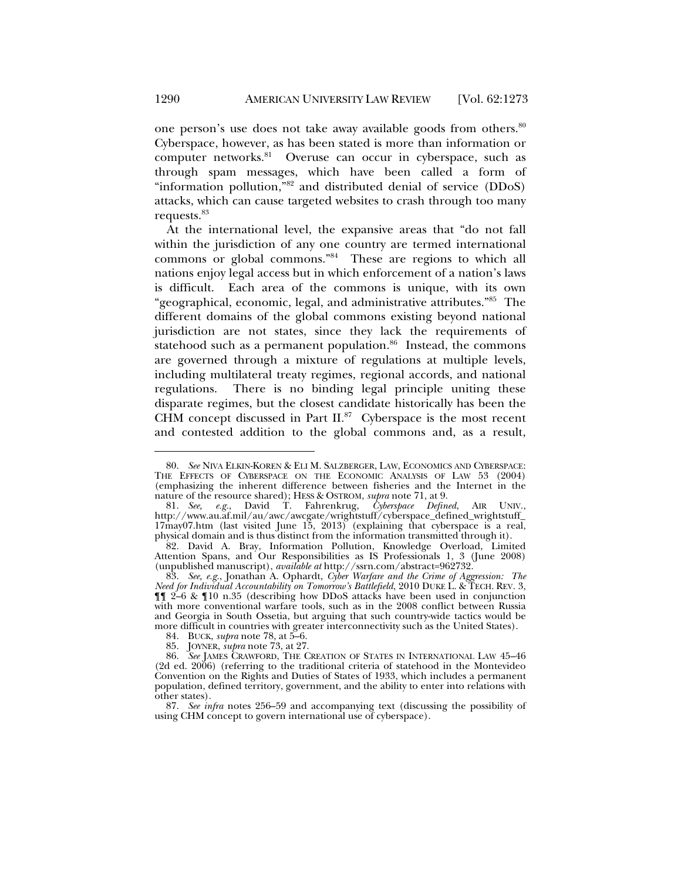one person's use does not take away available goods from others.[80] Cyberspace, however, as has been stated is more than information or computer networks.[81] Overuse can occur in cyberspace, such as through spam messages, which have been called a form of "information pollution,"[82] and distributed denial of service (DDoS) attacks, which can cause targeted websites to crash through too many requests.[83]

At the international level, the expansive areas that "do not fall within the jurisdiction of any one country are termed international commons or global commons."[84] These are regions to which all nations enjoy legal access but in which enforcement of a nation's laws is difficult. Each area of the commons is unique, with its own "geographical, economic, legal, and administrative attributes."[85] The different domains of the global commons existing beyond national jurisdiction are not states, since they lack the requirements of statehood such as a permanent population.[86] Instead, the commons are governed through a mixture of regulations at multiple levels, including multilateral treaty regimes, regional accords, and national regulations. There is no binding legal principle uniting these disparate regimes, but the closest candidate historically has been the CHM concept discussed in Part II.[87] Cyberspace is the most recent and contested addition to the global commons and, as a result,

---

80. *See* NIVA ELKIN-KOREN & ELI M. SALZBERGER, LAW, ECONOMICS AND CYBERSPACE: THE EFFECTS OF CYBERSPACE ON THE ECONOMIC ANALYSIS OF LAW 53 (2004) (emphasizing the inherent difference between fisheries and the Internet in the nature of the resource shared); HESS & OSTROM, *supra* note 71, at 9.

81. *See, e.g.*, David T. Fahrenkrug, *Cyberspace Defined*, AIR UNIV., http://www.au.af.mil/au/awc/awcgate/wrightstuff/cyberspace_defined_wrightstuff_17may07.htm (last visited June 15, 2013) (explaining that cyberspace is a real, physical domain and is thus distinct from the information transmitted through it).

82. David A. Bray, Information Pollution, Knowledge Overload, Limited Attention Spans, and Our Responsibilities as IS Professionals 1, 3 (June 2008) (unpublished manuscript), *available at* http://ssrn.com/abstract=962732.

83. *See, e.g.*, Jonathan A. Ophardt, *Cyber Warfare and the Crime of Aggression: The Need for Individual Accountability on Tomorrow's Battlefield*, 2010 DUKE L. & TECH. REV. 3, ¶¶ 2–6 & ¶10 n.35 (describing how DDoS attacks have been used in conjunction with more conventional warfare tools, such as in the 2008 conflict between Russia and Georgia in South Ossetia, but arguing that such country-wide tactics would be more difficult in countries with greater interconnectivity such as the United States).

84. BUCK, *supra* note 78, at 5–6.

85. JOYNER, *supra* note 73, at 27.

86. *See* JAMES CRAWFORD, THE CREATION OF STATES IN INTERNATIONAL LAW 45–46 (2d ed. 2006) (referring to the traditional criteria of statehood in the Montevideo Convention on the Rights and Duties of States of 1933, which includes a permanent population, defined territory, government, and the ability to enter into relations with other states).

87. *See infra* notes 256–59 and accompanying text (discussing the possibility of using CHM concept to govern international use of cyberspace).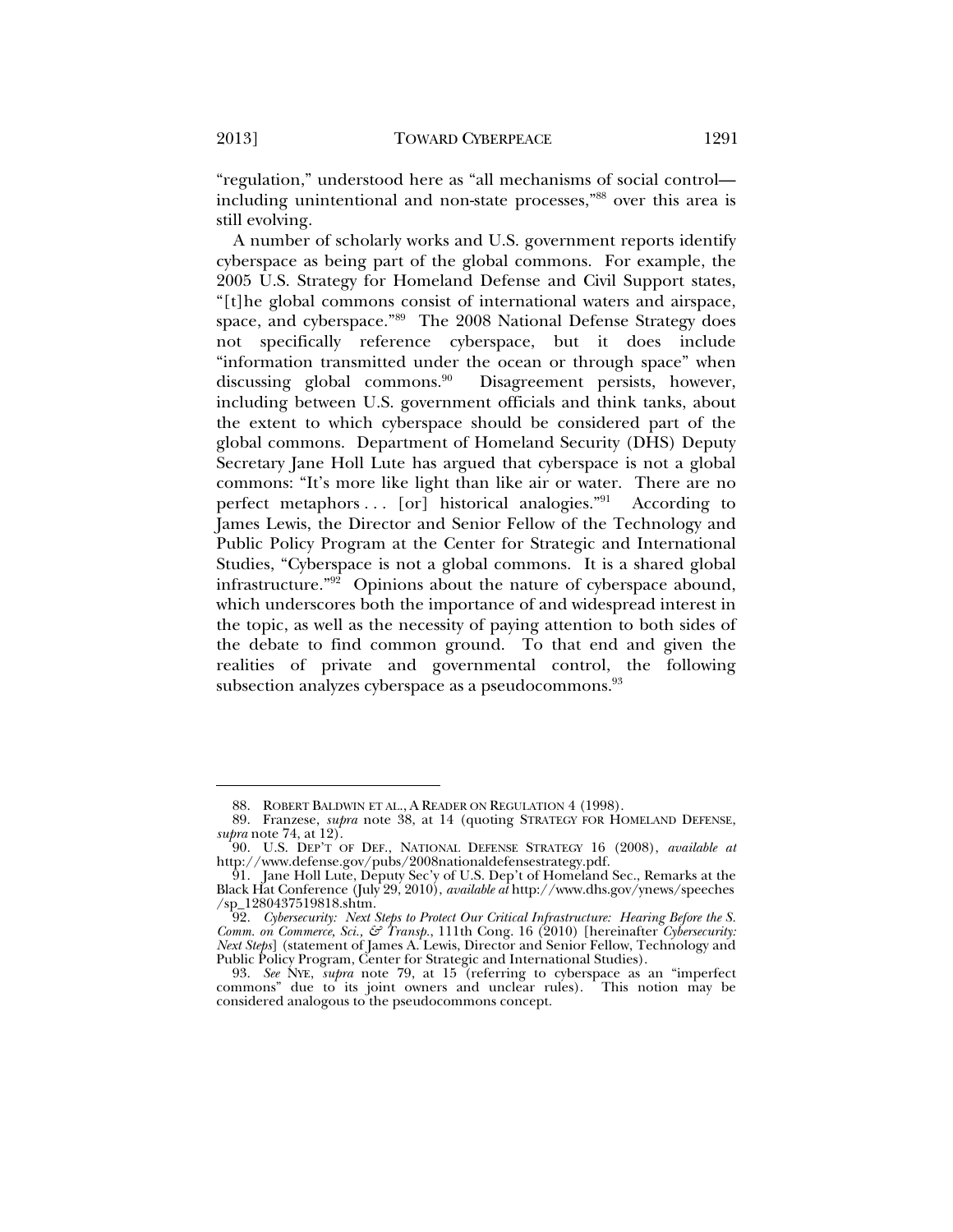"regulation," understood here as "all mechanisms of social control—including unintentional and non-state processes,"[88] over this area is still evolving.

A number of scholarly works and U.S. government reports identify cyberspace as being part of the global commons. For example, the 2005 U.S. Strategy for Homeland Defense and Civil Support states, "[t]he global commons consist of international waters and airspace, space, and cyberspace."[89] The 2008 National Defense Strategy does not specifically reference cyberspace, but it does include "information transmitted under the ocean or through space" when discussing global commons.[90] Disagreement persists, however, including between U.S. government officials and think tanks, about the extent to which cyberspace should be considered part of the global commons. Department of Homeland Security (DHS) Deputy Secretary Jane Holl Lute has argued that cyberspace is not a global commons: "It's more like light than like air or water. There are no perfect metaphors . . . [or] historical analogies."[91] According to James Lewis, the Director and Senior Fellow of the Technology and Public Policy Program at the Center for Strategic and International Studies, "Cyberspace is not a global commons. It is a shared global infrastructure."[92] Opinions about the nature of cyberspace abound, which underscores both the importance of and widespread interest in the topic, as well as the necessity of paying attention to both sides of the debate to find common ground. To that end and given the realities of private and governmental control, the following subsection analyzes cyberspace as a pseudocommons.[93]

---

88. ROBERT BALDWIN ET AL., A READER ON REGULATION 4 (1998).

89. Franzese, *supra* note 38, at 14 (quoting STRATEGY FOR HOMELAND DEFENSE, *supra* note 74, at 12).

90. U.S. DEP'T OF DEF., NATIONAL DEFENSE STRATEGY 16 (2008), *available at* http://www.defense.gov/pubs/2008nationaldefensestrategy.pdf.

91. Jane Holl Lute, Deputy Sec'y of U.S. Dep't of Homeland Sec., Remarks at the Black Hat Conference (July 29, 2010), *available at* http://www.dhs.gov/ynews/speeches/sp_1280437519818.shtm.

92. *Cybersecurity: Next Steps to Protect Our Critical Infrastructure: Hearing Before the S. Comm. on Commerce, Sci., & Transp.*, 111th Cong. 16 (2010) [hereinafter *Cybersecurity: Next Steps*] (statement of James A. Lewis, Director and Senior Fellow, Technology and Public Policy Program, Center for Strategic and International Studies).

93. *See* NYE, *supra* note 79, at 15 (referring to cyberspace as an "imperfect commons" due to its joint owners and unclear rules). This notion may be considered analogous to the pseudocommons concept.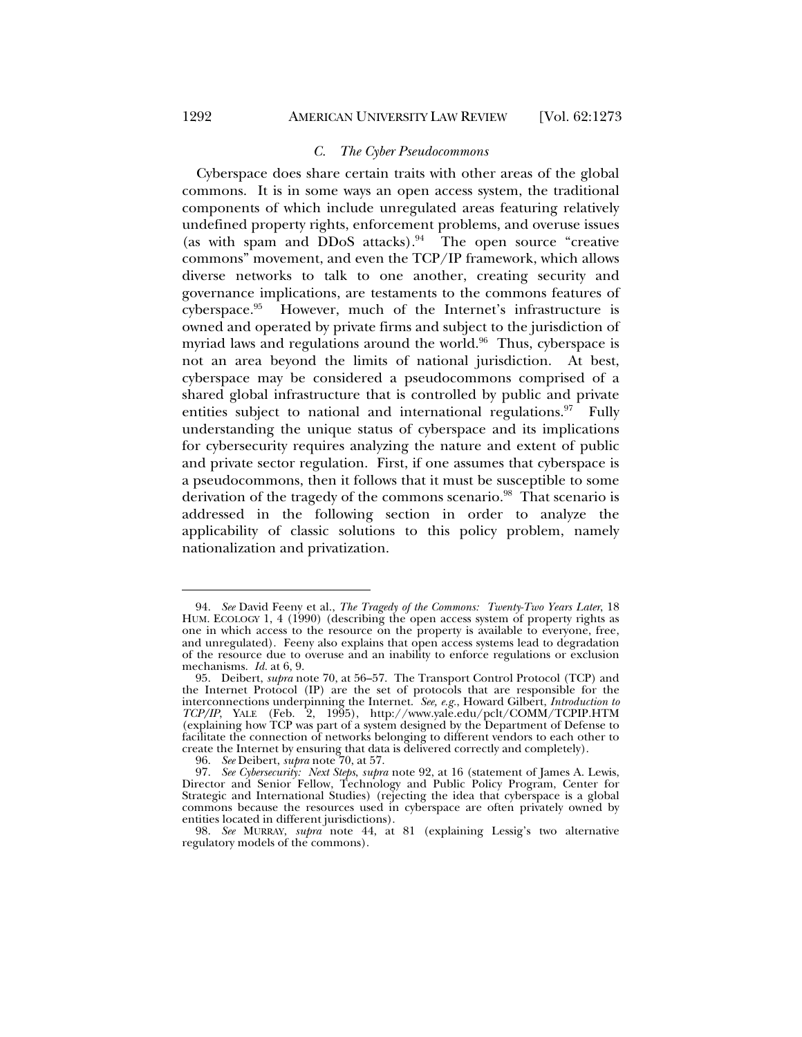### C. *The Cyber Pseudocommons*

Cyberspace does share certain traits with other areas of the global commons. It is in some ways an open access system, the traditional components of which include unregulated areas featuring relatively undefined property rights, enforcement problems, and overuse issues (as with spam and DDoS attacks).[94] The open source "creative commons" movement, and even the TCP/IP framework, which allows diverse networks to talk to one another, creating security and governance implications, are testaments to the commons features of cyberspace.[95] However, much of the Internet's infrastructure is owned and operated by private firms and subject to the jurisdiction of myriad laws and regulations around the world.[96] Thus, cyberspace is not an area beyond the limits of national jurisdiction. At best, cyberspace may be considered a pseudocommons comprised of a shared global infrastructure that is controlled by public and private entities subject to national and international regulations.[97] Fully understanding the unique status of cyberspace and its implications for cybersecurity requires analyzing the nature and extent of public and private sector regulation. First, if one assumes that cyberspace is a pseudocommons, then it follows that it must be susceptible to some derivation of the tragedy of the commons scenario.[98] That scenario is addressed in the following section in order to analyze the applicability of classic solutions to this policy problem, namely nationalization and privatization.

---

94. *See* David Feeny et al., *The Tragedy of the Commons: Twenty-Two Years Later*, 18 HUM. ECOLOGY 1, 4 (1990) (describing the open access system of property rights as one in which access to the resource on the property is available to everyone, free, and unregulated). Feeny also explains that open access systems lead to degradation of the resource due to overuse and an inability to enforce regulations or exclusion mechanisms. *Id.* at 6, 9.

95. Deibert, *supra* note 70, at 56–57. The Transport Control Protocol (TCP) and the Internet Protocol (IP) are the set of protocols that are responsible for the interconnections underpinning the Internet. *See, e.g.*, Howard Gilbert, *Introduction to TCP/IP*, YALE (Feb. 2, 1995), http://www.yale.edu/pclt/COMM/TCPIP.HTM (explaining how TCP was part of a system designed by the Department of Defense to facilitate the connection of networks belonging to different vendors to each other to create the Internet by ensuring that data is delivered correctly and completely).

96. *See* Deibert, *supra* note 70, at 57.

97. *See Cybersecurity: Next Steps*, *supra* note 92, at 16 (statement of James A. Lewis, Director and Senior Fellow, Technology and Public Policy Program, Center for Strategic and International Studies) (rejecting the idea that cyberspace is a global commons because the resources used in cyberspace are often privately owned by entities located in different jurisdictions).

98. *See* MURRAY, *supra* note 44, at 81 (explaining Lessig's two alternative regulatory models of the commons).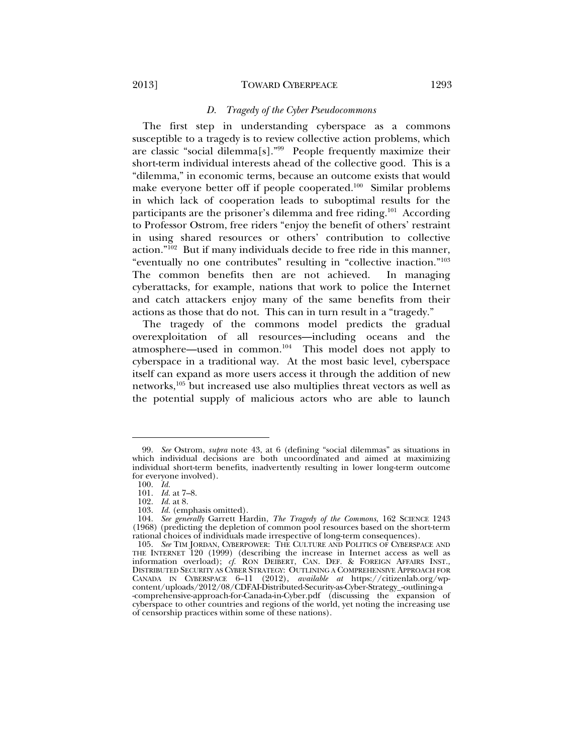### *D. Tragedy of the Cyber Pseudocommons*

The first step in understanding cyberspace as a commons susceptible to a tragedy is to review collective action problems, which are classic "social dilemma[s]."[99] People frequently maximize their short-term individual interests ahead of the collective good. This is a "dilemma," in economic terms, because an outcome exists that would make everyone better off if people cooperated.[100] Similar problems in which lack of cooperation leads to suboptimal results for the participants are the prisoner's dilemma and free riding.[101] According to Professor Ostrom, free riders "enjoy the benefit of others' restraint in using shared resources or others' contribution to collective action."[102] But if many individuals decide to free ride in this manner, "eventually no one contributes" resulting in "collective inaction."[103] The common benefits then are not achieved. In managing cyberattacks, for example, nations that work to police the Internet and catch attackers enjoy many of the same benefits from their actions as those that do not. This can in turn result in a "tragedy."

The tragedy of the commons model predicts the gradual overexploitation of all resources—including oceans and the atmosphere—used in common.[104] This model does not apply to cyberspace in a traditional way. At the most basic level, cyberspace itself can expand as more users access it through the addition of new networks,[105] but increased use also multiplies threat vectors as well as the potential supply of malicious actors who are able to launch

---

99. *See* Ostrom, *supra* note 43, at 6 (defining "social dilemmas" as situations in which individual decisions are both uncoordinated and aimed at maximizing individual short-term benefits, inadvertently resulting in lower long-term outcome for everyone involved).

100. *Id.*

101. *Id.* at 7–8.

102. *Id.* at 8.

103. *Id.* (emphasis omitted).

104. *See generally* Garrett Hardin, *The Tragedy of the Commons*, 162 SCIENCE 1243 (1968) (predicting the depletion of common pool resources based on the short-term rational choices of individuals made irrespective of long-term consequences).

105. *See* TIM JORDAN, CYBERPOWER: THE CULTURE AND POLITICS OF CYBERSPACE AND THE INTERNET 120 (1999) (describing the increase in Internet access as well as information overload); *cf.* RON DEIBERT, CAN. DEF. & FOREIGN AFFAIRS INST., DISTRIBUTED SECURITY AS CYBER STRATEGY: OUTLINING A COMPREHENSIVE APPROACH FOR CANADA IN CYBERSPACE 6–11 (2012), *available at* https://citizenlab.org/wp-content/uploads/2012/08/CDFAI-Distributed-Security-as-Cyber-Strategy_-outlining-a-comprehensive-approach-for-Canada-in-Cyber.pdf (discussing the expansion of cyberspace to other countries and regions of the world, yet noting the increasing use of censorship practices within some of these nations).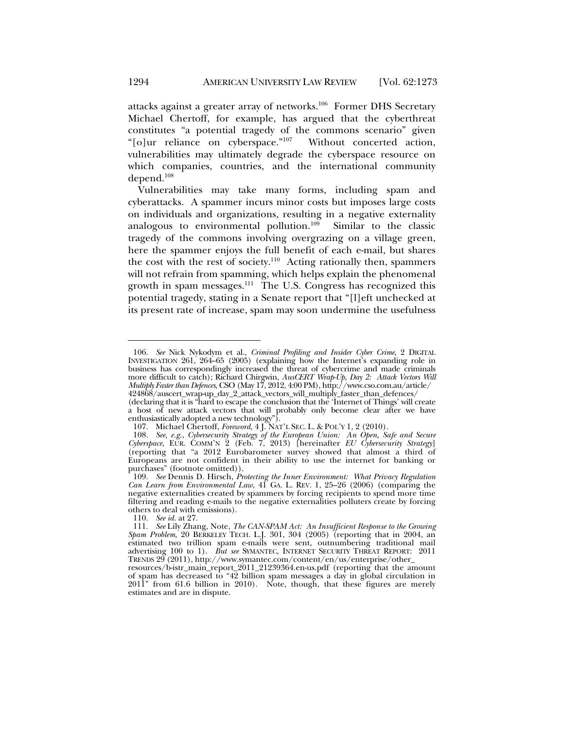attacks against a greater array of networks.[106] Former DHS Secretary Michael Chertoff, for example, has argued that the cyberthreat constitutes "a potential tragedy of the commons scenario" given "[o]ur reliance on cyberspace."[107] Without concerted action, vulnerabilities may ultimately degrade the cyberspace resource on which companies, countries, and the international community depend.[108]

Vulnerabilities may take many forms, including spam and cyberattacks. A spammer incurs minor costs but imposes large costs on individuals and organizations, resulting in a negative externality analogous to environmental pollution.[109] Similar to the classic tragedy of the commons involving overgrazing on a village green, here the spammer enjoys the full benefit of each e-mail, but shares the cost with the rest of society.[110] Acting rationally then, spammers will not refrain from spamming, which helps explain the phenomenal growth in spam messages.[111] The U.S. Congress has recognized this potential tragedy, stating in a Senate report that "[l]eft unchecked at its present rate of increase, spam may soon undermine the usefulness

---

106. *See* Nick Nykodym et al., *Criminal Profiling and Insider Cyber Crime*, 2 DIGITAL INVESTIGATION 261, 264–65 (2005) (explaining how the Internet's expanding role in business has correspondingly increased the threat of cybercrime and made criminals more difficult to catch); Richard Chirgwin, *AusCERT Wrap-Up, Day 2: Attack Vectors Will Multiply Faster than Defences*, CSO (May 17, 2012, 4:00 PM), http://www.cso.com.au/article/424868/auscert_wrap-up_day_2_attack_vectors_will_multiply_faster_than_defences/ (declaring that it is "hard to escape the conclusion that the 'Internet of Things' will create a host of new attack vectors that will probably only become clear after we have enthusiastically adopted a new technology").

107. Michael Chertoff, *Foreword*, 4 J. NAT'L SEC. L. & POL'Y 1, 2 (2010).

108. *See, e.g.*, *Cybersecurity Strategy of the European Union: An Open, Safe and Secure Cyberspace*, EUR. COMM'N 2 (Feb. 7, 2013) [hereinafter *EU Cybersecurity Strategy*] (reporting that "a 2012 Eurobarometer survey showed that almost a third of Europeans are not confident in their ability to use the internet for banking or purchases" (footnote omitted)).

109. *See* Dennis D. Hirsch, *Protecting the Inner Environment: What Privacy Regulation Can Learn from Environmental Law*, 41 GA. L. REV. 1, 25–26 (2006) (comparing the negative externalities created by spammers by forcing recipients to spend more time filtering and reading e-mails to the negative externalities polluters create by forcing others to deal with emissions).

110. *See id.* at 27.

111. *See* Lily Zhang, Note, *The CAN-SPAM Act: An Insufficient Response to the Growing Spam Problem*, 20 BERKELEY TECH. L.J. 301, 304 (2005) (reporting that in 2004, an estimated two trillion spam e-mails were sent, outnumbering traditional mail advertising 100 to 1). *But see* SYMANTEC, INTERNET SECURITY THREAT REPORT: 2011 TRENDS 29 (2011), http://www.symantec.com/content/en/us/enterprise/other_resources/b-istr_main_report_2011_21239364.en-us.pdf (reporting that the amount of spam has decreased to "42 billion spam messages a day in global circulation in 2011" from 61.6 billion in 2010). Note, though, that these figures are merely estimates and are in dispute.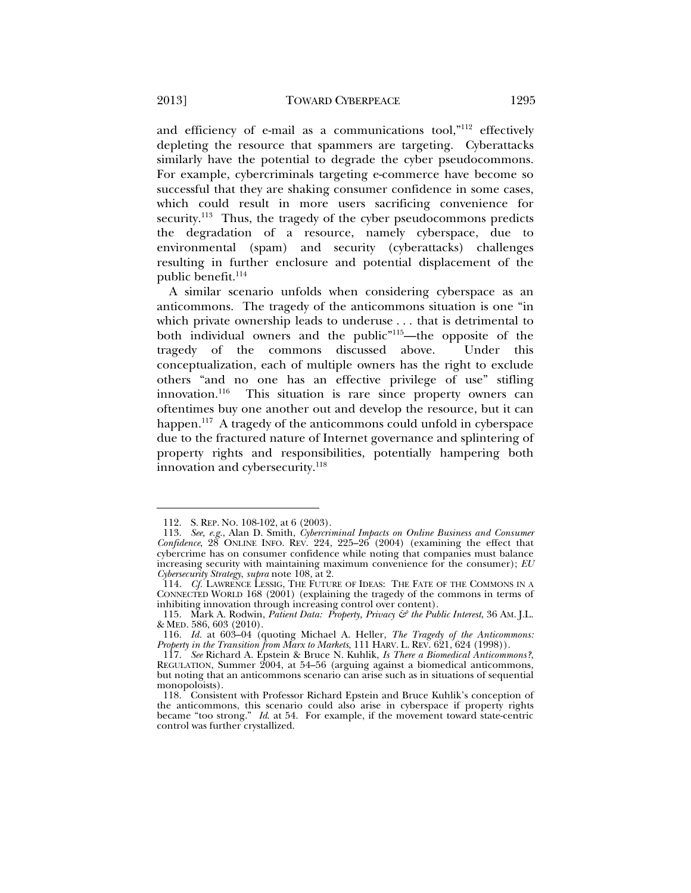and efficiency of e-mail as a communications tool,"[112] effectively depleting the resource that spammers are targeting. Cyberattacks similarly have the potential to degrade the cyber pseudocommons. For example, cybercriminals targeting e-commerce have become so successful that they are shaking consumer confidence in some cases, which could result in more users sacrificing convenience for security.[113] Thus, the tragedy of the cyber pseudocommons predicts the degradation of a resource, namely cyberspace, due to environmental (spam) and security (cyberattacks) challenges resulting in further enclosure and potential displacement of the public benefit.[114]

A similar scenario unfolds when considering cyberspace as an anticommons. The tragedy of the anticommons situation is one "in which private ownership leads to underuse . . . that is detrimental to both individual owners and the public"[115]—the opposite of the tragedy of the commons discussed above. Under this conceptualization, each of multiple owners has the right to exclude others "and no one has an effective privilege of use" stifling innovation.[116] This situation is rare since property owners can oftentimes buy one another out and develop the resource, but it can happen.[117] A tragedy of the anticommons could unfold in cyberspace due to the fractured nature of Internet governance and splintering of property rights and responsibilities, potentially hampering both innovation and cybersecurity.[118]

---

112. S. REP. NO. 108-102, at 6 (2003).

113. *See, e.g.*, Alan D. Smith, *Cybercriminal Impacts on Online Business and Consumer Confidence*, 28 ONLINE INFO. REV. 224, 225–26 (2004) (examining the effect that cybercrime has on consumer confidence while noting that companies must balance increasing security with maintaining maximum convenience for the consumer); *EU Cybersecurity Strategy*, *supra* note 108, at 2.

114. *Cf.* LAWRENCE LESSIG, THE FUTURE OF IDEAS: THE FATE OF THE COMMONS IN A CONNECTED WORLD 168 (2001) (explaining the tragedy of the commons in terms of inhibiting innovation through increasing control over content).

115. Mark A. Rodwin, *Patient Data: Property, Privacy & the Public Interest*, 36 AM. J.L. & MED. 586, 603 (2010).

116. *Id.* at 603–04 (quoting Michael A. Heller, *The Tragedy of the Anticommons: Property in the Transition from Marx to Markets*, 111 HARV. L. REV. 621, 624 (1998)).

117. *See* Richard A. Epstein & Bruce N. Kuhlik, *Is There a Biomedical Anticommons?*, REGULATION, Summer 2004, at 54–56 (arguing against a biomedical anticommons, but noting that an anticommons scenario can arise such as in situations of sequential monopoloists).

118. Consistent with Professor Richard Epstein and Bruce Kuhlik's conception of the anticommons, this scenario could also arise in cyberspace if property rights became "too strong." *Id.* at 54. For example, if the movement toward state-centric control was further crystallized.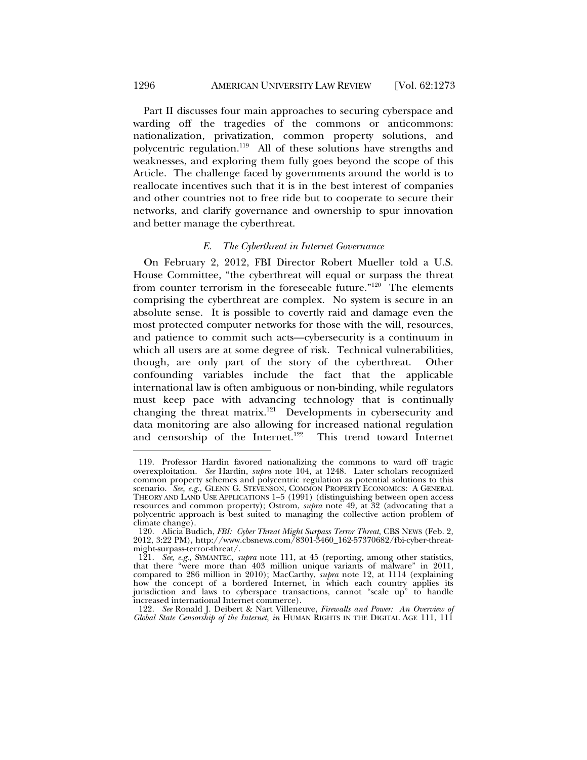Part II discusses four main approaches to securing cyberspace and warding off the tragedies of the commons or anticommons: nationalization, privatization, common property solutions, and polycentric regulation.[119] All of these solutions have strengths and weaknesses, and exploring them fully goes beyond the scope of this Article. The challenge faced by governments around the world is to reallocate incentives such that it is in the best interest of companies and other countries not to free ride but to cooperate to secure their networks, and clarify governance and ownership to spur innovation and better manage the cyberthreat.

### *E. The Cyberthreat in Internet Governance*

On February 2, 2012, FBI Director Robert Mueller told a U.S. House Committee, "the cyberthreat will equal or surpass the threat from counter terrorism in the foreseeable future."[120] The elements comprising the cyberthreat are complex. No system is secure in an absolute sense. It is possible to covertly raid and damage even the most protected computer networks for those with the will, resources, and patience to commit such acts—cybersecurity is a continuum in which all users are at some degree of risk. Technical vulnerabilities, though, are only part of the story of the cyberthreat. Other confounding variables include the fact that the applicable international law is often ambiguous or non-binding, while regulators must keep pace with advancing technology that is continually changing the threat matrix.[121] Developments in cybersecurity and data monitoring are also allowing for increased national regulation and censorship of the Internet.[122] This trend toward Internet

---

119. Professor Hardin favored nationalizing the commons to ward off tragic overexploitation. *See* Hardin, *supra* note 104, at 1248. Later scholars recognized common property schemes and polycentric regulation as potential solutions to this scenario. *See, e.g.*, GLENN G. STEVENSON, COMMON PROPERTY ECONOMICS: A GENERAL THEORY AND LAND USE APPLICATIONS 1–5 (1991) (distinguishing between open access resources and common property); Ostrom, *supra* note 49, at 32 (advocating that a polycentric approach is best suited to managing the collective action problem of climate change).

120. Alicia Budich, *FBI: Cyber Threat Might Surpass Terror Threat*, CBS NEWS (Feb. 2, 2012, 3:22 PM), http://www.cbsnews.com/8301-3460_162-57370682/fbi-cyber-threat-might-surpass-terror-threat/.

121. *See, e.g.*, SYMANTEC, *supra* note 111, at 45 (reporting, among other statistics, that there "were more than 403 million unique variants of malware" in 2011, compared to 286 million in 2010); MacCarthy, *supra* note 12, at 1114 (explaining how the concept of a bordered Internet, in which each country applies its jurisdiction and laws to cyberspace transactions, cannot "scale up" to handle increased international Internet commerce).

122. *See* Ronald J. Deibert & Nart Villeneuve, *Firewalls and Power: An Overview of Global State Censorship of the Internet*, *in* HUMAN RIGHTS IN THE DIGITAL AGE 111, 111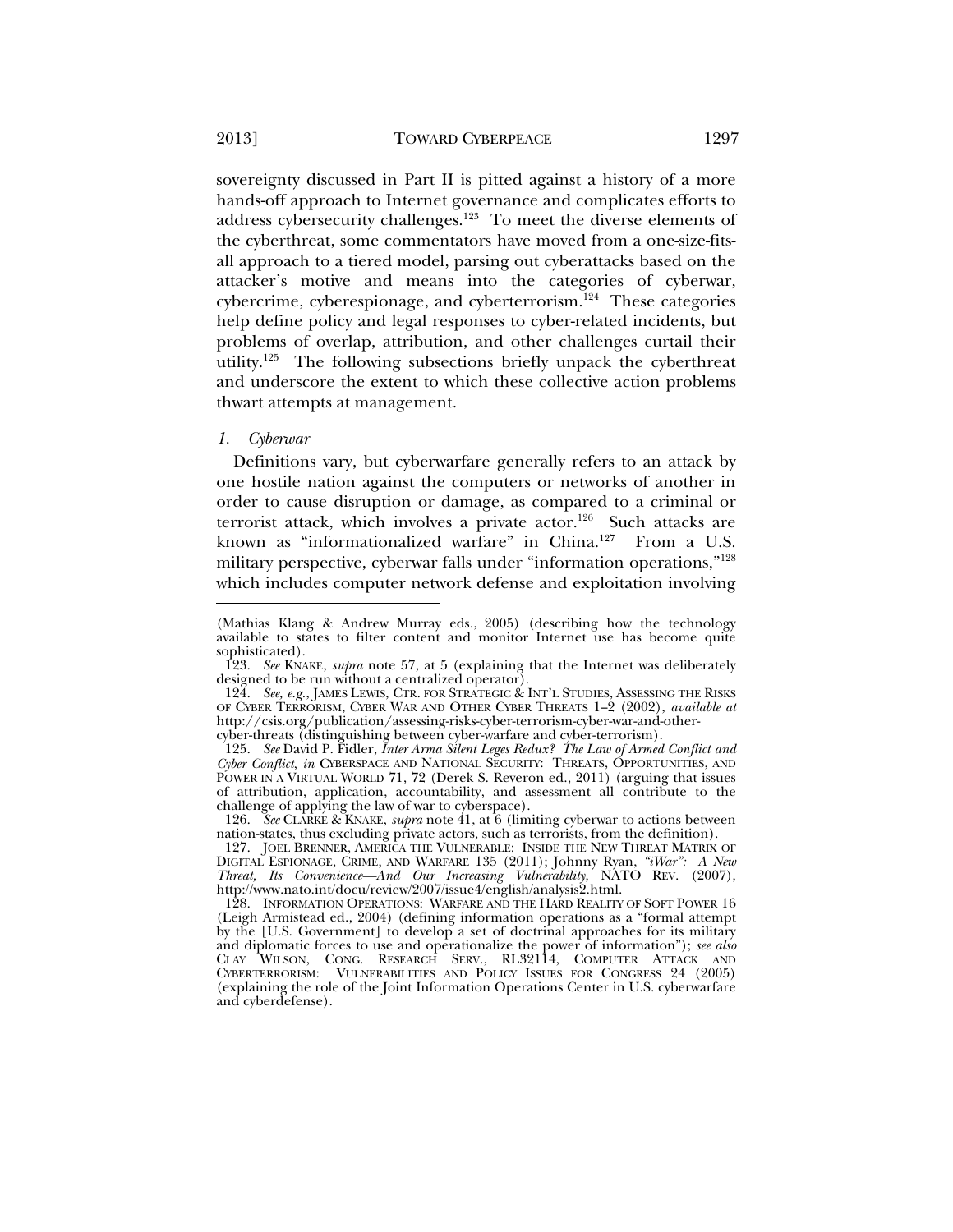sovereignty discussed in Part II is pitted against a history of a more hands-off approach to Internet governance and complicates efforts to address cybersecurity challenges.[123] To meet the diverse elements of the cyberthreat, some commentators have moved from a one-size-fits-all approach to a tiered model, parsing out cyberattacks based on the attacker's motive and means into the categories of cyberwar, cybercrime, cyberespionage, and cyberterrorism.[124] These categories help define policy and legal responses to cyber-related incidents, but problems of overlap, attribution, and other challenges curtail their utility.[125] The following subsections briefly unpack the cyberthreat and underscore the extent to which these collective action problems thwart attempts at management.

### *1. Cyberwar*

Definitions vary, but cyberwarfare generally refers to an attack by one hostile nation against the computers or networks of another in order to cause disruption or damage, as compared to a criminal or terrorist attack, which involves a private actor.[126] Such attacks are known as "informationalized warfare" in China.[127] From a U.S. military perspective, cyberwar falls under "information operations,"[128] which includes computer network defense and exploitation involving

---

(Mathias Klang & Andrew Murray eds., 2005) (describing how the technology available to states to filter content and monitor Internet use has become quite sophisticated).

123. *See* KNAKE, *supra* note 57, at 5 (explaining that the Internet was deliberately designed to be run without a centralized operator).

124. *See, e.g.*, JAMES LEWIS, CTR. FOR STRATEGIC & INT'L STUDIES, ASSESSING THE RISKS OF CYBER TERRORISM, CYBER WAR AND OTHER CYBER THREATS 1–2 (2002), *available at* http://csis.org/publication/assessing-risks-cyber-terrorism-cyber-war-and-other-cyber-threats (distinguishing between cyber-warfare and cyber-terrorism).

125. *See* David P. Fidler, *Inter Arma Silent Leges Redux? The Law of Armed Conflict and Cyber Conflict*, *in* CYBERSPACE AND NATIONAL SECURITY: THREATS, OPPORTUNITIES, AND POWER IN A VIRTUAL WORLD 71, 72 (Derek S. Reveron ed., 2011) (arguing that issues of attribution, application, accountability, and assessment all contribute to the challenge of applying the law of war to cyberspace).

126. *See* CLARKE & KNAKE, *supra* note 41, at 6 (limiting cyberwar to actions between nation-states, thus excluding private actors, such as terrorists, from the definition).

127. JOEL BRENNER, AMERICA THE VULNERABLE: INSIDE THE NEW THREAT MATRIX OF DIGITAL ESPIONAGE, CRIME, AND WARFARE 135 (2011); Johnny Ryan, *"iWar": A New Threat, Its Convenience—And Our Increasing Vulnerability*, NATO REV. (2007), http://www.nato.int/docu/review/2007/issue4/english/analysis2.html.

128. INFORMATION OPERATIONS: WARFARE AND THE HARD REALITY OF SOFT POWER 16 (Leigh Armistead ed., 2004) (defining information operations as a "formal attempt by the [U.S. Government] to develop a set of doctrinal approaches for its military and diplomatic forces to use and operationalize the power of information"); *see also* CLAY WILSON, CONG. RESEARCH SERV., RL32114, COMPUTER ATTACK AND CYBERTERRORISM: VULNERABILITIES AND POLICY ISSUES FOR CONGRESS 24 (2005) (explaining the role of the Joint Information Operations Center in U.S. cyberwarfare and cyberdefense).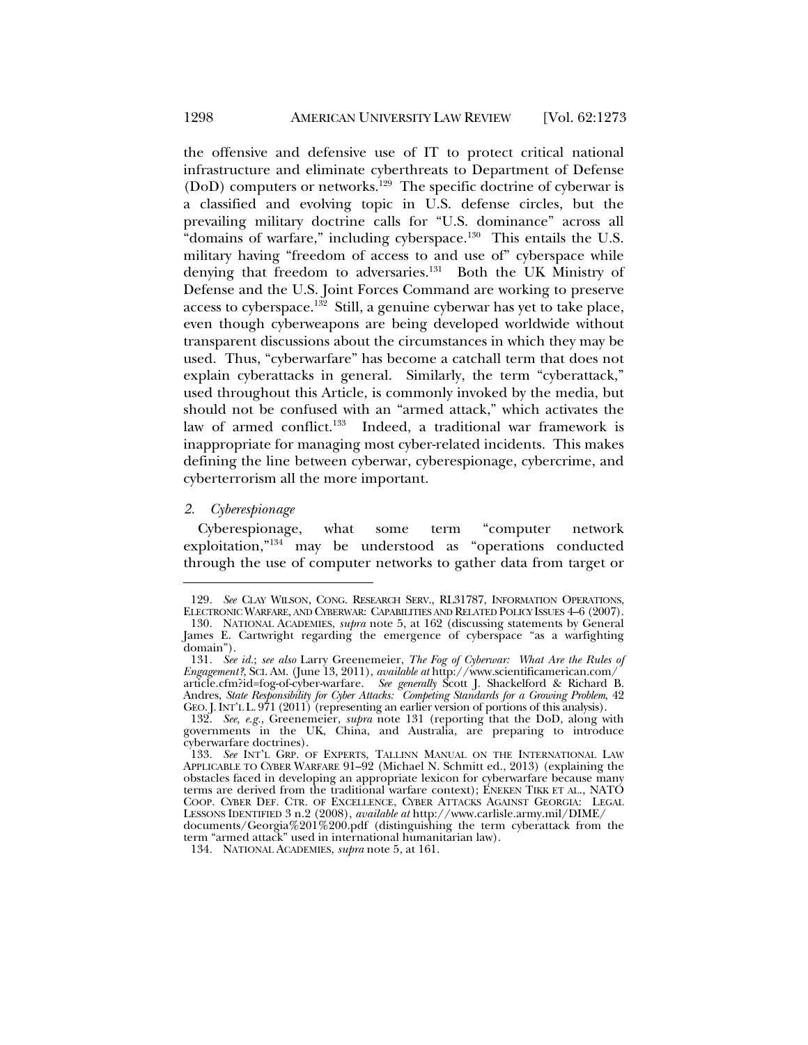the offensive and defensive use of IT to protect critical national infrastructure and eliminate cyberthreats to Department of Defense (DoD) computers or networks.[129] The specific doctrine of cyberwar is a classified and evolving topic in U.S. defense circles, but the prevailing military doctrine calls for "U.S. dominance" across all "domains of warfare," including cyberspace.[130] This entails the U.S. military having "freedom of access to and use of" cyberspace while denying that freedom to adversaries.[131] Both the UK Ministry of Defense and the U.S. Joint Forces Command are working to preserve access to cyberspace.[132] Still, a genuine cyberwar has yet to take place, even though cyberweapons are being developed worldwide without transparent discussions about the circumstances in which they may be used. Thus, "cyberwarfare" has become a catchall term that does not explain cyberattacks in general. Similarly, the term "cyberattack," used throughout this Article, is commonly invoked by the media, but should not be confused with an "armed attack," which activates the law of armed conflict.[133] Indeed, a traditional war framework is inappropriate for managing most cyber-related incidents. This makes defining the line between cyberwar, cyberespionage, cybercrime, and cyberterrorism all the more important.

### *2. Cyberespionage*

Cyberespionage, what some term "computer network exploitation,"[134] may be understood as "operations conducted through the use of computer networks to gather data from target or

---

129. *See* CLAY WILSON, CONG. RESEARCH SERV., RL31787, INFORMATION OPERATIONS, ELECTRONIC WARFARE, AND CYBERWAR: CAPABILITIES AND RELATED POLICY ISSUES 4–6 (2007).

130. NATIONAL ACADEMIES, *supra* note 5, at 162 (discussing statements by General James E. Cartwright regarding the emergence of cyberspace "as a warfighting domain").

131. *See id.*; *see also* Larry Greenemeier, *The Fog of Cyberwar: What Are the Rules of Engagement?*, SCI. AM. (June 13, 2011), *available at* http://www.scientificamerican.com/article.cfm?id=fog-of-cyber-warfare. *See generally* Scott J. Shackelford & Richard B. Andres, *State Responsibility for Cyber Attacks: Competing Standards for a Growing Problem*, 42 GEO. J. INT'L L. 971 (2011) (representing an earlier version of portions of this analysis).

132. *See, e.g.*, Greenemeier, *supra* note 131 (reporting that the DoD, along with governments in the UK, China, and Australia, are preparing to introduce cyberwarfare doctrines).

133. *See* INT'L GRP. OF EXPERTS, TALLINN MANUAL ON THE INTERNATIONAL LAW APPLICABLE TO CYBER WARFARE 91–92 (Michael N. Schmitt ed., 2013) (explaining the obstacles faced in developing an appropriate lexicon for cyberwarfare because many terms are derived from the traditional warfare context); ENEKEN TIKK ET AL., NATO COOP. CYBER DEF. CTR. OF EXCELLENCE, CYBER ATTACKS AGAINST GEORGIA: LEGAL LESSONS IDENTIFIED 3 n.2 (2008), *available at* http://www.carlisle.army.mil/DIME/documents/Georgia%201%200.pdf (distinguishing the term cyberattack from the term "armed attack" used in international humanitarian law).

134. NATIONAL ACADEMIES, *supra* note 5, at 161.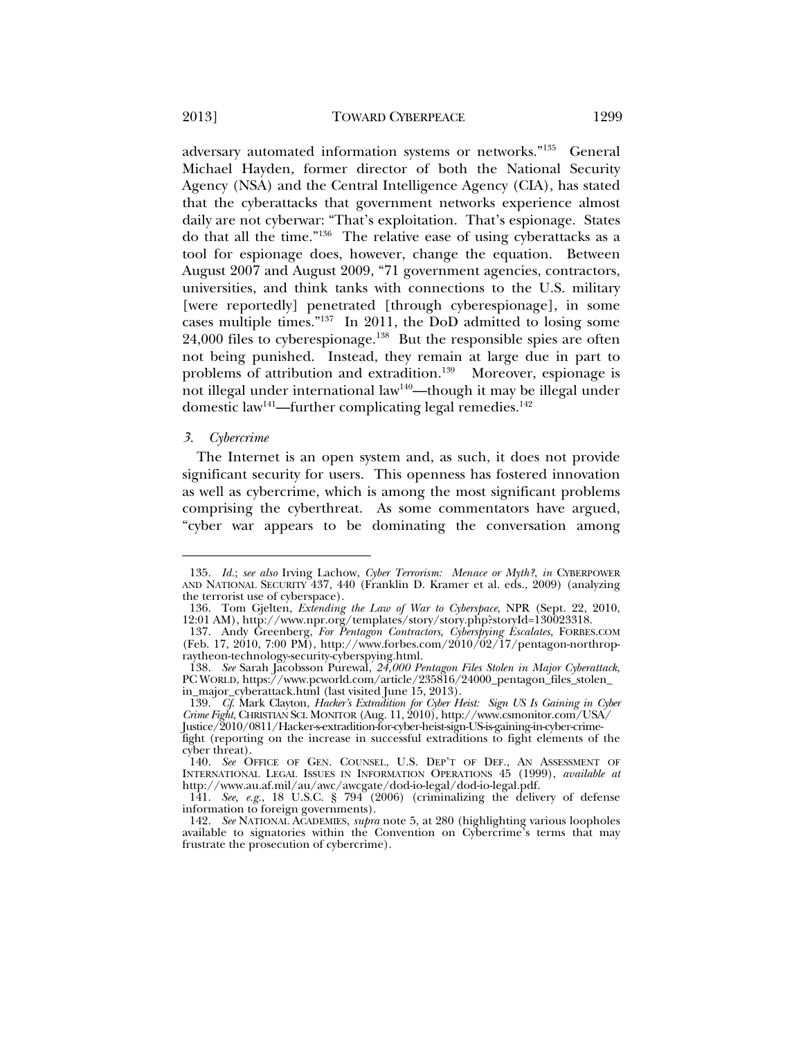adversary automated information systems or networks."[135] General Michael Hayden, former director of both the National Security Agency (NSA) and the Central Intelligence Agency (CIA), has stated that the cyberattacks that government networks experience almost daily are not cyberwar: "That's exploitation. That's espionage. States do that all the time."[136] The relative ease of using cyberattacks as a tool for espionage does, however, change the equation. Between August 2007 and August 2009, "71 government agencies, contractors, universities, and think tanks with connections to the U.S. military [were reportedly] penetrated [through cyberespionage], in some cases multiple times."[137] In 2011, the DoD admitted to losing some 24,000 files to cyberespionage.[138] But the responsible spies are often not being punished. Instead, they remain at large due in part to problems of attribution and extradition.[139] Moreover, espionage is not illegal under international law[140]—though it may be illegal under domestic law[141]—further complicating legal remedies.[142]

### *3. Cybercrime*

The Internet is an open system and, as such, it does not provide significant security for users. This openness has fostered innovation as well as cybercrime, which is among the most significant problems comprising the cyberthreat. As some commentators have argued, "cyber war appears to be dominating the conversation among

---

135. *Id.*; *see also* Irving Lachow, *Cyber Terrorism: Menace or Myth?*, *in* CYBERPOWER AND NATIONAL SECURITY 437, 440 (Franklin D. Kramer et al. eds., 2009) (analyzing the terrorist use of cyberspace).

136. Tom Gjelten, *Extending the Law of War to Cyberspace*, NPR (Sept. 22, 2010, 12:01 AM), http://www.npr.org/templates/story/story.php?storyId=130023318.

137. Andy Greenberg, *For Pentagon Contractors, Cyberspying Escalates*, FORBES.COM (Feb. 17, 2010, 7:00 PM), http://www.forbes.com/2010/02/17/pentagon-northrop-raytheon-technology-security-cyberspying.html.

138. *See* Sarah Jacobsson Purewal, *24,000 Pentagon Files Stolen in Major Cyberattack*, PC WORLD, https://www.pcworld.com/article/235816/24000_pentagon_files_stolen_in_major_cyberattack.html (last visited June 15, 2013).

139. *Cf.* Mark Clayton, *Hacker's Extradition for Cyber Heist: Sign US Is Gaining in Cyber Crime Fight*, CHRISTIAN SCI. MONITOR (Aug. 11, 2010), http://www.csmonitor.com/USA/Justice/2010/0811/Hacker-s-extradition-for-cyber-heist-sign-US-is-gaining-in-cyber-crime-fight (reporting on the increase in successful extraditions to fight elements of the cyber threat).

140. *See* OFFICE OF GEN. COUNSEL, U.S. DEP'T OF DEF., AN ASSESSMENT OF INTERNATIONAL LEGAL ISSUES IN INFORMATION OPERATIONS 45 (1999), *available at* http://www.au.af.mil/au/awc/awcgate/dod-io-legal/dod-io-legal.pdf.

141. *See, e.g.*, 18 U.S.C. § 794 (2006) (criminalizing the delivery of defense information to foreign governments).

142. *See* NATIONAL ACADEMIES, *supra* note 5, at 280 (highlighting various loopholes available to signatories within the Convention on Cybercrime's terms that may frustrate the prosecution of cybercrime).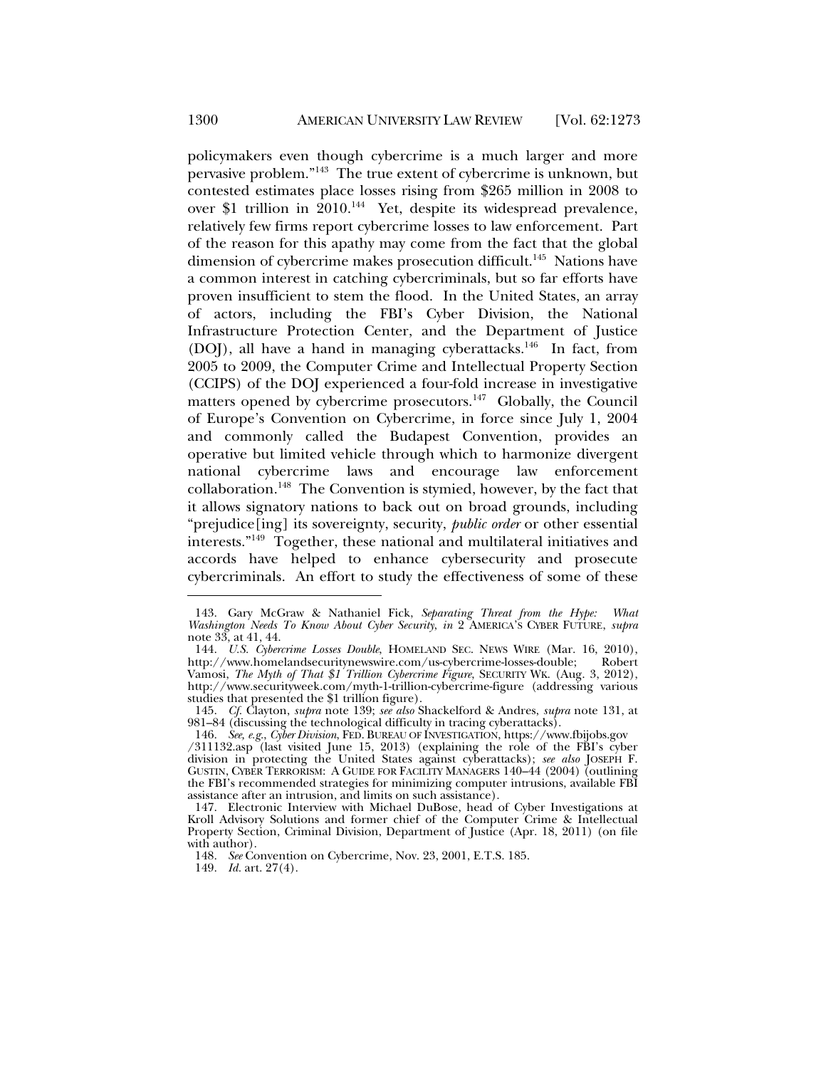policymakers even though cybercrime is a much larger and more pervasive problem."[143] The true extent of cybercrime is unknown, but contested estimates place losses rising from $265 million in 2008 to over $1 trillion in 2010.[144] Yet, despite its widespread prevalence, relatively few firms report cybercrime losses to law enforcement. Part of the reason for this apathy may come from the fact that the global dimension of cybercrime makes prosecution difficult.[145] Nations have a common interest in catching cybercriminals, but so far efforts have proven insufficient to stem the flood. In the United States, an array of actors, including the FBI's Cyber Division, the National Infrastructure Protection Center, and the Department of Justice (DOJ), all have a hand in managing cyberattacks.[146] In fact, from 2005 to 2009, the Computer Crime and Intellectual Property Section (CCIPS) of the DOJ experienced a four-fold increase in investigative matters opened by cybercrime prosecutors.[147] Globally, the Council of Europe's Convention on Cybercrime, in force since July 1, 2004 and commonly called the Budapest Convention, provides an operative but limited vehicle through which to harmonize divergent national cybercrime laws and encourage law enforcement collaboration.[148] The Convention is stymied, however, by the fact that it allows signatory nations to back out on broad grounds, including "prejudice[ing] its sovereignty, security, *public order* or other essential interests."[149] Together, these national and multilateral initiatives and accords have helped to enhance cybersecurity and prosecute cybercriminals. An effort to study the effectiveness of some of these

---

143. Gary McGraw & Nathaniel Fick, *Separating Threat from the Hype: What Washington Needs To Know About Cyber Security*, *in* 2 AMERICA'S CYBER FUTURE, *supra* note 33, at 41, 44.

144. *U.S. Cybercrime Losses Double*, HOMELAND SEC. NEWS WIRE (Mar. 16, 2010), http://www.homelandsecuritynewswire.com/us-cybercrime-losses-double; Robert Vamosi, *The Myth of That $1 Trillion Cybercrime Figure*, SECURITY WK. (Aug. 3, 2012), http://www.securityweek.com/myth-1-trillion-cybercrime-figure (addressing various studies that presented the $1 trillion figure).

145. *Cf.* Clayton, *supra* note 139; *see also* Shackelford & Andres, *supra* note 131, at 981–84 (discussing the technological difficulty in tracing cyberattacks).

146. *See, e.g.*, *Cyber Division*, FED. BUREAU OF INVESTIGATION, https://www.fbijobs.gov/311132.asp (last visited June 15, 2013) (explaining the role of the FBI's cyber division in protecting the United States against cyberattacks); *see also* JOSEPH F. GUSTIN, CYBER TERRORISM: A GUIDE FOR FACILITY MANAGERS 140–44 (2004) (outlining the FBI's recommended strategies for minimizing computer intrusions, available FBI assistance after an intrusion, and limits on such assistance).

147. Electronic Interview with Michael DuBose, head of Cyber Investigations at Kroll Advisory Solutions and former chief of the Computer Crime & Intellectual Property Section, Criminal Division, Department of Justice (Apr. 18, 2011) (on file with author).

148. *See* Convention on Cybercrime, Nov. 23, 2001, E.T.S. 185.

149. *Id.* art. 27(4).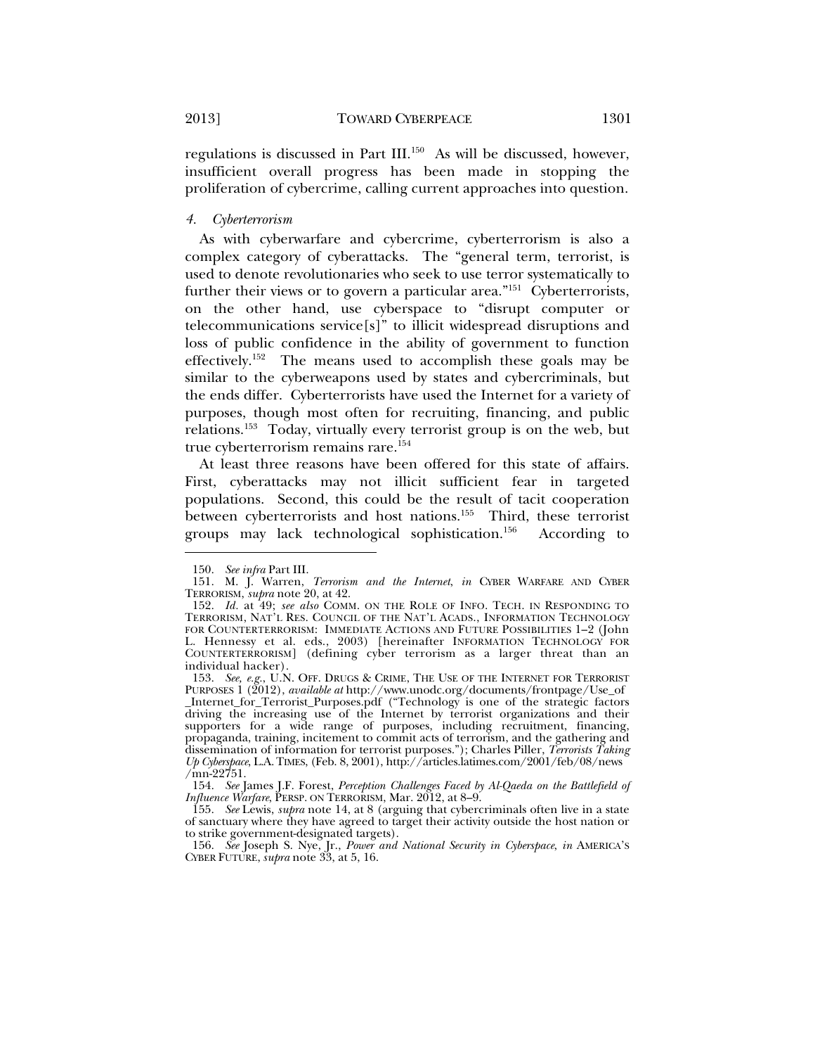regulations is discussed in Part III.[150] As will be discussed, however, insufficient overall progress has been made in stopping the proliferation of cybercrime, calling current approaches into question.

#### *4. Cyberterrorism*

As with cyberwarfare and cybercrime, cyberterrorism is also a complex category of cyberattacks. The "general term, terrorist, is used to denote revolutionaries who seek to use terror systematically to further their views or to govern a particular area."[151] Cyberterrorists, on the other hand, use cyberspace to "disrupt computer or telecommunications service[s]" to illicit widespread disruptions and loss of public confidence in the ability of government to function effectively.[152] The means used to accomplish these goals may be similar to the cyberweapons used by states and cybercriminals, but the ends differ. Cyberterrorists have used the Internet for a variety of purposes, though most often for recruiting, financing, and public relations.[153] Today, virtually every terrorist group is on the web, but true cyberterrorism remains rare.[154]

At least three reasons have been offered for this state of affairs. First, cyberattacks may not illicit sufficient fear in targeted populations. Second, this could be the result of tacit cooperation between cyberterrorists and host nations.[155] Third, these terrorist groups may lack technological sophistication.[156] According to

---

150. *See infra* Part III.

151. M. J. Warren, *Terrorism and the Internet*, *in* CYBER WARFARE AND CYBER TERRORISM, *supra* note 20, at 42.

152. *Id.* at 49; *see also* COMM. ON THE ROLE OF INFO. TECH. IN RESPONDING TO TERRORISM, NAT'L RES. COUNCIL OF THE NAT'L ACADS., INFORMATION TECHNOLOGY FOR COUNTERTERRORISM: IMMEDIATE ACTIONS AND FUTURE POSSIBILITIES 1–2 (John L. Hennessy et al. eds., 2003) [hereinafter INFORMATION TECHNOLOGY FOR COUNTERTERRORISM] (defining cyber terrorism as a larger threat than an individual hacker).

153. *See, e.g.*, U.N. OFF. DRUGS & CRIME, THE USE OF THE INTERNET FOR TERRORIST PURPOSES 1 (2012), *available at* http://www.unodc.org/documents/frontpage/Use_of_Internet_for_Terrorist_Purposes.pdf ("Technology is one of the strategic factors driving the increasing use of the Internet by terrorist organizations and their supporters for a wide range of purposes, including recruitment, financing, propaganda, training, incitement to commit acts of terrorism, and the gathering and dissemination of information for terrorist purposes."); Charles Piller, *Terrorists Taking Up Cyberspace*, L.A. TIMES, (Feb. 8, 2001), http://articles.latimes.com/2001/feb/08/news/mn-22751.

154. *See* James J.F. Forest, *Perception Challenges Faced by Al-Qaeda on the Battlefield of Influence Warfare*, PERSP. ON TERRORISM, Mar. 2012, at 8–9.

155. *See* Lewis, *supra* note 14, at 8 (arguing that cybercriminals often live in a state of sanctuary where they have agreed to target their activity outside the host nation or to strike government-designated targets).

156. *See* Joseph S. Nye, Jr., *Power and National Security in Cyberspace*, *in* AMERICA'S CYBER FUTURE, *supra* note 33, at 5, 16.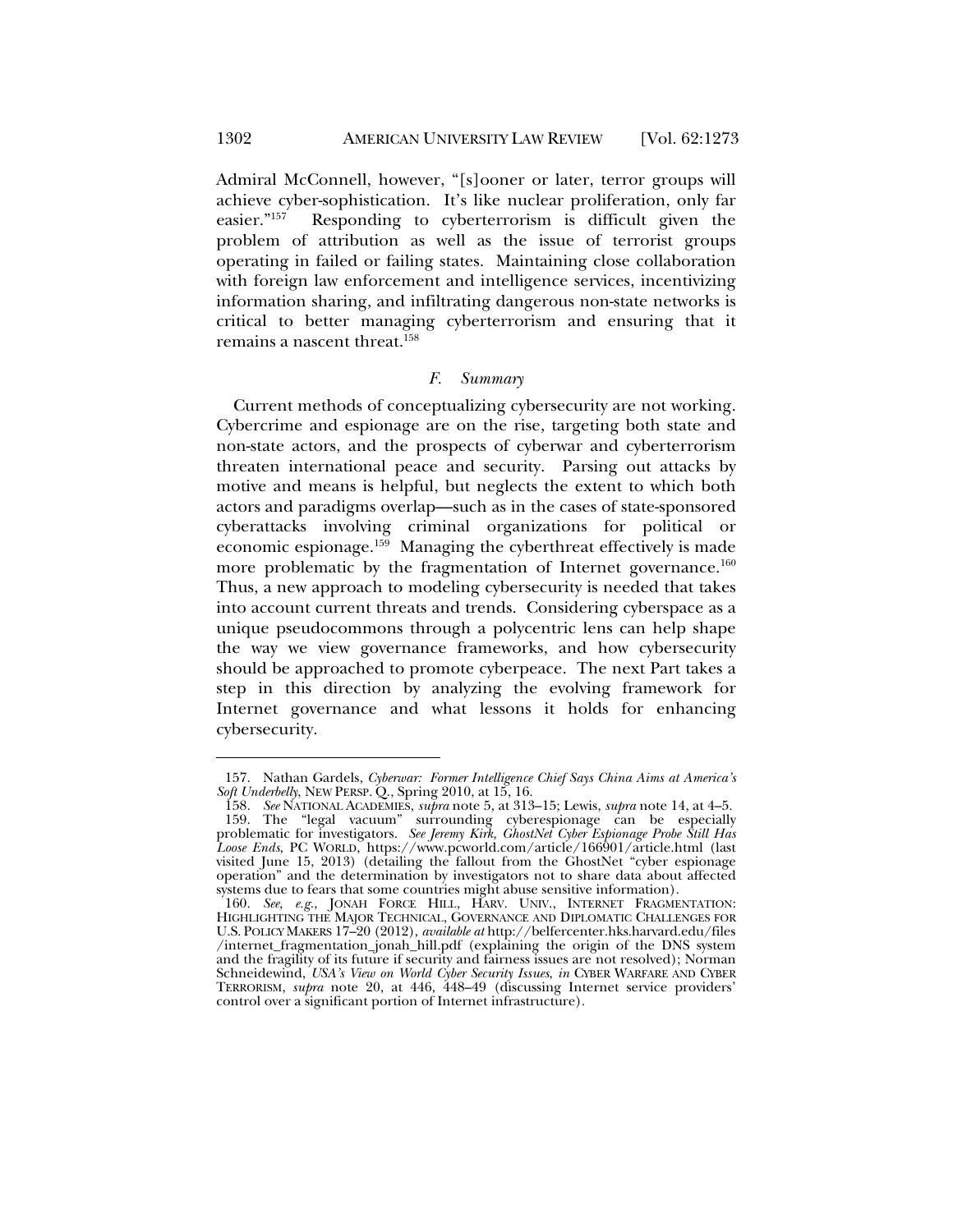Admiral McConnell, however, "[s]ooner or later, terror groups will achieve cyber-sophistication. It's like nuclear proliferation, only far easier."[157] Responding to cyberterrorism is difficult given the problem of attribution as well as the issue of terrorist groups operating in failed or failing states. Maintaining close collaboration with foreign law enforcement and intelligence services, incentivizing information sharing, and infiltrating dangerous non-state networks is critical to better managing cyberterrorism and ensuring that it remains a nascent threat.[158]

### *F. Summary*

Current methods of conceptualizing cybersecurity are not working. Cybercrime and espionage are on the rise, targeting both state and non-state actors, and the prospects of cyberwar and cyberterrorism threaten international peace and security. Parsing out attacks by motive and means is helpful, but neglects the extent to which both actors and paradigms overlap—such as in the cases of state-sponsored cyberattacks involving criminal organizations for political or economic espionage.[159] Managing the cyberthreat effectively is made more problematic by the fragmentation of Internet governance.[160] Thus, a new approach to modeling cybersecurity is needed that takes into account current threats and trends. Considering cyberspace as a unique pseudocommons through a polycentric lens can help shape the way we view governance frameworks, and how cybersecurity should be approached to promote cyberpeace. The next Part takes a step in this direction by analyzing the evolving framework for Internet governance and what lessons it holds for enhancing cybersecurity.

---

157. Nathan Gardels, *Cyberwar: Former Intelligence Chief Says China Aims at America's Soft Underbelly*, NEW PERSP. Q., Spring 2010, at 15, 16.

158. *See* NATIONAL ACADEMIES, *supra* note 5, at 313–15; Lewis, *supra* note 14, at 4–5.

159. The "legal vacuum" surrounding cyberespionage can be especially problematic for investigators. *See Jeremy Kirk, GhostNet Cyber Espionage Probe Still Has Loose Ends*, PC WORLD, https://www.pcworld.com/article/166901/article.html (last visited June 15, 2013) (detailing the fallout from the GhostNet "cyber espionage operation" and the determination by investigators not to share data about affected systems due to fears that some countries might abuse sensitive information).

160. *See, e.g.*, JONAH FORCE HILL, HARV. UNIV., INTERNET FRAGMENTATION: HIGHLIGHTING THE MAJOR TECHNICAL, GOVERNANCE AND DIPLOMATIC CHALLENGES FOR U.S. POLICY MAKERS 17–20 (2012), *available at* http://belfercenter.hks.harvard.edu/files/internet_fragmentation_jonah_hill.pdf (explaining the origin of the DNS system and the fragility of its future if security and fairness issues are not resolved); Norman Schneidewind, *USA's View on World Cyber Security Issues*, *in* CYBER WARFARE AND CYBER TERRORISM, *supra* note 20, at 446, 448–49 (discussing Internet service providers' control over a significant portion of Internet infrastructure).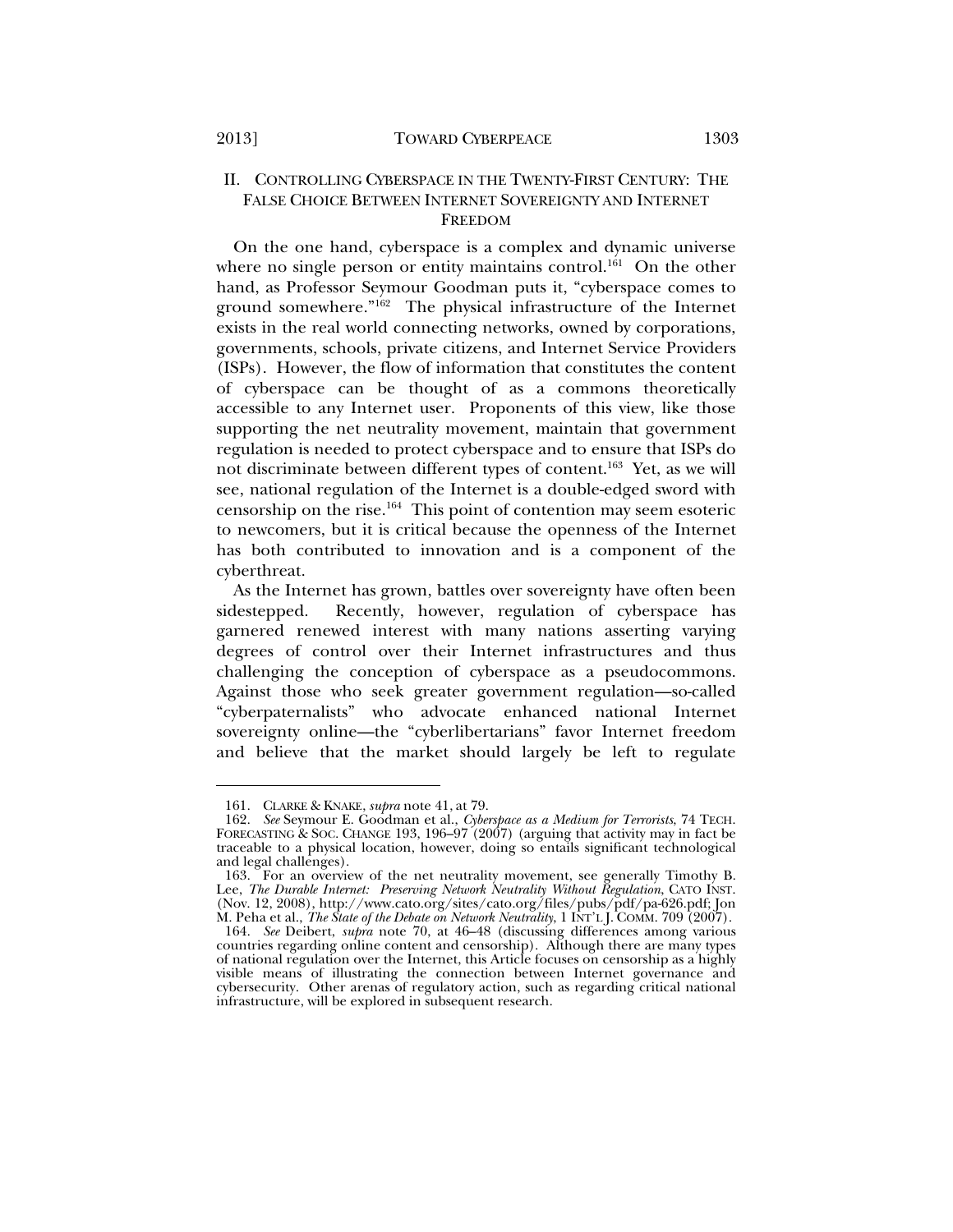## II. CONTROLLING CYBERSPACE IN THE TWENTY-FIRST CENTURY: THE FALSE CHOICE BETWEEN INTERNET SOVEREIGNTY AND INTERNET FREEDOM

On the one hand, cyberspace is a complex and dynamic universe where no single person or entity maintains control.[161] On the other hand, as Professor Seymour Goodman puts it, "cyberspace comes to ground somewhere."[162] The physical infrastructure of the Internet exists in the real world connecting networks, owned by corporations, governments, schools, private citizens, and Internet Service Providers (ISPs). However, the flow of information that constitutes the content of cyberspace can be thought of as a commons theoretically accessible to any Internet user. Proponents of this view, like those supporting the net neutrality movement, maintain that government regulation is needed to protect cyberspace and to ensure that ISPs do not discriminate between different types of content.[163] Yet, as we will see, national regulation of the Internet is a double-edged sword with censorship on the rise.[164] This point of contention may seem esoteric to newcomers, but it is critical because the openness of the Internet has both contributed to innovation and is a component of the cyberthreat.

As the Internet has grown, battles over sovereignty have often been sidestepped. Recently, however, regulation of cyberspace has garnered renewed interest with many nations asserting varying degrees of control over their Internet infrastructures and thus challenging the conception of cyberspace as a pseudocommons. Against those who seek greater government regulation—so-called "cyberpaternalists" who advocate enhanced national Internet sovereignty online—the "cyberlibertarians" favor Internet freedom and believe that the market should largely be left to regulate

---

161. CLARKE & KNAKE, *supra* note 41, at 79.

162. *See* Seymour E. Goodman et al., *Cyberspace as a Medium for Terrorists*, 74 TECH. FORECASTING & SOC. CHANGE 193, 196–97 (2007) (arguing that activity may in fact be traceable to a physical location, however, doing so entails significant technological and legal challenges).

163. For an overview of the net neutrality movement, see generally Timothy B. Lee, *The Durable Internet: Preserving Network Neutrality Without Regulation*, CATO INST. (Nov. 12, 2008), http://www.cato.org/sites/cato.org/files/pubs/pdf/pa-626.pdf; Jon M. Peha et al., *The State of the Debate on Network Neutrality*, 1 INT'L J. COMM. 709 (2007).

164. *See* Deibert, *supra* note 70, at 46–48 (discussing differences among various countries regarding online content and censorship). Although there are many types of national regulation over the Internet, this Article focuses on censorship as a highly visible means of illustrating the connection between Internet governance and cybersecurity. Other arenas of regulatory action, such as regarding critical national infrastructure, will be explored in subsequent research.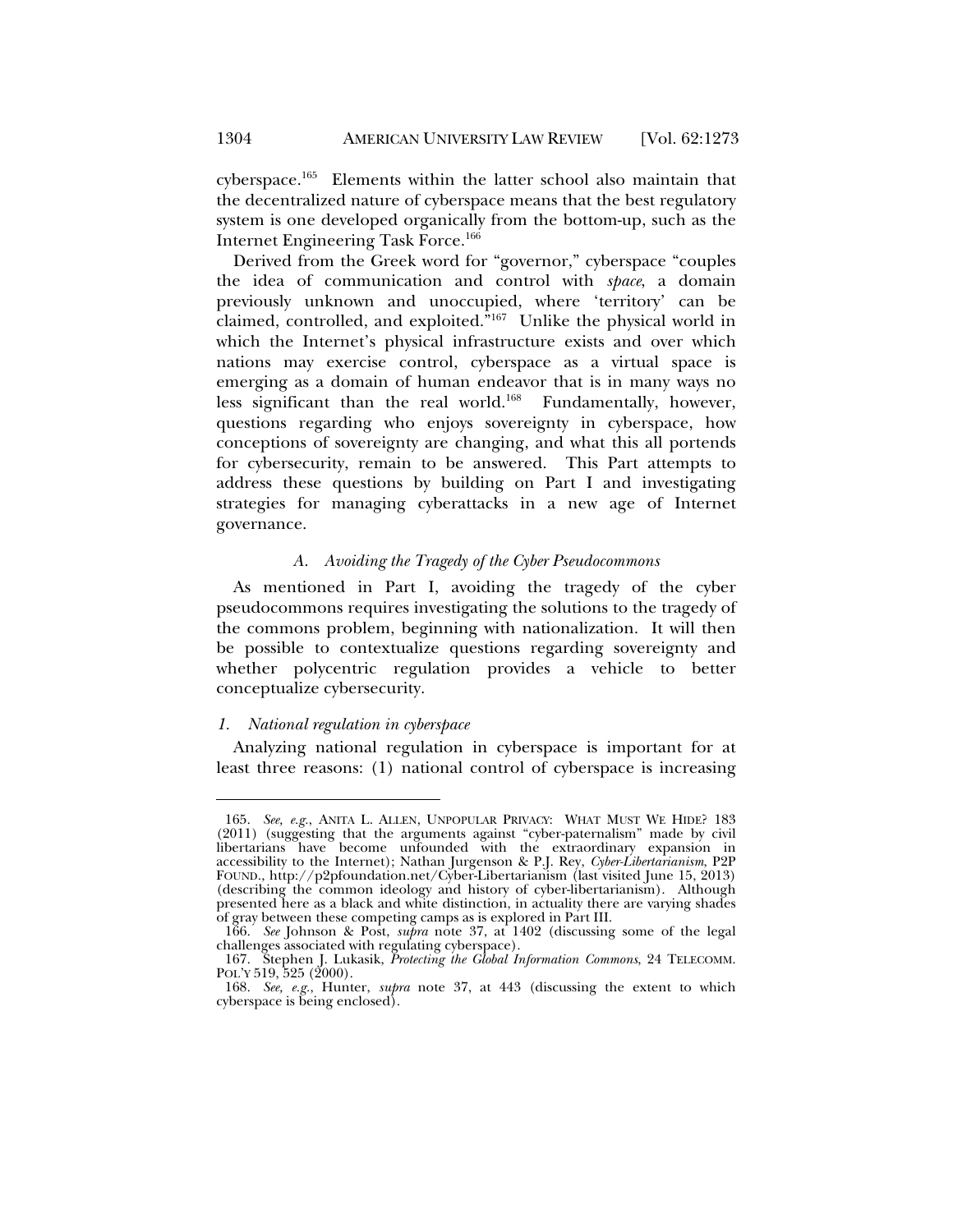cyberspace.[165] Elements within the latter school also maintain that the decentralized nature of cyberspace means that the best regulatory system is one developed organically from the bottom-up, such as the Internet Engineering Task Force.[166]

Derived from the Greek word for "governor," cyberspace "couples the idea of communication and control with *space*, a domain previously unknown and unoccupied, where 'territory' can be claimed, controlled, and exploited."[167] Unlike the physical world in which the Internet's physical infrastructure exists and over which nations may exercise control, cyberspace as a virtual space is emerging as a domain of human endeavor that is in many ways no less significant than the real world.[168] Fundamentally, however, questions regarding who enjoys sovereignty in cyberspace, how conceptions of sovereignty are changing, and what this all portends for cybersecurity, remain to be answered. This Part attempts to address these questions by building on Part I and investigating strategies for managing cyberattacks in a new age of Internet governance.

### *A. Avoiding the Tragedy of the Cyber Pseudocommons*

As mentioned in Part I, avoiding the tragedy of the cyber pseudocommons requires investigating the solutions to the tragedy of the commons problem, beginning with nationalization. It will then be possible to contextualize questions regarding sovereignty and whether polycentric regulation provides a vehicle to better conceptualize cybersecurity.

#### *1. National regulation in cyberspace*

Analyzing national regulation in cyberspace is important for at least three reasons: (1) national control of cyberspace is increasing

---

165. *See, e.g.*, ANITA L. ALLEN, UNPOPULAR PRIVACY: WHAT MUST WE HIDE? 183 (2011) (suggesting that the arguments against "cyber-paternalism" made by civil libertarians have become unfounded with the extraordinary expansion in accessibility to the Internet); Nathan Jurgenson & P.J. Rey, *Cyber-Libertarianism*, P2P FOUND., http://p2pfoundation.net/Cyber-Libertarianism (last visited June 15, 2013) (describing the common ideology and history of cyber-libertarianism). Although presented here as a black and white distinction, in actuality there are varying shades of gray between these competing camps as is explored in Part III.

166. *See* Johnson & Post, *supra* note 37, at 1402 (discussing some of the legal challenges associated with regulating cyberspace).

167. Stephen J. Lukasik, *Protecting the Global Information Commons*, 24 TELECOMM. POL'Y 519, 525 (2000).

168. *See, e.g.*, Hunter, *supra* note 37, at 443 (discussing the extent to which cyberspace is being enclosed).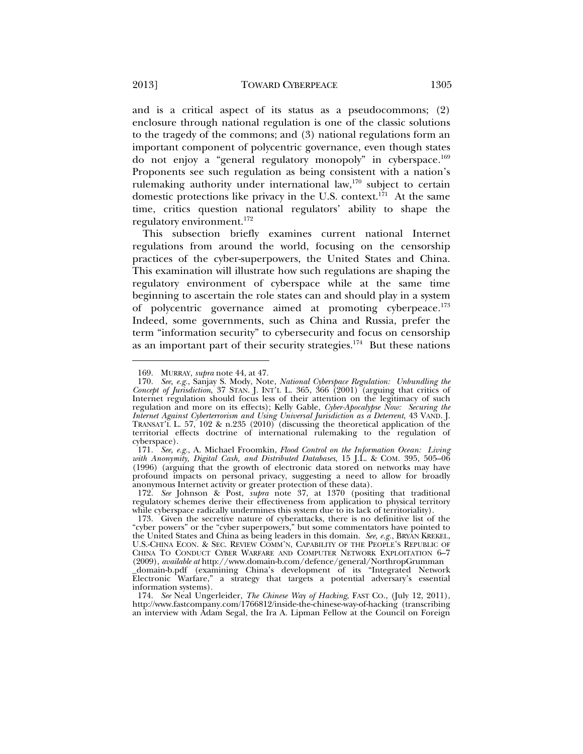and is a critical aspect of its status as a pseudocommons; (2) enclosure through national regulation is one of the classic solutions to the tragedy of the commons; and (3) national regulations form an important component of polycentric governance, even though states do not enjoy a "general regulatory monopoly" in cyberspace.[169] Proponents see such regulation as being consistent with a nation's rulemaking authority under international law,[170] subject to certain domestic protections like privacy in the U.S. context.[171] At the same time, critics question national regulators' ability to shape the regulatory environment.[172]

This subsection briefly examines current national Internet regulations from around the world, focusing on the censorship practices of the cyber-superpowers, the United States and China. This examination will illustrate how such regulations are shaping the regulatory environment of cyberspace while at the same time beginning to ascertain the role states can and should play in a system of polycentric governance aimed at promoting cyberpeace.[173] Indeed, some governments, such as China and Russia, prefer the term "information security" to cybersecurity and focus on censorship as an important part of their security strategies.[174] But these nations

---

169. MURRAY, *supra* note 44, at 47.

170. *See, e.g.*, Sanjay S. Mody, Note, *National Cyberspace Regulation: Unbundling the Concept of Jurisdiction*, 37 STAN. J. INT'L L. 365, 366 (2001) (arguing that critics of Internet regulation should focus less of their attention on the legitimacy of such regulation and more on its effects); Kelly Gable, *Cyber-Apocalypse Now: Securing the Internet Against Cyberterrorism and Using Universal Jurisdiction as a Deterrent*, 43 VAND. J. TRANSAT'L L. 57, 102 & n.235 (2010) (discussing the theoretical application of the territorial effects doctrine of international rulemaking to the regulation of cyberspace).

171. *See, e.g.*, A. Michael Froomkin, *Flood Control on the Information Ocean: Living with Anonymity, Digital Cash, and Distributed Databases*, 15 J.L. & COM. 395, 505–06 (1996) (arguing that the growth of electronic data stored on networks may have profound impacts on personal privacy, suggesting a need to allow for broadly anonymous Internet activity or greater protection of these data).

172. *See* Johnson & Post, *supra* note 37, at 1370 (positing that traditional regulatory schemes derive their effectiveness from application to physical territory while cyberspace radically undermines this system due to its lack of territoriality).

173. Given the secretive nature of cyberattacks, there is no definitive list of the "cyber powers" or the "cyber superpowers," but some commentators have pointed to the United States and China as being leaders in this domain. *See, e.g.*, BRYAN KREKEL, U.S.-CHINA ECON. & SEC. REVIEW COMM'N, CAPABILITY OF THE PEOPLE'S REPUBLIC OF CHINA TO CONDUCT CYBER WARFARE AND COMPUTER NETWORK EXPLOITATION 6–7 (2009), *available at* http://www.domain-b.com/defence/general/NorthropGrumman_domain-b.pdf (examining China's development of its "Integrated Network Electronic Warfare," a strategy that targets a potential adversary's essential information systems).

174. *See* Neal Ungerleider, *The Chinese Way of Hacking*, FAST CO., (July 12, 2011), http://www.fastcompany.com/1766812/inside-the-chinese-way-of-hacking (transcribing an interview with Adam Segal, the Ira A. Lipman Fellow at the Council on Foreign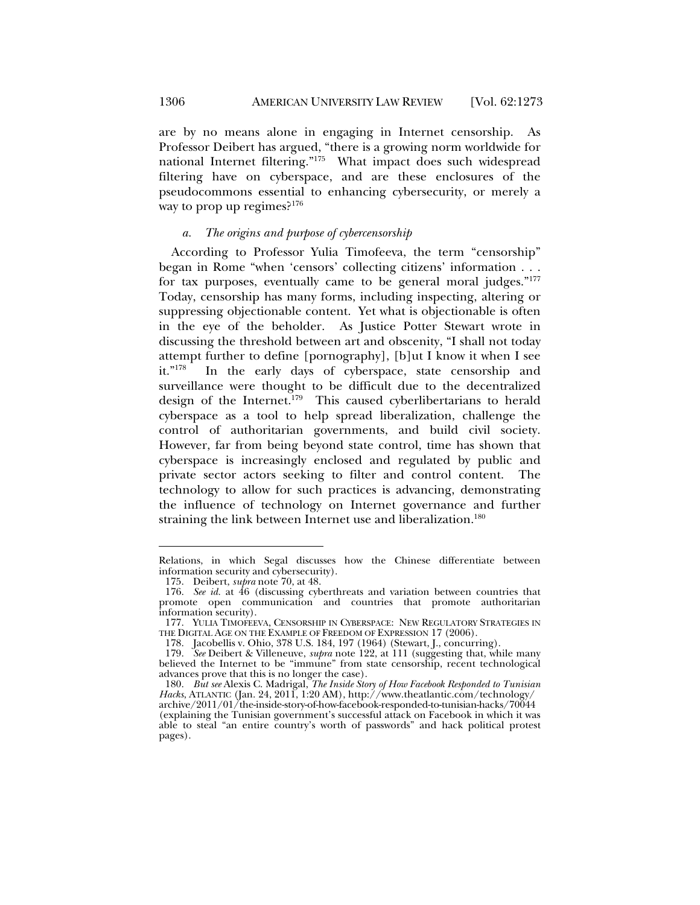are by no means alone in engaging in Internet censorship. As Professor Deibert has argued, "there is a growing norm worldwide for national Internet filtering."[175] What impact does such widespread filtering have on cyberspace, and are these enclosures of the pseudocommons essential to enhancing cybersecurity, or merely a way to prop up regimes?[176]

*a. The origins and purpose of cybercensorship*

According to Professor Yulia Timofeeva, the term "censorship" began in Rome "when 'censors' collecting citizens' information . . . for tax purposes, eventually came to be general moral judges."[177] Today, censorship has many forms, including inspecting, altering or suppressing objectionable content. Yet what is objectionable is often in the eye of the beholder. As Justice Potter Stewart wrote in discussing the threshold between art and obscenity, "I shall not today attempt further to define [pornography], [b]ut I know it when I see it."[178] In the early days of cyberspace, state censorship and surveillance were thought to be difficult due to the decentralized design of the Internet.[179] This caused cyberlibertarians to herald cyberspace as a tool to help spread liberalization, challenge the control of authoritarian governments, and build civil society. However, far from being beyond state control, time has shown that cyberspace is increasingly enclosed and regulated by public and private sector actors seeking to filter and control content. The technology to allow for such practices is advancing, demonstrating the influence of technology on Internet governance and further straining the link between Internet use and liberalization.[180]

---

Relations, in which Segal discusses how the Chinese differentiate between information security and cybersecurity).

175. Deibert, *supra* note 70, at 48.

176. *See id.* at 46 (discussing cyberthreats and variation between countries that promote open communication and countries that promote authoritarian information security).

177. YULIA TIMOFEEVA, CENSORSHIP IN CYBERSPACE: NEW REGULATORY STRATEGIES IN THE DIGITAL AGE ON THE EXAMPLE OF FREEDOM OF EXPRESSION 17 (2006).

178. Jacobellis v. Ohio, 378 U.S. 184, 197 (1964) (Stewart, J., concurring).

179. *See* Deibert & Villeneuve, *supra* note 122, at 111 (suggesting that, while many believed the Internet to be "immune" from state censorship, recent technological advances prove that this is no longer the case).

180. *But see* Alexis C. Madrigal, *The Inside Story of How Facebook Responded to Tunisian Hacks*, ATLANTIC (Jan. 24, 2011, 1:20 AM), http://www.theatlantic.com/technology/archive/2011/01/the-inside-story-of-how-facebook-responded-to-tunisian-hacks/70044 (explaining the Tunisian government's successful attack on Facebook in which it was able to steal "an entire country's worth of passwords" and hack political protest pages).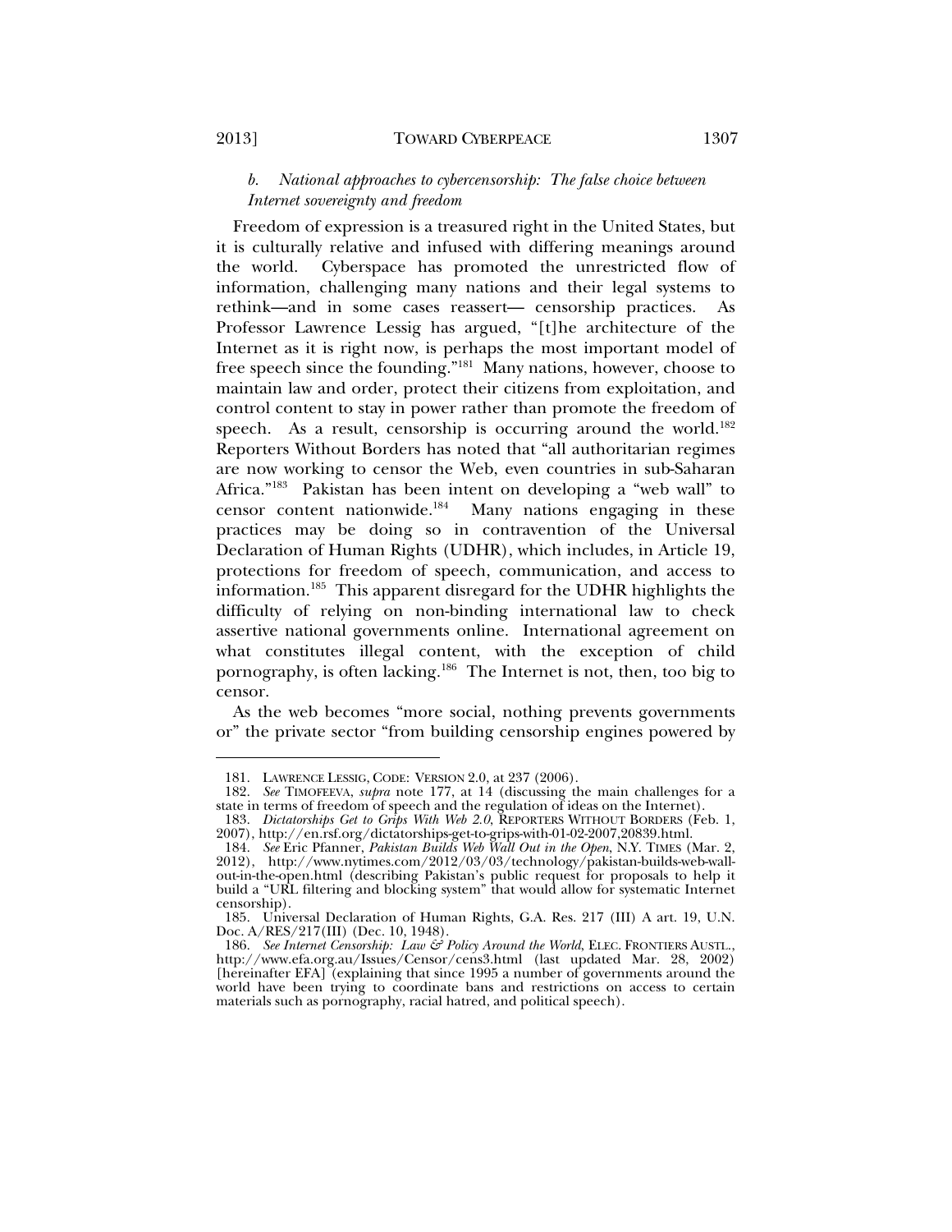*b. National approaches to cybercensorship: The false choice between Internet sovereignty and freedom*

Freedom of expression is a treasured right in the United States, but it is culturally relative and infused with differing meanings around the world. Cyberspace has promoted the unrestricted flow of information, challenging many nations and their legal systems to rethink—and in some cases reassert— censorship practices. As Professor Lawrence Lessig has argued, "[t]he architecture of the Internet as it is right now, is perhaps the most important model of free speech since the founding."[181] Many nations, however, choose to maintain law and order, protect their citizens from exploitation, and control content to stay in power rather than promote the freedom of speech. As a result, censorship is occurring around the world.[182] Reporters Without Borders has noted that "all authoritarian regimes are now working to censor the Web, even countries in sub-Saharan Africa."[183] Pakistan has been intent on developing a "web wall" to censor content nationwide.[184] Many nations engaging in these practices may be doing so in contravention of the Universal Declaration of Human Rights (UDHR), which includes, in Article 19, protections for freedom of speech, communication, and access to information.[185] This apparent disregard for the UDHR highlights the difficulty of relying on non-binding international law to check assertive national governments online. International agreement on what constitutes illegal content, with the exception of child pornography, is often lacking.[186] The Internet is not, then, too big to censor.

As the web becomes "more social, nothing prevents governments or" the private sector "from building censorship engines powered by

---

181. LAWRENCE LESSIG, CODE: VERSION 2.0, at 237 (2006).

182. *See* TIMOFEEVA, *supra* note 177, at 14 (discussing the main challenges for a state in terms of freedom of speech and the regulation of ideas on the Internet).

183. *Dictatorships Get to Grips With Web 2.0*, REPORTERS WITHOUT BORDERS (Feb. 1, 2007), http://en.rsf.org/dictatorships-get-to-grips-with-01-02-2007,20839.html.

184. *See* Eric Pfanner, *Pakistan Builds Web Wall Out in the Open*, N.Y. TIMES (Mar. 2, 2012), http://www.nytimes.com/2012/03/03/technology/pakistan-builds-web-wall-out-in-the-open.html (describing Pakistan's public request for proposals to help it build a "URL filtering and blocking system" that would allow for systematic Internet censorship).

185. Universal Declaration of Human Rights, G.A. Res. 217 (III) A art. 19, U.N. Doc. A/RES/217(III) (Dec. 10, 1948).

186. *See Internet Censorship: Law & Policy Around the World*, ELEC. FRONTIERS AUSTL., http://www.efa.org.au/Issues/Censor/cens3.html (last updated Mar. 28, 2002) [hereinafter EFA] (explaining that since 1995 a number of governments around the world have been trying to coordinate bans and restrictions on access to certain materials such as pornography, racial hatred, and political speech).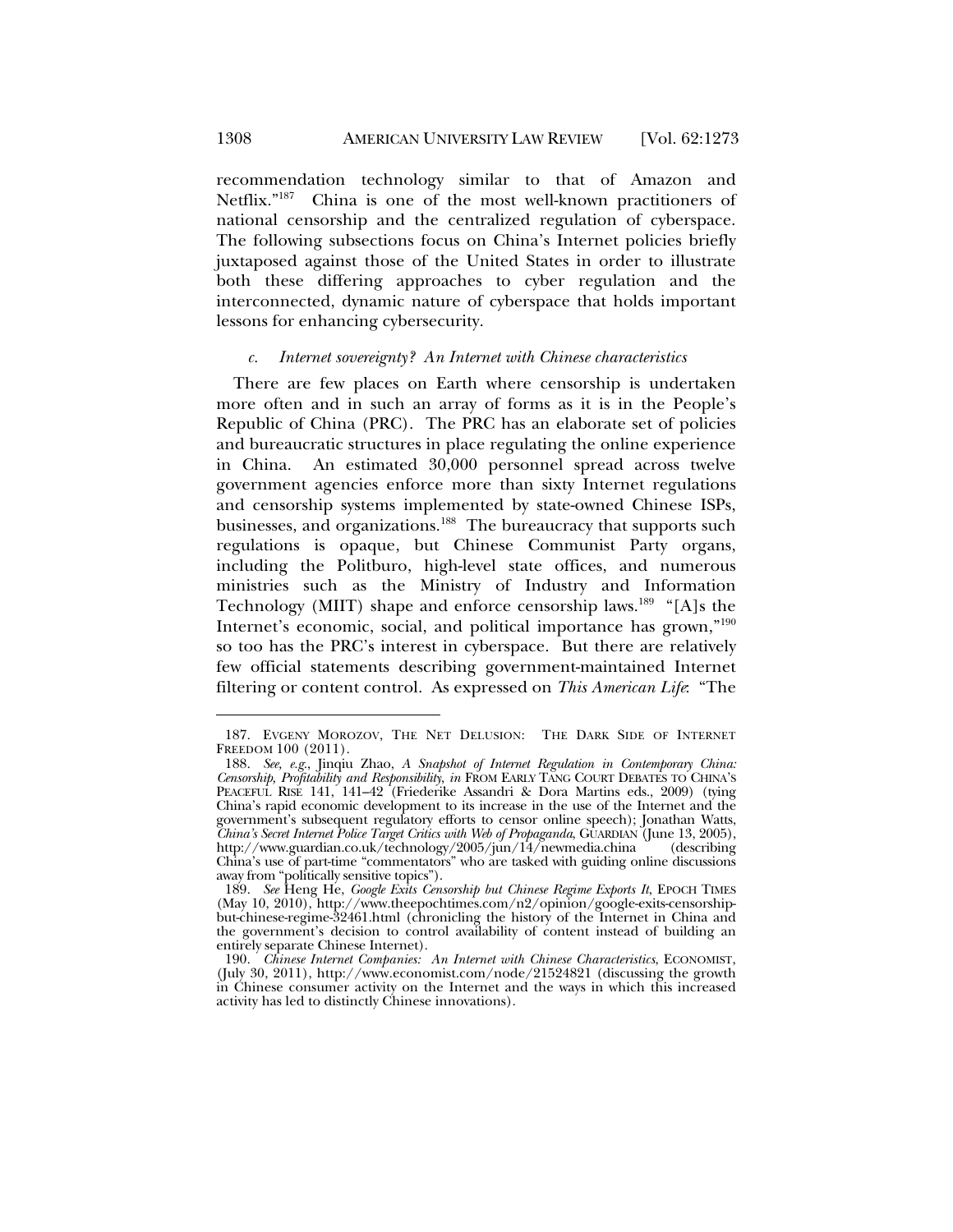recommendation technology similar to that of Amazon and Netflix."[187] China is one of the most well-known practitioners of national censorship and the centralized regulation of cyberspace. The following subsections focus on China's Internet policies briefly juxtaposed against those of the United States in order to illustrate both these differing approaches to cyber regulation and the interconnected, dynamic nature of cyberspace that holds important lessons for enhancing cybersecurity.

#### *c. Internet sovereignty? An Internet with Chinese characteristics*

There are few places on Earth where censorship is undertaken more often and in such an array of forms as it is in the People's Republic of China (PRC). The PRC has an elaborate set of policies and bureaucratic structures in place regulating the online experience in China. An estimated 30,000 personnel spread across twelve government agencies enforce more than sixty Internet regulations and censorship systems implemented by state-owned Chinese ISPs, businesses, and organizations.[188] The bureaucracy that supports such regulations is opaque, but Chinese Communist Party organs, including the Politburo, high-level state offices, and numerous ministries such as the Ministry of Industry and Information Technology (MIIT) shape and enforce censorship laws.[189] "[A]s the Internet's economic, social, and political importance has grown,"[190] so too has the PRC's interest in cyberspace. But there are relatively few official statements describing government-maintained Internet filtering or content control. As expressed on *This American Life*: "The

---

187. EVGENY MOROZOV, THE NET DELUSION: THE DARK SIDE OF INTERNET FREEDOM 100 (2011).

188. *See, e.g.*, Jinqiu Zhao, *A Snapshot of Internet Regulation in Contemporary China: Censorship, Profitability and Responsibility*, *in* FROM EARLY TANG COURT DEBATES TO CHINA'S PEACEFUL RISE 141, 141–42 (Friederike Assandri & Dora Martins eds., 2009) (tying China's rapid economic development to its increase in the use of the Internet and the government's subsequent regulatory efforts to censor online speech); Jonathan Watts, *China's Secret Internet Police Target Critics with Web of Propaganda*, GUARDIAN (June 13, 2005), http://www.guardian.co.uk/technology/2005/jun/14/newmedia.china (describing China's use of part-time "commentators" who are tasked with guiding online discussions away from "politically sensitive topics").

189. *See* Heng He, *Google Exits Censorship but Chinese Regime Exports It*, EPOCH TIMES (May 10, 2010), http://www.theepochtimes.com/n2/opinion/google-exits-censorship-but-chinese-regime-32461.html (chronicling the history of the Internet in China and the government's decision to control availability of content instead of building an entirely separate Chinese Internet).

190. *Chinese Internet Companies: An Internet with Chinese Characteristics*, ECONOMIST, (July 30, 2011), http://www.economist.com/node/21524821 (discussing the growth in Chinese consumer activity on the Internet and the ways in which this increased activity has led to distinctly Chinese innovations).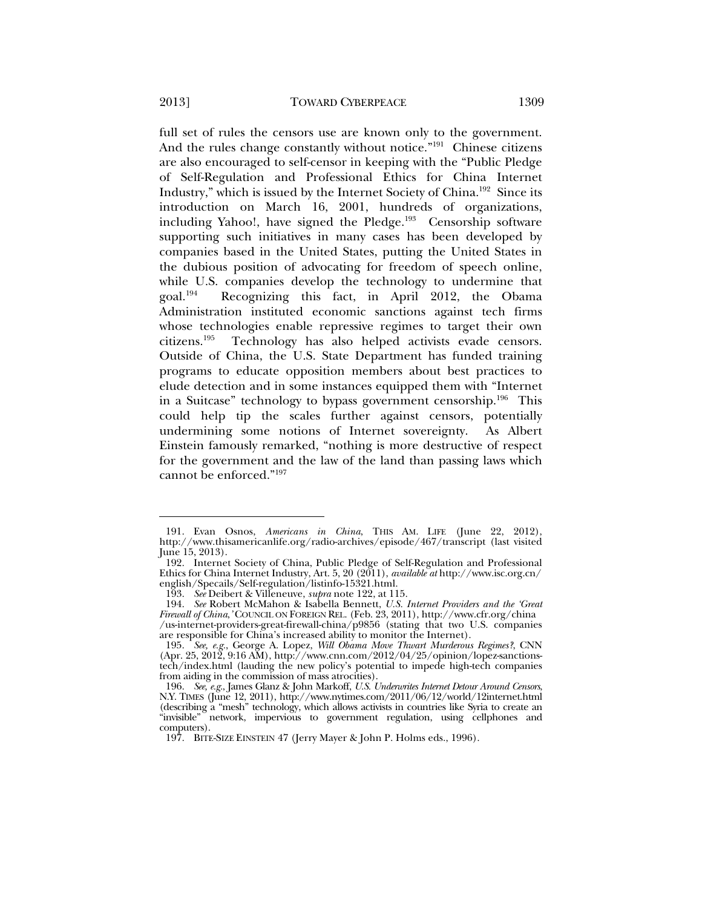full set of rules the censors use are known only to the government. And the rules change constantly without notice."[191] Chinese citizens are also encouraged to self-censor in keeping with the "Public Pledge of Self-Regulation and Professional Ethics for China Internet Industry," which is issued by the Internet Society of China.[192] Since its introduction on March 16, 2001, hundreds of organizations, including Yahoo!, have signed the Pledge.[193] Censorship software supporting such initiatives in many cases has been developed by companies based in the United States, putting the United States in the dubious position of advocating for freedom of speech online, while U.S. companies develop the technology to undermine that goal.[194] Recognizing this fact, in April 2012, the Obama Administration instituted economic sanctions against tech firms whose technologies enable repressive regimes to target their own citizens.[195] Technology has also helped activists evade censors. Outside of China, the U.S. State Department has funded training programs to educate opposition members about best practices to elude detection and in some instances equipped them with "Internet in a Suitcase" technology to bypass government censorship.[196] This could help tip the scales further against censors, potentially undermining some notions of Internet sovereignty. As Albert Einstein famously remarked, "nothing is more destructive of respect for the government and the law of the land than passing laws which cannot be enforced."[197]

---

191. Evan Osnos, *Americans in China*, THIS AM. LIFE (June 22, 2012), http://www.thisamericanlife.org/radio-archives/episode/467/transcript (last visited June 15, 2013).

192. Internet Society of China, Public Pledge of Self-Regulation and Professional Ethics for China Internet Industry, Art. 5, 20 (2011), *available at* http://www.isc.org.cn/english/Specails/Self-regulation/listinfo-15321.html.

193. *See* Deibert & Villeneuve, *supra* note 122, at 115.

194. *See* Robert McMahon & Isabella Bennett, *U.S. Internet Providers and the 'Great Firewall of China*,*'* COUNCIL ON FOREIGN REL. (Feb. 23, 2011), http://www.cfr.org/china/us-internet-providers-great-firewall-china/p9856 (stating that two U.S. companies are responsible for China's increased ability to monitor the Internet).

195. *See, e.g.*, George A. Lopez, *Will Obama Move Thwart Murderous Regimes?*, CNN (Apr. 25, 2012, 9:16 AM), http://www.cnn.com/2012/04/25/opinion/lopez-sanctions-tech/index.html (lauding the new policy's potential to impede high-tech companies from aiding in the commission of mass atrocities).

196. *See, e.g.*, James Glanz & John Markoff, *U.S. Underwrites Internet Detour Around Censors*, N.Y. TIMES (June 12, 2011), http://www.nytimes.com/2011/06/12/world/12internet.html (describing a "mesh" technology, which allows activists in countries like Syria to create an "invisible" network, impervious to government regulation, using cellphones and computers).

197. BITE-SIZE EINSTEIN 47 (Jerry Mayer & John P. Holms eds., 1996).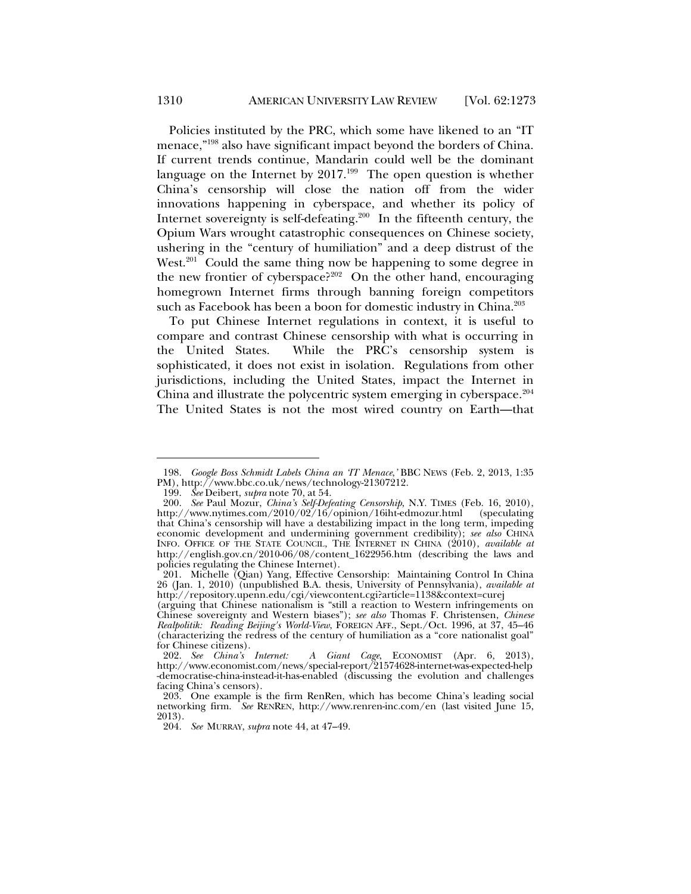Policies instituted by the PRC, which some have likened to an "IT menace,"[198] also have significant impact beyond the borders of China. If current trends continue, Mandarin could well be the dominant language on the Internet by 2017.[199] The open question is whether China's censorship will close the nation off from the wider innovations happening in cyberspace, and whether its policy of Internet sovereignty is self-defeating.[200] In the fifteenth century, the Opium Wars wrought catastrophic consequences on Chinese society, ushering in the "century of humiliation" and a deep distrust of the West.[201] Could the same thing now be happening to some degree in the new frontier of cyberspace?[202] On the other hand, encouraging homegrown Internet firms through banning foreign competitors such as Facebook has been a boon for domestic industry in China.[203]

To put Chinese Internet regulations in context, it is useful to compare and contrast Chinese censorship with what is occurring in the United States. While the PRC's censorship system is sophisticated, it does not exist in isolation. Regulations from other jurisdictions, including the United States, impact the Internet in China and illustrate the polycentric system emerging in cyberspace.[204] The United States is not the most wired country on Earth—that

---

198. *Google Boss Schmidt Labels China an 'IT Menace,'* BBC NEWS (Feb. 2, 2013, 1:35 PM), http://www.bbc.co.uk/news/technology-21307212.

199. *See* Deibert, *supra* note 70, at 54.

200. *See* Paul Mozur, *China's Self-Defeating Censorship*, N.Y. TIMES (Feb. 16, 2010), http://www.nytimes.com/2010/02/16/opinion/16iht-edmozur.html (speculating that China's censorship will have a destabilizing impact in the long term, impeding economic development and undermining government credibility); *see also* CHINA INFO. OFFICE OF THE STATE COUNCIL, THE INTERNET IN CHINA (2010), *available at* http://english.gov.cn/2010-06/08/content_1622956.htm (describing the laws and policies regulating the Chinese Internet).

201. Michelle (Qian) Yang, Effective Censorship: Maintaining Control In China 26 (Jan. 1, 2010) (unpublished B.A. thesis, University of Pennsylvania), *available at* http://repository.upenn.edu/cgi/viewcontent.cgi?article=1138&context=curej (arguing that Chinese nationalism is "still a reaction to Western infringements on Chinese sovereignty and Western biases"); *see also* Thomas F. Christensen, *Chinese Realpolitik: Reading Beijing's World-View*, FOREIGN AFF., Sept./Oct. 1996, at 37, 45–46 (characterizing the redress of the century of humiliation as a "core nationalist goal" for Chinese citizens).

202. *See China's Internet: A Giant Cage*, ECONOMIST (Apr. 6, 2013), http://www.economist.com/news/special-report/21574628-internet-was-expected-help-democratise-china-instead-it-has-enabled (discussing the evolution and challenges facing China's censors).

203. One example is the firm RenRen, which has become China's leading social networking firm. *See* RENREN, http://www.renren-inc.com/en (last visited June 15, 2013).

204. *See* MURRAY, *supra* note 44, at 47–49.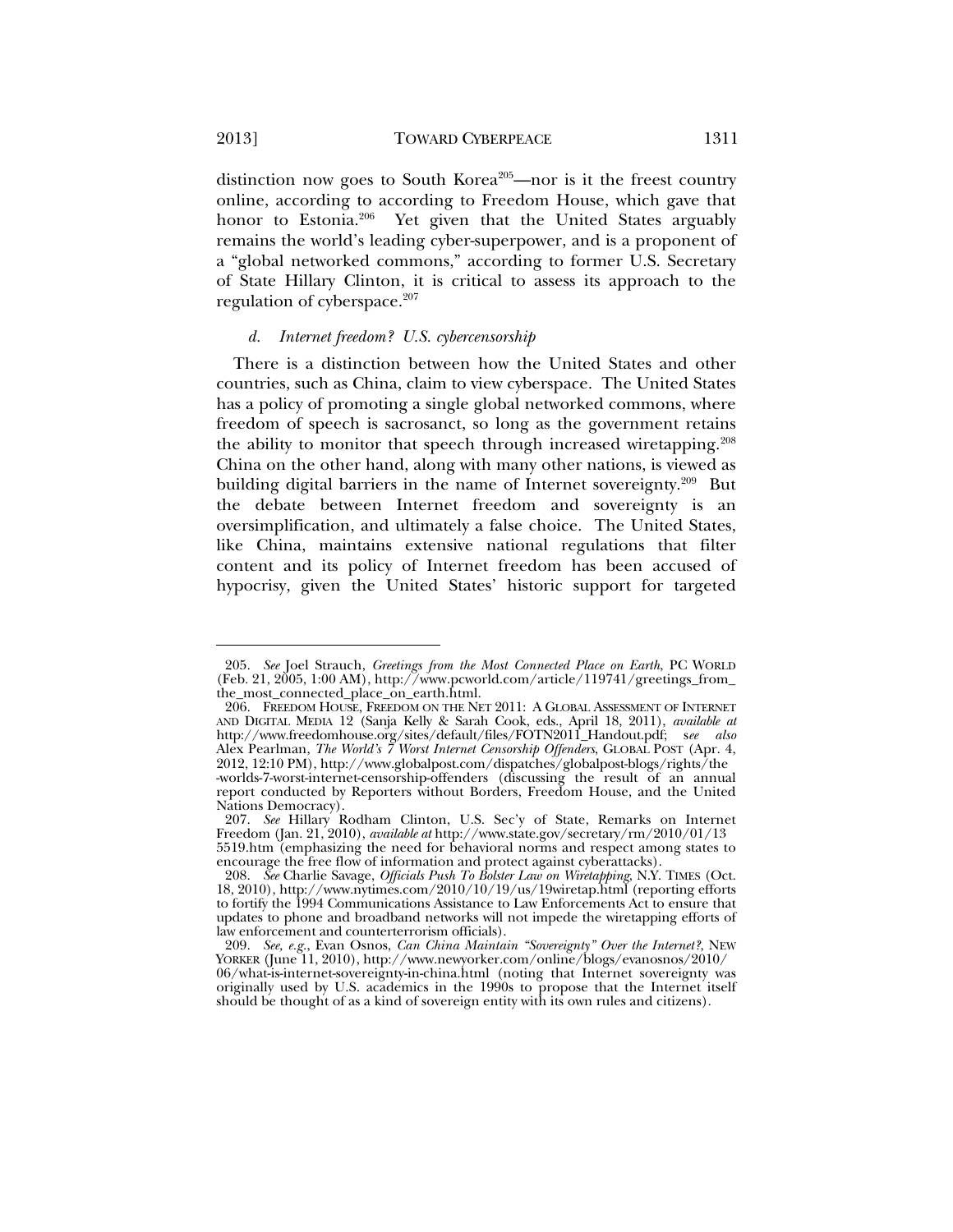distinction now goes to South Korea[205]—nor is it the freest country online, according to according to Freedom House, which gave that honor to Estonia.[206] Yet given that the United States arguably remains the world's leading cyber-superpower, and is a proponent of a "global networked commons," according to former U.S. Secretary of State Hillary Clinton, it is critical to assess its approach to the regulation of cyberspace.[207]

#### *d. Internet freedom? U.S. cybercensorship*

There is a distinction between how the United States and other countries, such as China, claim to view cyberspace. The United States has a policy of promoting a single global networked commons, where freedom of speech is sacrosanct, so long as the government retains the ability to monitor that speech through increased wiretapping.[208] China on the other hand, along with many other nations, is viewed as building digital barriers in the name of Internet sovereignty.[209] But the debate between Internet freedom and sovereignty is an oversimplification, and ultimately a false choice. The United States, like China, maintains extensive national regulations that filter content and its policy of Internet freedom has been accused of hypocrisy, given the United States' historic support for targeted

---

205. *See* Joel Strauch, *Greetings from the Most Connected Place on Earth*, PC WORLD (Feb. 21, 2005, 1:00 AM), http://www.pcworld.com/article/119741/greetings_from_the_most_connected_place_on_earth.html.

206. FREEDOM HOUSE, FREEDOM ON THE NET 2011: A GLOBAL ASSESSMENT OF INTERNET AND DIGITAL MEDIA 12 (Sanja Kelly & Sarah Cook, eds., April 18, 2011), *available at* http://www.freedomhouse.org/sites/default/files/FOTN2011_Handout.pdf; *see also* Alex Pearlman, *The World's 7 Worst Internet Censorship Offenders*, GLOBAL POST (Apr. 4, 2012, 12:10 PM), http://www.globalpost.com/dispatches/globalpost-blogs/rights/the-worlds-7-worst-internet-censorship-offenders (discussing the result of an annual report conducted by Reporters without Borders, Freedom House, and the United Nations Democracy).

207. *See* Hillary Rodham Clinton, U.S. Sec'y of State, Remarks on Internet Freedom (Jan. 21, 2010), *available at* http://www.state.gov/secretary/rm/2010/01/135519.htm (emphasizing the need for behavioral norms and respect among states to encourage the free flow of information and protect against cyberattacks).

208. *See* Charlie Savage, *Officials Push To Bolster Law on Wiretapping*, N.Y. TIMES (Oct. 18, 2010), http://www.nytimes.com/2010/10/19/us/19wiretap.html (reporting efforts to fortify the 1994 Communications Assistance to Law Enforcements Act to ensure that updates to phone and broadband networks will not impede the wiretapping efforts of law enforcement and counterterrorism officials).

209. *See, e.g.*, Evan Osnos, *Can China Maintain "Sovereignty" Over the Internet?*, NEW YORKER (June 11, 2010), http://www.newyorker.com/online/blogs/evanosnos/2010/06/what-is-internet-sovereignty-in-china.html (noting that Internet sovereignty was originally used by U.S. academics in the 1990s to propose that the Internet itself should be thought of as a kind of sovereign entity with its own rules and citizens).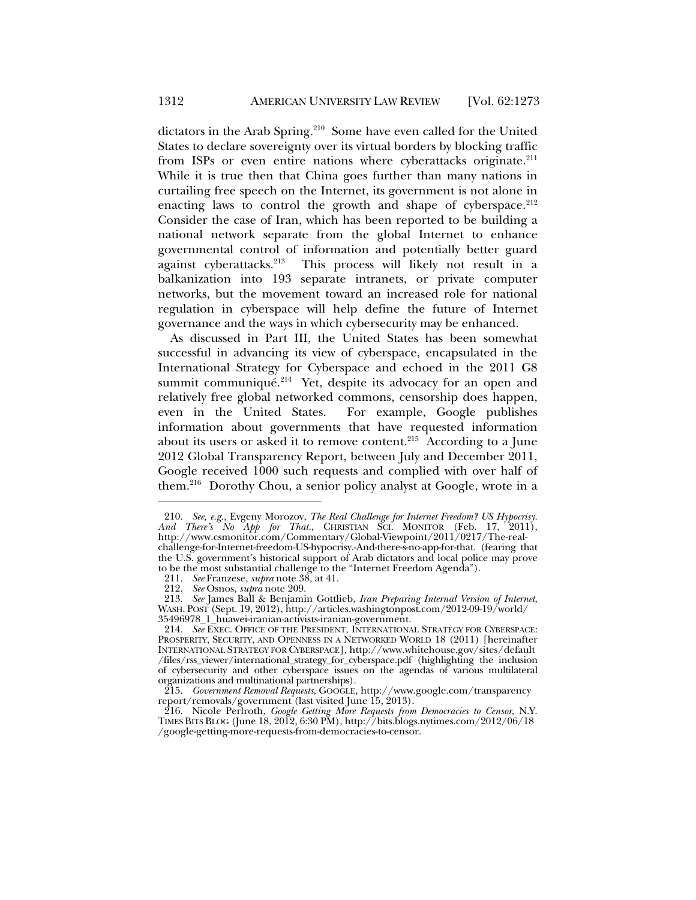dictators in the Arab Spring.[210] Some have even called for the United States to declare sovereignty over its virtual borders by blocking traffic from ISPs or even entire nations where cyberattacks originate.[211] While it is true then that China goes further than many nations in curtailing free speech on the Internet, its government is not alone in enacting laws to control the growth and shape of cyberspace.[212] Consider the case of Iran, which has been reported to be building a national network separate from the global Internet to enhance governmental control of information and potentially better guard against cyberattacks.[213] This process will likely not result in a balkanization into 193 separate intranets, or private computer networks, but the movement toward an increased role for national regulation in cyberspace will help define the future of Internet governance and the ways in which cybersecurity may be enhanced.

As discussed in Part III, the United States has been somewhat successful in advancing its view of cyberspace, encapsulated in the International Strategy for Cyberspace and echoed in the 2011 G8 summit communiqué.[214] Yet, despite its advocacy for an open and relatively free global networked commons, censorship does happen, even in the United States. For example, Google publishes information about governments that have requested information about its users or asked it to remove content.[215] According to a June 2012 Global Transparency Report, between July and December 2011, Google received 1000 such requests and complied with over half of them.[216] Dorothy Chou, a senior policy analyst at Google, wrote in a

---

210. *See, e.g.*, Evgeny Morozov, *The Real Challenge for Internet Freedom? US Hypocrisy. And There's No App for That.*, CHRISTIAN SCI. MONITOR (Feb. 17, 2011), http://www.csmonitor.com/Commentary/Global-Viewpoint/2011/0217/The-real-challenge-for-Internet-freedom-US-hypocrisy.-And-there-s-no-app-for-that. (fearing that the U.S. government's historical support of Arab dictators and local police may prove to be the most substantial challenge to the "Internet Freedom Agenda").

211. *See* Franzese, *supra* note 38, at 41.

212. *See* Osnos, *supra* note 209.

213. *See* James Ball & Benjamin Gottlieb, *Iran Preparing Internal Version of Internet*, WASH. POST (Sept. 19, 2012), http://articles.washingtonpost.com/2012-09-19/world/35496978_1_huawei-iranian-activists-iranian-government.

214. *See* EXEC. OFFICE OF THE PRESIDENT, INTERNATIONAL STRATEGY FOR CYBERSPACE: PROSPERITY, SECURITY, AND OPENNESS IN A NETWORKED WORLD 18 (2011) [hereinafter INTERNATIONAL STRATEGY FOR CYBERSPACE], http://www.whitehouse.gov/sites/default/files/rss_viewer/international_strategy_for_cyberspace.pdf (highlighting the inclusion of cybersecurity and other cyberspace issues on the agendas of various multilateral organizations and multinational partnerships).

215. *Government Removal Requests*, GOOGLE, http://www.google.com/transparencyreport/removals/government (last visited June 15, 2013).

216. Nicole Perlroth, *Google Getting More Requests from Democracies to Censor*, N.Y. TIMES BITS BLOG (June 18, 2012, 6:30 PM), http://bits.blogs.nytimes.com/2012/06/18/google-getting-more-requests-from-democracies-to-censor.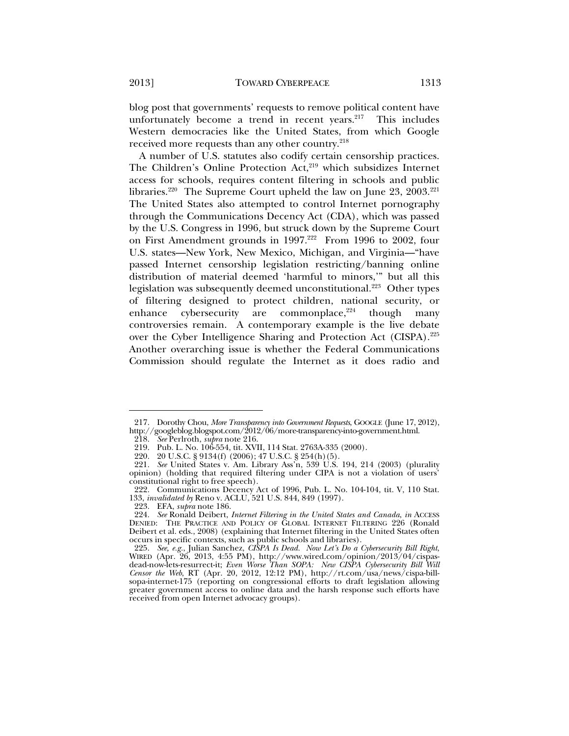blog post that governments' requests to remove political content have unfortunately become a trend in recent years.[217] This includes Western democracies like the United States, from which Google received more requests than any other country.[218]

A number of U.S. statutes also codify certain censorship practices. The Children's Online Protection Act,[219] which subsidizes Internet access for schools, requires content filtering in schools and public libraries.[220] The Supreme Court upheld the law on June 23, 2003.[221] The United States also attempted to control Internet pornography through the Communications Decency Act (CDA), which was passed by the U.S. Congress in 1996, but struck down by the Supreme Court on First Amendment grounds in 1997.[222] From 1996 to 2002, four U.S. states—New York, New Mexico, Michigan, and Virginia—"have passed Internet censorship legislation restricting/banning online distribution of material deemed 'harmful to minors,'" but all this legislation was subsequently deemed unconstitutional.[223] Other types of filtering designed to protect children, national security, or enhance cybersecurity are commonplace,[224] though many controversies remain. A contemporary example is the live debate over the Cyber Intelligence Sharing and Protection Act (CISPA).[225] Another overarching issue is whether the Federal Communications Commission should regulate the Internet as it does radio and

---

217. Dorothy Chou, *More Transparency into Government Requests*, GOOGLE (June 17, 2012), http://googleblog.blogspot.com/2012/06/more-transparency-into-government.html.

218. *See* Perlroth, *supra* note 216.

219. Pub. L. No. 106-554, tit. XVII, 114 Stat. 2763A-335 (2000).

220. 20 U.S.C. § 9134(f) (2006); 47 U.S.C. § 254(h)(5).

221. *See* United States v. Am. Library Ass'n, 539 U.S. 194, 214 (2003) (plurality opinion) (holding that required filtering under CIPA is not a violation of users' constitutional right to free speech).

222. Communications Decency Act of 1996, Pub. L. No. 104-104, tit. V, 110 Stat. 133, *invalidated by* Reno v. ACLU, 521 U.S. 844, 849 (1997).

223. EFA, *supra* note 186.

224. *See* Ronald Deibert, *Internet Filtering in the United States and Canada*, *in* ACCESS DENIED: THE PRACTICE AND POLICY OF GLOBAL INTERNET FILTERING 226 (Ronald Deibert et al. eds., 2008) (explaining that Internet filtering in the United States often occurs in specific contexts, such as public schools and libraries).

225. *See, e.g.*, Julian Sanchez, *CISPA Is Dead. Now Let's Do a Cybersecurity Bill Right*, WIRED (Apr. 26, 2013, 4:55 PM), http://www.wired.com/opinion/2013/04/cispas-dead-now-lets-resurrect-it; *Even Worse Than SOPA: New CISPA Cybersecurity Bill Will Censor the Web*, RT (Apr. 20, 2012, 12:12 PM), http://rt.com/usa/news/cispa-bill-sopa-internet-175 (reporting on congressional efforts to draft legislation allowing greater government access to online data and the harsh response such efforts have received from open Internet advocacy groups).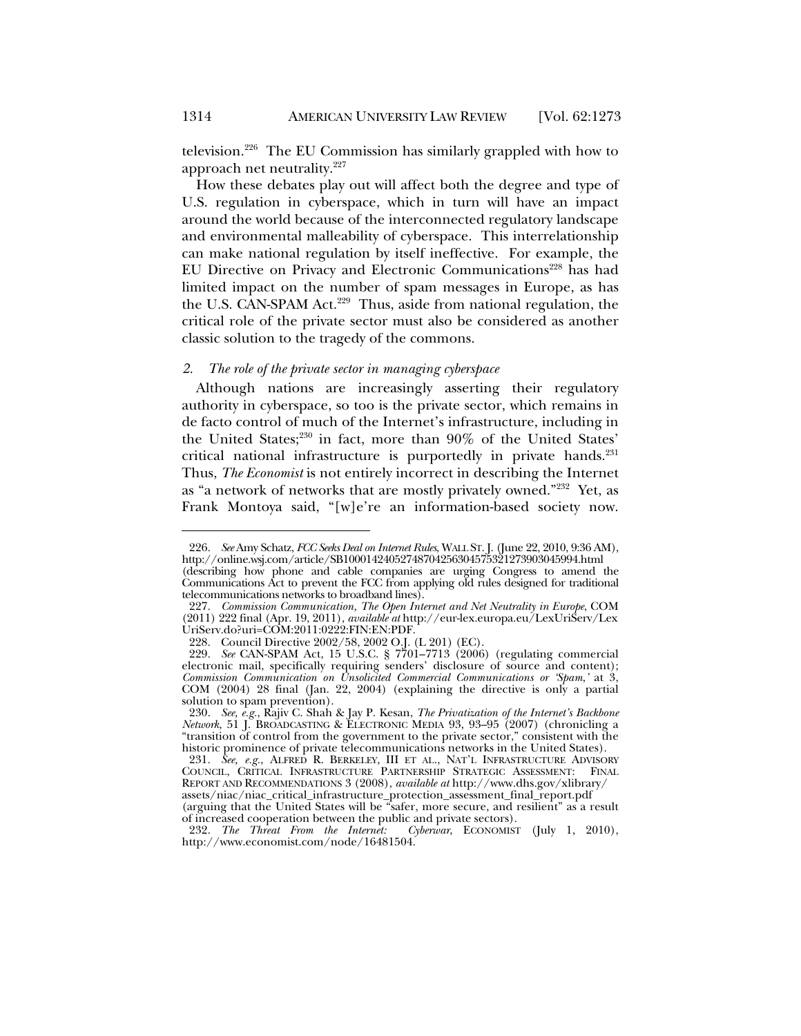television.[226] The EU Commission has similarly grappled with how to approach net neutrality.[227]

How these debates play out will affect both the degree and type of U.S. regulation in cyberspace, which in turn will have an impact around the world because of the interconnected regulatory landscape and environmental malleability of cyberspace. This interrelationship can make national regulation by itself ineffective. For example, the EU Directive on Privacy and Electronic Communications[228] has had limited impact on the number of spam messages in Europe, as has the U.S. CAN-SPAM Act.[229] Thus, aside from national regulation, the critical role of the private sector must also be considered as another classic solution to the tragedy of the commons.

### *2. The role of the private sector in managing cyberspace*

Although nations are increasingly asserting their regulatory authority in cyberspace, so too is the private sector, which remains in de facto control of much of the Internet's infrastructure, including in the United States;[230] in fact, more than 90% of the United States' critical national infrastructure is purportedly in private hands.[231] Thus, *The Economist* is not entirely incorrect in describing the Internet as "a network of networks that are mostly privately owned."[232] Yet, as Frank Montoya said, "[w]e're an information-based society now.

---

226. *See* Amy Schatz, *FCC Seeks Deal on Internet Rules*, WALL ST. J. (June 22, 2010, 9:36 AM), http://online.wsj.com/article/SB10001424052748704256304575321273903045994.html (describing how phone and cable companies are urging Congress to amend the Communications Act to prevent the FCC from applying old rules designed for traditional telecommunications networks to broadband lines).

227. *Commission Communication, The Open Internet and Net Neutrality in Europe*, COM (2011) 222 final (Apr. 19, 2011), *available at* http://eur-lex.europa.eu/LexUriServ/LexUriServ.do?uri=COM:2011:0222:FIN:EN:PDF.

228. Council Directive 2002/58, 2002 O.J. (L 201) (EC).

229. *See* CAN-SPAM Act, 15 U.S.C. § 7701–7713 (2006) (regulating commercial electronic mail, specifically requiring senders' disclosure of source and content); *Commission Communication on Unsolicited Commercial Communications or 'Spam*,*'* at 3, COM (2004) 28 final (Jan. 22, 2004) (explaining the directive is only a partial solution to spam prevention).

230. *See, e.g.*, Rajiv C. Shah & Jay P. Kesan, *The Privatization of the Internet's Backbone Network*, 51 J. BROADCASTING & ELECTRONIC MEDIA 93, 93–95 (2007) (chronicling a "transition of control from the government to the private sector," consistent with the historic prominence of private telecommunications networks in the United States).

231. *See, e.g.*, ALFRED R. BERKELEY, III ET AL., NAT'L INFRASTRUCTURE ADVISORY COUNCIL, CRITICAL INFRASTRUCTURE PARTNERSHIP STRATEGIC ASSESSMENT: FINAL REPORT AND RECOMMENDATIONS 3 (2008), *available at* http://www.dhs.gov/xlibrary/assets/niac/niac_critical_infrastructure_protection_assessment_final_report.pdf (arguing that the United States will be "safer, more secure, and resilient" as a result of increased cooperation between the public and private sectors).

232. *The Threat From the Internet: Cyberwar*, ECONOMIST (July 1, 2010), http://www.economist.com/node/16481504.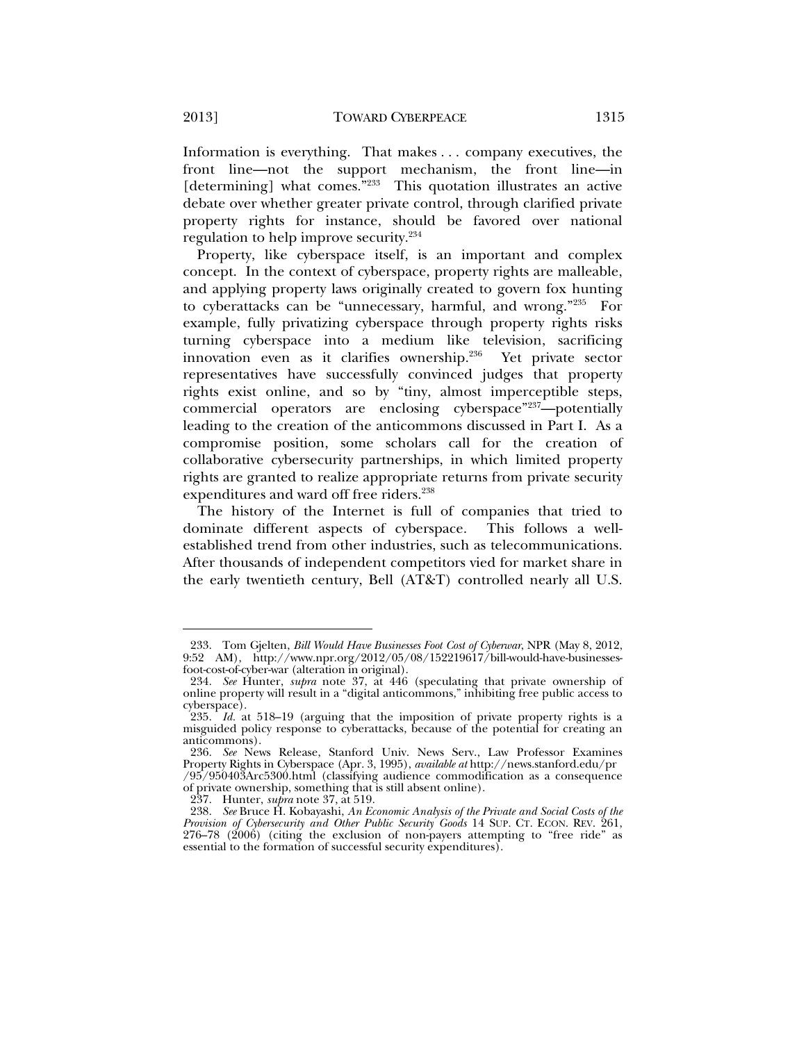Information is everything. That makes . . . company executives, the front line—not the support mechanism, the front line—in [determining] what comes."[233] This quotation illustrates an active debate over whether greater private control, through clarified private property rights for instance, should be favored over national regulation to help improve security.[234]

Property, like cyberspace itself, is an important and complex concept. In the context of cyberspace, property rights are malleable, and applying property laws originally created to govern fox hunting to cyberattacks can be "unnecessary, harmful, and wrong."[235] For example, fully privatizing cyberspace through property rights risks turning cyberspace into a medium like television, sacrificing innovation even as it clarifies ownership.[236] Yet private sector representatives have successfully convinced judges that property rights exist online, and so by "tiny, almost imperceptible steps, commercial operators are enclosing cyberspace"[237]—potentially leading to the creation of the anticommons discussed in Part I. As a compromise position, some scholars call for the creation of collaborative cybersecurity partnerships, in which limited property rights are granted to realize appropriate returns from private security expenditures and ward off free riders.[238]

The history of the Internet is full of companies that tried to dominate different aspects of cyberspace. This follows a well-established trend from other industries, such as telecommunications. After thousands of independent competitors vied for market share in the early twentieth century, Bell (AT&T) controlled nearly all U.S.

---

233. Tom Gjelten, *Bill Would Have Businesses Foot Cost of Cyberwar*, NPR (May 8, 2012, 9:52 AM), http://www.npr.org/2012/05/08/152219617/bill-would-have-businesses-foot-cost-of-cyber-war (alteration in original).

234. *See* Hunter, *supra* note 37, at 446 (speculating that private ownership of online property will result in a "digital anticommons," inhibiting free public access to cyberspace).

235. *Id.* at 518–19 (arguing that the imposition of private property rights is a misguided policy response to cyberattacks, because of the potential for creating an anticommons).

236. *See* News Release, Stanford Univ. News Serv., Law Professor Examines Property Rights in Cyberspace (Apr. 3, 1995), *available at* http://news.stanford.edu/pr/95/950403Arc5300.html (classifying audience commodification as a consequence of private ownership, something that is still absent online).

237. Hunter, *supra* note 37, at 519.

238. *See* Bruce H. Kobayashi, *An Economic Analysis of the Private and Social Costs of the Provision of Cybersecurity and Other Public Security Goods* 14 SUP. CT. ECON. REV. 261, 276–78 (2006) (citing the exclusion of non-payers attempting to "free ride" as essential to the formation of successful security expenditures).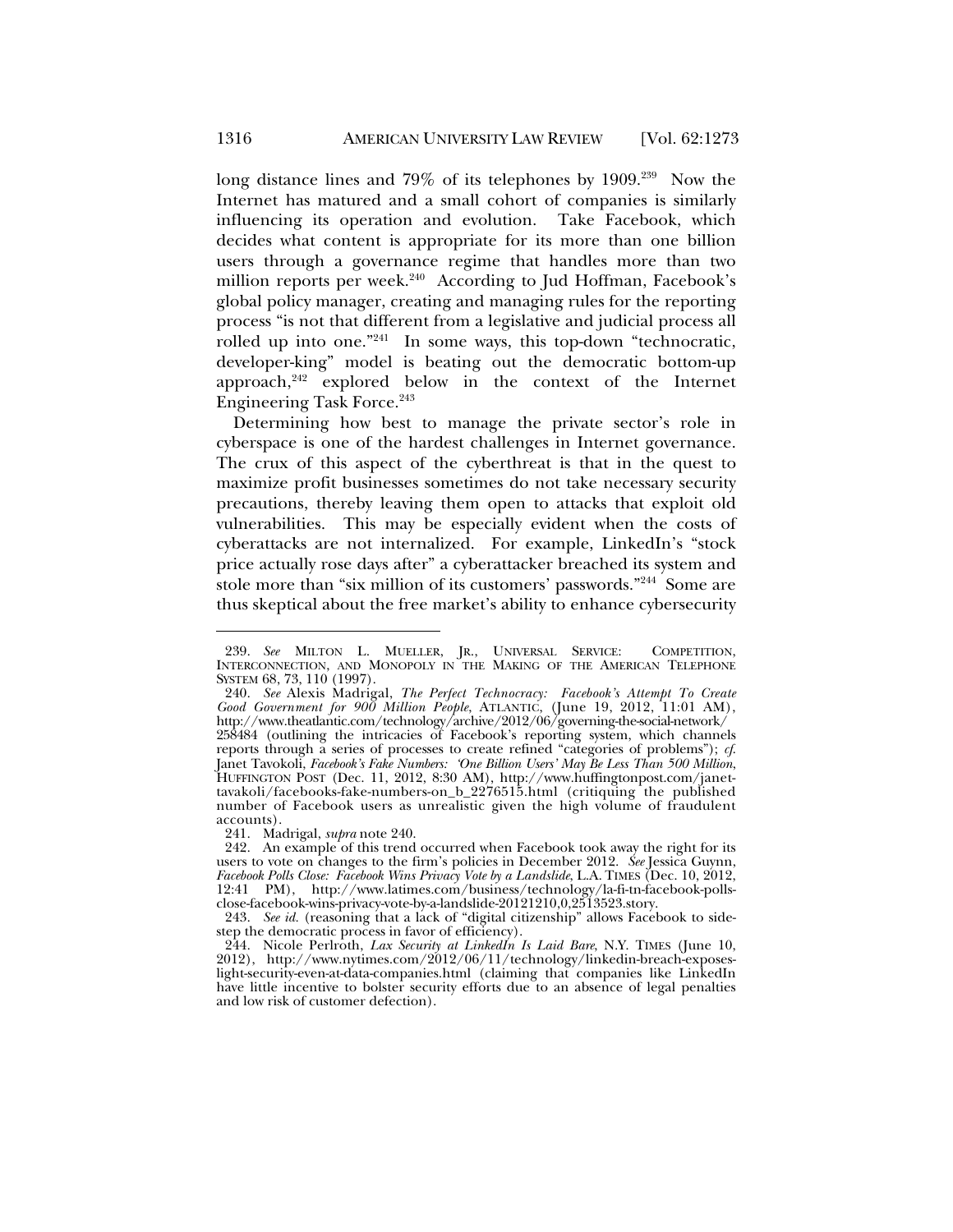long distance lines and 79% of its telephones by 1909.[239] Now the Internet has matured and a small cohort of companies is similarly influencing its operation and evolution. Take Facebook, which decides what content is appropriate for its more than one billion users through a governance regime that handles more than two million reports per week.[240] According to Jud Hoffman, Facebook's global policy manager, creating and managing rules for the reporting process "is not that different from a legislative and judicial process all rolled up into one."[241] In some ways, this top-down "technocratic, developer-king" model is beating out the democratic bottom-up approach,[242] explored below in the context of the Internet Engineering Task Force.[243]

Determining how best to manage the private sector's role in cyberspace is one of the hardest challenges in Internet governance. The crux of this aspect of the cyberthreat is that in the quest to maximize profit businesses sometimes do not take necessary security precautions, thereby leaving them open to attacks that exploit old vulnerabilities. This may be especially evident when the costs of cyberattacks are not internalized. For example, LinkedIn's "stock price actually rose days after" a cyberattacker breached its system and stole more than "six million of its customers' passwords."[244] Some are thus skeptical about the free market's ability to enhance cybersecurity

---

239. *See* MILTON L. MUELLER, JR., UNIVERSAL SERVICE: COMPETITION, INTERCONNECTION, AND MONOPOLY IN THE MAKING OF THE AMERICAN TELEPHONE SYSTEM 68, 73, 110 (1997).

240. *See* Alexis Madrigal, *The Perfect Technocracy: Facebook's Attempt To Create Good Government for 900 Million People*, ATLANTIC, (June 19, 2012, 11:01 AM), http://www.theatlantic.com/technology/archive/2012/06/governing-the-social-network/258484 (outlining the intricacies of Facebook's reporting system, which channels reports through a series of processes to create refined "categories of problems"); *cf.* Janet Tavokoli, *Facebook's Fake Numbers: 'One Billion Users' May Be Less Than 500 Million*, HUFFINGTON POST (Dec. 11, 2012, 8:30 AM), http://www.huffingtonpost.com/janet-tavakoli/facebooks-fake-numbers-on_b_2276515.html (critiquing the published number of Facebook users as unrealistic given the high volume of fraudulent accounts).

241. Madrigal, *supra* note 240.

242. An example of this trend occurred when Facebook took away the right for its users to vote on changes to the firm's policies in December 2012. *See* Jessica Guynn, *Facebook Polls Close: Facebook Wins Privacy Vote by a Landslide*, L.A. TIMES (Dec. 10, 2012, 12:41 PM), http://www.latimes.com/business/technology/la-fi-tn-facebook-polls-close-facebook-wins-privacy-vote-by-a-landslide-20121210,0,2513523.story.

243. *See id.* (reasoning that a lack of "digital citizenship" allows Facebook to side-step the democratic process in favor of efficiency).

244. Nicole Perlroth, *Lax Security at LinkedIn Is Laid Bare*, N.Y. TIMES (June 10, 2012), http://www.nytimes.com/2012/06/11/technology/linkedin-breach-exposes-light-security-even-at-data-companies.html (claiming that companies like LinkedIn have little incentive to bolster security efforts due to an absence of legal penalties and low risk of customer defection).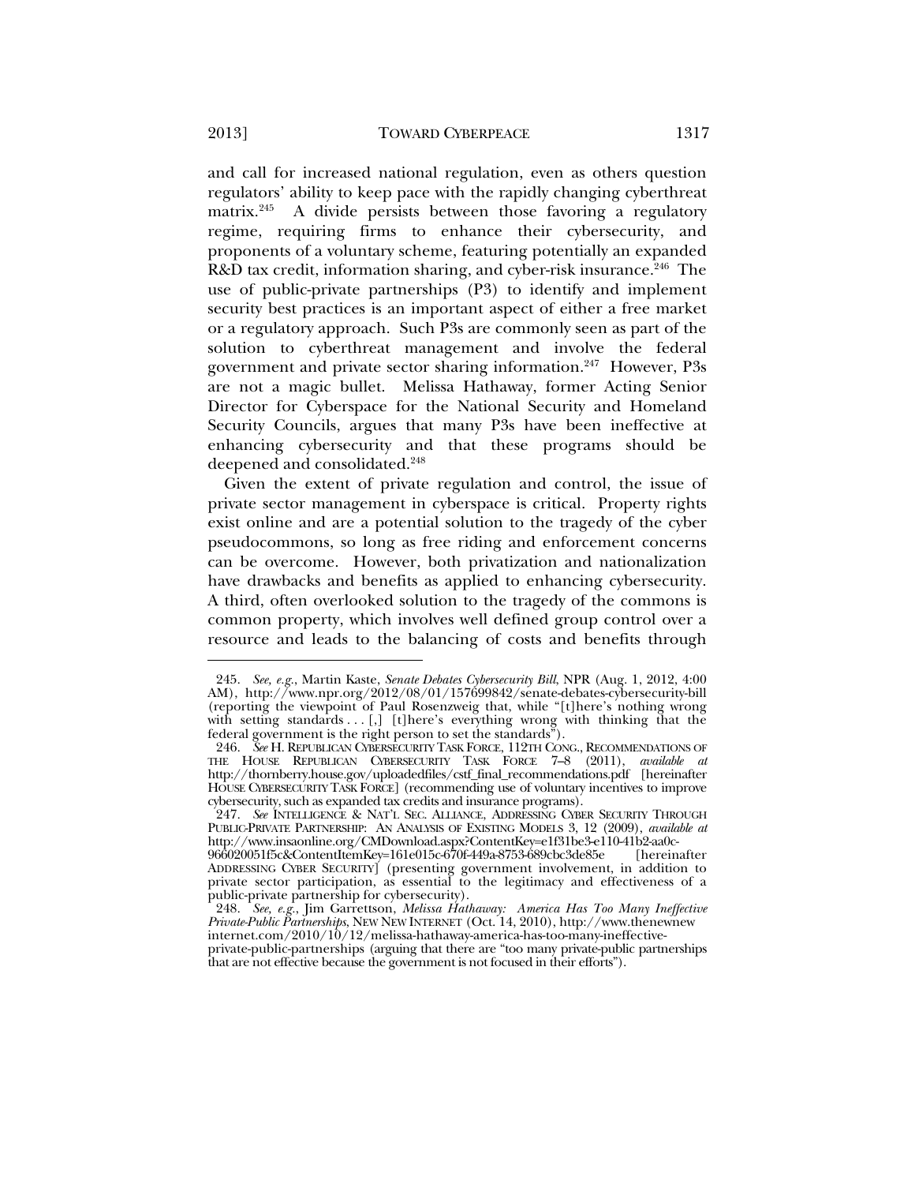and call for increased national regulation, even as others question regulators' ability to keep pace with the rapidly changing cyberthreat matrix.[245] A divide persists between those favoring a regulatory regime, requiring firms to enhance their cybersecurity, and proponents of a voluntary scheme, featuring potentially an expanded R&D tax credit, information sharing, and cyber-risk insurance.[246] The use of public-private partnerships (P3) to identify and implement security best practices is an important aspect of either a free market or a regulatory approach. Such P3s are commonly seen as part of the solution to cyberthreat management and involve the federal government and private sector sharing information.[247] However, P3s are not a magic bullet. Melissa Hathaway, former Acting Senior Director for Cyberspace for the National Security and Homeland Security Councils, argues that many P3s have been ineffective at enhancing cybersecurity and that these programs should be deepened and consolidated.[248]

Given the extent of private regulation and control, the issue of private sector management in cyberspace is critical. Property rights exist online and are a potential solution to the tragedy of the cyber pseudocommons, so long as free riding and enforcement concerns can be overcome. However, both privatization and nationalization have drawbacks and benefits as applied to enhancing cybersecurity. A third, often overlooked solution to the tragedy of the commons is common property, which involves well defined group control over a resource and leads to the balancing of costs and benefits through

---

245. *See, e.g.*, Martin Kaste, *Senate Debates Cybersecurity Bill*, NPR (Aug. 1, 2012, 4:00 AM), http://www.npr.org/2012/08/01/157699842/senate-debates-cybersecurity-bill (reporting the viewpoint of Paul Rosenzweig that, while "[t]here's nothing wrong with setting standards . . . [,] [t]here's everything wrong with thinking that the federal government is the right person to set the standards").

246. *See* H. REPUBLICAN CYBERSECURITY TASK FORCE, 112TH CONG., RECOMMENDATIONS OF THE HOUSE REPUBLICAN CYBERSECURITY TASK FORCE 7–8 (2011), *available at* http://thornberry.house.gov/uploadedfiles/cstf_final_recommendations.pdf [hereinafter HOUSE CYBERSECURITY TASK FORCE] (recommending use of voluntary incentives to improve cybersecurity, such as expanded tax credits and insurance programs).

247. *See* INTELLIGENCE & NAT'L SEC. ALLIANCE, ADDRESSING CYBER SECURITY THROUGH PUBLIC-PRIVATE PARTNERSHIP: AN ANALYSIS OF EXISTING MODELS 3, 12 (2009), *available at* http://www.insaonline.org/CMDownload.aspx?ContentKey=e1f31be3-e110-41b2-aa0c-966020051f5c&ContentItemKey=161e015c-670f-449a-8753-689cbc3de85e [hereinafter ADDRESSING CYBER SECURITY] (presenting government involvement, in addition to private sector participation, as essential to the legitimacy and effectiveness of a public-private partnership for cybersecurity).

248. *See, e.g.*, Jim Garrettson, *Melissa Hathaway: America Has Too Many Ineffective Private-Public Partnerships*, NEW NEW INTERNET (Oct. 14, 2010), http://www.thenewnewinternet.com/2010/10/12/melissa-hathaway-america-has-too-many-ineffective-private-public-partnerships (arguing that there are "too many private-public partnerships that are not effective because the government is not focused in their efforts").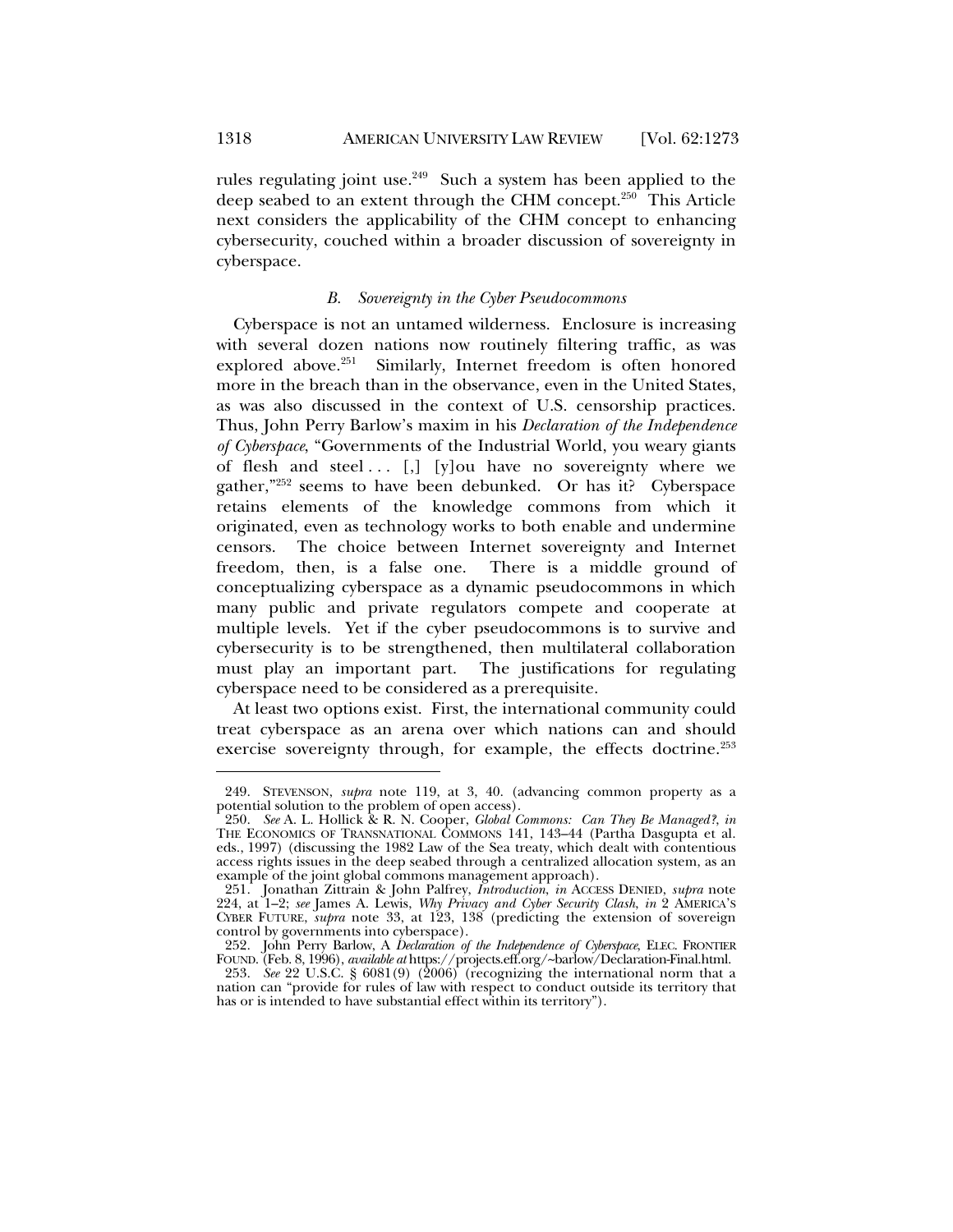rules regulating joint use.[249] Such a system has been applied to the deep seabed to an extent through the CHM concept.[250] This Article next considers the applicability of the CHM concept to enhancing cybersecurity, couched within a broader discussion of sovereignty in cyberspace.

### *B. Sovereignty in the Cyber Pseudocommons*

Cyberspace is not an untamed wilderness. Enclosure is increasing with several dozen nations now routinely filtering traffic, as was explored above.[251] Similarly, Internet freedom is often honored more in the breach than in the observance, even in the United States, as was also discussed in the context of U.S. censorship practices. Thus, John Perry Barlow's maxim in his *Declaration of the Independence of Cyberspace*, "Governments of the Industrial World, you weary giants of flesh and steel . . . [,] [y]ou have no sovereignty where we gather,"[252] seems to have been debunked. Or has it? Cyberspace retains elements of the knowledge commons from which it originated, even as technology works to both enable and undermine censors. The choice between Internet sovereignty and Internet freedom, then, is a false one. There is a middle ground of conceptualizing cyberspace as a dynamic pseudocommons in which many public and private regulators compete and cooperate at multiple levels. Yet if the cyber pseudocommons is to survive and cybersecurity is to be strengthened, then multilateral collaboration must play an important part. The justifications for regulating cyberspace need to be considered as a prerequisite.

At least two options exist. First, the international community could treat cyberspace as an arena over which nations can and should exercise sovereignty through, for example, the effects doctrine.[253]

---

249. STEVENSON, *supra* note 119, at 3, 40. (advancing common property as a potential solution to the problem of open access).

250. *See* A. L. Hollick & R. N. Cooper, *Global Commons: Can They Be Managed?*, *in* THE ECONOMICS OF TRANSNATIONAL COMMONS 141, 143–44 (Partha Dasgupta et al. eds., 1997) (discussing the 1982 Law of the Sea treaty, which dealt with contentious access rights issues in the deep seabed through a centralized allocation system, as an example of the joint global commons management approach).

251. Jonathan Zittrain & John Palfrey, *Introduction*, *in* ACCESS DENIED, *supra* note 224, at 1–2; *see* James A. Lewis, *Why Privacy and Cyber Security Clash*, *in* 2 AMERICA'S CYBER FUTURE, *supra* note 33, at 123, 138 (predicting the extension of sovereign control by governments into cyberspace).

252. John Perry Barlow, A *Declaration of the Independence of Cyberspace*, ELEC. FRONTIER FOUND. (Feb. 8, 1996), *available at* https://projects.eff.org/~barlow/Declaration-Final.html.

253. *See* 22 U.S.C. § 6081(9) (2006) (recognizing the international norm that a nation can "provide for rules of law with respect to conduct outside its territory that has or is intended to have substantial effect within its territory").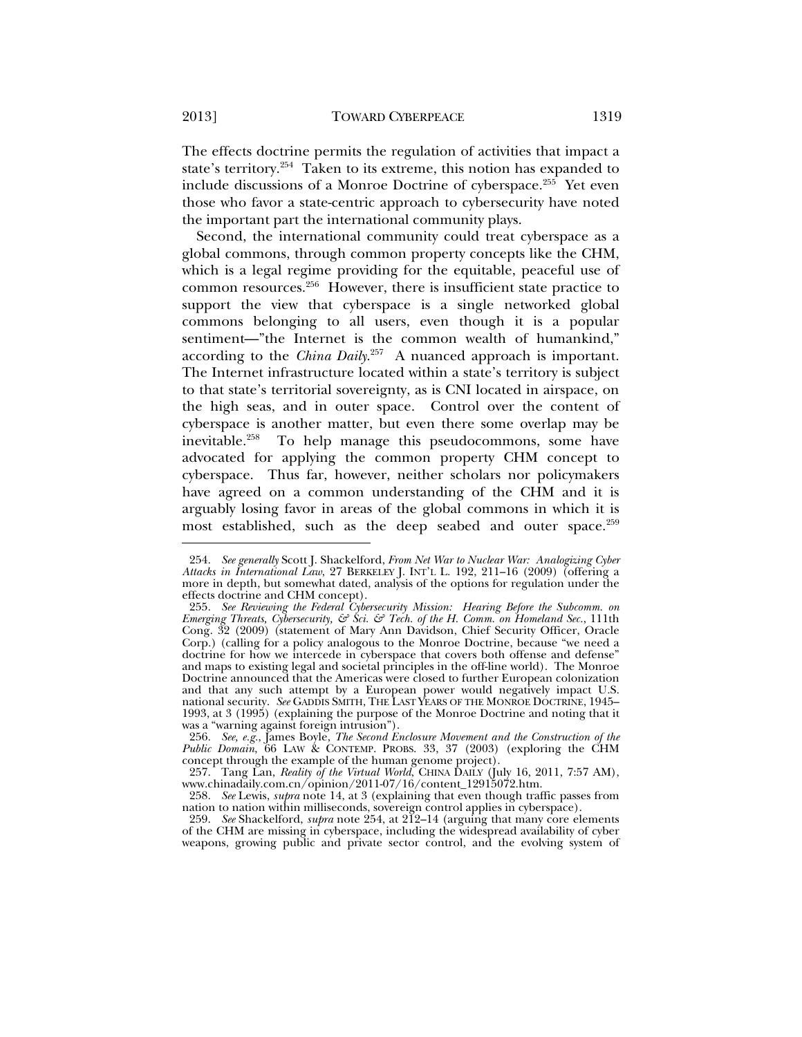The effects doctrine permits the regulation of activities that impact a state's territory.[254] Taken to its extreme, this notion has expanded to include discussions of a Monroe Doctrine of cyberspace.[255] Yet even those who favor a state-centric approach to cybersecurity have noted the important part the international community plays.

Second, the international community could treat cyberspace as a global commons, through common property concepts like the CHM, which is a legal regime providing for the equitable, peaceful use of common resources.[256] However, there is insufficient state practice to support the view that cyberspace is a single networked global commons belonging to all users, even though it is a popular sentiment—"the Internet is the common wealth of humankind," according to the *China Daily*.[257] A nuanced approach is important. The Internet infrastructure located within a state's territory is subject to that state's territorial sovereignty, as is CNI located in airspace, on the high seas, and in outer space. Control over the content of cyberspace is another matter, but even there some overlap may be inevitable.[258] To help manage this pseudocommons, some have advocated for applying the common property CHM concept to cyberspace. Thus far, however, neither scholars nor policymakers have agreed on a common understanding of the CHM and it is arguably losing favor in areas of the global commons in which it is most established, such as the deep seabed and outer space.[259]

---

254. *See generally* Scott J. Shackelford, *From Net War to Nuclear War: Analogizing Cyber Attacks in International Law*, 27 BERKELEY J. INT'L L. 192, 211–16 (2009) (offering a more in depth, but somewhat dated, analysis of the options for regulation under the effects doctrine and CHM concept).

255. *See Reviewing the Federal Cybersecurity Mission: Hearing Before the Subcomm. on Emerging Threats, Cybersecurity, & Sci. & Tech. of the H. Comm. on Homeland Sec.*, 111th Cong. 32 (2009) (statement of Mary Ann Davidson, Chief Security Officer, Oracle Corp.) (calling for a policy analogous to the Monroe Doctrine, because "we need a doctrine for how we intercede in cyberspace that covers both offense and defense" and maps to existing legal and societal principles in the off-line world). The Monroe Doctrine announced that the Americas were closed to further European colonization and that any such attempt by a European power would negatively impact U.S. national security. *See* GADDIS SMITH, THE LAST YEARS OF THE MONROE DOCTRINE, 1945–1993, at 3 (1995) (explaining the purpose of the Monroe Doctrine and noting that it was a "warning against foreign intrusion").

256. *See, e.g.*, James Boyle, *The Second Enclosure Movement and the Construction of the Public Domain*, 66 LAW & CONTEMP. PROBS. 33, 37 (2003) (exploring the CHM concept through the example of the human genome project).

257. Tang Lan, *Reality of the Virtual World*, CHINA DAILY (July 16, 2011, 7:57 AM), www.chinadaily.com.cn/opinion/2011-07/16/content_12915072.htm.

258. *See* Lewis, *supra* note 14, at 3 (explaining that even though traffic passes from nation to nation within milliseconds, sovereign control applies in cyberspace).

259. *See* Shackelford, *supra* note 254, at 212–14 (arguing that many core elements of the CHM are missing in cyberspace, including the widespread availability of cyber weapons, growing public and private sector control, and the evolving system of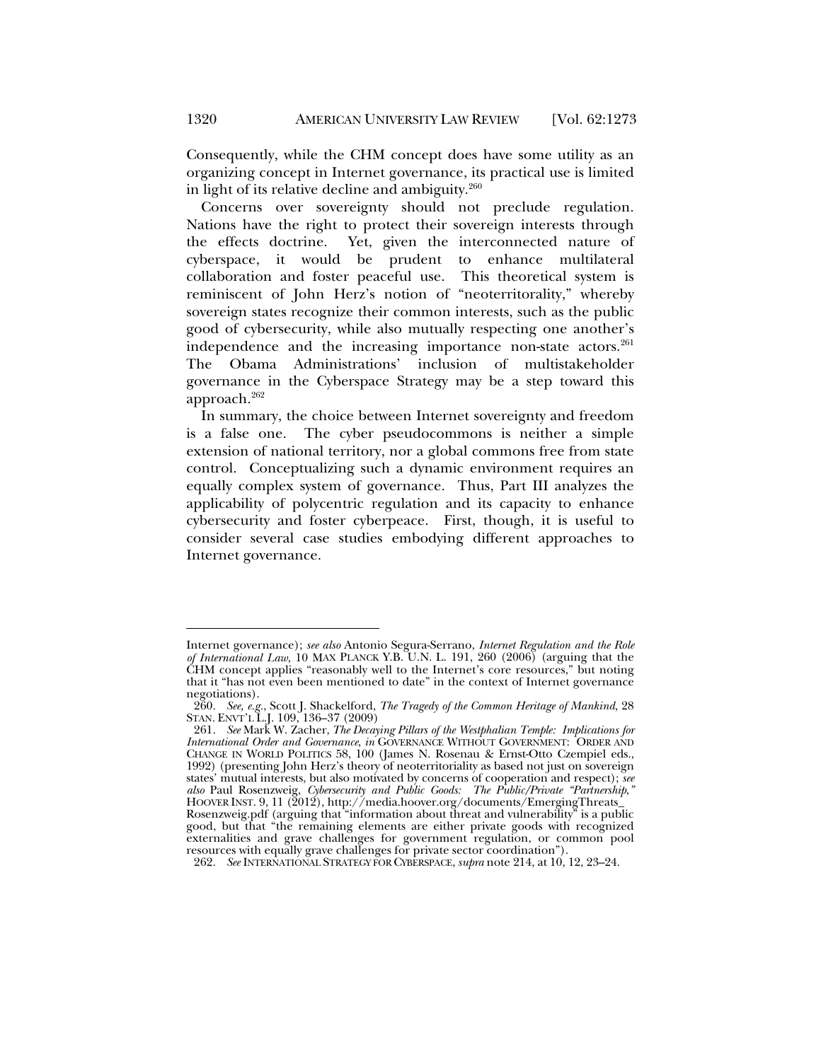Consequently, while the CHM concept does have some utility as an organizing concept in Internet governance, its practical use is limited in light of its relative decline and ambiguity.[260]

Concerns over sovereignty should not preclude regulation. Nations have the right to protect their sovereign interests through the effects doctrine. Yet, given the interconnected nature of cyberspace, it would be prudent to enhance multilateral collaboration and foster peaceful use. This theoretical system is reminiscent of John Herz's notion of "neoterritorality," whereby sovereign states recognize their common interests, such as the public good of cybersecurity, while also mutually respecting one another's independence and the increasing importance non-state actors.[261] The Obama Administrations' inclusion of multistakeholder governance in the Cyberspace Strategy may be a step toward this approach.[262]

In summary, the choice between Internet sovereignty and freedom is a false one. The cyber pseudocommons is neither a simple extension of national territory, nor a global commons free from state control. Conceptualizing such a dynamic environment requires an equally complex system of governance. Thus, Part III analyzes the applicability of polycentric regulation and its capacity to enhance cybersecurity and foster cyberpeace. First, though, it is useful to consider several case studies embodying different approaches to Internet governance.

---

Internet governance); *see also* Antonio Segura-Serrano, *Internet Regulation and the Role of International Law*, 10 MAX PLANCK Y.B. U.N. L. 191, 260 (2006) (arguing that the CHM concept applies "reasonably well to the Internet's core resources," but noting that it "has not even been mentioned to date" in the context of Internet governance negotiations).

260. *See, e.g.*, Scott J. Shackelford, *The Tragedy of the Common Heritage of Mankind*, 28 STAN. ENVT'L L.J. 109, 136–37 (2009)

261. *See* Mark W. Zacher, *The Decaying Pillars of the Westphalian Temple: Implications for International Order and Governance*, *in* GOVERNANCE WITHOUT GOVERNMENT: ORDER AND CHANGE IN WORLD POLITICS 58, 100 (James N. Rosenau & Ernst-Otto Czempiel eds., 1992) (presenting John Herz's theory of neoterritoriality as based not just on sovereign states' mutual interests, but also motivated by concerns of cooperation and respect); *see also* Paul Rosenzweig, *Cybersecurity and Public Goods: The Public/Private "Partnership,"* HOOVER INST. 9, 11 (2012), http://media.hoover.org/documents/EmergingThreats_Rosenzweig.pdf (arguing that "information about threat and vulnerability" is a public good, but that "the remaining elements are either private goods with recognized externalities and grave challenges for government regulation, or common pool resources with equally grave challenges for private sector coordination").

262. *See* INTERNATIONAL STRATEGY FOR CYBERSPACE, *supra* note 214, at 10, 12, 23–24.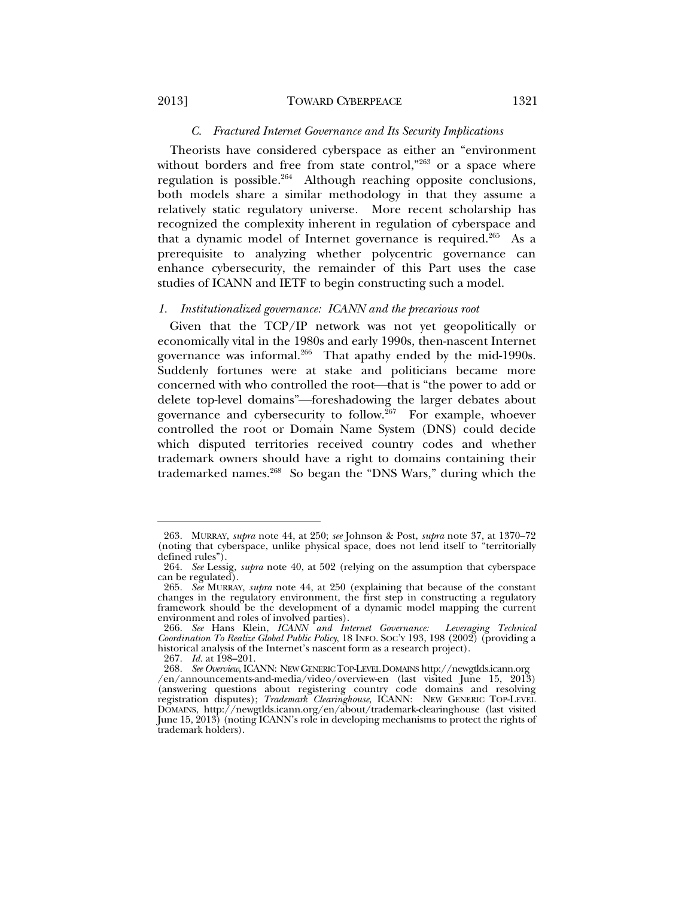### *C. Fractured Internet Governance and Its Security Implications*

Theorists have considered cyberspace as either an "environment without borders and free from state control,"[263] or a space where regulation is possible.[264] Although reaching opposite conclusions, both models share a similar methodology in that they assume a relatively static regulatory universe. More recent scholarship has recognized the complexity inherent in regulation of cyberspace and that a dynamic model of Internet governance is required.[265] As a prerequisite to analyzing whether polycentric governance can enhance cybersecurity, the remainder of this Part uses the case studies of ICANN and IETF to begin constructing such a model.

#### *1. Institutionalized governance: ICANN and the precarious root*

Given that the TCP/IP network was not yet geopolitically or economically vital in the 1980s and early 1990s, then-nascent Internet governance was informal.[266] That apathy ended by the mid-1990s. Suddenly fortunes were at stake and politicians became more concerned with who controlled the root—that is "the power to add or delete top-level domains"—foreshadowing the larger debates about governance and cybersecurity to follow.[267] For example, whoever controlled the root or Domain Name System (DNS) could decide which disputed territories received country codes and whether trademark owners should have a right to domains containing their trademarked names.[268] So began the "DNS Wars," during which the

---

263. MURRAY, *supra* note 44, at 250; *see* Johnson & Post, *supra* note 37, at 1370–72 (noting that cyberspace, unlike physical space, does not lend itself to "territorially defined rules").

264. *See* Lessig, *supra* note 40, at 502 (relying on the assumption that cyberspace can be regulated).

265. *See* MURRAY, *supra* note 44, at 250 (explaining that because of the constant changes in the regulatory environment, the first step in constructing a regulatory framework should be the development of a dynamic model mapping the current environment and roles of involved parties).

266. *See* Hans Klein, *ICANN and Internet Governance: Leveraging Technical Coordination To Realize Global Public Policy*, 18 INFO. SOC'Y 193, 198 (2002) (providing a historical analysis of the Internet's nascent form as a research project).

267. *Id.* at 198–201.

268. *See Overview*, ICANN: NEW GENERIC TOP-LEVEL DOMAINS http://newgtlds.icann.org/en/announcements-and-media/video/overview-en (last visited June 15, 2013) (answering questions about registering country code domains and resolving registration disputes); *Trademark Clearinghouse*, ICANN: NEW GENERIC TOP-LEVEL DOMAINS, http://newgtlds.icann.org/en/about/trademark-clearinghouse (last visited June 15, 2013) (noting ICANN's role in developing mechanisms to protect the rights of trademark holders).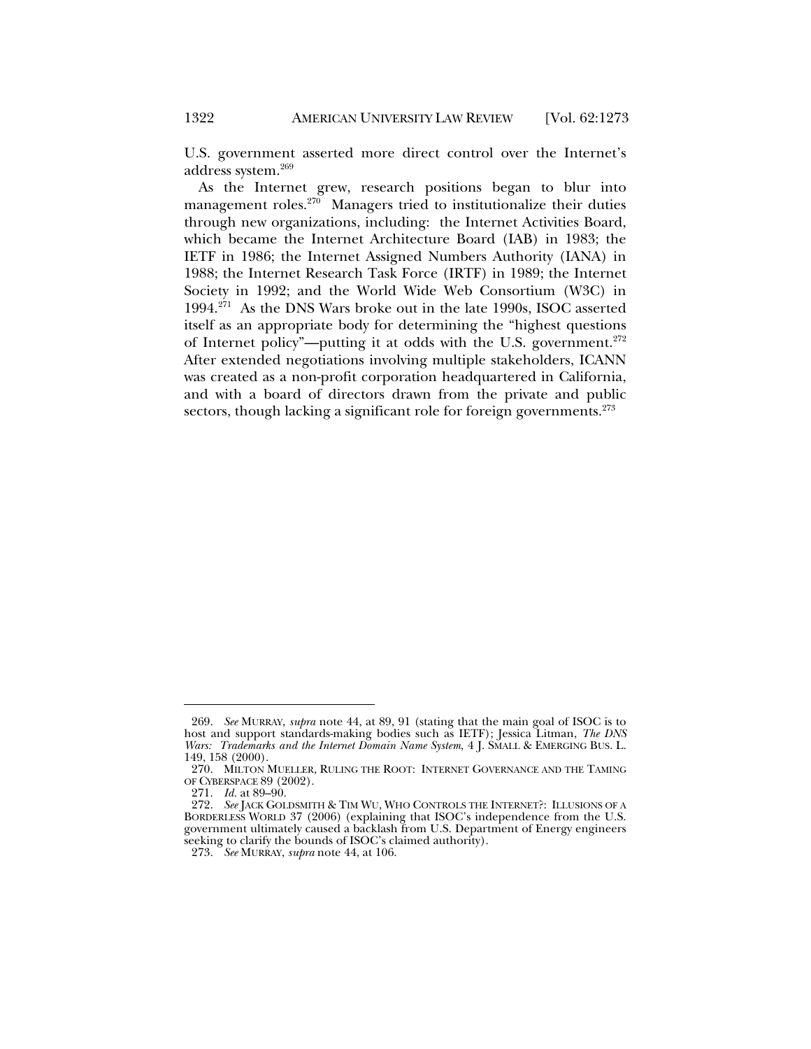U.S. government asserted more direct control over the Internet's address system.[269]

As the Internet grew, research positions began to blur into management roles.[270] Managers tried to institutionalize their duties through new organizations, including: the Internet Activities Board, which became the Internet Architecture Board (IAB) in 1983; the IETF in 1986; the Internet Assigned Numbers Authority (IANA) in 1988; the Internet Research Task Force (IRTF) in 1989; the Internet Society in 1992; and the World Wide Web Consortium (W3C) in 1994.[271] As the DNS Wars broke out in the late 1990s, ISOC asserted itself as an appropriate body for determining the "highest questions of Internet policy"—putting it at odds with the U.S. government.[272] After extended negotiations involving multiple stakeholders, ICANN was created as a non-profit corporation headquartered in California, and with a board of directors drawn from the private and public sectors, though lacking a significant role for foreign governments.[273]

---

269. *See* MURRAY, *supra* note 44, at 89, 91 (stating that the main goal of ISOC is to host and support standards-making bodies such as IETF); Jessica Litman, *The DNS Wars: Trademarks and the Internet Domain Name System*, 4 J. SMALL & EMERGING BUS. L. 149, 158 (2000).

270. MILTON MUELLER, RULING THE ROOT: INTERNET GOVERNANCE AND THE TAMING OF CYBERSPACE 89 (2002).

271. *Id.* at 89–90.

272. *See* JACK GOLDSMITH & TIM WU, WHO CONTROLS THE INTERNET?: ILLUSIONS OF A BORDERLESS WORLD 37 (2006) (explaining that ISOC's independence from the U.S. government ultimately caused a backlash from U.S. Department of Energy engineers seeking to clarify the bounds of ISOC's claimed authority).

273. *See* MURRAY, *supra* note 44, at 106.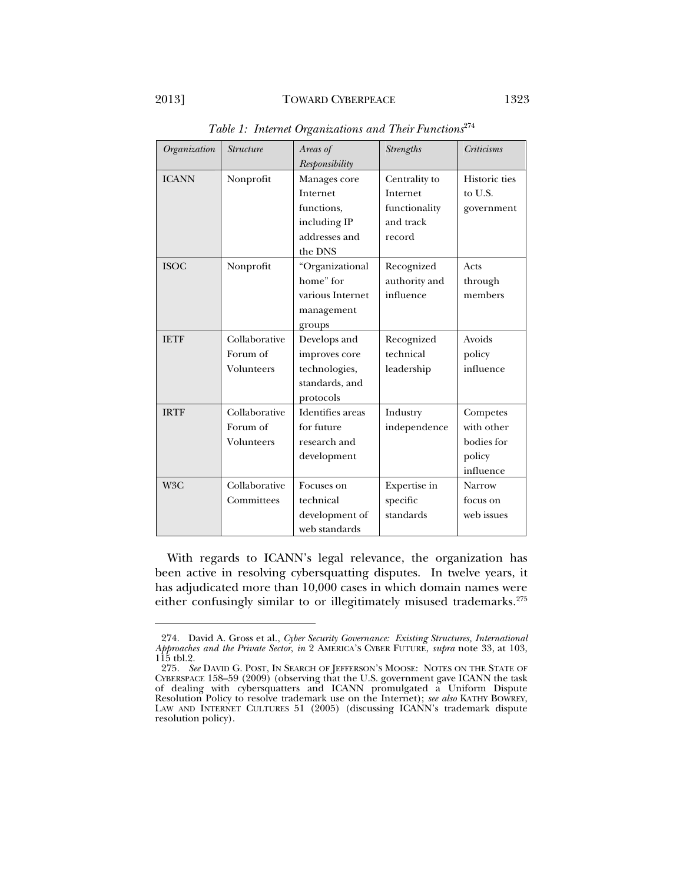*Table 1: Internet Organizations and Their Functions*[274]

| *Organization* | *Structure* | *Areas of Responsibility* | *Strengths* | *Criticisms* |
|---|---|---|---|---|
| ICANN | Nonprofit | Manages core Internet functions, including IP addresses and the DNS | Centrality to Internet functionality and track record | Historic ties to U.S. government |
| ISOC | Nonprofit | "Organizational home" for various Internet management groups | Recognized authority and influence | Acts through members |
| IETF | Collaborative Forum of Volunteers | Develops and improves core technologies, standards, and protocols | Recognized technical leadership | Avoids policy influence |
| IRTF | Collaborative Forum of Volunteers | Identifies areas for future research and development | Industry independence | Competes with other bodies for policy influence |
| W3C | Collaborative Committees | Focuses on technical development of web standards | Expertise in specific standards | Narrow focus on web issues |

With regards to ICANN's legal relevance, the organization has been active in resolving cybersquatting disputes. In twelve years, it has adjudicated more than 10,000 cases in which domain names were either confusingly similar to or illegitimately misused trademarks.[275]

---

274. David A. Gross et al., *Cyber Security Governance: Existing Structures, International Approaches and the Private Sector*, *in* 2 AMERICA'S CYBER FUTURE, *supra* note 33, at 103, 115 tbl.2.

275. *See* DAVID G. POST, IN SEARCH OF JEFFERSON'S MOOSE: NOTES ON THE STATE OF CYBERSPACE 158–59 (2009) (observing that the U.S. government gave ICANN the task of dealing with cybersquatters and ICANN promulgated a Uniform Dispute Resolution Policy to resolve trademark use on the Internet); *see also* KATHY BOWREY, LAW AND INTERNET CULTURES 51 (2005) (discussing ICANN's trademark dispute resolution policy).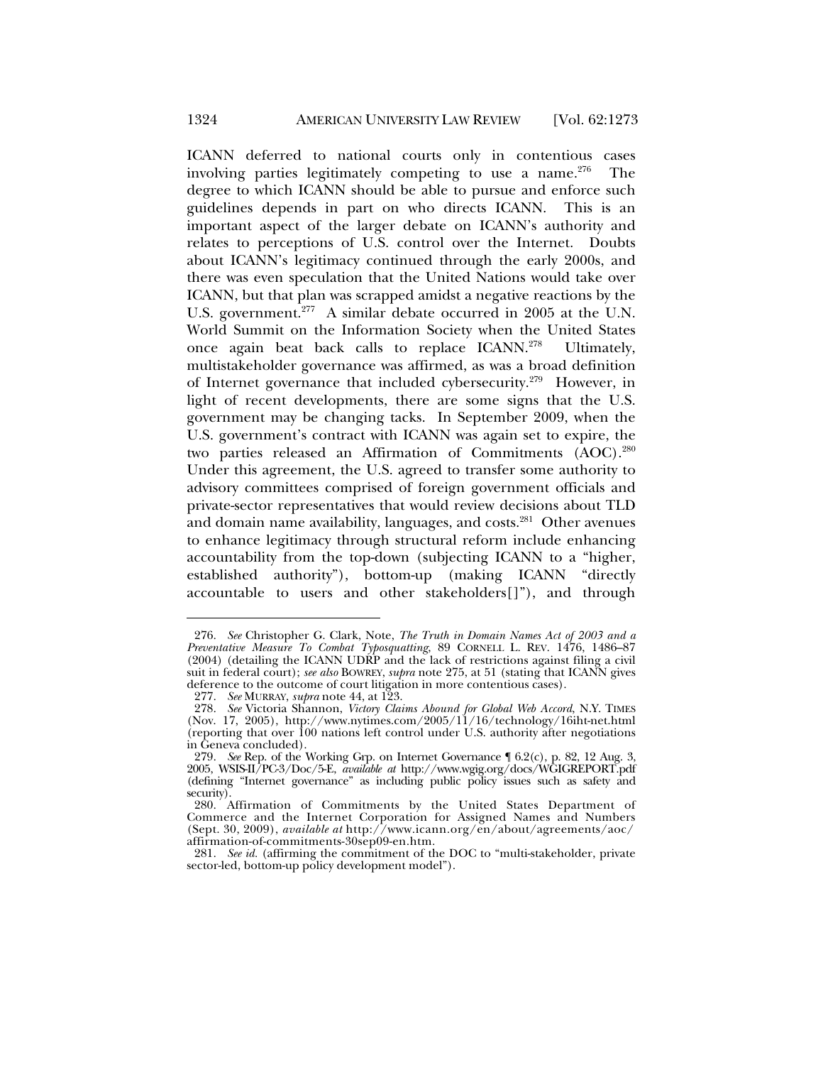ICANN deferred to national courts only in contentious cases involving parties legitimately competing to use a name.[276] The degree to which ICANN should be able to pursue and enforce such guidelines depends in part on who directs ICANN. This is an important aspect of the larger debate on ICANN's authority and relates to perceptions of U.S. control over the Internet. Doubts about ICANN's legitimacy continued through the early 2000s, and there was even speculation that the United Nations would take over ICANN, but that plan was scrapped amidst a negative reactions by the U.S. government.[277] A similar debate occurred in 2005 at the U.N. World Summit on the Information Society when the United States once again beat back calls to replace ICANN.[278] Ultimately, multistakeholder governance was affirmed, as was a broad definition of Internet governance that included cybersecurity.[279] However, in light of recent developments, there are some signs that the U.S. government may be changing tacks. In September 2009, when the U.S. government's contract with ICANN was again set to expire, the two parties released an Affirmation of Commitments (AOC).[280] Under this agreement, the U.S. agreed to transfer some authority to advisory committees comprised of foreign government officials and private-sector representatives that would review decisions about TLD and domain name availability, languages, and costs.[281] Other avenues to enhance legitimacy through structural reform include enhancing accountability from the top-down (subjecting ICANN to a "higher, established authority"), bottom-up (making ICANN "directly accountable to users and other stakeholders[]"), and through

---

276. *See* Christopher G. Clark, Note, *The Truth in Domain Names Act of 2003 and a Preventative Measure To Combat Typosquatting*, 89 CORNELL L. REV. 1476, 1486–87 (2004) (detailing the ICANN UDRP and the lack of restrictions against filing a civil suit in federal court); *see also* BOWREY, *supra* note 275, at 51 (stating that ICANN gives deference to the outcome of court litigation in more contentious cases).

277. *See* MURRAY, *supra* note 44, at 123.

278. *See* Victoria Shannon, *Victory Claims Abound for Global Web Accord*, N.Y. TIMES (Nov. 17, 2005), http://www.nytimes.com/2005/11/16/technology/16iht-net.html (reporting that over 100 nations left control under U.S. authority after negotiations in Geneva concluded).

279. *See* Rep. of the Working Grp. on Internet Governance ¶ 6.2(c), p. 82, 12 Aug. 3, 2005, WSIS-II/PC-3/Doc/5-E, *available at* http://www.wgig.org/docs/WGIGREPORT.pdf (defining "Internet governance" as including public policy issues such as safety and security).

280. Affirmation of Commitments by the United States Department of Commerce and the Internet Corporation for Assigned Names and Numbers (Sept. 30, 2009), *available at* http://www.icann.org/en/about/agreements/aoc/affirmation-of-commitments-30sep09-en.htm.

281. *See id.* (affirming the commitment of the DOC to "multi-stakeholder, private sector-led, bottom-up policy development model").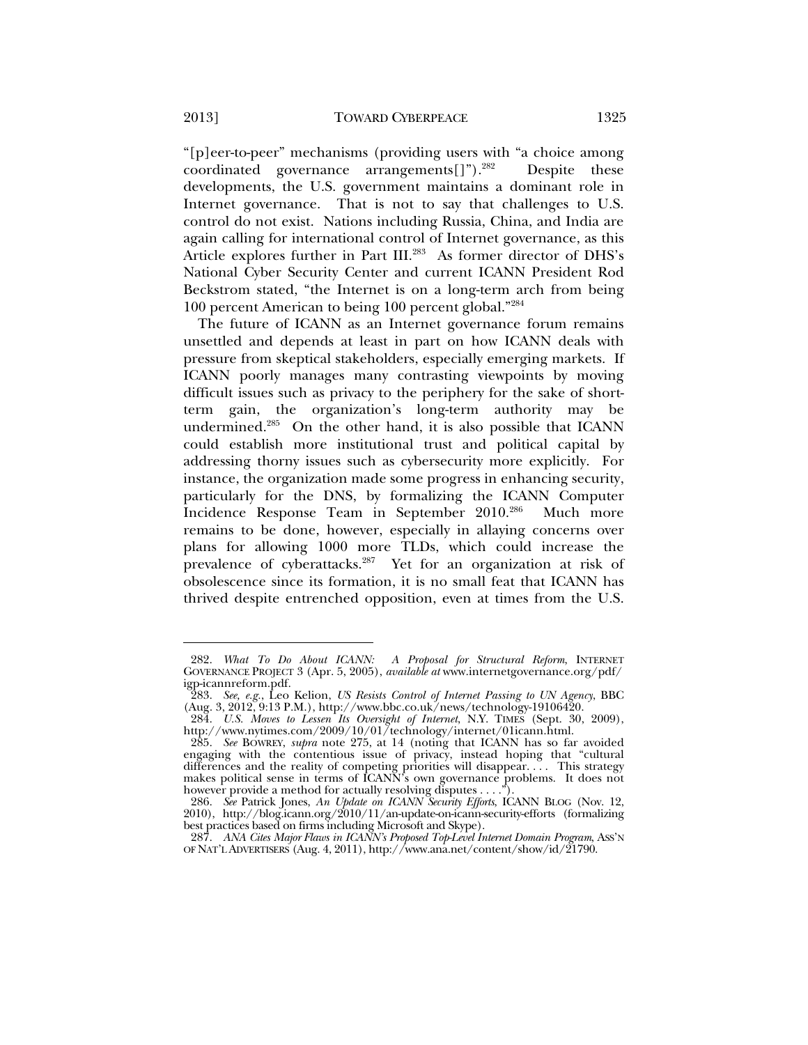"[p]eer-to-peer" mechanisms (providing users with "a choice among coordinated governance arrangements[]").[282] Despite these developments, the U.S. government maintains a dominant role in Internet governance. That is not to say that challenges to U.S. control do not exist. Nations including Russia, China, and India are again calling for international control of Internet governance, as this Article explores further in Part III.[283] As former director of DHS's National Cyber Security Center and current ICANN President Rod Beckstrom stated, "the Internet is on a long-term arch from being 100 percent American to being 100 percent global."[284]

The future of ICANN as an Internet governance forum remains unsettled and depends at least in part on how ICANN deals with pressure from skeptical stakeholders, especially emerging markets. If ICANN poorly manages many contrasting viewpoints by moving difficult issues such as privacy to the periphery for the sake of short-term gain, the organization's long-term authority may be undermined.[285] On the other hand, it is also possible that ICANN could establish more institutional trust and political capital by addressing thorny issues such as cybersecurity more explicitly. For instance, the organization made some progress in enhancing security, particularly for the DNS, by formalizing the ICANN Computer Incidence Response Team in September 2010.[286] Much more remains to be done, however, especially in allaying concerns over plans for allowing 1000 more TLDs, which could increase the prevalence of cyberattacks.[287] Yet for an organization at risk of obsolescence since its formation, it is no small feat that ICANN has thrived despite entrenched opposition, even at times from the U.S.

---

282. *What To Do About ICANN: A Proposal for Structural Reform*, INTERNET GOVERNANCE PROJECT 3 (Apr. 5, 2005), *available at* www.internetgovernance.org/pdf/igp-icannreform.pdf.

283. *See, e.g.*, Leo Kelion, *US Resists Control of Internet Passing to UN Agency*, BBC (Aug. 3, 2012, 9:13 P.M.), http://www.bbc.co.uk/news/technology-19106420.

284. *U.S. Moves to Lessen Its Oversight of Internet*, N.Y. TIMES (Sept. 30, 2009), http://www.nytimes.com/2009/10/01/technology/internet/01icann.html.

285. *See* BOWREY, *supra* note 275, at 14 (noting that ICANN has so far avoided engaging with the contentious issue of privacy, instead hoping that "cultural differences and the reality of competing priorities will disappear. . . . This strategy makes political sense in terms of ICANN's own governance problems. It does not however provide a method for actually resolving disputes . . . .").

286. *See* Patrick Jones, *An Update on ICANN Security Efforts*, ICANN BLOG (Nov. 12, 2010), http://blog.icann.org/2010/11/an-update-on-icann-security-efforts (formalizing best practices based on firms including Microsoft and Skype).

287. *ANA Cites Major Flaws in ICANN's Proposed Top-Level Internet Domain Program*, ASS'N OF NAT'L ADVERTISERS (Aug. 4, 2011), http://www.ana.net/content/show/id/21790.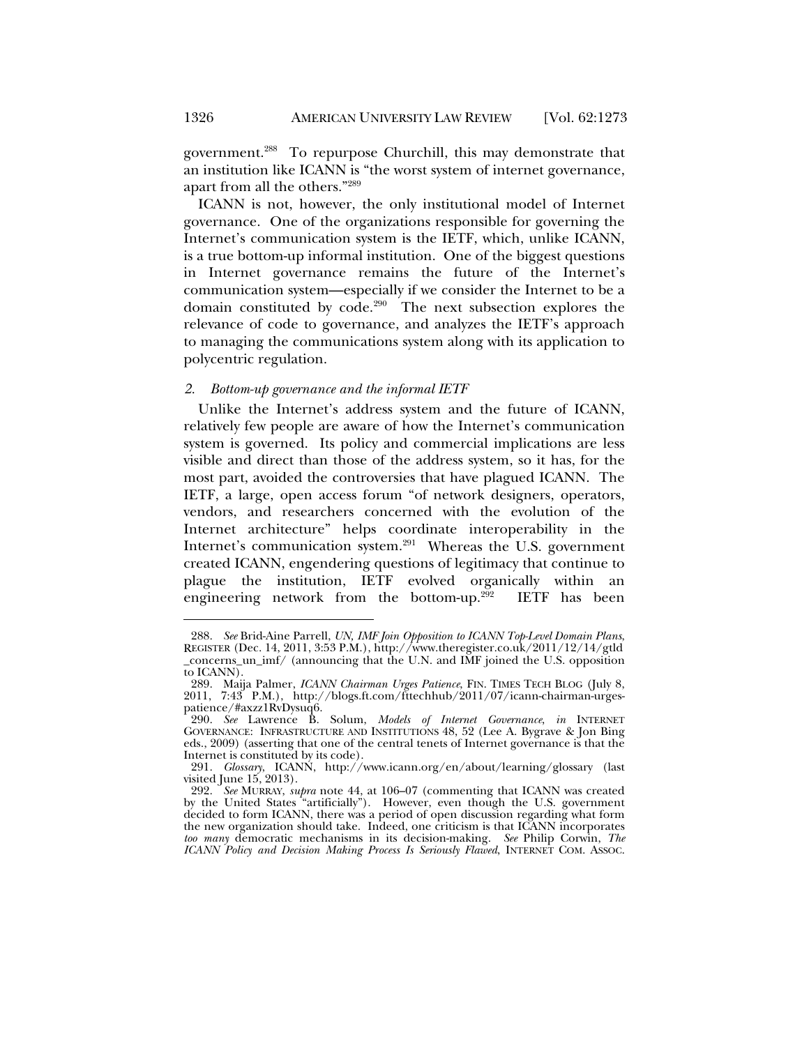government.[288] To repurpose Churchill, this may demonstrate that an institution like ICANN is "the worst system of internet governance, apart from all the others."[289]

ICANN is not, however, the only institutional model of Internet governance. One of the organizations responsible for governing the Internet's communication system is the IETF, which, unlike ICANN, is a true bottom-up informal institution. One of the biggest questions in Internet governance remains the future of the Internet's communication system—especially if we consider the Internet to be a domain constituted by code.[290] The next subsection explores the relevance of code to governance, and analyzes the IETF's approach to managing the communications system along with its application to polycentric regulation.

### *2. Bottom-up governance and the informal IETF*

Unlike the Internet's address system and the future of ICANN, relatively few people are aware of how the Internet's communication system is governed. Its policy and commercial implications are less visible and direct than those of the address system, so it has, for the most part, avoided the controversies that have plagued ICANN. The IETF, a large, open access forum "of network designers, operators, vendors, and researchers concerned with the evolution of the Internet architecture" helps coordinate interoperability in the Internet's communication system.[291] Whereas the U.S. government created ICANN, engendering questions of legitimacy that continue to plague the institution, IETF evolved organically within an engineering network from the bottom-up.[292] IETF has been

---

288. *See* Brid-Aine Parrell, *UN, IMF Join Opposition to ICANN Top-Level Domain Plans*, REGISTER (Dec. 14, 2011, 3:53 P.M.), http://www.theregister.co.uk/2011/12/14/gtld_concerns_un_imf/ (announcing that the U.N. and IMF joined the U.S. opposition to ICANN).

289. Maija Palmer, *ICANN Chairman Urges Patience*, FIN. TIMES TECH BLOG (July 8, 2011, 7:43 P.M.), http://blogs.ft.com/fttechhub/2011/07/icann-chairman-urges-patience/#axzz1RvDysuq6.

290. *See* Lawrence B. Solum, *Models of Internet Governance*, *in* INTERNET GOVERNANCE: INFRASTRUCTURE AND INSTITUTIONS 48, 52 (Lee A. Bygrave & Jon Bing eds., 2009) (asserting that one of the central tenets of Internet governance is that the Internet is constituted by its code).

291. *Glossary*, ICANN, http://www.icann.org/en/about/learning/glossary (last visited June 15, 2013).

292. *See* MURRAY, *supra* note 44, at 106–07 (commenting that ICANN was created by the United States "artificially"). However, even though the U.S. government decided to form ICANN, there was a period of open discussion regarding what form the new organization should take. Indeed, one criticism is that ICANN incorporates *too many* democratic mechanisms in its decision-making. *See* Philip Corwin, *The ICANN Policy and Decision Making Process Is Seriously Flawed*, INTERNET COM. ASSOC.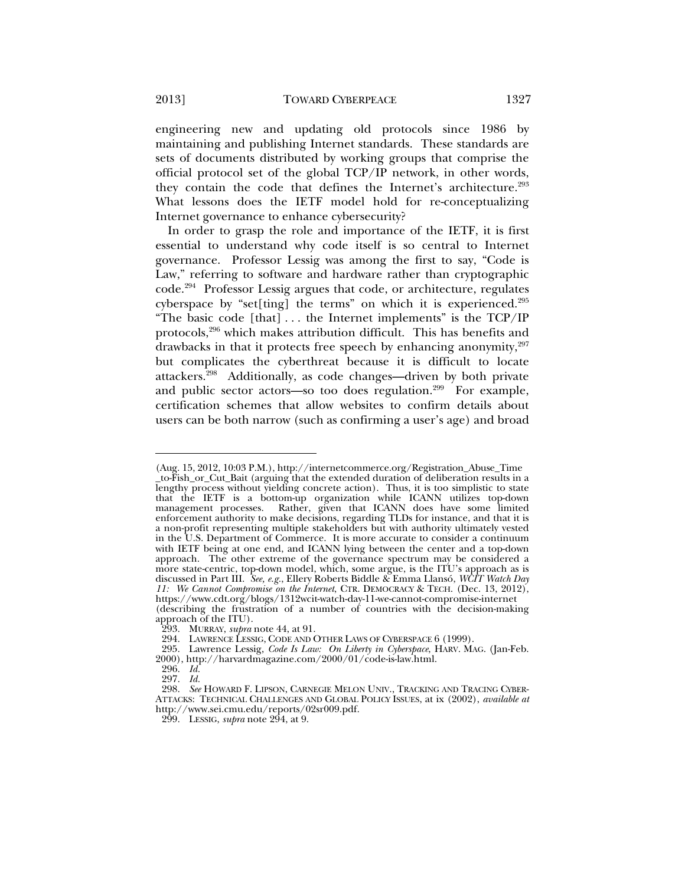engineering new and updating old protocols since 1986 by maintaining and publishing Internet standards. These standards are sets of documents distributed by working groups that comprise the official protocol set of the global TCP/IP network, in other words, they contain the code that defines the Internet's architecture.[293] What lessons does the IETF model hold for re-conceptualizing Internet governance to enhance cybersecurity?

In order to grasp the role and importance of the IETF, it is first essential to understand why code itself is so central to Internet governance. Professor Lessig was among the first to say, "Code is Law," referring to software and hardware rather than cryptographic code.[294] Professor Lessig argues that code, or architecture, regulates cyberspace by "set[ting] the terms" on which it is experienced.[295] "The basic code [that] . . . the Internet implements" is the TCP/IP protocols,[296] which makes attribution difficult. This has benefits and drawbacks in that it protects free speech by enhancing anonymity,[297] but complicates the cyberthreat because it is difficult to locate attackers.[298] Additionally, as code changes—driven by both private and public sector actors—so too does regulation.[299] For example, certification schemes that allow websites to confirm details about users can be both narrow (such as confirming a user's age) and broad

---

(Aug. 15, 2012, 10:03 P.M.), http://internetcommerce.org/Registration_Abuse_Time_to-Fish_or_Cut_Bait (arguing that the extended duration of deliberation results in a lengthy process without yielding concrete action). Thus, it is too simplistic to state that the IETF is a bottom-up organization while ICANN utilizes top-down management processes. Rather, given that ICANN does have some limited enforcement authority to make decisions, regarding TLDs for instance, and that it is a non-profit representing multiple stakeholders but with authority ultimately vested in the U.S. Department of Commerce. It is more accurate to consider a continuum with IETF being at one end, and ICANN lying between the center and a top-down approach. The other extreme of the governance spectrum may be considered a more state-centric, top-down model, which, some argue, is the ITU's approach as is discussed in Part III. *See, e.g.*, Ellery Roberts Biddle & Emma Llansó, *WCIT Watch Day 11: We Cannot Compromise on the Internet*, CTR. DEMOCRACY & TECH. (Dec. 13, 2012), https://www.cdt.org/blogs/1312wcit-watch-day-11-we-cannot-compromise-internet (describing the frustration of a number of countries with the decision-making approach of the ITU).

293. MURRAY, *supra* note 44, at 91.

294. LAWRENCE LESSIG, CODE AND OTHER LAWS OF CYBERSPACE 6 (1999).

295. Lawrence Lessig, *Code Is Law: On Liberty in Cyberspace*, HARV. MAG. (Jan-Feb. 2000), http://harvardmagazine.com/2000/01/code-is-law.html.

296. *Id.*

297. *Id.*

298. *See* HOWARD F. LIPSON, CARNEGIE MELON UNIV., TRACKING AND TRACING CYBER-ATTACKS: TECHNICAL CHALLENGES AND GLOBAL POLICY ISSUES, at ix (2002), *available at* http://www.sei.cmu.edu/reports/02sr009.pdf.

299. LESSIG, *supra* note 294, at 9.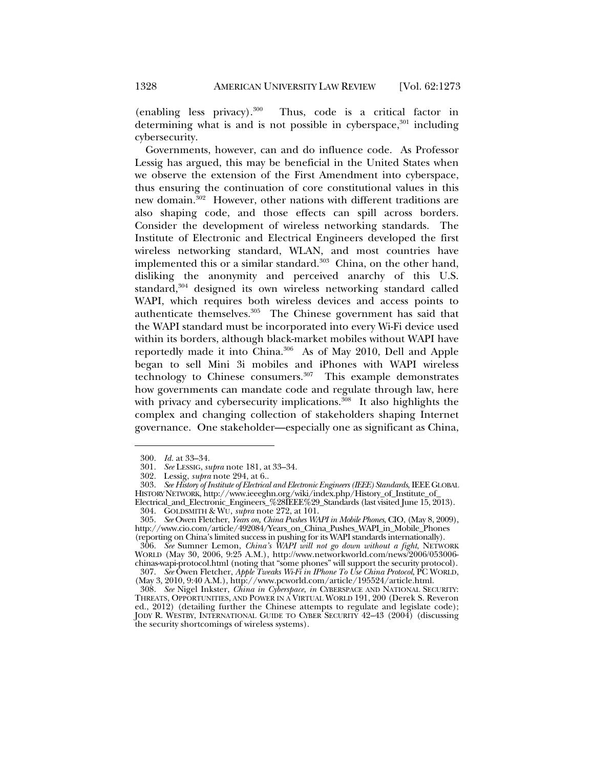(enabling less privacy).[300] Thus, code is a critical factor in determining what is and is not possible in cyberspace,[301] including cybersecurity.

Governments, however, can and do influence code. As Professor Lessig has argued, this may be beneficial in the United States when we observe the extension of the First Amendment into cyberspace, thus ensuring the continuation of core constitutional values in this new domain.[302] However, other nations with different traditions are also shaping code, and those effects can spill across borders. Consider the development of wireless networking standards. The Institute of Electronic and Electrical Engineers developed the first wireless networking standard, WLAN, and most countries have implemented this or a similar standard.[303] China, on the other hand, disliking the anonymity and perceived anarchy of this U.S. standard,[304] designed its own wireless networking standard called WAPI, which requires both wireless devices and access points to authenticate themselves.[305] The Chinese government has said that the WAPI standard must be incorporated into every Wi-Fi device used within its borders, although black-market mobiles without WAPI have reportedly made it into China.[306] As of May 2010, Dell and Apple began to sell Mini 3i mobiles and iPhones with WAPI wireless technology to Chinese consumers.[307] This example demonstrates how governments can mandate code and regulate through law, here with privacy and cybersecurity implications.[308] It also highlights the complex and changing collection of stakeholders shaping Internet governance. One stakeholder—especially one as significant as China,

---

300. *Id.* at 33–34.

301. *See* LESSIG, *supra* note 181, at 33–34.

302. Lessig, *supra* note 294, at 6..

303. *See History of Institute of Electrical and Electronic Engineers (IEEE) Standards*, IEEE GLOBAL HISTORY NETWORK, http://www.ieeeghn.org/wiki/index.php/History_of_Institute_of_Electrical_and_Electronic_Engineers_%28IEEE%29_Standards (last visited June 15, 2013).

304. GOLDSMITH & WU, *supra* note 272, at 101.

305. *See* Owen Fletcher, *Years on, China Pushes WAPI in Mobile Phones*, CIO, (May 8, 2009), http://www.cio.com/article/492084/Years_on_China_Pushes_WAPI_in_Mobile_Phones (reporting on China's limited success in pushing for its WAPI standards internationally).

306. *See* Sumner Lemon, *China's WAPI will not go down without a fight*, NETWORK WORLD (May 30, 2006, 9:25 A.M.), http://www.networkworld.com/news/2006/053006-chinas-wapi-protocol.html (noting that "some phones" will support the security protocol).

307. *See* Owen Fletcher, *Apple Tweaks Wi-Fi in IPhone To Use China Protocol*, PC WORLD, (May 3, 2010, 9:40 A.M.), http://www.pcworld.com/article/195524/article.html.

308. *See* Nigel Inkster, *China in Cyberspace*, *in* CYBERSPACE AND NATIONAL SECURITY: THREATS, OPPORTUNITIES, AND POWER IN A VIRTUAL WORLD 191, 200 (Derek S. Reveron ed., 2012) (detailing further the Chinese attempts to regulate and legislate code); JODY R. WESTBY, INTERNATIONAL GUIDE TO CYBER SECURITY 42–43 (2004) (discussing the security shortcomings of wireless systems).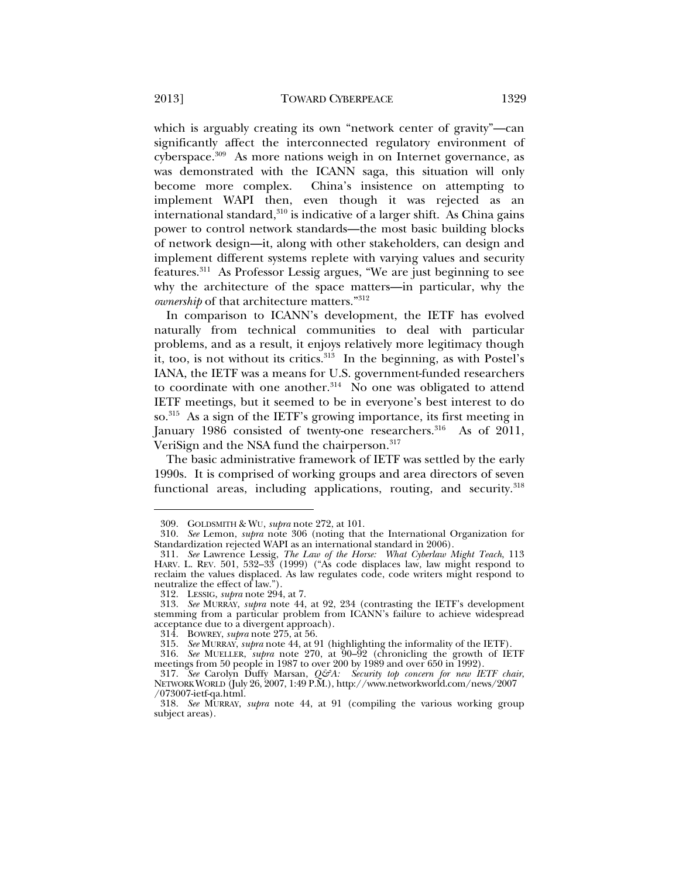which is arguably creating its own "network center of gravity"—can significantly affect the interconnected regulatory environment of cyberspace.[309] As more nations weigh in on Internet governance, as was demonstrated with the ICANN saga, this situation will only become more complex. China's insistence on attempting to implement WAPI then, even though it was rejected as an international standard,[310] is indicative of a larger shift. As China gains power to control network standards—the most basic building blocks of network design—it, along with other stakeholders, can design and implement different systems replete with varying values and security features.[311] As Professor Lessig argues, "We are just beginning to see why the architecture of the space matters—in particular, why the *ownership* of that architecture matters."[312]

In comparison to ICANN's development, the IETF has evolved naturally from technical communities to deal with particular problems, and as a result, it enjoys relatively more legitimacy though it, too, is not without its critics.[313] In the beginning, as with Postel's IANA, the IETF was a means for U.S. government-funded researchers to coordinate with one another.[314] No one was obligated to attend IETF meetings, but it seemed to be in everyone's best interest to do so.[315] As a sign of the IETF's growing importance, its first meeting in January 1986 consisted of twenty-one researchers.[316] As of 2011, VeriSign and the NSA fund the chairperson.[317]

The basic administrative framework of IETF was settled by the early 1990s. It is comprised of working groups and area directors of seven functional areas, including applications, routing, and security.[318]

---

309. GOLDSMITH & WU, *supra* note 272, at 101.

310. *See* Lemon, *supra* note 306 (noting that the International Organization for Standardization rejected WAPI as an international standard in 2006).

311. *See* Lawrence Lessig, *The Law of the Horse: What Cyberlaw Might Teach*, 113 HARV. L. REV. 501, 532–33 (1999) ("As code displaces law, law might respond to reclaim the values displaced. As law regulates code, code writers might respond to neutralize the effect of law.").

312. LESSIG, *supra* note 294, at 7.

313. *See* MURRAY, *supra* note 44, at 92, 234 (contrasting the IETF's development stemming from a particular problem from ICANN's failure to achieve widespread acceptance due to a divergent approach).

314. BOWREY, *supra* note 275, at 56.

315. *See* MURRAY, *supra* note 44, at 91 (highlighting the informality of the IETF).

316. *See* MUELLER, *supra* note 270, at 90–92 (chronicling the growth of IETF meetings from 50 people in 1987 to over 200 by 1989 and over 650 in 1992).

317. *See* Carolyn Duffy Marsan, *Q&A: Security top concern for new IETF chair*, NETWORK WORLD (July 26, 2007, 1:49 P.M.), http://www.networkworld.com/news/2007/073007-ietf-qa.html.

318. *See* MURRAY, *supra* note 44, at 91 (compiling the various working group subject areas).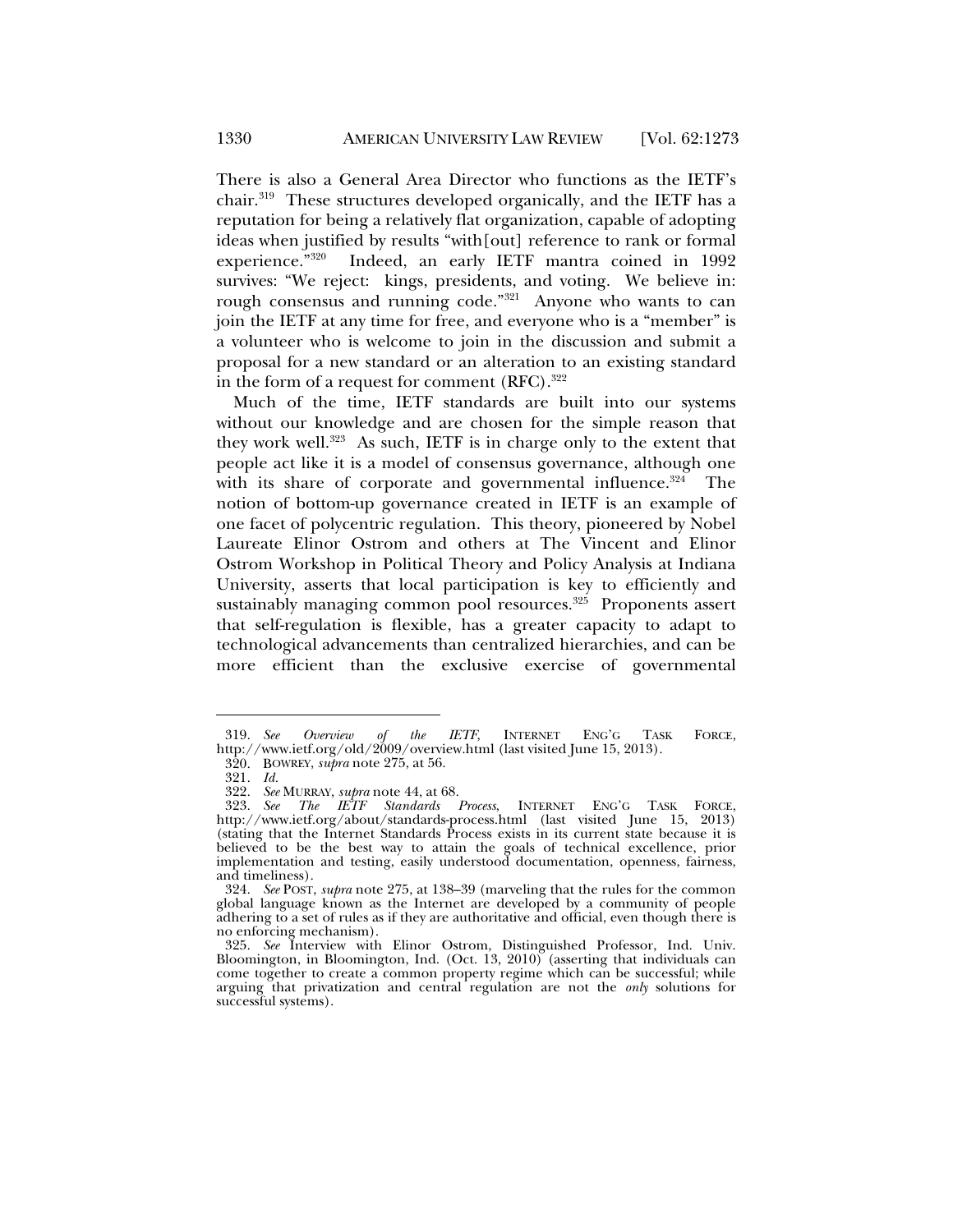There is also a General Area Director who functions as the IETF's chair.[319] These structures developed organically, and the IETF has a reputation for being a relatively flat organization, capable of adopting ideas when justified by results "with[out] reference to rank or formal experience."[320] Indeed, an early IETF mantra coined in 1992 survives: "We reject: kings, presidents, and voting. We believe in: rough consensus and running code."[321] Anyone who wants to can join the IETF at any time for free, and everyone who is a "member" is a volunteer who is welcome to join in the discussion and submit a proposal for a new standard or an alteration to an existing standard in the form of a request for comment (RFC).[322]

Much of the time, IETF standards are built into our systems without our knowledge and are chosen for the simple reason that they work well.[323] As such, IETF is in charge only to the extent that people act like it is a model of consensus governance, although one with its share of corporate and governmental influence.[324] The notion of bottom-up governance created in IETF is an example of one facet of polycentric regulation. This theory, pioneered by Nobel Laureate Elinor Ostrom and others at The Vincent and Elinor Ostrom Workshop in Political Theory and Policy Analysis at Indiana University, asserts that local participation is key to efficiently and sustainably managing common pool resources.[325] Proponents assert that self-regulation is flexible, has a greater capacity to adapt to technological advancements than centralized hierarchies, and can be more efficient than the exclusive exercise of governmental

---

319. *See Overview of the IETF*, INTERNET ENG'G TASK FORCE, http://www.ietf.org/old/2009/overview.html (last visited June 15, 2013).

320. BOWREY, *supra* note 275, at 56.

321. *Id.*

322. *See* MURRAY, *supra* note 44, at 68.

323. *See The IETF Standards Process*, INTERNET ENG'G TASK FORCE, http://www.ietf.org/about/standards-process.html (last visited June 15, 2013) (stating that the Internet Standards Process exists in its current state because it is believed to be the best way to attain the goals of technical excellence, prior implementation and testing, easily understood documentation, openness, fairness, and timeliness).

324. *See* POST, *supra* note 275, at 138–39 (marveling that the rules for the common global language known as the Internet are developed by a community of people adhering to a set of rules as if they are authoritative and official, even though there is no enforcing mechanism).

325. *See* Interview with Elinor Ostrom, Distinguished Professor, Ind. Univ. Bloomington, in Bloomington, Ind. (Oct. 13, 2010) (asserting that individuals can come together to create a common property regime which can be successful; while arguing that privatization and central regulation are not the *only* solutions for successful systems).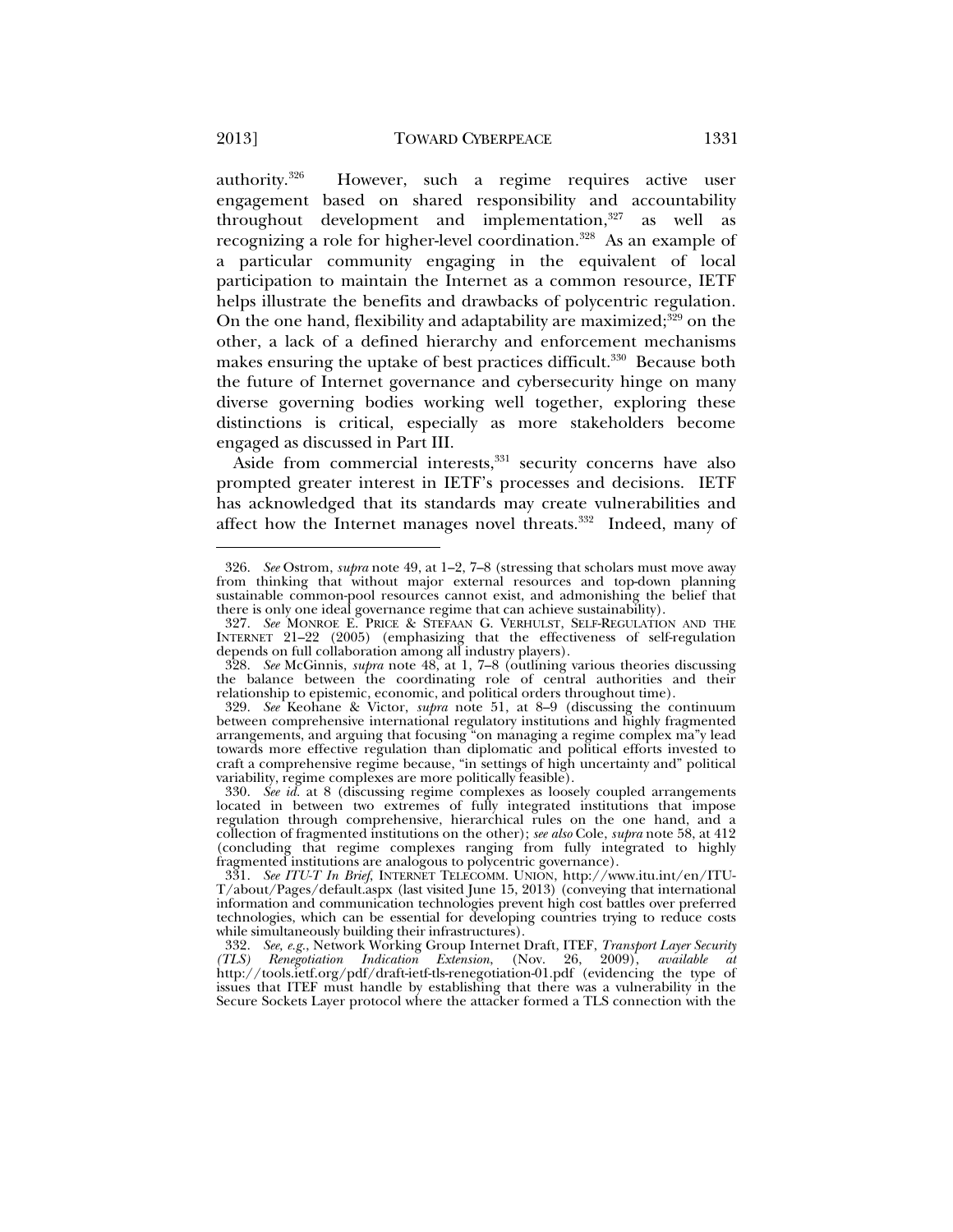authority.[326] However, such a regime requires active user engagement based on shared responsibility and accountability throughout development and implementation,[327] as well as recognizing a role for higher-level coordination.[328] As an example of a particular community engaging in the equivalent of local participation to maintain the Internet as a common resource, IETF helps illustrate the benefits and drawbacks of polycentric regulation. On the one hand, flexibility and adaptability are maximized;[329] on the other, a lack of a defined hierarchy and enforcement mechanisms makes ensuring the uptake of best practices difficult.[330] Because both the future of Internet governance and cybersecurity hinge on many diverse governing bodies working well together, exploring these distinctions is critical, especially as more stakeholders become engaged as discussed in Part III.

Aside from commercial interests,[331] security concerns have also prompted greater interest in IETF's processes and decisions. IETF has acknowledged that its standards may create vulnerabilities and affect how the Internet manages novel threats.[332] Indeed, many of

---

326. *See* Ostrom, *supra* note 49, at 1–2, 7–8 (stressing that scholars must move away from thinking that without major external resources and top-down planning sustainable common-pool resources cannot exist, and admonishing the belief that there is only one ideal governance regime that can achieve sustainability).

327. *See* MONROE E. PRICE & STEFAAN G. VERHULST, SELF-REGULATION AND THE INTERNET 21–22 (2005) (emphasizing that the effectiveness of self-regulation depends on full collaboration among all industry players).

328. *See* McGinnis, *supra* note 48, at 1, 7–8 (outlining various theories discussing the balance between the coordinating role of central authorities and their relationship to epistemic, economic, and political orders throughout time).

329. *See* Keohane & Victor, *supra* note 51, at 8–9 (discussing the continuum between comprehensive international regulatory institutions and highly fragmented arrangements, and arguing that focusing "on managing a regime complex ma"y lead towards more effective regulation than diplomatic and political efforts invested to craft a comprehensive regime because, "in settings of high uncertainty and" political variability, regime complexes are more politically feasible).

330. *See id.* at 8 (discussing regime complexes as loosely coupled arrangements located in between two extremes of fully integrated institutions that impose regulation through comprehensive, hierarchical rules on the one hand, and a collection of fragmented institutions on the other); *see also* Cole, *supra* note 58, at 412 (concluding that regime complexes ranging from fully integrated to highly fragmented institutions are analogous to polycentric governance).

331. *See ITU-T In Brief*, INTERNET TELECOMM. UNION, http://www.itu.int/en/ITU-T/about/Pages/default.aspx (last visited June 15, 2013) (conveying that international information and communication technologies prevent high cost battles over preferred technologies, which can be essential for developing countries trying to reduce costs while simultaneously building their infrastructures).

332. *See, e.g.*, Network Working Group Internet Draft, ITEF, *Transport Layer Security (TLS) Renegotiation Indication Extension*, (Nov. 26, 2009), *available at* http://tools.ietf.org/pdf/draft-ietf-tls-renegotiation-01.pdf (evidencing the type of issues that ITEF must handle by establishing that there was a vulnerability in the Secure Sockets Layer protocol where the attacker formed a TLS connection with the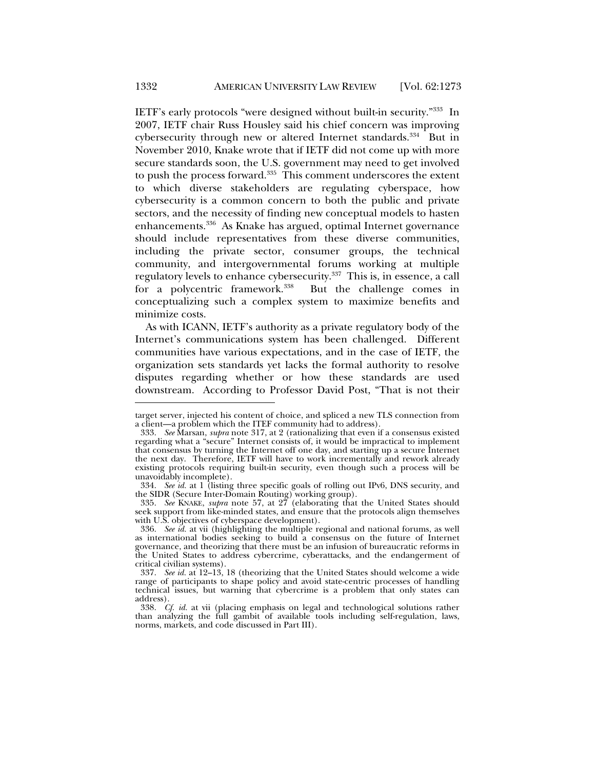IETF's early protocols "were designed without built-in security."[333] In 2007, IETF chair Russ Housley said his chief concern was improving cybersecurity through new or altered Internet standards.[334] But in November 2010, Knake wrote that if IETF did not come up with more secure standards soon, the U.S. government may need to get involved to push the process forward.[335] This comment underscores the extent to which diverse stakeholders are regulating cyberspace, how cybersecurity is a common concern to both the public and private sectors, and the necessity of finding new conceptual models to hasten enhancements.[336] As Knake has argued, optimal Internet governance should include representatives from these diverse communities, including the private sector, consumer groups, the technical community, and intergovernmental forums working at multiple regulatory levels to enhance cybersecurity.[337] This is, in essence, a call for a polycentric framework.[338] But the challenge comes in conceptualizing such a complex system to maximize benefits and minimize costs.

As with ICANN, IETF's authority as a private regulatory body of the Internet's communications system has been challenged. Different communities have various expectations, and in the case of IETF, the organization sets standards yet lacks the formal authority to resolve disputes regarding whether or how these standards are used downstream. According to Professor David Post, "That is not their

---

target server, injected his content of choice, and spliced a new TLS connection from a client—a problem which the ITEF community had to address).

333. *See* Marsan, *supra* note 317, at 2 (rationalizing that even if a consensus existed regarding what a "secure" Internet consists of, it would be impractical to implement that consensus by turning the Internet off one day, and starting up a secure Internet the next day. Therefore, IETF will have to work incrementally and rework already existing protocols requiring built-in security, even though such a process will be unavoidably incomplete).

334. *See id.* at 1 (listing three specific goals of rolling out IPv6, DNS security, and the SIDR (Secure Inter-Domain Routing) working group).

335. *See* KNAKE, *supra* note 57, at 27 (elaborating that the United States should seek support from like-minded states, and ensure that the protocols align themselves with U.S. objectives of cyberspace development).

336. *See id.* at vii (highlighting the multiple regional and national forums, as well as international bodies seeking to build a consensus on the future of Internet governance, and theorizing that there must be an infusion of bureaucratic reforms in the United States to address cybercrime, cyberattacks, and the endangerment of critical civilian systems).

337. *See id.* at 12–13, 18 (theorizing that the United States should welcome a wide range of participants to shape policy and avoid state-centric processes of handling technical issues, but warning that cybercrime is a problem that only states can address).

338. *Cf. id.* at vii (placing emphasis on legal and technological solutions rather than analyzing the full gambit of available tools including self-regulation, laws, norms, markets, and code discussed in Part III).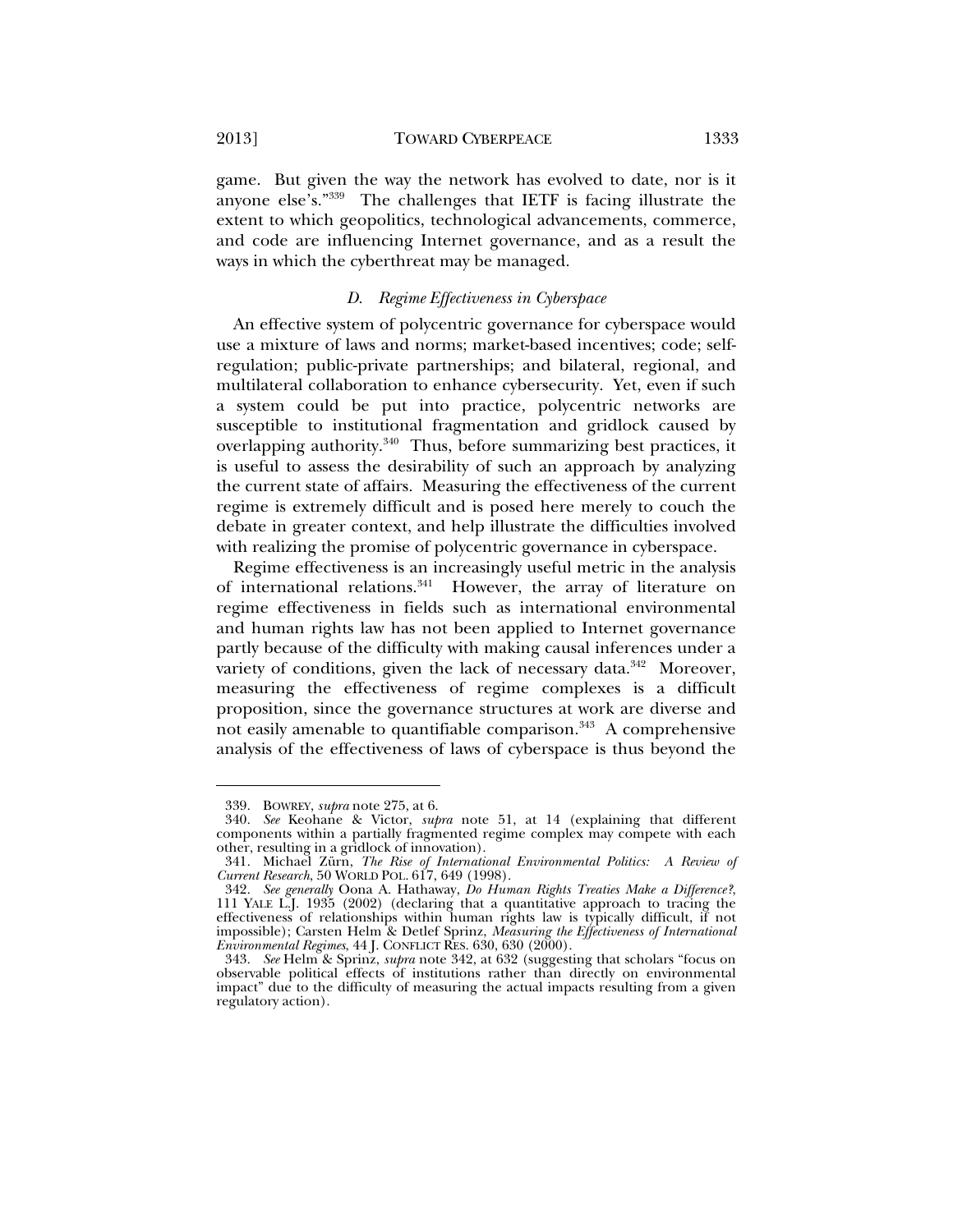game. But given the way the network has evolved to date, nor is it anyone else's."[339] The challenges that IETF is facing illustrate the extent to which geopolitics, technological advancements, commerce, and code are influencing Internet governance, and as a result the ways in which the cyberthreat may be managed.

### *D. Regime Effectiveness in Cyberspace*

An effective system of polycentric governance for cyberspace would use a mixture of laws and norms; market-based incentives; code; self-regulation; public-private partnerships; and bilateral, regional, and multilateral collaboration to enhance cybersecurity. Yet, even if such a system could be put into practice, polycentric networks are susceptible to institutional fragmentation and gridlock caused by overlapping authority.[340] Thus, before summarizing best practices, it is useful to assess the desirability of such an approach by analyzing the current state of affairs. Measuring the effectiveness of the current regime is extremely difficult and is posed here merely to couch the debate in greater context, and help illustrate the difficulties involved with realizing the promise of polycentric governance in cyberspace.

Regime effectiveness is an increasingly useful metric in the analysis of international relations.[341] However, the array of literature on regime effectiveness in fields such as international environmental and human rights law has not been applied to Internet governance partly because of the difficulty with making causal inferences under a variety of conditions, given the lack of necessary data.[342] Moreover, measuring the effectiveness of regime complexes is a difficult proposition, since the governance structures at work are diverse and not easily amenable to quantifiable comparison.[343] A comprehensive analysis of the effectiveness of laws of cyberspace is thus beyond the

---

339. BOWREY, *supra* note 275, at 6.

340. *See* Keohane & Victor, *supra* note 51, at 14 (explaining that different components within a partially fragmented regime complex may compete with each other, resulting in a gridlock of innovation).

341. Michael Zürn, *The Rise of International Environmental Politics: A Review of Current Research*, 50 WORLD POL. 617, 649 (1998).

342. *See generally* Oona A. Hathaway, *Do Human Rights Treaties Make a Difference?*, 111 YALE L.J. 1935 (2002) (declaring that a quantitative approach to tracing the effectiveness of relationships within human rights law is typically difficult, if not impossible); Carsten Helm & Detlef Sprinz, *Measuring the Effectiveness of International Environmental Regimes*, 44 J. CONFLICT RES. 630, 630 (2000).

343. *See* Helm & Sprinz, *supra* note 342, at 632 (suggesting that scholars "focus on observable political effects of institutions rather than directly on environmental impact" due to the difficulty of measuring the actual impacts resulting from a given regulatory action).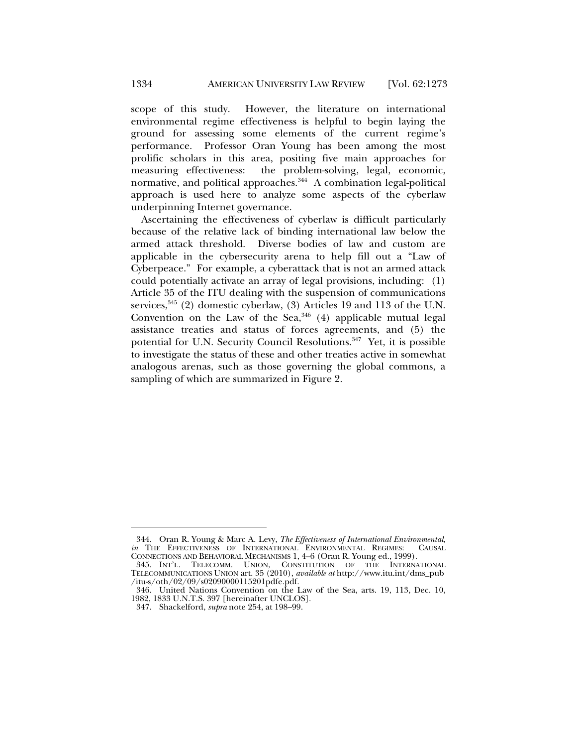scope of this study. However, the literature on international environmental regime effectiveness is helpful to begin laying the ground for assessing some elements of the current regime's performance. Professor Oran Young has been among the most prolific scholars in this area, positing five main approaches for measuring effectiveness: the problem-solving, legal, economic, normative, and political approaches.[344] A combination legal-political approach is used here to analyze some aspects of the cyberlaw underpinning Internet governance.

Ascertaining the effectiveness of cyberlaw is difficult particularly because of the relative lack of binding international law below the armed attack threshold. Diverse bodies of law and custom are applicable in the cybersecurity arena to help fill out a "Law of Cyberpeace." For example, a cyberattack that is not an armed attack could potentially activate an array of legal provisions, including: (1) Article 35 of the ITU dealing with the suspension of communications services,[345] (2) domestic cyberlaw, (3) Articles 19 and 113 of the U.N. Convention on the Law of the Sea,[346] (4) applicable mutual legal assistance treaties and status of forces agreements, and (5) the potential for U.N. Security Council Resolutions.[347] Yet, it is possible to investigate the status of these and other treaties active in somewhat analogous arenas, such as those governing the global commons, a sampling of which are summarized in Figure 2.

---

344. Oran R. Young & Marc A. Levy, *The Effectiveness of International Environmental*, *in* THE EFFECTIVENESS OF INTERNATIONAL ENVIRONMENTAL REGIMES: CAUSAL CONNECTIONS AND BEHAVIORAL MECHANISMS 1, 4–6 (Oran R. Young ed., 1999).

345. INT'L. TELECOMM. UNION, CONSTITUTION OF THE INTERNATIONAL TELECOMMUNICATIONS UNION art. 35 (2010), *available at* http://www.itu.int/dms_pub/itu-s/oth/02/09/s02090000115201pdfe.pdf.

346. United Nations Convention on the Law of the Sea, arts. 19, 113, Dec. 10, 1982, 1833 U.N.T.S. 397 [hereinafter UNCLOS].

347. Shackelford, *supra* note 254, at 198–99.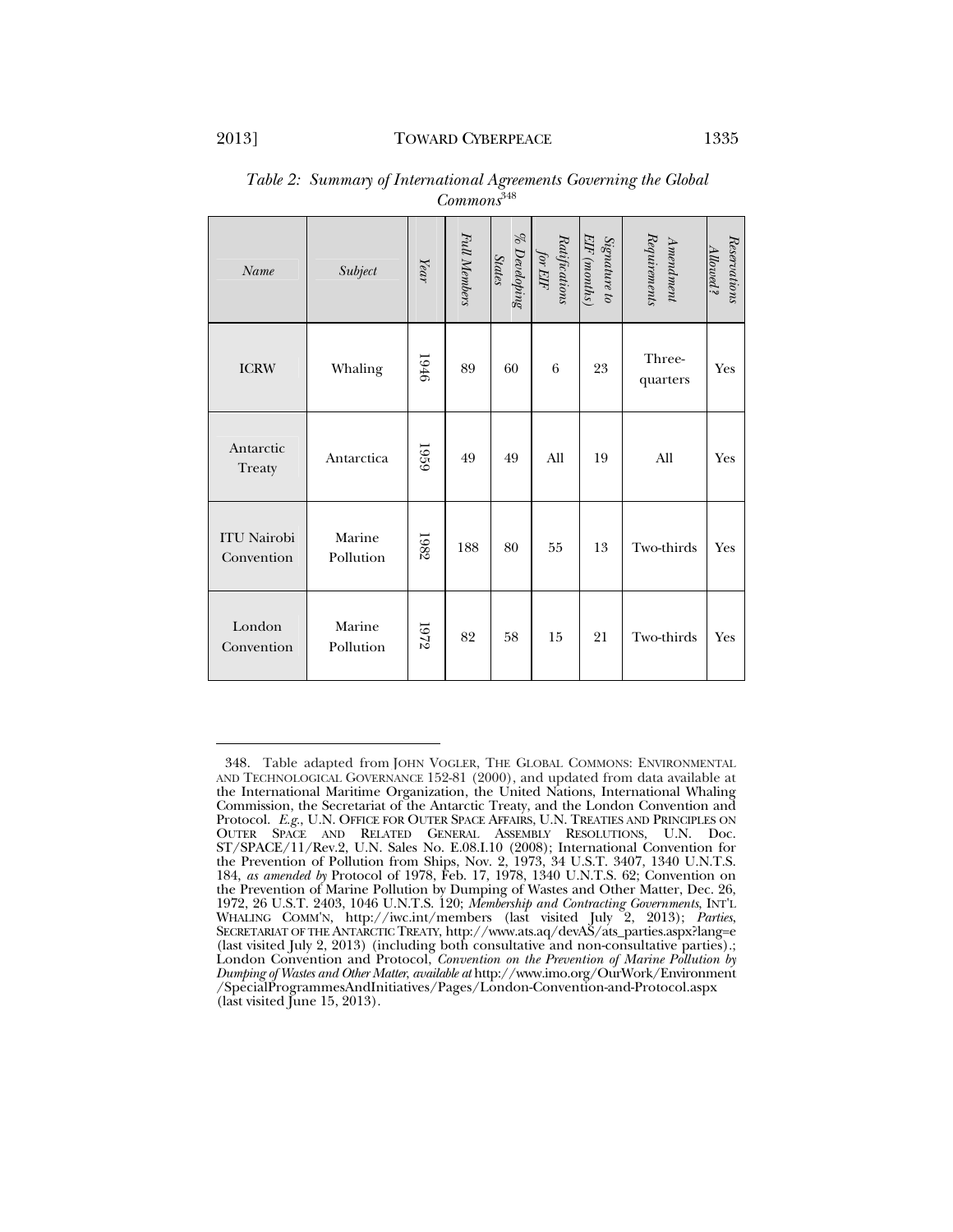*Table 2: Summary of International Agreements Governing the Global Commons*[348]

| *Name* | *Subject* | *Year* | *Full Members* | *% Developing States* | *Ratifications for EIF* | *Signature to EIF (months)* | *Amendment Requirements* | *Reservations Allowed?* |
|---|---|---|---|---|---|---|---|---|
| ICRW | Whaling | 1946 | 89 | 60 | 6 | 23 | Three-quarters | Yes |
| Antarctic Treaty | Antarctica | 1959 | 49 | 49 | All | 19 | All | Yes |
| ITU Nairobi Convention | Marine Pollution | 1982 | 188 | 80 | 55 | 13 | Two-thirds | Yes |
| London Convention | Marine Pollution | 1972 | 82 | 58 | 15 | 21 | Two-thirds | Yes |

348. Table adapted from JOHN VOGLER, THE GLOBAL COMMONS: ENVIRONMENTAL AND TECHNOLOGICAL GOVERNANCE 152-81 (2000), and updated from data available at the International Maritime Organization, the United Nations, International Whaling Commission, the Secretariat of the Antarctic Treaty, and the London Convention and Protocol. *E.g.*, U.N. OFFICE FOR OUTER SPACE AFFAIRS, U.N. TREATIES AND PRINCIPLES ON OUTER SPACE AND RELATED GENERAL ASSEMBLY RESOLUTIONS, U.N. Doc. ST/SPACE/11/Rev.2, U.N. Sales No. E.08.I.10 (2008); International Convention for the Prevention of Pollution from Ships, Nov. 2, 1973, 34 U.S.T. 3407, 1340 U.N.T.S. 184, *as amended by* Protocol of 1978, Feb. 17, 1978, 1340 U.N.T.S. 62; Convention on the Prevention of Marine Pollution by Dumping of Wastes and Other Matter, Dec. 26, 1972, 26 U.S.T. 2403, 1046 U.N.T.S. 120; *Membership and Contracting Governments*, INT'L WHALING COMM'N, http://iwc.int/members (last visited July 2, 2013); *Parties*, SECRETARIAT OF THE ANTARCTIC TREATY, http://www.ats.aq/devAS/ats_parties.aspx?lang=e (last visited July 2, 2013) (including both consultative and non-consultative parties).; London Convention and Protocol, *Convention on the Prevention of Marine Pollution by Dumping of Wastes and Other Matter, available at* http://www.imo.org/OurWork/Environment/SpecialProgrammesAndInitiatives/Pages/London-Convention-and-Protocol.aspx (last visited June 15, 2013).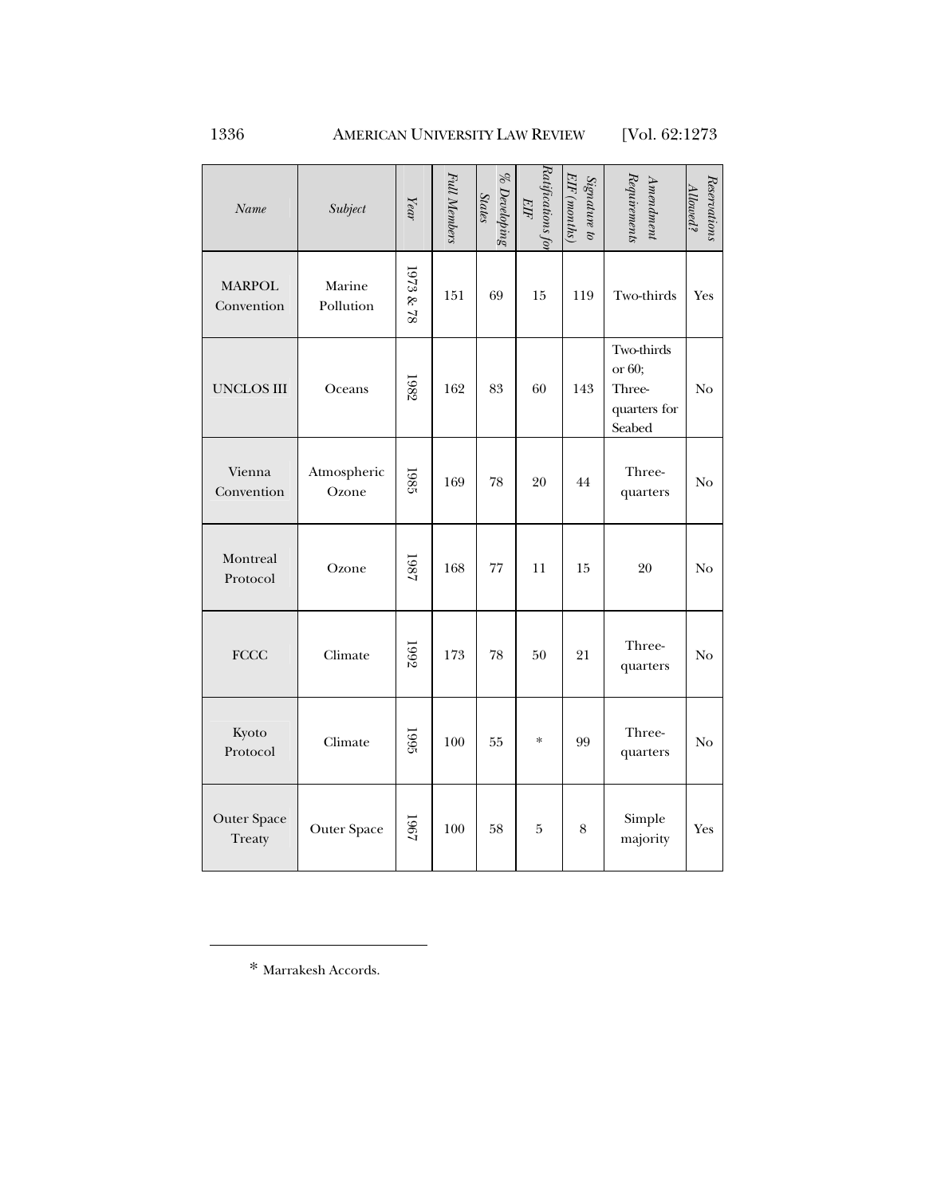| *Name* | *Subject* | *Year* | *Full Members* | *% Developing States* | *Ratifications for EIF* | *Signature to EIF (months)* | *Amendment Requirements* | *Reservations Allowed?* |
|---|---|---|---|---|---|---|---|---|
| MARPOL Convention | Marine Pollution | 1973 & 78 | 151 | 69 | 15 | 119 | Two-thirds | Yes |
| UNCLOS III | Oceans | 1982 | 162 | 83 | 60 | 143 | Two-thirds or 60; Three-quarters for Seabed | No |
| Vienna Convention | Atmospheric Ozone | 1985 | 169 | 78 | 20 | 44 | Three-quarters | No |
| Montreal Protocol | Ozone | 1987 | 168 | 77 | 11 | 15 | 20 | No |
| FCCC | Climate | 1992 | 173 | 78 | 50 | 21 | Three-quarters | No |
| Kyoto Protocol | Climate | 1995 | 100 | 55 | * | 99 | Three-quarters | No |
| Outer Space Treaty | Outer Space | 1967 | 100 | 58 | 5 | 8 | Simple majority | Yes |

* Marrakesh Accords.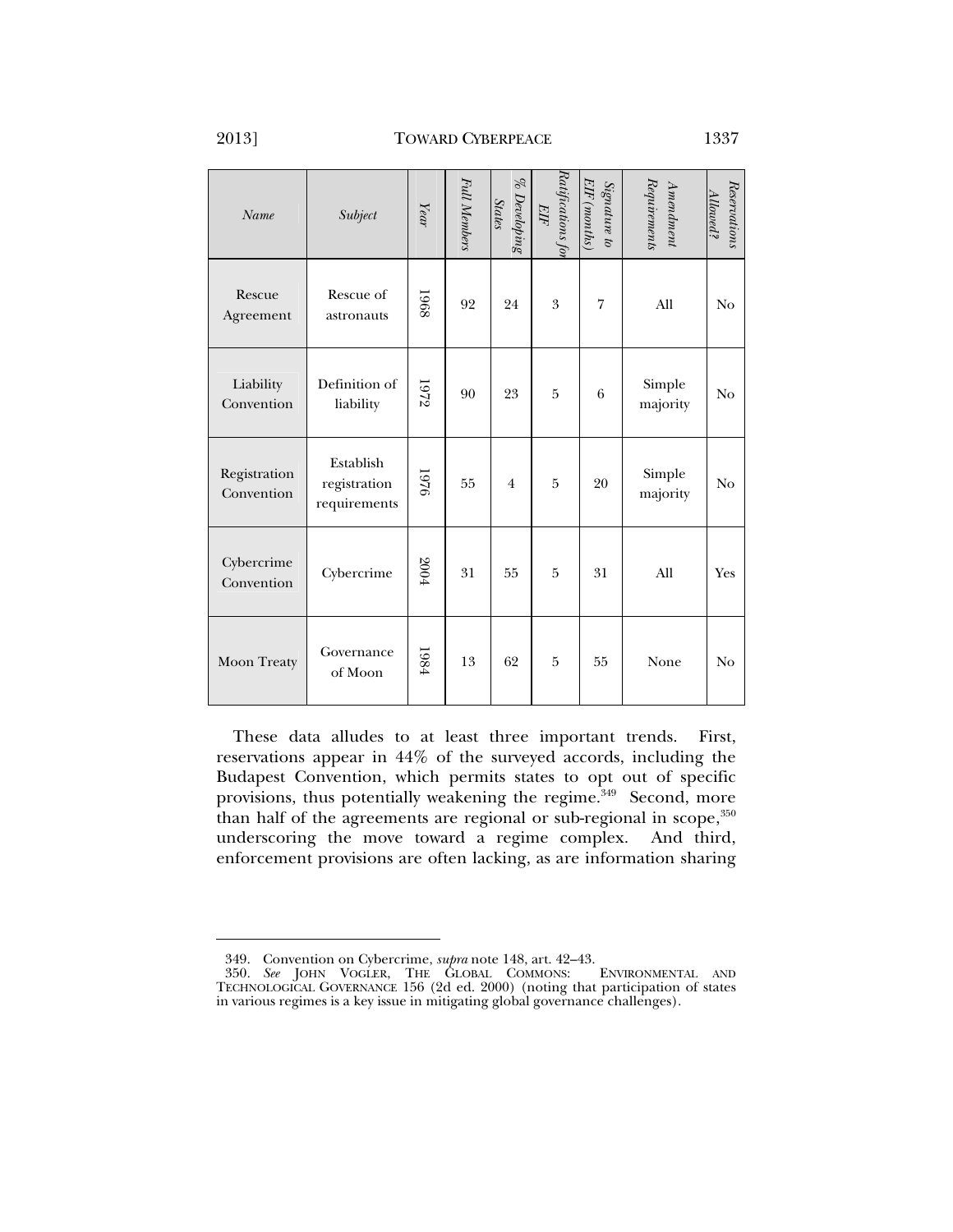| *Name* | *Subject* | *Year* | *Full Members* | *% Developing States* | *Ratifications for EIF* | *Signature to EIF (months)* | *Amendment Requirements* | *Reservations Allowed?* |
|---|---|---|---|---|---|---|---|---|
| Rescue Agreement | Rescue of astronauts | 1968 | 92 | 24 | 3 | 7 | All | No |
| Liability Convention | Definition of liability | 1972 | 90 | 23 | 5 | 6 | Simple majority | No |
| Registration Convention | Establish registration requirements | 1976 | 55 | 4 | 5 | 20 | Simple majority | No |
| Cybercrime Convention | Cybercrime | 2004 | 31 | 55 | 5 | 31 | All | Yes |
| Moon Treaty | Governance of Moon | 1984 | 13 | 62 | 5 | 55 | None | No |

These data alludes to at least three important trends. First, reservations appear in 44% of the surveyed accords, including the Budapest Convention, which permits states to opt out of specific provisions, thus potentially weakening the regime.[349] Second, more than half of the agreements are regional or sub-regional in scope,[350] underscoring the move toward a regime complex. And third, enforcement provisions are often lacking, as are information sharing

349. Convention on Cybercrime, *supra* note 148, art. 42–43.

350. *See* JOHN VOGLER, THE GLOBAL COMMONS: ENVIRONMENTAL AND TECHNOLOGICAL GOVERNANCE 156 (2d ed. 2000) (noting that participation of states in various regimes is a key issue in mitigating global governance challenges).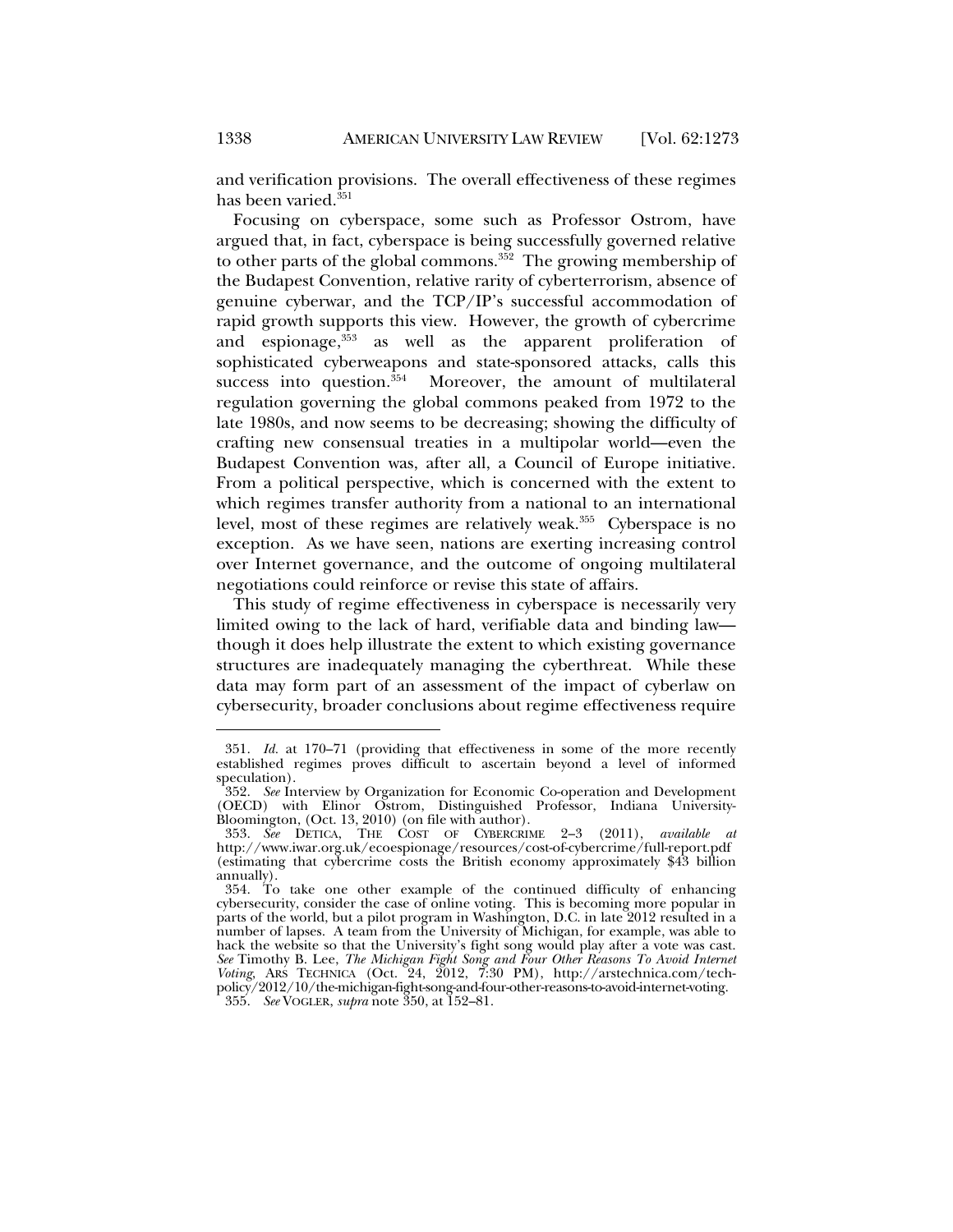and verification provisions. The overall effectiveness of these regimes has been varied.[351]

Focusing on cyberspace, some such as Professor Ostrom, have argued that, in fact, cyberspace is being successfully governed relative to other parts of the global commons.[352] The growing membership of the Budapest Convention, relative rarity of cyberterrorism, absence of genuine cyberwar, and the TCP/IP's successful accommodation of rapid growth supports this view. However, the growth of cybercrime and espionage,[353] as well as the apparent proliferation of sophisticated cyberweapons and state-sponsored attacks, calls this success into question.[354] Moreover, the amount of multilateral regulation governing the global commons peaked from 1972 to the late 1980s, and now seems to be decreasing; showing the difficulty of crafting new consensual treaties in a multipolar world—even the Budapest Convention was, after all, a Council of Europe initiative. From a political perspective, which is concerned with the extent to which regimes transfer authority from a national to an international level, most of these regimes are relatively weak.[355] Cyberspace is no exception. As we have seen, nations are exerting increasing control over Internet governance, and the outcome of ongoing multilateral negotiations could reinforce or revise this state of affairs.

This study of regime effectiveness in cyberspace is necessarily very limited owing to the lack of hard, verifiable data and binding law—though it does help illustrate the extent to which existing governance structures are inadequately managing the cyberthreat. While these data may form part of an assessment of the impact of cyberlaw on cybersecurity, broader conclusions about regime effectiveness require

---

351. *Id.* at 170–71 (providing that effectiveness in some of the more recently established regimes proves difficult to ascertain beyond a level of informed speculation).

352. *See* Interview by Organization for Economic Co-operation and Development (OECD) with Elinor Ostrom, Distinguished Professor, Indiana University-Bloomington, (Oct. 13, 2010) (on file with author).

353. *See* DETICA, THE COST OF CYBERCRIME 2–3 (2011), *available at* http://www.iwar.org.uk/ecoespionage/resources/cost-of-cybercrime/full-report.pdf (estimating that cybercrime costs the British economy approximately $43 billion annually).

354. To take one other example of the continued difficulty of enhancing cybersecurity, consider the case of online voting. This is becoming more popular in parts of the world, but a pilot program in Washington, D.C. in late 2012 resulted in a number of lapses. A team from the University of Michigan, for example, was able to hack the website so that the University's fight song would play after a vote was cast. *See* Timothy B. Lee, *The Michigan Fight Song and Four Other Reasons To Avoid Internet Voting*, ARS TECHNICA (Oct. 24, 2012, 7:30 PM), http://arstechnica.com/tech-policy/2012/10/the-michigan-fight-song-and-four-other-reasons-to-avoid-internet-voting.

355. *See* VOGLER, *supra* note 350, at 152–81.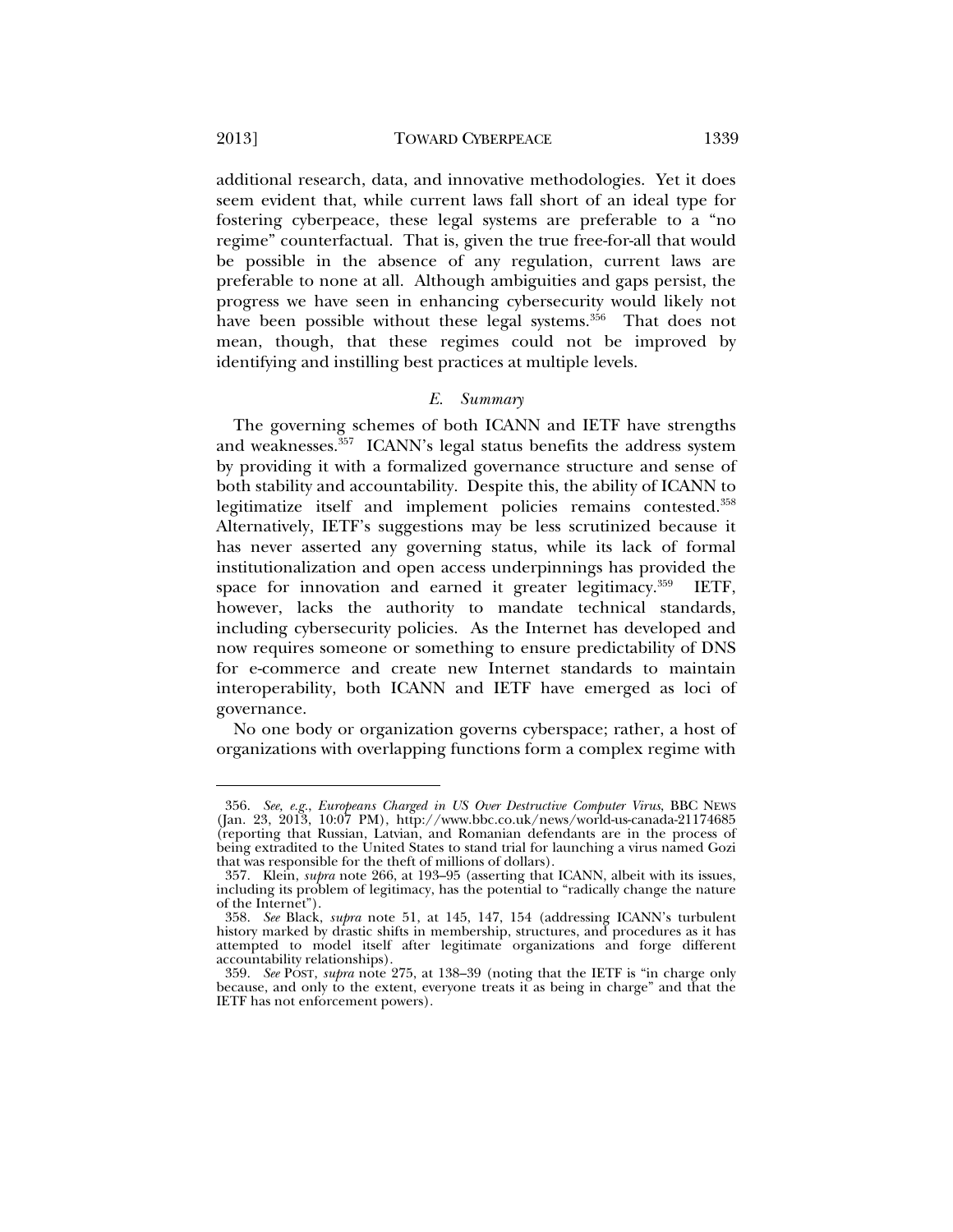additional research, data, and innovative methodologies. Yet it does seem evident that, while current laws fall short of an ideal type for fostering cyberpeace, these legal systems are preferable to a "no regime" counterfactual. That is, given the true free-for-all that would be possible in the absence of any regulation, current laws are preferable to none at all. Although ambiguities and gaps persist, the progress we have seen in enhancing cybersecurity would likely not have been possible without these legal systems.[356] That does not mean, though, that these regimes could not be improved by identifying and instilling best practices at multiple levels.

### *E. Summary*

The governing schemes of both ICANN and IETF have strengths and weaknesses.[357] ICANN's legal status benefits the address system by providing it with a formalized governance structure and sense of both stability and accountability. Despite this, the ability of ICANN to legitimize itself and implement policies remains contested.[358] Alternatively, IETF's suggestions may be less scrutinized because it has never asserted any governing status, while its lack of formal institutionalization and open access underpinnings has provided the space for innovation and earned it greater legitimacy.[359] IETF, however, lacks the authority to mandate technical standards, including cybersecurity policies. As the Internet has developed and now requires someone or something to ensure predictability of DNS for e-commerce and create new Internet standards to maintain interoperability, both ICANN and IETF have emerged as loci of governance.

No one body or organization governs cyberspace; rather, a host of organizations with overlapping functions form a complex regime with

---

356. *See, e.g.*, *Europeans Charged in US Over Destructive Computer Virus*, BBC NEWS (Jan. 23, 2013, 10:07 PM), http://www.bbc.co.uk/news/world-us-canada-21174685 (reporting that Russian, Latvian, and Romanian defendants are in the process of being extradited to the United States to stand trial for launching a virus named Gozi that was responsible for the theft of millions of dollars).

357. Klein, *supra* note 266, at 193–95 (asserting that ICANN, albeit with its issues, including its problem of legitimacy, has the potential to "radically change the nature of the Internet").

358. *See* Black, *supra* note 51, at 145, 147, 154 (addressing ICANN's turbulent history marked by drastic shifts in membership, structures, and procedures as it has attempted to model itself after legitimate organizations and forge different accountability relationships).

359. *See* POST, *supra* note 275, at 138–39 (noting that the IETF is "in charge only because, and only to the extent, everyone treats it as being in charge" and that the IETF has not enforcement powers).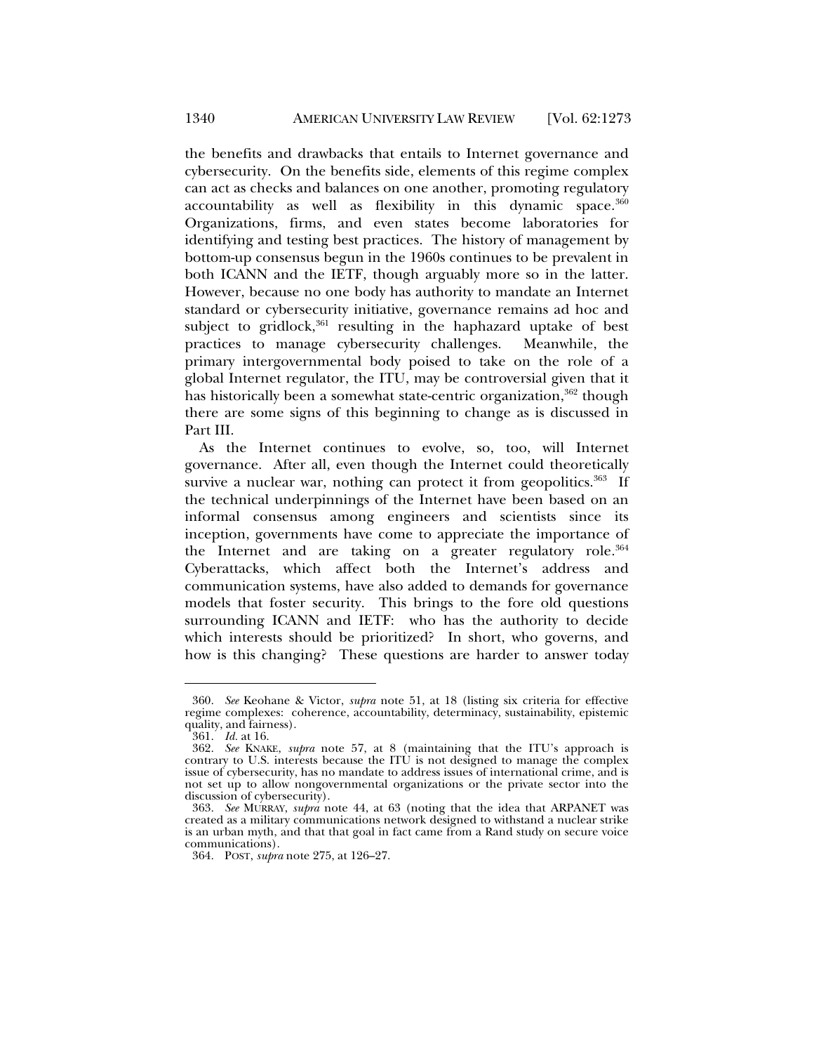the benefits and drawbacks that entails to Internet governance and cybersecurity. On the benefits side, elements of this regime complex can act as checks and balances on one another, promoting regulatory accountability as well as flexibility in this dynamic space.[360] Organizations, firms, and even states become laboratories for identifying and testing best practices. The history of management by bottom-up consensus begun in the 1960s continues to be prevalent in both ICANN and the IETF, though arguably more so in the latter. However, because no one body has authority to mandate an Internet standard or cybersecurity initiative, governance remains ad hoc and subject to gridlock,[361] resulting in the haphazard uptake of best practices to manage cybersecurity challenges. Meanwhile, the primary intergovernmental body poised to take on the role of a global Internet regulator, the ITU, may be controversial given that it has historically been a somewhat state-centric organization,[362] though there are some signs of this beginning to change as is discussed in Part III.

As the Internet continues to evolve, so, too, will Internet governance. After all, even though the Internet could theoretically survive a nuclear war, nothing can protect it from geopolitics.[363] If the technical underpinnings of the Internet have been based on an informal consensus among engineers and scientists since its inception, governments have come to appreciate the importance of the Internet and are taking on a greater regulatory role.[364] Cyberattacks, which affect both the Internet's address and communication systems, have also added to demands for governance models that foster security. This brings to the fore old questions surrounding ICANN and IETF: who has the authority to decide which interests should be prioritized? In short, who governs, and how is this changing? These questions are harder to answer today

---

360. *See* Keohane & Victor, *supra* note 51, at 18 (listing six criteria for effective regime complexes: coherence, accountability, determinacy, sustainability, epistemic quality, and fairness).

361. *Id.* at 16.

362. *See* KNAKE, *supra* note 57, at 8 (maintaining that the ITU's approach is contrary to U.S. interests because the ITU is not designed to manage the complex issue of cybersecurity, has no mandate to address issues of international crime, and is not set up to allow nongovernmental organizations or the private sector into the discussion of cybersecurity).

363. *See* MURRAY, *supra* note 44, at 63 (noting that the idea that ARPANET was created as a military communications network designed to withstand a nuclear strike is an urban myth, and that that goal in fact came from a Rand study on secure voice communications).

364. POST, *supra* note 275, at 126–27.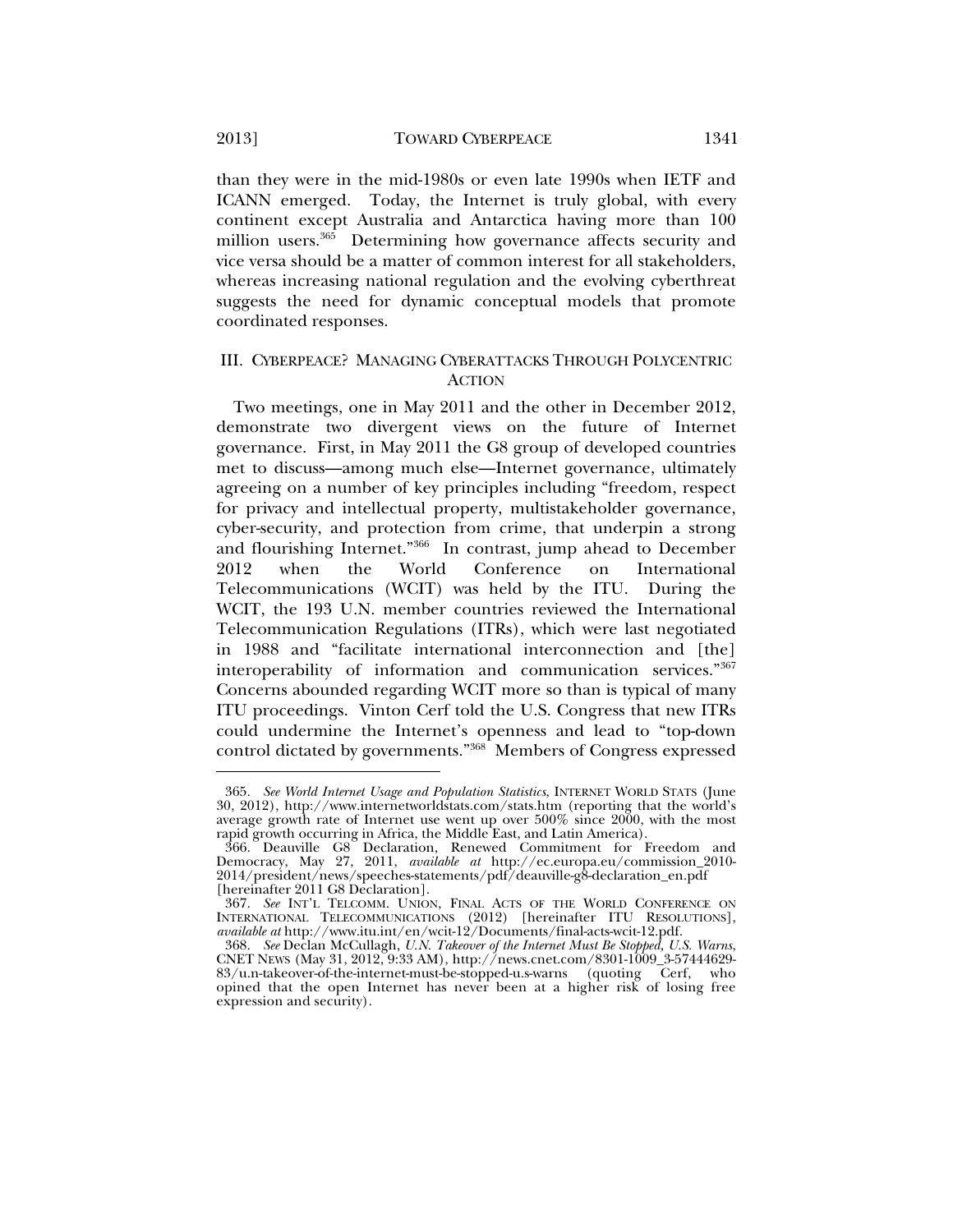than they were in the mid-1980s or even late 1990s when IETF and ICANN emerged. Today, the Internet is truly global, with every continent except Australia and Antarctica having more than 100 million users.[365] Determining how governance affects security and vice versa should be a matter of common interest for all stakeholders, whereas increasing national regulation and the evolving cyberthreat suggests the need for dynamic conceptual models that promote coordinated responses.

## III. CYBERPEACE? MANAGING CYBERATTACKS THROUGH POLYCENTRIC ACTION

Two meetings, one in May 2011 and the other in December 2012, demonstrate two divergent views on the future of Internet governance. First, in May 2011 the G8 group of developed countries met to discuss—among much else—Internet governance, ultimately agreeing on a number of key principles including "freedom, respect for privacy and intellectual property, multistakeholder governance, cyber-security, and protection from crime, that underpin a strong and flourishing Internet."[366] In contrast, jump ahead to December 2012 when the World Conference on International Telecommunications (WCIT) was held by the ITU. During the WCIT, the 193 U.N. member countries reviewed the International Telecommunication Regulations (ITRs), which were last negotiated in 1988 and "facilitate international interconnection and [the] interoperability of information and communication services."[367] Concerns abounded regarding WCIT more so than is typical of many ITU proceedings. Vinton Cerf told the U.S. Congress that new ITRs could undermine the Internet's openness and lead to "top-down control dictated by governments."[368] Members of Congress expressed

---

365. *See World Internet Usage and Population Statistics*, INTERNET WORLD STATS (June 30, 2012), http://www.internetworldstats.com/stats.htm (reporting that the world's average growth rate of Internet use went up over 500% since 2000, with the most rapid growth occurring in Africa, the Middle East, and Latin America).

366. Deauville G8 Declaration, Renewed Commitment for Freedom and Democracy, May 27, 2011, *available at* http://ec.europa.eu/commission_2010-2014/president/news/speeches-statements/pdf/deauville-g8-declaration_en.pdf [hereinafter 2011 G8 Declaration].

367. *See* INT'L TELCOMM. UNION, FINAL ACTS OF THE WORLD CONFERENCE ON INTERNATIONAL TELECOMMUNICATIONS (2012) [hereinafter ITU RESOLUTIONS], *available at* http://www.itu.int/en/wcit-12/Documents/final-acts-wcit-12.pdf.

368. *See* Declan McCullagh, *U.N. Takeover of the Internet Must Be Stopped, U.S. Warns*, CNET NEWS (May 31, 2012, 9:33 AM), http://news.cnet.com/8301-1009_3-57444629-83/u.n-takeover-of-the-internet-must-be-stopped-u.s-warns (quoting Cerf, who opined that the open Internet has never been at a higher risk of losing free expression and security).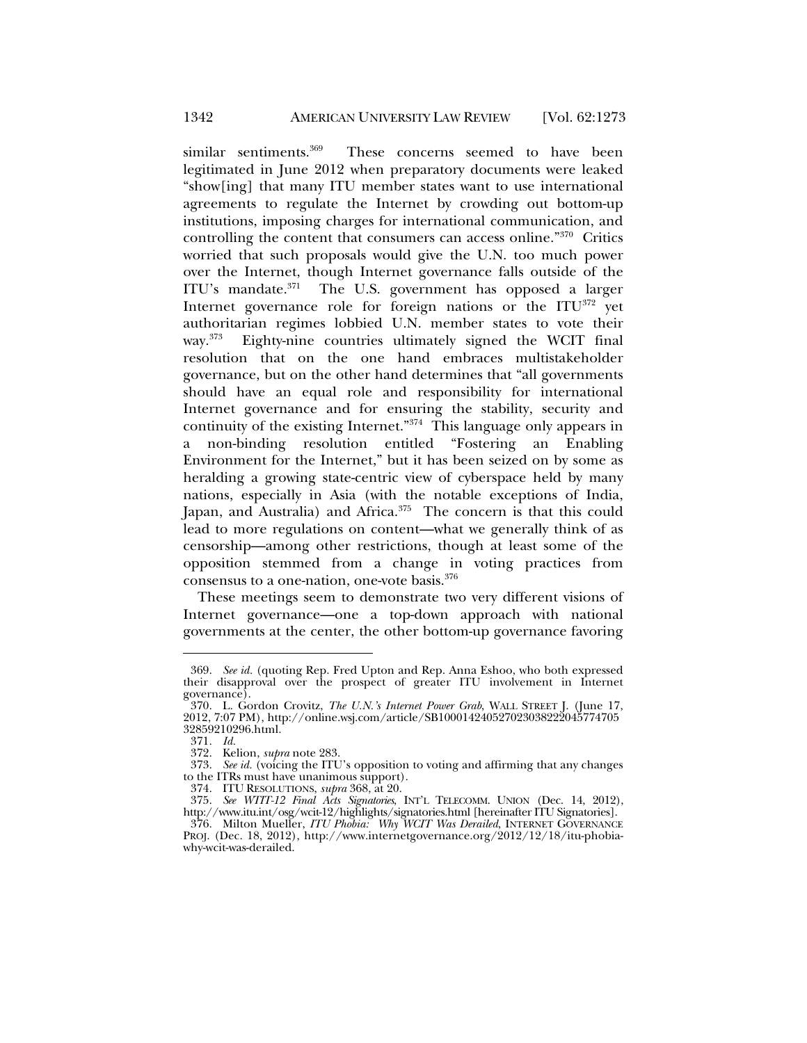similar sentiments.[369] These concerns seemed to have been legitimated in June 2012 when preparatory documents were leaked "show[ing] that many ITU member states want to use international agreements to regulate the Internet by crowding out bottom-up institutions, imposing charges for international communication, and controlling the content that consumers can access online."[370] Critics worried that such proposals would give the U.N. too much power over the Internet, though Internet governance falls outside of the ITU's mandate.[371] The U.S. government has opposed a larger Internet governance role for foreign nations or the ITU[372] yet authoritarian regimes lobbied U.N. member states to vote their way.[373] Eighty-nine countries ultimately signed the WCIT final resolution that on the one hand embraces multistakeholder governance, but on the other hand determines that "all governments should have an equal role and responsibility for international Internet governance and for ensuring the stability, security and continuity of the existing Internet."[374] This language only appears in a non-binding resolution entitled "Fostering an Enabling Environment for the Internet," but it has been seized on by some as heralding a growing state-centric view of cyberspace held by many nations, especially in Asia (with the notable exceptions of India, Japan, and Australia) and Africa.[375] The concern is that this could lead to more regulations on content—what we generally think of as censorship—among other restrictions, though at least some of the opposition stemmed from a change in voting practices from consensus to a one-nation, one-vote basis.[376]

These meetings seem to demonstrate two very different visions of Internet governance—one a top-down approach with national governments at the center, the other bottom-up governance favoring

---

369. *See id.* (quoting Rep. Fred Upton and Rep. Anna Eshoo, who both expressed their disapproval over the prospect of greater ITU involvement in Internet governance).

370. L. Gordon Crovitz, *The U.N.'s Internet Power Grab*, WALL STREET J. (June 17, 2012, 7:07 PM), http://online.wsj.com/article/SB10001424052702303822204577470532859210296.html.

371. *Id.*

372. Kelion, *supra* note 283.

373. *See id.* (voicing the ITU's opposition to voting and affirming that any changes to the ITRs must have unanimous support).

374. ITU RESOLUTIONS, *supra* 368, at 20.

375. *See WTIT-12 Final Acts Signatories*, INT'L TELECOMM. UNION (Dec. 14, 2012), http://www.itu.int/osg/wcit-12/highlights/signatories.html [hereinafter ITU Signatories].

376. Milton Mueller, *ITU Phobia: Why WCIT Was Derailed*, INTERNET GOVERNANCE PROJ. (Dec. 18, 2012), http://www.internetgovernance.org/2012/12/18/itu-phobia-why-wcit-was-derailed.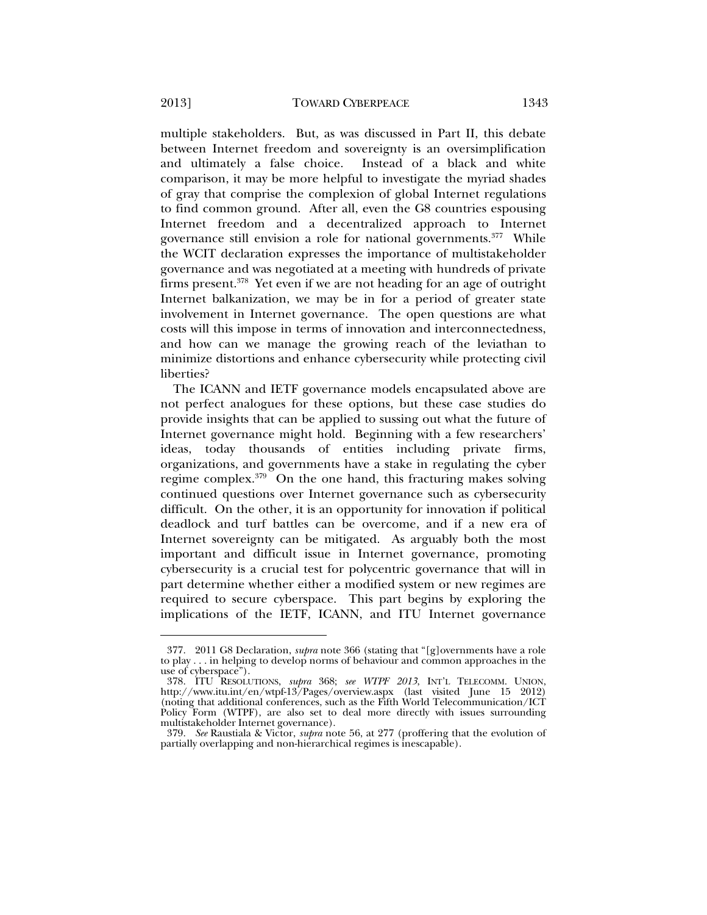multiple stakeholders. But, as was discussed in Part II, this debate between Internet freedom and sovereignty is an oversimplification and ultimately a false choice. Instead of a black and white comparison, it may be more helpful to investigate the myriad shades of gray that comprise the complexion of global Internet regulations to find common ground. After all, even the G8 countries espousing Internet freedom and a decentralized approach to Internet governance still envision a role for national governments.[377] While the WCIT declaration expresses the importance of multistakeholder governance and was negotiated at a meeting with hundreds of private firms present.[378] Yet even if we are not heading for an age of outright Internet balkanization, we may be in for a period of greater state involvement in Internet governance. The open questions are what costs will this impose in terms of innovation and interconnectedness, and how can we manage the growing reach of the leviathan to minimize distortions and enhance cybersecurity while protecting civil liberties?

The ICANN and IETF governance models encapsulated above are not perfect analogues for these options, but these case studies do provide insights that can be applied to sussing out what the future of Internet governance might hold. Beginning with a few researchers' ideas, today thousands of entities including private firms, organizations, and governments have a stake in regulating the cyber regime complex.[379] On the one hand, this fracturing makes solving continued questions over Internet governance such as cybersecurity difficult. On the other, it is an opportunity for innovation if political deadlock and turf battles can be overcome, and if a new era of Internet sovereignty can be mitigated. As arguably both the most important and difficult issue in Internet governance, promoting cybersecurity is a crucial test for polycentric governance that will in part determine whether either a modified system or new regimes are required to secure cyberspace. This part begins by exploring the implications of the IETF, ICANN, and ITU Internet governance

377. 2011 G8 Declaration, *supra* note 366 (stating that "[g]overnments have a role to play . . . in helping to develop norms of behaviour and common approaches in the use of cyberspace").

378. ITU RESOLUTIONS, *supra* 368; *see WTPF 2013*, INT'L TELECOMM. UNION, http://www.itu.int/en/wtpf-13/Pages/overview.aspx (last visited June 15 2012) (noting that additional conferences, such as the Fifth World Telecommunication/ICT Policy Form (WTPF), are also set to deal more directly with issues surrounding multistakeholder Internet governance).

379. *See* Raustiala & Victor, *supra* note 56, at 277 (proffering that the evolution of partially overlapping and non-hierarchical regimes is inescapable).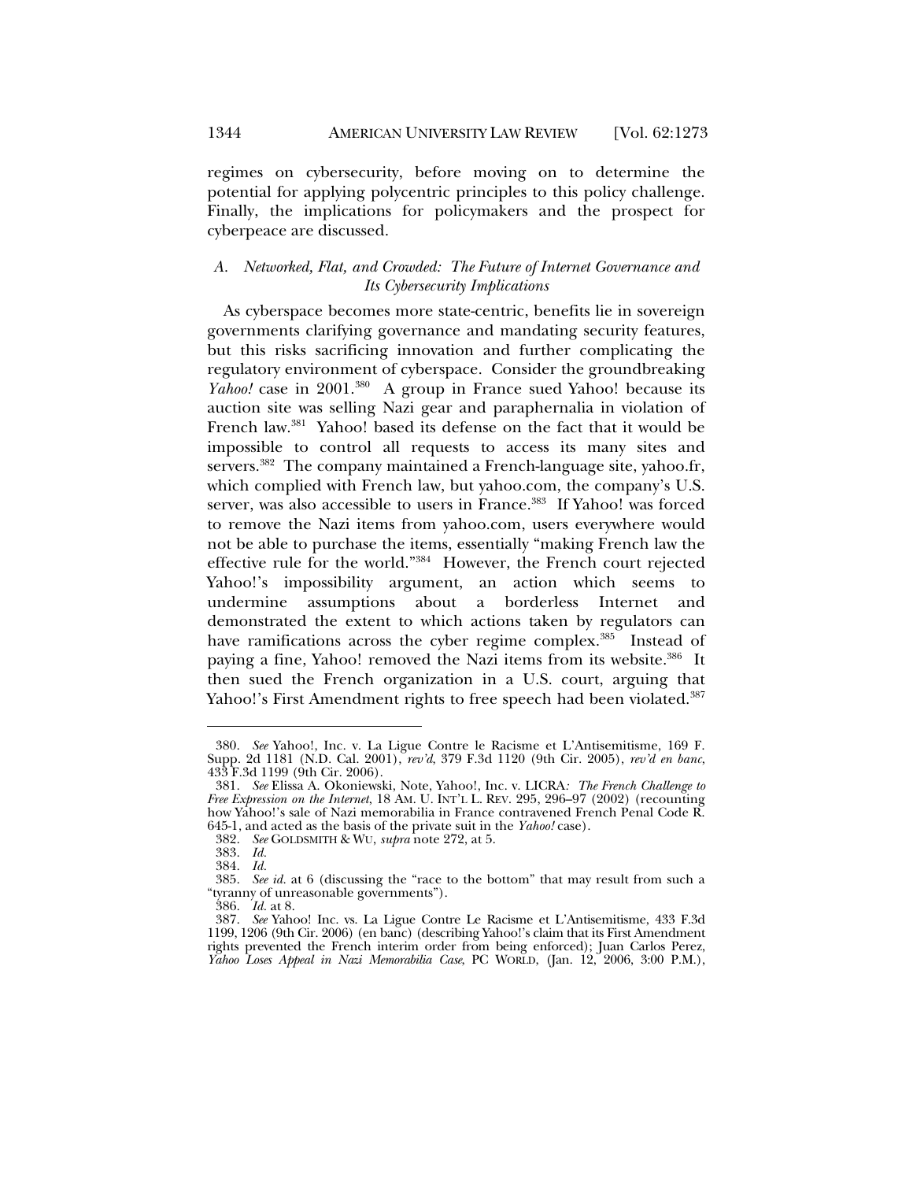regimes on cybersecurity, before moving on to determine the potential for applying polycentric principles to this policy challenge. Finally, the implications for policymakers and the prospect for cyberpeace are discussed.

### *A. Networked, Flat, and Crowded: The Future of Internet Governance and Its Cybersecurity Implications*

As cyberspace becomes more state-centric, benefits lie in sovereign governments clarifying governance and mandating security features, but this risks sacrificing innovation and further complicating the regulatory environment of cyberspace. Consider the groundbreaking *Yahoo!* case in 2001.[380] A group in France sued Yahoo! because its auction site was selling Nazi gear and paraphernalia in violation of French law.[381] Yahoo! based its defense on the fact that it would be impossible to control all requests to access its many sites and servers.[382] The company maintained a French-language site, yahoo.fr, which complied with French law, but yahoo.com, the company's U.S. server, was also accessible to users in France.[383] If Yahoo! was forced to remove the Nazi items from yahoo.com, users everywhere would not be able to purchase the items, essentially "making French law the effective rule for the world."[384] However, the French court rejected Yahoo!'s impossibility argument, an action which seems to undermine assumptions about a borderless Internet and demonstrated the extent to which actions taken by regulators can have ramifications across the cyber regime complex.[385] Instead of paying a fine, Yahoo! removed the Nazi items from its website.[386] It then sued the French organization in a U.S. court, arguing that Yahoo!'s First Amendment rights to free speech had been violated.[387]

---

380. *See* Yahoo!, Inc. v. La Ligue Contre le Racisme et L'Antisemitisme, 169 F. Supp. 2d 1181 (N.D. Cal. 2001), *rev'd*, 379 F.3d 1120 (9th Cir. 2005), *rev'd en banc*, 433 F.3d 1199 (9th Cir. 2006).

381. *See* Elissa A. Okoniewski, Note, Yahoo!, Inc. v. LICRA*: The French Challenge to Free Expression on the Internet*, 18 AM. U. INT'L L. REV. 295, 296–97 (2002) (recounting how Yahoo!'s sale of Nazi memorabilia in France contravened French Penal Code R. 645-1, and acted as the basis of the private suit in the *Yahoo!* case).

382. *See* GOLDSMITH & WU, *supra* note 272, at 5.

383. *Id.*

384. *Id.*

385. *See id.* at 6 (discussing the "race to the bottom" that may result from such a "tyranny of unreasonable governments").

386. *Id.* at 8.

387. *See* Yahoo! Inc. vs. La Ligue Contre Le Racisme et L'Antisemitisme, 433 F.3d 1199, 1206 (9th Cir. 2006) (en banc) (describing Yahoo!'s claim that its First Amendment rights prevented the French interim order from being enforced); Juan Carlos Perez, *Yahoo Loses Appeal in Nazi Memorabilia Case*, PC WORLD, (Jan. 12, 2006, 3:00 P.M.),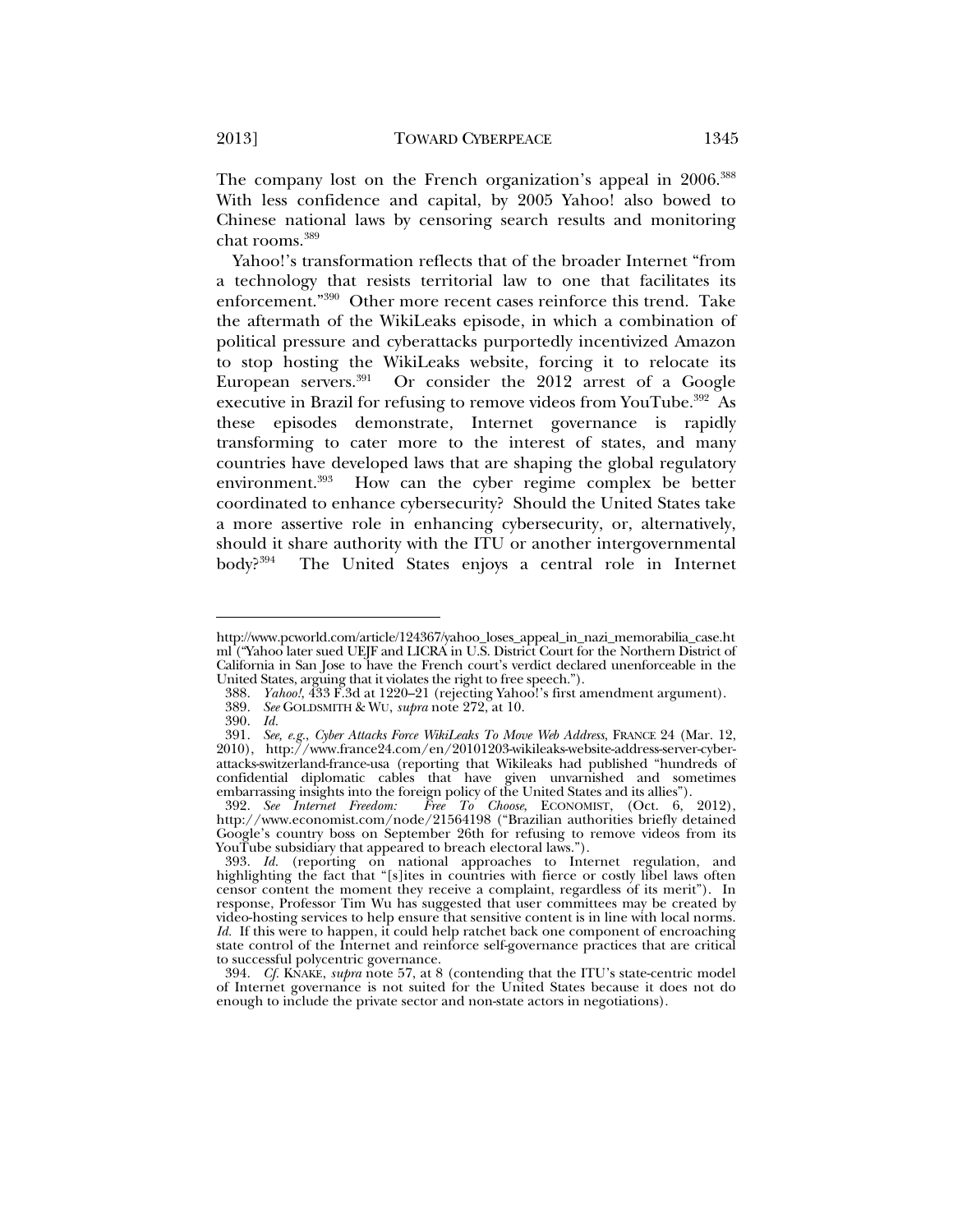The company lost on the French organization's appeal in 2006.[388] With less confidence and capital, by 2005 Yahoo! also bowed to Chinese national laws by censoring search results and monitoring chat rooms.[389]

Yahoo!'s transformation reflects that of the broader Internet "from a technology that resists territorial law to one that facilitates its enforcement."[390] Other more recent cases reinforce this trend. Take the aftermath of the WikiLeaks episode, in which a combination of political pressure and cyberattacks purportedly incentivized Amazon to stop hosting the WikiLeaks website, forcing it to relocate its European servers.[391] Or consider the 2012 arrest of a Google executive in Brazil for refusing to remove videos from YouTube.[392] As these episodes demonstrate, Internet governance is rapidly transforming to cater more to the interest of states, and many countries have developed laws that are shaping the global regulatory environment.[393] How can the cyber regime complex be better coordinated to enhance cybersecurity? Should the United States take a more assertive role in enhancing cybersecurity, or, alternatively, should it share authority with the ITU or another intergovernmental body?[394] The United States enjoys a central role in Internet

---

http://www.pcworld.com/article/124367/yahoo_loses_appeal_in_nazi_memorabilia_case.html ("Yahoo later sued UEJF and LICRA in U.S. District Court for the Northern District of California in San Jose to have the French court's verdict declared unenforceable in the United States, arguing that it violates the right to free speech.").

388. *Yahoo!*, 433 F.3d at 1220–21 (rejecting Yahoo!'s first amendment argument).

389. *See* GOLDSMITH & WU, *supra* note 272, at 10.

390. *Id.*

391. *See, e.g.*, *Cyber Attacks Force WikiLeaks To Move Web Address*, FRANCE 24 (Mar. 12, 2010), http://www.france24.com/en/20101203-wikileaks-website-address-server-cyber-attacks-switzerland-france-usa (reporting that Wikileaks had published "hundreds of confidential diplomatic cables that have given unvarnished and sometimes embarrassing insights into the foreign policy of the United States and its allies").

392. *See Internet Freedom: Free To Choose*, ECONOMIST, (Oct. 6, 2012), http://www.economist.com/node/21564198 ("Brazilian authorities briefly detained Google's country boss on September 26th for refusing to remove videos from its YouTube subsidiary that appeared to breach electoral laws.").

393. *Id.* (reporting on national approaches to Internet regulation, and highlighting the fact that "[s]ites in countries with fierce or costly libel laws often censor content the moment they receive a complaint, regardless of its merit"). In response, Professor Tim Wu has suggested that user committees may be created by video-hosting services to help ensure that sensitive content is in line with local norms. *Id.* If this were to happen, it could help ratchet back one component of encroaching state control of the Internet and reinforce self-governance practices that are critical to successful polycentric governance.

394. *Cf.* KNAKE, *supra* note 57, at 8 (contending that the ITU's state-centric model of Internet governance is not suited for the United States because it does not do enough to include the private sector and non-state actors in negotiations).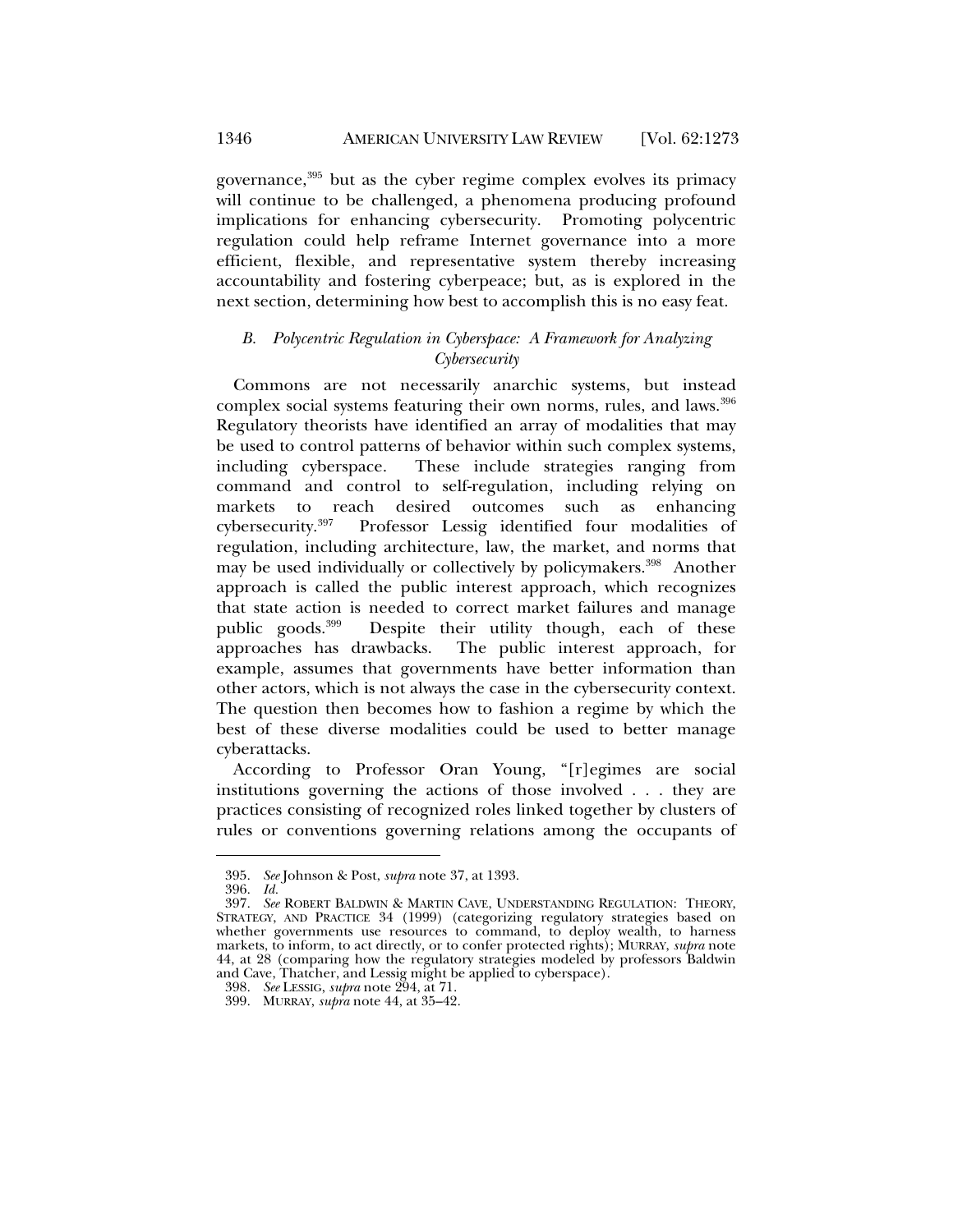governance,[395] but as the cyber regime complex evolves its primacy will continue to be challenged, a phenomena producing profound implications for enhancing cybersecurity. Promoting polycentric regulation could help reframe Internet governance into a more efficient, flexible, and representative system thereby increasing accountability and fostering cyberpeace; but, as is explored in the next section, determining how best to accomplish this is no easy feat.

### *B. Polycentric Regulation in Cyberspace: A Framework for Analyzing Cybersecurity*

Commons are not necessarily anarchic systems, but instead complex social systems featuring their own norms, rules, and laws.[396] Regulatory theorists have identified an array of modalities that may be used to control patterns of behavior within such complex systems, including cyberspace. These include strategies ranging from command and control to self-regulation, including relying on markets to reach desired outcomes such as enhancing cybersecurity.[397] Professor Lessig identified four modalities of regulation, including architecture, law, the market, and norms that may be used individually or collectively by policymakers.[398] Another approach is called the public interest approach, which recognizes that state action is needed to correct market failures and manage public goods.[399] Despite their utility though, each of these approaches has drawbacks. The public interest approach, for example, assumes that governments have better information than other actors, which is not always the case in the cybersecurity context. The question then becomes how to fashion a regime by which the best of these diverse modalities could be used to better manage cyberattacks.

According to Professor Oran Young, "[r]egimes are social institutions governing the actions of those involved . . . they are practices consisting of recognized roles linked together by clusters of rules or conventions governing relations among the occupants of

---

395. *See* Johnson & Post, *supra* note 37, at 1393.

396. *Id.*

397. *See* ROBERT BALDWIN & MARTIN CAVE, UNDERSTANDING REGULATION: THEORY, STRATEGY, AND PRACTICE 34 (1999) (categorizing regulatory strategies based on whether governments use resources to command, to deploy wealth, to harness markets, to inform, to act directly, or to confer protected rights); MURRAY, *supra* note 44, at 28 (comparing how the regulatory strategies modeled by professors Baldwin and Cave, Thatcher, and Lessig might be applied to cyberspace).

398. *See* LESSIG, *supra* note 294, at 71.

399. MURRAY, *supra* note 44, at 35–42.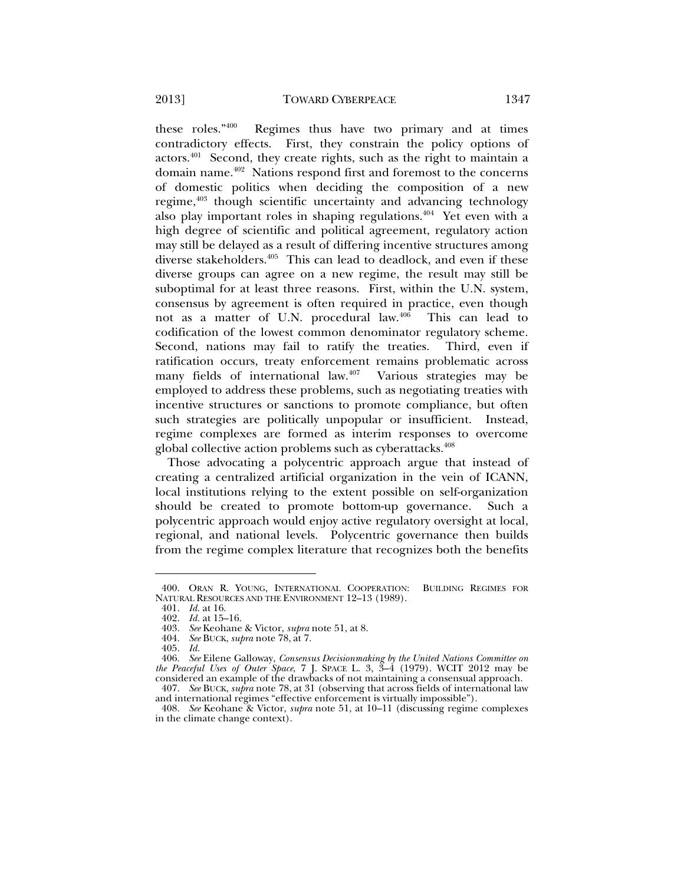these roles."[400] Regimes thus have two primary and at times contradictory effects. First, they constrain the policy options of actors.[401] Second, they create rights, such as the right to maintain a domain name.[402] Nations respond first and foremost to the concerns of domestic politics when deciding the composition of a new regime,[403] though scientific uncertainty and advancing technology also play important roles in shaping regulations.[404] Yet even with a high degree of scientific and political agreement, regulatory action may still be delayed as a result of differing incentive structures among diverse stakeholders.[405] This can lead to deadlock, and even if these diverse groups can agree on a new regime, the result may still be suboptimal for at least three reasons. First, within the U.N. system, consensus by agreement is often required in practice, even though not as a matter of U.N. procedural law.[406] This can lead to codification of the lowest common denominator regulatory scheme. Second, nations may fail to ratify the treaties. Third, even if ratification occurs, treaty enforcement remains problematic across many fields of international law.[407] Various strategies may be employed to address these problems, such as negotiating treaties with incentive structures or sanctions to promote compliance, but often such strategies are politically unpopular or insufficient. Instead, regime complexes are formed as interim responses to overcome global collective action problems such as cyberattacks.[408]

Those advocating a polycentric approach argue that instead of creating a centralized artificial organization in the vein of ICANN, local institutions relying to the extent possible on self-organization should be created to promote bottom-up governance. Such a polycentric approach would enjoy active regulatory oversight at local, regional, and national levels. Polycentric governance then builds from the regime complex literature that recognizes both the benefits

---

400. ORAN R. YOUNG, INTERNATIONAL COOPERATION: BUILDING REGIMES FOR NATURAL RESOURCES AND THE ENVIRONMENT 12–13 (1989).

401. *Id.* at 16.

402. *Id.* at 15–16.

403. *See* Keohane & Victor, *supra* note 51, at 8.

404. *See* BUCK, *supra* note 78, at 7.

405. *Id.*

406. *See* Eilene Galloway, *Consensus Decisionmaking by the United Nations Committee on the Peaceful Uses of Outer Space*, 7 J. SPACE L. 3, 3–4 (1979). WCIT 2012 may be considered an example of the drawbacks of not maintaining a consensual approach.

407. *See* BUCK, *supra* note 78, at 31 (observing that across fields of international law and international regimes "effective enforcement is virtually impossible").

408. *See* Keohane & Victor, *supra* note 51, at 10–11 (discussing regime complexes in the climate change context).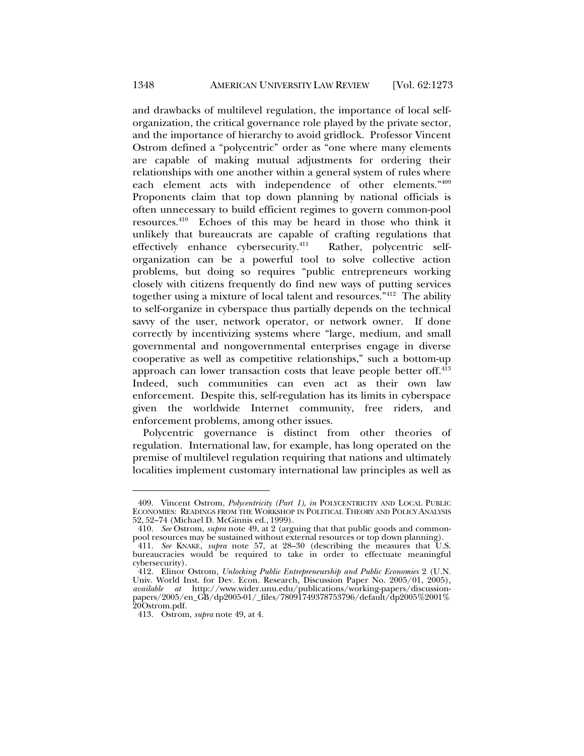and drawbacks of multilevel regulation, the importance of local self-organization, the critical governance role played by the private sector, and the importance of hierarchy to avoid gridlock. Professor Vincent Ostrom defined a "polycentric" order as "one where many elements are capable of making mutual adjustments for ordering their relationships with one another within a general system of rules where each element acts with independence of other elements."[409] Proponents claim that top down planning by national officials is often unnecessary to build efficient regimes to govern common-pool resources.[410] Echoes of this may be heard in those who think it unlikely that bureaucrats are capable of crafting regulations that effectively enhance cybersecurity.[411] Rather, polycentric self-organization can be a powerful tool to solve collective action problems, but doing so requires "public entrepreneurs working closely with citizens frequently do find new ways of putting services together using a mixture of local talent and resources."[412] The ability to self-organize in cyberspace thus partially depends on the technical savvy of the user, network operator, or network owner. If done correctly by incentivizing systems where "large, medium, and small governmental and nongovernmental enterprises engage in diverse cooperative as well as competitive relationships," such a bottom-up approach can lower transaction costs that leave people better off.[413] Indeed, such communities can even act as their own law enforcement. Despite this, self-regulation has its limits in cyberspace given the worldwide Internet community, free riders, and enforcement problems, among other issues.

Polycentric governance is distinct from other theories of regulation. International law, for example, has long operated on the premise of multilevel regulation requiring that nations and ultimately localities implement customary international law principles as well as

---

409. Vincent Ostrom, *Polycentricity (Part 1)*, *in* POLYCENTRICITY AND LOCAL PUBLIC ECONOMIES: READINGS FROM THE WORKSHOP IN POLITICAL THEORY AND POLICY ANALYSIS 52, 52–74 (Michael D. McGinnis ed., 1999).

410. *See* Ostrom, *supra* note 49, at 2 (arguing that that public goods and common-pool resources may be sustained without external resources or top down planning).

411. *See* KNAKE, *supra* note 57, at 28–30 (describing the measures that U.S. bureaucracies would be required to take in order to effectuate meaningful cybersecurity).

412. Elinor Ostrom, *Unlocking Public Entrepreneurship and Public Economies* 2 (U.N. Univ. World Inst. for Dev. Econ. Research, Discussion Paper No. 2005/01, 2005), *available at* http://www.wider.unu.edu/publications/working-papers/discussion-papers/2005/en_GB/dp2005-01/_files/78091749378753796/default/dp2005%2001%20Ostrom.pdf.

413. Ostrom, *supra* note 49, at 4.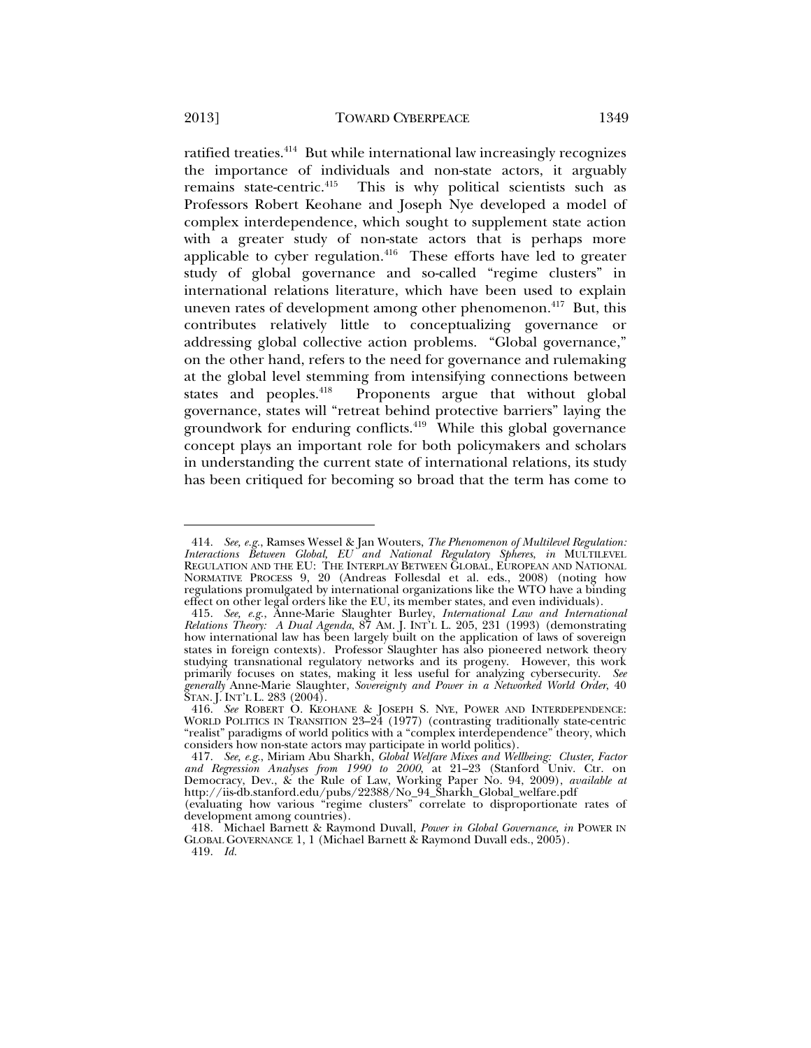ratified treaties.[414] But while international law increasingly recognizes the importance of individuals and non-state actors, it arguably remains state-centric.[415] This is why political scientists such as Professors Robert Keohane and Joseph Nye developed a model of complex interdependence, which sought to supplement state action with a greater study of non-state actors that is perhaps more applicable to cyber regulation.[416] These efforts have led to greater study of global governance and so-called "regime clusters" in international relations literature, which have been used to explain uneven rates of development among other phenomenon.[417] But, this contributes relatively little to conceptualizing governance or addressing global collective action problems. "Global governance," on the other hand, refers to the need for governance and rulemaking at the global level stemming from intensifying connections between states and peoples.[418] Proponents argue that without global governance, states will "retreat behind protective barriers" laying the groundwork for enduring conflicts.[419] While this global governance concept plays an important role for both policymakers and scholars in understanding the current state of international relations, its study has been critiqued for becoming so broad that the term has come to

---

414. *See, e.g.*, Ramses Wessel & Jan Wouters, *The Phenomenon of Multilevel Regulation: Interactions Between Global, EU and National Regulatory Spheres*, *in* MULTILEVEL REGULATION AND THE EU: THE INTERPLAY BETWEEN GLOBAL, EUROPEAN AND NATIONAL NORMATIVE PROCESS 9, 20 (Andreas Follesdal et al. eds., 2008) (noting how regulations promulgated by international organizations like the WTO have a binding effect on other legal orders like the EU, its member states, and even individuals).

415. *See, e.g.*, Anne-Marie Slaughter Burley, *International Law and International Relations Theory: A Dual Agenda*, 87 AM. J. INT'L L. 205, 231 (1993) (demonstrating how international law has been largely built on the application of laws of sovereign states in foreign contexts). Professor Slaughter has also pioneered network theory studying transnational regulatory networks and its progeny. However, this work primarily focuses on states, making it less useful for analyzing cybersecurity. *See generally* Anne-Marie Slaughter, *Sovereignty and Power in a Networked World Order*, 40 STAN. J. INT'L L. 283 (2004).

416. *See* ROBERT O. KEOHANE & JOSEPH S. NYE, POWER AND INTERDEPENDENCE: WORLD POLITICS IN TRANSITION 23–24 (1977) (contrasting traditionally state-centric "realist" paradigms of world politics with a "complex interdependence" theory, which considers how non-state actors may participate in world politics).

417. *See, e.g.*, Miriam Abu Sharkh, *Global Welfare Mixes and Wellbeing: Cluster, Factor and Regression Analyses from 1990 to 2000*, at 21–23 (Stanford Univ. Ctr. on Democracy, Dev., & the Rule of Law, Working Paper No. 94, 2009), *available at* http://iis-db.stanford.edu/pubs/22388/No_94_Sharkh_Global_welfare.pdf (evaluating how various "regime clusters" correlate to disproportionate rates of development among countries).

418. Michael Barnett & Raymond Duvall, *Power in Global Governance*, *in* POWER IN GLOBAL GOVERNANCE 1, 1 (Michael Barnett & Raymond Duvall eds., 2005).

419. *Id.*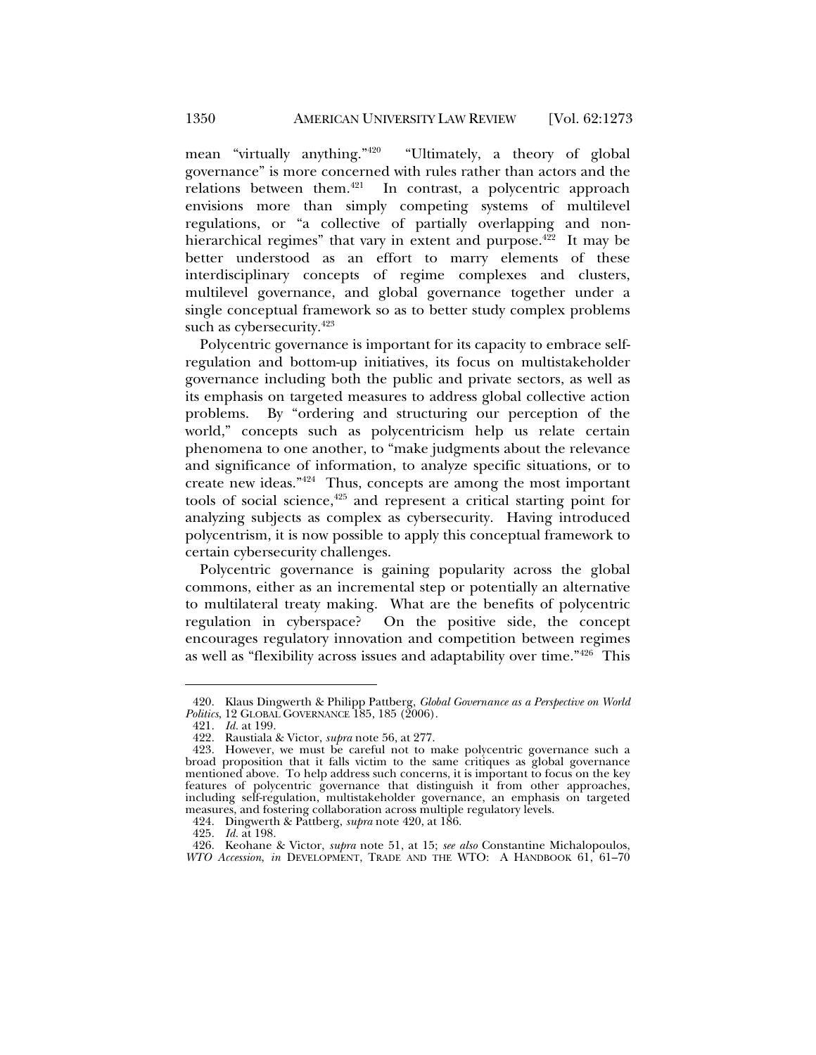mean "virtually anything."[420] "Ultimately, a theory of global governance" is more concerned with rules rather than actors and the relations between them.[421] In contrast, a polycentric approach envisions more than simply competing systems of multilevel regulations, or "a collective of partially overlapping and non-hierarchical regimes" that vary in extent and purpose.[422] It may be better understood as an effort to marry elements of these interdisciplinary concepts of regime complexes and clusters, multilevel governance, and global governance together under a single conceptual framework so as to better study complex problems such as cybersecurity.[423]

Polycentric governance is important for its capacity to embrace self-regulation and bottom-up initiatives, its focus on multistakeholder governance including both the public and private sectors, as well as its emphasis on targeted measures to address global collective action problems. By "ordering and structuring our perception of the world," concepts such as polycentricism help us relate certain phenomena to one another, to "make judgments about the relevance and significance of information, to analyze specific situations, or to create new ideas."[424] Thus, concepts are among the most important tools of social science,[425] and represent a critical starting point for analyzing subjects as complex as cybersecurity. Having introduced polycentrism, it is now possible to apply this conceptual framework to certain cybersecurity challenges.

Polycentric governance is gaining popularity across the global commons, either as an incremental step or potentially an alternative to multilateral treaty making. What are the benefits of polycentric regulation in cyberspace? On the positive side, the concept encourages regulatory innovation and competition between regimes as well as "flexibility across issues and adaptability over time."[426] This

---

420. Klaus Dingwerth & Philipp Pattberg, *Global Governance as a Perspective on World Politics*, 12 GLOBAL GOVERNANCE 185, 185 (2006).

421. *Id.* at 199.

422. Raustiala & Victor, *supra* note 56, at 277.

423. However, we must be careful not to make polycentric governance such a broad proposition that it falls victim to the same critiques as global governance mentioned above. To help address such concerns, it is important to focus on the key features of polycentric governance that distinguish it from other approaches, including self-regulation, multistakeholder governance, an emphasis on targeted measures, and fostering collaboration across multiple regulatory levels.

424. Dingwerth & Pattberg, *supra* note 420, at 186.

425. *Id.* at 198.

426. Keohane & Victor, *supra* note 51, at 15; *see also* Constantine Michalopoulos, *WTO Accession*, *in* DEVELOPMENT, TRADE AND THE WTO: A HANDBOOK 61, 61–70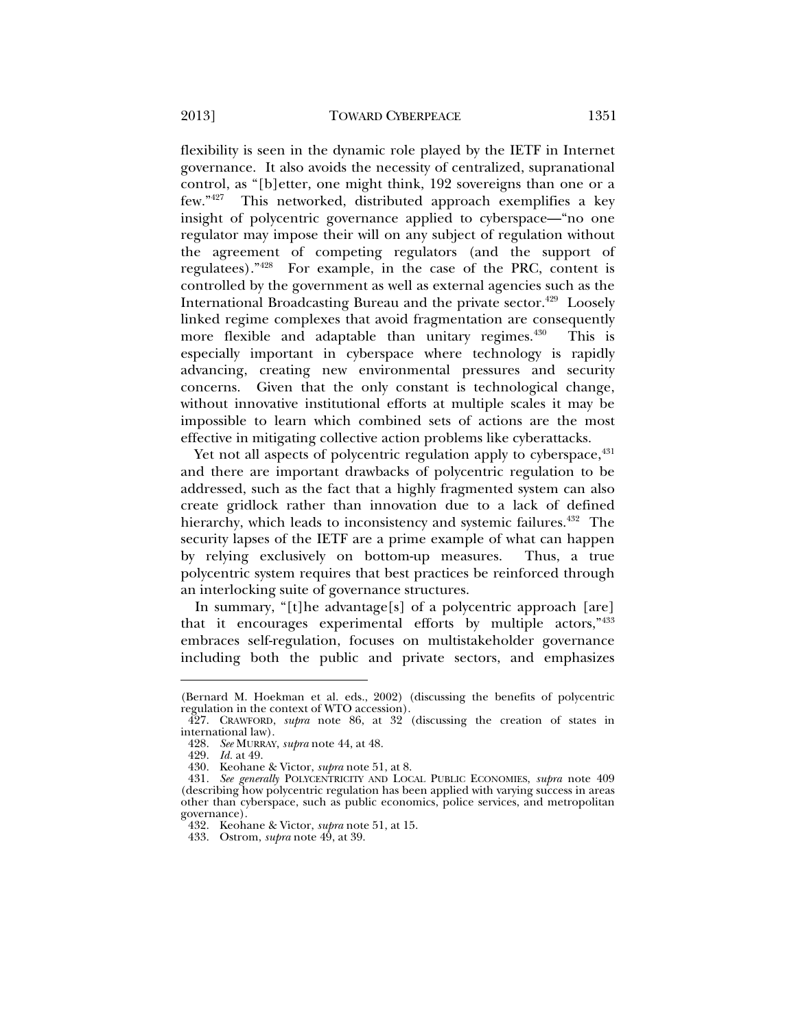flexibility is seen in the dynamic role played by the IETF in Internet governance. It also avoids the necessity of centralized, supranational control, as "[b]etter, one might think, 192 sovereigns than one or a few."[427] This networked, distributed approach exemplifies a key insight of polycentric governance applied to cyberspace—"no one regulator may impose their will on any subject of regulation without the agreement of competing regulators (and the support of regulatees)."[428] For example, in the case of the PRC, content is controlled by the government as well as external agencies such as the International Broadcasting Bureau and the private sector.[429] Loosely linked regime complexes that avoid fragmentation are consequently more flexible and adaptable than unitary regimes.[430] This is especially important in cyberspace where technology is rapidly advancing, creating new environmental pressures and security concerns. Given that the only constant is technological change, without innovative institutional efforts at multiple scales it may be impossible to learn which combined sets of actions are the most effective in mitigating collective action problems like cyberattacks.

Yet not all aspects of polycentric regulation apply to cyberspace,[431] and there are important drawbacks of polycentric regulation to be addressed, such as the fact that a highly fragmented system can also create gridlock rather than innovation due to a lack of defined hierarchy, which leads to inconsistency and systemic failures.[432] The security lapses of the IETF are a prime example of what can happen by relying exclusively on bottom-up measures. Thus, a true polycentric system requires that best practices be reinforced through an interlocking suite of governance structures.

In summary, "[t]he advantage[s] of a polycentric approach [are] that it encourages experimental efforts by multiple actors,"[433] embraces self-regulation, focuses on multistakeholder governance including both the public and private sectors, and emphasizes

---

(Bernard M. Hoekman et al. eds., 2002) (discussing the benefits of polycentric regulation in the context of WTO accession).

427. CRAWFORD, *supra* note 86, at 32 (discussing the creation of states in international law).

428. *See* MURRAY, *supra* note 44, at 48.

429. *Id.* at 49.

430. Keohane & Victor, *supra* note 51, at 8.

431. *See generally* POLYCENTRICITY AND LOCAL PUBLIC ECONOMIES, *supra* note 409 (describing how polycentric regulation has been applied with varying success in areas other than cyberspace, such as public economics, police services, and metropolitan governance).

432. Keohane & Victor, *supra* note 51, at 15.

433. Ostrom, *supra* note 49, at 39.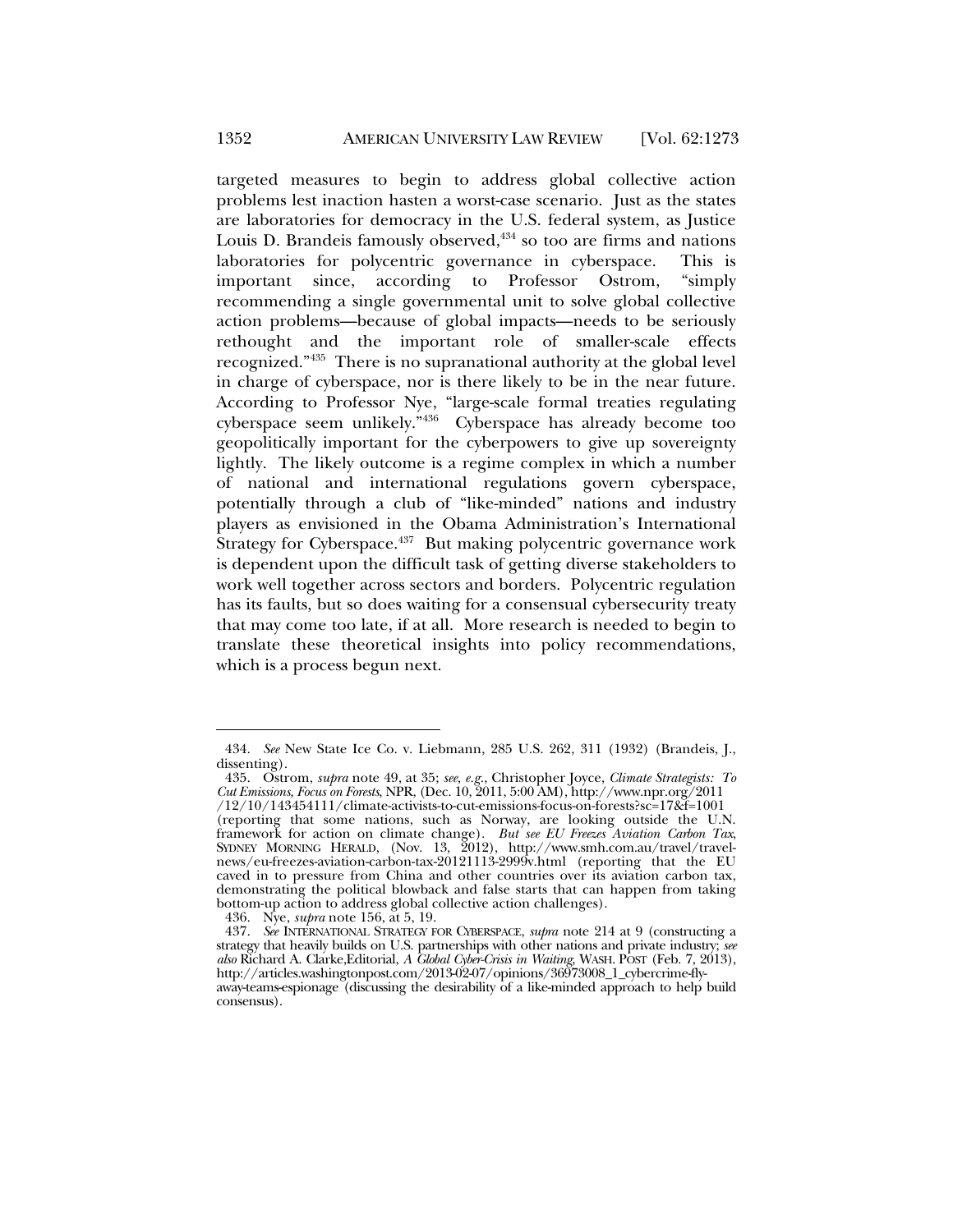targeted measures to begin to address global collective action problems lest inaction hasten a worst-case scenario. Just as the states are laboratories for democracy in the U.S. federal system, as Justice Louis D. Brandeis famously observed,[434] so too are firms and nations laboratories for polycentric governance in cyberspace. This is important since, according to Professor Ostrom, "simply recommending a single governmental unit to solve global collective action problems—because of global impacts—needs to be seriously rethought and the important role of smaller-scale effects recognized."[435] There is no supranational authority at the global level in charge of cyberspace, nor is there likely to be in the near future. According to Professor Nye, "large-scale formal treaties regulating cyberspace seem unlikely."[436] Cyberspace has already become too geopolitically important for the cyberpowers to give up sovereignty lightly. The likely outcome is a regime complex in which a number of national and international regulations govern cyberspace, potentially through a club of "like-minded" nations and industry players as envisioned in the Obama Administration's International Strategy for Cyberspace.[437] But making polycentric governance work is dependent upon the difficult task of getting diverse stakeholders to work well together across sectors and borders. Polycentric regulation has its faults, but so does waiting for a consensual cybersecurity treaty that may come too late, if at all. More research is needed to begin to translate these theoretical insights into policy recommendations, which is a process begun next.

---

434. *See* New State Ice Co. v. Liebmann, 285 U.S. 262, 311 (1932) (Brandeis, J., dissenting).

435. Ostrom, *supra* note 49, at 35; *see, e.g.*, Christopher Joyce, *Climate Strategists: To Cut Emissions, Focus on Forests*, NPR, (Dec. 10, 2011, 5:00 AM), http://www.npr.org/2011/12/10/143454111/climate-activists-to-cut-emissions-focus-on-forests?sc=17&f=1001 (reporting that some nations, such as Norway, are looking outside the U.N. framework for action on climate change). *But see EU Freezes Aviation Carbon Tax*, SYDNEY MORNING HERALD, (Nov. 13, 2012), http://www.smh.com.au/travel/travel-news/eu-freezes-aviation-carbon-tax-20121113-2999v.html (reporting that the EU caved in to pressure from China and other countries over its aviation carbon tax, demonstrating the political blowback and false starts that can happen from taking bottom-up action to address global collective action challenges).

436. Nye, *supra* note 156, at 5, 19.

437. *See* INTERNATIONAL STRATEGY FOR CYBERSPACE, *supra* note 214 at 9 (constructing a strategy that heavily builds on U.S. partnerships with other nations and private industry; *see also* Richard A. Clarke,Editorial, *A Global Cyber-Crisis in Waiting*, WASH. POST (Feb. 7, 2013), http://articles.washingtonpost.com/2013-02-07/opinions/36973008_1_cybercrime-fly-away-teams-espionage (discussing the desirability of a like-minded approach to help build consensus).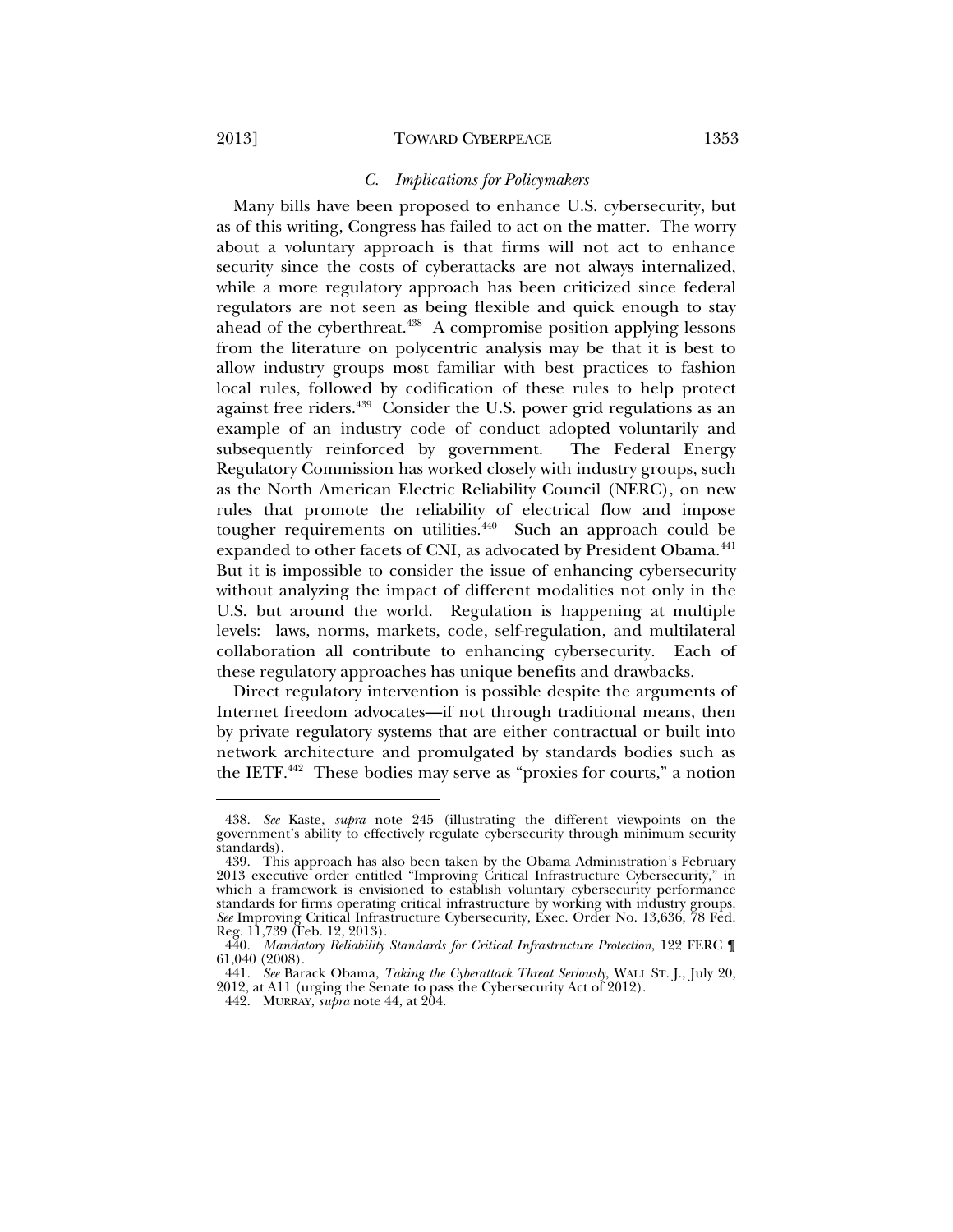### *C. Implications for Policymakers*

Many bills have been proposed to enhance U.S. cybersecurity, but as of this writing, Congress has failed to act on the matter. The worry about a voluntary approach is that firms will not act to enhance security since the costs of cyberattacks are not always internalized, while a more regulatory approach has been criticized since federal regulators are not seen as being flexible and quick enough to stay ahead of the cyberthreat.[438] A compromise position applying lessons from the literature on polycentric analysis may be that it is best to allow industry groups most familiar with best practices to fashion local rules, followed by codification of these rules to help protect against free riders.[439] Consider the U.S. power grid regulations as an example of an industry code of conduct adopted voluntarily and subsequently reinforced by government. The Federal Energy Regulatory Commission has worked closely with industry groups, such as the North American Electric Reliability Council (NERC), on new rules that promote the reliability of electrical flow and impose tougher requirements on utilities.[440] Such an approach could be expanded to other facets of CNI, as advocated by President Obama.[441] But it is impossible to consider the issue of enhancing cybersecurity without analyzing the impact of different modalities not only in the U.S. but around the world. Regulation is happening at multiple levels: laws, norms, markets, code, self-regulation, and multilateral collaboration all contribute to enhancing cybersecurity. Each of these regulatory approaches has unique benefits and drawbacks.

Direct regulatory intervention is possible despite the arguments of Internet freedom advocates—if not through traditional means, then by private regulatory systems that are either contractual or built into network architecture and promulgated by standards bodies such as the IETF.[442] These bodies may serve as "proxies for courts," a notion

---

438. *See* Kaste, *supra* note 245 (illustrating the different viewpoints on the government's ability to effectively regulate cybersecurity through minimum security standards).

439. This approach has also been taken by the Obama Administration's February 2013 executive order entitled "Improving Critical Infrastructure Cybersecurity," in which a framework is envisioned to establish voluntary cybersecurity performance standards for firms operating critical infrastructure by working with industry groups. *See* Improving Critical Infrastructure Cybersecurity, Exec. Order No. 13,636, 78 Fed. Reg. 11,739 (Feb. 12, 2013).

440. *Mandatory Reliability Standards for Critical Infrastructure Protection*, 122 FERC ¶ 61,040 (2008).

441. *See* Barack Obama, *Taking the Cyberattack Threat Seriously*, WALL ST. J., July 20, 2012, at A11 (urging the Senate to pass the Cybersecurity Act of 2012).

442. MURRAY, *supra* note 44, at 204.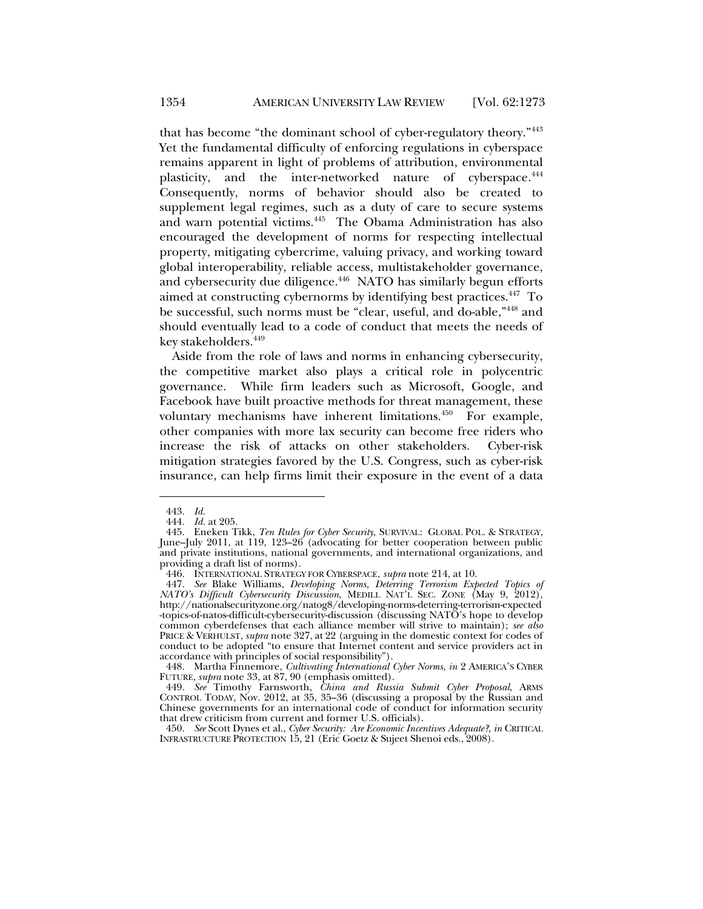that has become "the dominant school of cyber-regulatory theory."[443] Yet the fundamental difficulty of enforcing regulations in cyberspace remains apparent in light of problems of attribution, environmental plasticity, and the inter-networked nature of cyberspace.[444] Consequently, norms of behavior should also be created to supplement legal regimes, such as a duty of care to secure systems and warn potential victims.[445] The Obama Administration has also encouraged the development of norms for respecting intellectual property, mitigating cybercrime, valuing privacy, and working toward global interoperability, reliable access, multistakeholder governance, and cybersecurity due diligence.[446] NATO has similarly begun efforts aimed at constructing cybernorms by identifying best practices.[447] To be successful, such norms must be "clear, useful, and do-able,"[448] and should eventually lead to a code of conduct that meets the needs of key stakeholders.[449]

Aside from the role of laws and norms in enhancing cybersecurity, the competitive market also plays a critical role in polycentric governance. While firm leaders such as Microsoft, Google, and Facebook have built proactive methods for threat management, these voluntary mechanisms have inherent limitations.[450] For example, other companies with more lax security can become free riders who increase the risk of attacks on other stakeholders. Cyber-risk mitigation strategies favored by the U.S. Congress, such as cyber-risk insurance, can help firms limit their exposure in the event of a data

---

443. *Id.*

444. *Id.* at 205.

445. Eneken Tikk, *Ten Rules for Cyber Security*, SURVIVAL: GLOBAL POL. & STRATEGY, June–July 2011, at 119, 123–26 (advocating for better cooperation between public and private institutions, national governments, and international organizations, and providing a draft list of norms).

446. INTERNATIONAL STRATEGY FOR CYBERSPACE, *supra* note 214, at 10.

447. *See* Blake Williams, *Developing Norms, Deterring Terrorism Expected Topics of NATO's Difficult Cybersecurity Discussion*, MEDILL NAT'L SEC. ZONE (May 9, 2012), http://nationalsecurityzone.org/natog8/developing-norms-deterring-terrorism-expected-topics-of-natos-difficult-cybersecurity-discussion (discussing NATO's hope to develop common cyberdefenses that each alliance member will strive to maintain); *see also* PRICE & VERHULST, *supra* note 327, at 22 (arguing in the domestic context for codes of conduct to be adopted "to ensure that Internet content and service providers act in accordance with principles of social responsibility").

448. Martha Finnemore, *Cultivating International Cyber Norms*, *in* 2 AMERICA'S CYBER FUTURE, *supra* note 33, at 87, 90 (emphasis omitted).

449. *See* Timothy Farnsworth, *China and Russia Submit Cyber Proposal*, ARMS CONTROL TODAY, Nov. 2012, at 35, 35–36 (discussing a proposal by the Russian and Chinese governments for an international code of conduct for information security that drew criticism from current and former U.S. officials).

450. *See* Scott Dynes et al., *Cyber Security: Are Economic Incentives Adequate?*, *in* CRITICAL INFRASTRUCTURE PROTECTION 15, 21 (Eric Goetz & Sujeet Shenoi eds., 2008).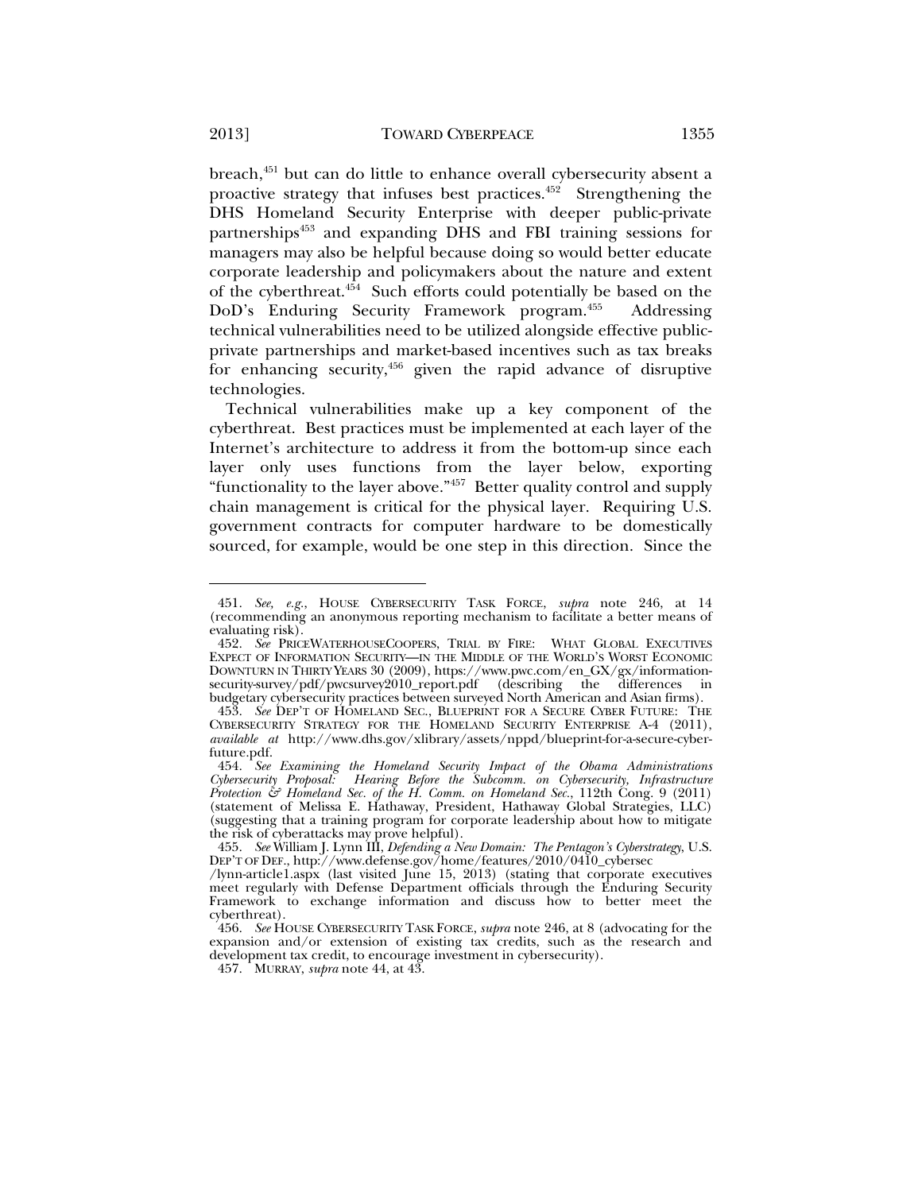breach,[451] but can do little to enhance overall cybersecurity absent a proactive strategy that infuses best practices.[452] Strengthening the DHS Homeland Security Enterprise with deeper public-private partnerships[453] and expanding DHS and FBI training sessions for managers may also be helpful because doing so would better educate corporate leadership and policymakers about the nature and extent of the cyberthreat.[454] Such efforts could potentially be based on the DoD's Enduring Security Framework program.[455] Addressing technical vulnerabilities need to be utilized alongside effective public-private partnerships and market-based incentives such as tax breaks for enhancing security,[456] given the rapid advance of disruptive technologies.

Technical vulnerabilities make up a key component of the cyberthreat. Best practices must be implemented at each layer of the Internet's architecture to address it from the bottom-up since each layer only uses functions from the layer below, exporting "functionality to the layer above."[457] Better quality control and supply chain management is critical for the physical layer. Requiring U.S. government contracts for computer hardware to be domestically sourced, for example, would be one step in this direction. Since the

---

451. *See, e.g.*, HOUSE CYBERSECURITY TASK FORCE, *supra* note 246, at 14 (recommending an anonymous reporting mechanism to facilitate a better means of evaluating risk).

452. *See* PRICEWATERHOUSECOOPERS, TRIAL BY FIRE: WHAT GLOBAL EXECUTIVES EXPECT OF INFORMATION SECURITY—IN THE MIDDLE OF THE WORLD'S WORST ECONOMIC DOWNTURN IN THIRTY YEARS 30 (2009), https://www.pwc.com/en_GX/gx/information-security-survey/pdf/pwcsurvey2010_report.pdf (describing the differences in budgetary cybersecurity practices between surveyed North American and Asian firms).

453. *See* DEP'T OF HOMELAND SEC., BLUEPRINT FOR A SECURE CYBER FUTURE: THE CYBERSECURITY STRATEGY FOR THE HOMELAND SECURITY ENTERPRISE A-4 (2011), *available at* http://www.dhs.gov/xlibrary/assets/nppd/blueprint-for-a-secure-cyber-future.pdf.

454. *See Examining the Homeland Security Impact of the Obama Administrations Cybersecurity Proposal: Hearing Before the Subcomm. on Cybersecurity, Infrastructure Protection & Homeland Sec. of the H. Comm. on Homeland Sec.*, 112th Cong. 9 (2011) (statement of Melissa E. Hathaway, President, Hathaway Global Strategies, LLC) (suggesting that a training program for corporate leadership about how to mitigate the risk of cyberattacks may prove helpful).

455. *See* William J. Lynn III, *Defending a New Domain: The Pentagon's Cyberstrategy*, U.S. DEP'T OF DEF., http://www.defense.gov/home/features/2010/0410_cybersec/lynn-article1.aspx (last visited June 15, 2013) (stating that corporate executives meet regularly with Defense Department officials through the Enduring Security Framework to exchange information and discuss how to better meet the cyberthreat).

456. *See* HOUSE CYBERSECURITY TASK FORCE, *supra* note 246, at 8 (advocating for the expansion and/or extension of existing tax credits, such as the research and development tax credit, to encourage investment in cybersecurity).

457. MURRAY, *supra* note 44, at 43.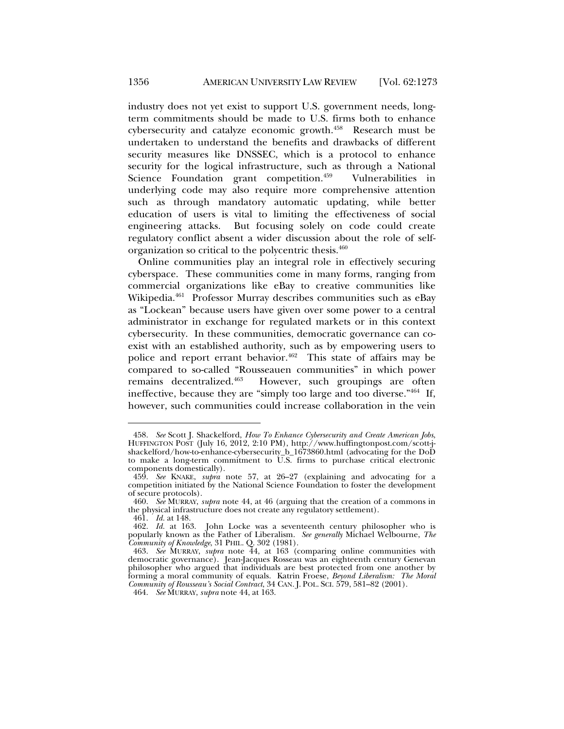industry does not yet exist to support U.S. government needs, long-term commitments should be made to U.S. firms both to enhance cybersecurity and catalyze economic growth.[458] Research must be undertaken to understand the benefits and drawbacks of different security measures like DNSSEC, which is a protocol to enhance security for the logical infrastructure, such as through a National Science Foundation grant competition.[459] Vulnerabilities in underlying code may also require more comprehensive attention such as through mandatory automatic updating, while better education of users is vital to limiting the effectiveness of social engineering attacks. But focusing solely on code could create regulatory conflict absent a wider discussion about the role of self-organization so critical to the polycentric thesis.[460]

Online communities play an integral role in effectively securing cyberspace. These communities come in many forms, ranging from commercial organizations like eBay to creative communities like Wikipedia.[461] Professor Murray describes communities such as eBay as "Lockean" because users have given over some power to a central administrator in exchange for regulated markets or in this context cybersecurity. In these communities, democratic governance can co-exist with an established authority, such as by empowering users to police and report errant behavior.[462] This state of affairs may be compared to so-called "Rousseauen communities" in which power remains decentralized.[463] However, such groupings are often ineffective, because they are "simply too large and too diverse."[464] If, however, such communities could increase collaboration in the vein

---

458. *See* Scott J. Shackelford, *How To Enhance Cybersecurity and Create American Jobs*, HUFFINGTON POST (July 16, 2012, 2:10 PM), http://www.huffingtonpost.com/scott-j-shackelford/how-to-enhance-cybersecurity_b_1673860.html (advocating for the DoD to make a long-term commitment to U.S. firms to purchase critical electronic components domestically).

459. *See* KNAKE, *supra* note 57, at 26–27 (explaining and advocating for a competition initiated by the National Science Foundation to foster the development of secure protocols).

460. *See* MURRAY, *supra* note 44, at 46 (arguing that the creation of a commons in the physical infrastructure does not create any regulatory settlement).

461. *Id.* at 148.

462. *Id.* at 163. John Locke was a seventeenth century philosopher who is popularly known as the Father of Liberalism. *See generally* Michael Welbourne, *The Community of Knowledge*, 31 PHIL. Q. 302 (1981).

463. *See* MURRAY, *supra* note 44, at 163 (comparing online communities with democratic governance). Jean-Jacques Rosseau was an eighteenth century Genevan philosopher who argued that individuals are best protected from one another by forming a moral community of equals. Katrin Froese, *Beyond Liberalism: The Moral Community of Rousseau's Social Contract*, 34 CAN. J. POL. SCI. 579, 581–82 (2001).

464. *See* MURRAY, *supra* note 44, at 163.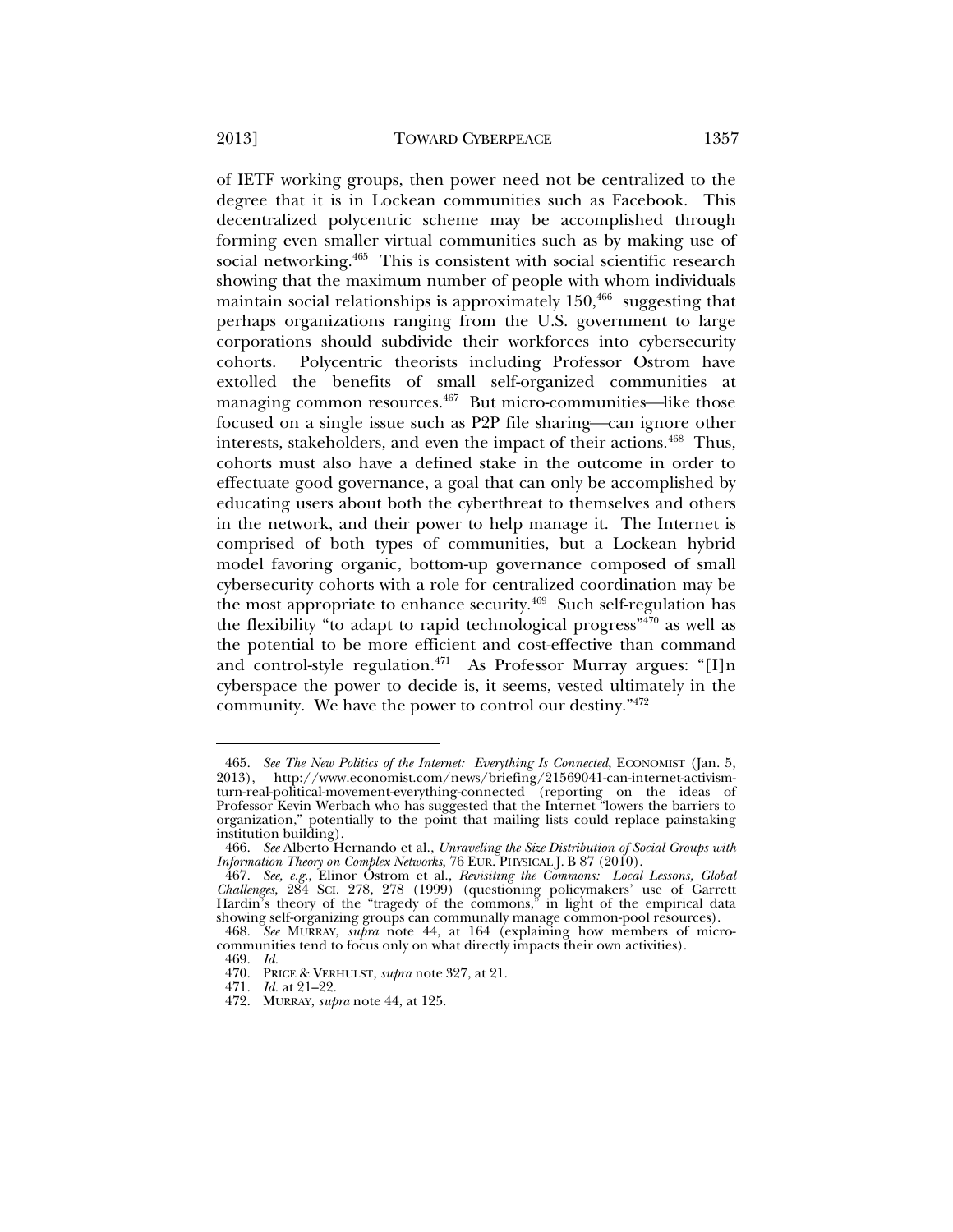of IETF working groups, then power need not be centralized to the degree that it is in Lockean communities such as Facebook. This decentralized polycentric scheme may be accomplished through forming even smaller virtual communities such as by making use of social networking.[465] This is consistent with social scientific research showing that the maximum number of people with whom individuals maintain social relationships is approximately 150,[466] suggesting that perhaps organizations ranging from the U.S. government to large corporations should subdivide their workforces into cybersecurity cohorts. Polycentric theorists including Professor Ostrom have extolled the benefits of small self-organized communities at managing common resources.[467] But micro-communities—like those focused on a single issue such as P2P file sharing—can ignore other interests, stakeholders, and even the impact of their actions.[468] Thus, cohorts must also have a defined stake in the outcome in order to effectuate good governance, a goal that can only be accomplished by educating users about both the cyberthreat to themselves and others in the network, and their power to help manage it. The Internet is comprised of both types of communities, but a Lockean hybrid model favoring organic, bottom-up governance composed of small cybersecurity cohorts with a role for centralized coordination may be the most appropriate to enhance security.[469] Such self-regulation has the flexibility "to adapt to rapid technological progress"[470] as well as the potential to be more efficient and cost-effective than command and control-style regulation.[471] As Professor Murray argues: "[I]n cyberspace the power to decide is, it seems, vested ultimately in the community. We have the power to control our destiny."[472]

---

465. *See The New Politics of the Internet: Everything Is Connected*, ECONOMIST (Jan. 5, 2013), http://www.economist.com/news/briefing/21569041-can-internet-activism-turn-real-political-movement-everything-connected (reporting on the ideas of Professor Kevin Werbach who has suggested that the Internet "lowers the barriers to organization," potentially to the point that mailing lists could replace painstaking institution building).

466. *See* Alberto Hernando et al., *Unraveling the Size Distribution of Social Groups with Information Theory on Complex Networks*, 76 EUR. PHYSICAL J. B 87 (2010).

467. *See, e.g.*, Elinor Ostrom et al., *Revisiting the Commons: Local Lessons, Global Challenges*, 284 SCI. 278, 278 (1999) (questioning policymakers' use of Garrett Hardin's theory of the "tragedy of the commons," in light of the empirical data showing self-organizing groups can communally manage common-pool resources).

468. *See* MURRAY, *supra* note 44, at 164 (explaining how members of micro-communities tend to focus only on what directly impacts their own activities).

469. *Id.*

470. PRICE & VERHULST, *supra* note 327, at 21.

471. *Id.* at 21–22.

472. MURRAY, *supra* note 44, at 125.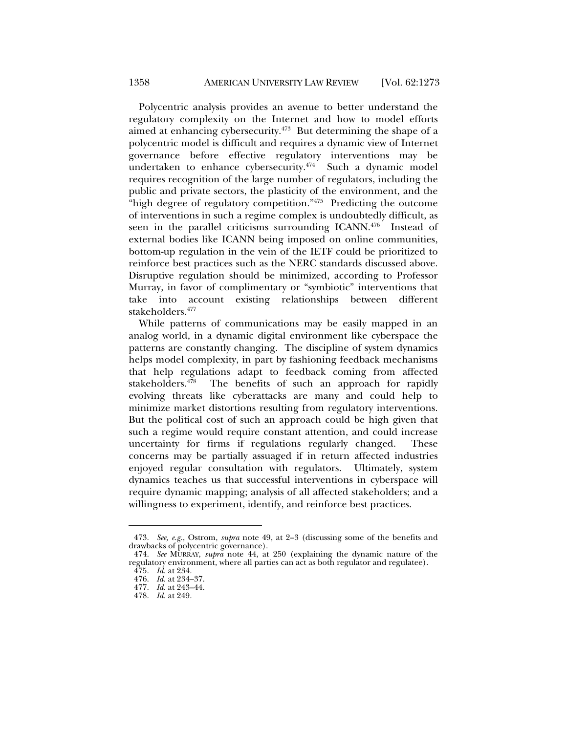Polycentric analysis provides an avenue to better understand the regulatory complexity on the Internet and how to model efforts aimed at enhancing cybersecurity.[473] But determining the shape of a polycentric model is difficult and requires a dynamic view of Internet governance before effective regulatory interventions may be undertaken to enhance cybersecurity.[474] Such a dynamic model requires recognition of the large number of regulators, including the public and private sectors, the plasticity of the environment, and the "high degree of regulatory competition."[475] Predicting the outcome of interventions in such a regime complex is undoubtedly difficult, as seen in the parallel criticisms surrounding ICANN.[476] Instead of external bodies like ICANN being imposed on online communities, bottom-up regulation in the vein of the IETF could be prioritized to reinforce best practices such as the NERC standards discussed above. Disruptive regulation should be minimized, according to Professor Murray, in favor of complimentary or "symbiotic" interventions that take into account existing relationships between different stakeholders.[477]

While patterns of communications may be easily mapped in an analog world, in a dynamic digital environment like cyberspace the patterns are constantly changing. The discipline of system dynamics helps model complexity, in part by fashioning feedback mechanisms that help regulations adapt to feedback coming from affected stakeholders.[478] The benefits of such an approach for rapidly evolving threats like cyberattacks are many and could help to minimize market distortions resulting from regulatory interventions. But the political cost of such an approach could be high given that such a regime would require constant attention, and could increase uncertainty for firms if regulations regularly changed. These concerns may be partially assuaged if in return affected industries enjoyed regular consultation with regulators. Ultimately, system dynamics teaches us that successful interventions in cyberspace will require dynamic mapping; analysis of all affected stakeholders; and a willingness to experiment, identify, and reinforce best practices.

---

473. *See, e.g.*, Ostrom, *supra* note 49, at 2–3 (discussing some of the benefits and drawbacks of polycentric governance).

474. *See* MURRAY, *supra* note 44, at 250 (explaining the dynamic nature of the regulatory environment, where all parties can act as both regulator and regulatee).

475. *Id.* at 234.

476. *Id.* at 234–37.

477. *Id.* at 243–44.

478. *Id.* at 249.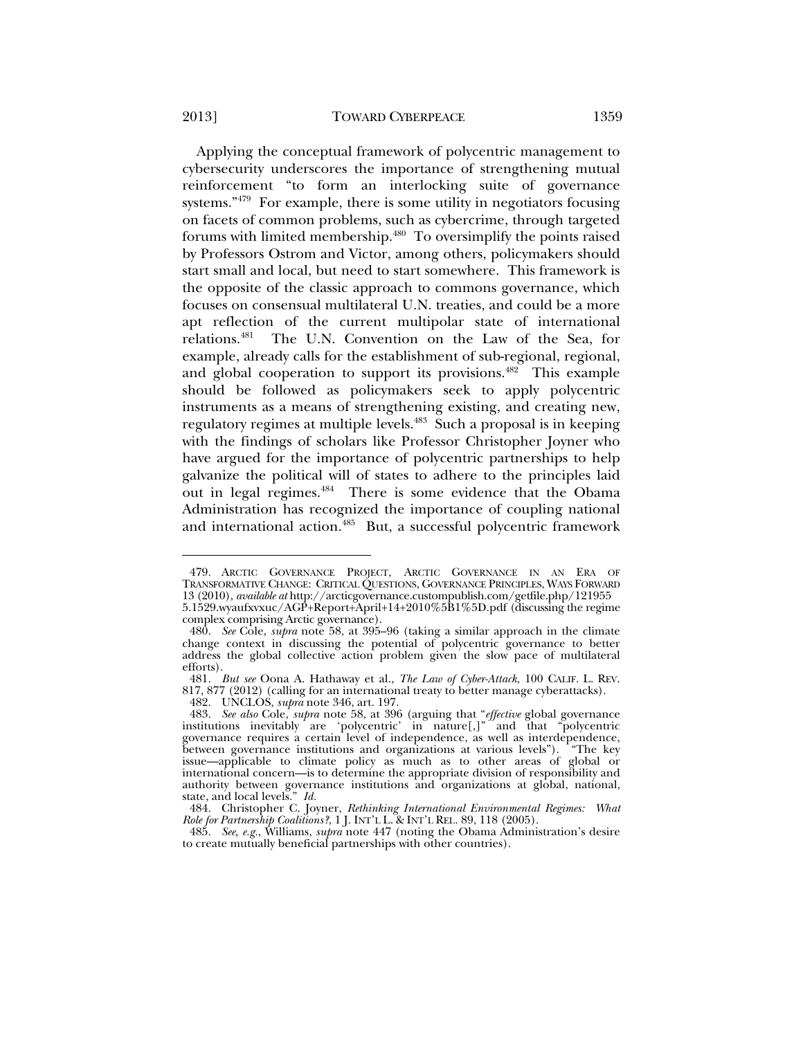Applying the conceptual framework of polycentric management to cybersecurity underscores the importance of strengthening mutual reinforcement "to form an interlocking suite of governance systems."[479] For example, there is some utility in negotiators focusing on facets of common problems, such as cybercrime, through targeted forums with limited membership.[480] To oversimplify the points raised by Professors Ostrom and Victor, among others, policymakers should start small and local, but need to start somewhere. This framework is the opposite of the classic approach to commons governance, which focuses on consensual multilateral U.N. treaties, and could be a more apt reflection of the current multipolar state of international relations.[481] The U.N. Convention on the Law of the Sea, for example, already calls for the establishment of sub-regional, regional, and global cooperation to support its provisions.[482] This example should be followed as policymakers seek to apply polycentric instruments as a means of strengthening existing, and creating new, regulatory regimes at multiple levels.[483] Such a proposal is in keeping with the findings of scholars like Professor Christopher Joyner who have argued for the importance of polycentric partnerships to help galvanize the political will of states to adhere to the principles laid out in legal regimes.[484] There is some evidence that the Obama Administration has recognized the importance of coupling national and international action.[485] But, a successful polycentric framework

---

479. ARCTIC GOVERNANCE PROJECT, ARCTIC GOVERNANCE IN AN ERA OF TRANSFORMATIVE CHANGE: CRITICAL QUESTIONS, GOVERNANCE PRINCIPLES, WAYS FORWARD 13 (2010), *available at* http://arcticgovernance.custompublish.com/getfile.php/121955 5.1529.wyaufxvxuc/AGP+Report+April+14+2010%5B1%5D.pdf (discussing the regime complex comprising Arctic governance).

480. *See* Cole, *supra* note 58, at 395–96 (taking a similar approach in the climate change context in discussing the potential of polycentric governance to better address the global collective action problem given the slow pace of multilateral efforts).

481. *But see* Oona A. Hathaway et al., *The Law of Cyber-Attack*, 100 CALIF. L. REV. 817, 877 (2012) (calling for an international treaty to better manage cyberattacks).

482. UNCLOS, *supra* note 346, art. 197.

483. *See also* Cole, *supra* note 58, at 396 (arguing that "*effective* global governance institutions inevitably are 'polycentric' in nature[,]" and that "polycentric governance requires a certain level of independence, as well as interdependence, between governance institutions and organizations at various levels"). "The key issue—applicable to climate policy as much as to other areas of global or international concern—is to determine the appropriate division of responsibility and authority between governance institutions and organizations at global, national, state, and local levels." *Id.*

484. Christopher C. Joyner, *Rethinking International Environmental Regimes: What Role for Partnership Coalitions?*, 1 J. INT'L L. & INT'L REL. 89, 118 (2005).

485. *See, e.g.*, Williams, *supra* note 447 (noting the Obama Administration's desire to create mutually beneficial partnerships with other countries).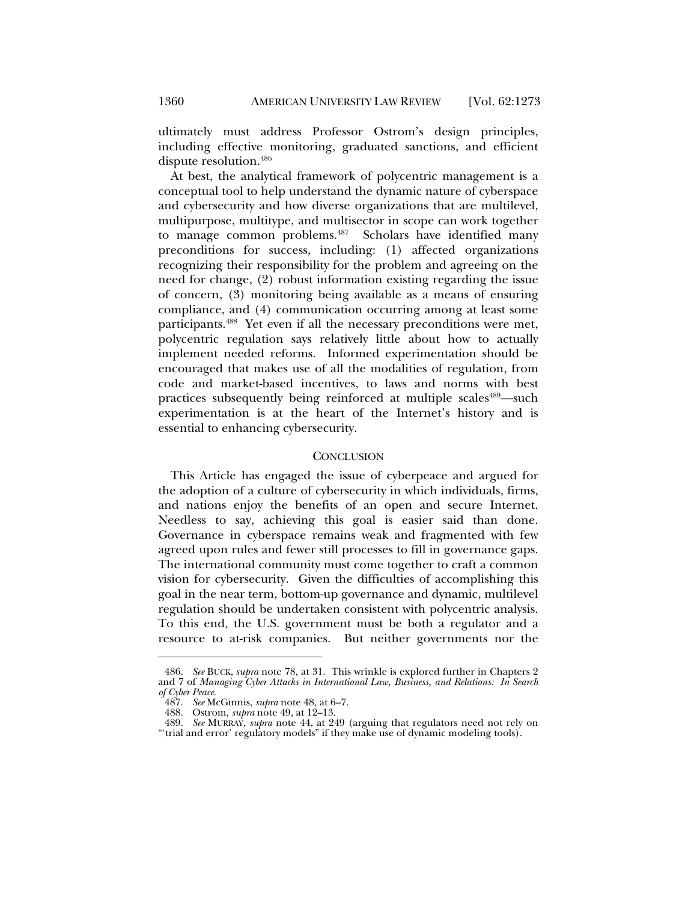ultimately must address Professor Ostrom's design principles, including effective monitoring, graduated sanctions, and efficient dispute resolution.[486]

At best, the analytical framework of polycentric management is a conceptual tool to help understand the dynamic nature of cyberspace and cybersecurity and how diverse organizations that are multilevel, multipurpose, multitype, and multisector in scope can work together to manage common problems.[487] Scholars have identified many preconditions for success, including: (1) affected organizations recognizing their responsibility for the problem and agreeing on the need for change, (2) robust information existing regarding the issue of concern, (3) monitoring being available as a means of ensuring compliance, and (4) communication occurring among at least some participants.[488] Yet even if all the necessary preconditions were met, polycentric regulation says relatively little about how to actually implement needed reforms. Informed experimentation should be encouraged that makes use of all the modalities of regulation, from code and market-based incentives, to laws and norms with best practices subsequently being reinforced at multiple scales[489]—such experimentation is at the heart of the Internet's history and is essential to enhancing cybersecurity.

## CONCLUSION

This Article has engaged the issue of cyberpeace and argued for the adoption of a culture of cybersecurity in which individuals, firms, and nations enjoy the benefits of an open and secure Internet. Needless to say, achieving this goal is easier said than done. Governance in cyberspace remains weak and fragmented with few agreed upon rules and fewer still processes to fill in governance gaps. The international community must come together to craft a common vision for cybersecurity. Given the difficulties of accomplishing this goal in the near term, bottom-up governance and dynamic, multilevel regulation should be undertaken consistent with polycentric analysis. To this end, the U.S. government must be both a regulator and a resource to at-risk companies. But neither governments nor the

---

486. *See* BUCK, *supra* note 78, at 31. This wrinkle is explored further in Chapters 2 and 7 of *Managing Cyber Attacks in International Law, Business, and Relations: In Search of Cyber Peace*.

487. *See* McGinnis, *supra* note 48, at 6–7.

488. Ostrom, *supra* note 49, at 12–13.

489. *See* MURRAY, *supra* note 44, at 249 (arguing that regulators need not rely on "'trial and error' regulatory models" if they make use of dynamic modeling tools).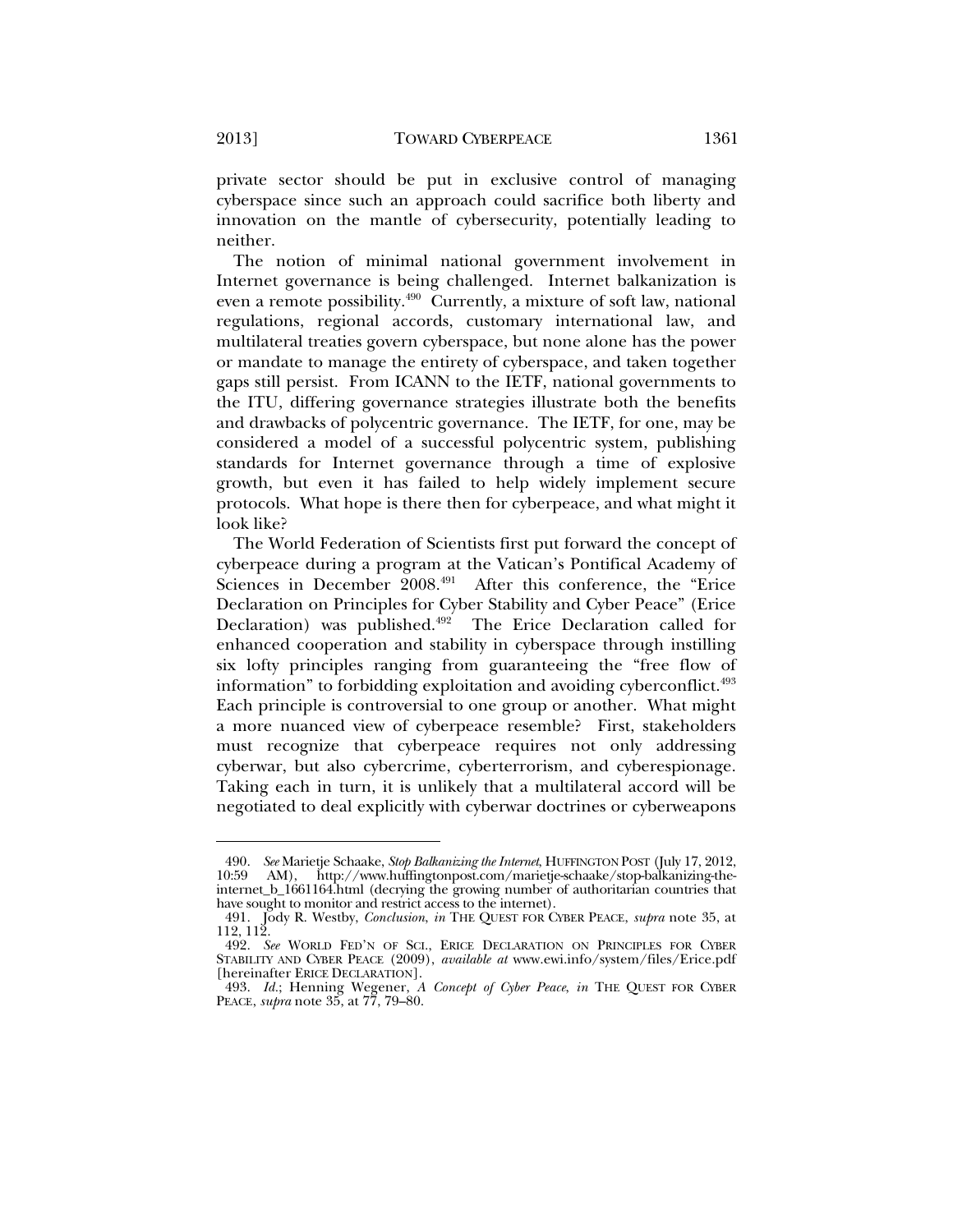private sector should be put in exclusive control of managing cyberspace since such an approach could sacrifice both liberty and innovation on the mantle of cybersecurity, potentially leading to neither.

The notion of minimal national government involvement in Internet governance is being challenged. Internet balkanization is even a remote possibility.[490] Currently, a mixture of soft law, national regulations, regional accords, customary international law, and multilateral treaties govern cyberspace, but none alone has the power or mandate to manage the entirety of cyberspace, and taken together gaps still persist. From ICANN to the IETF, national governments to the ITU, differing governance strategies illustrate both the benefits and drawbacks of polycentric governance. The IETF, for one, may be considered a model of a successful polycentric system, publishing standards for Internet governance through a time of explosive growth, but even it has failed to help widely implement secure protocols. What hope is there then for cyberpeace, and what might it look like?

The World Federation of Scientists first put forward the concept of cyberpeace during a program at the Vatican's Pontifical Academy of Sciences in December 2008.[491] After this conference, the "Erice Declaration on Principles for Cyber Stability and Cyber Peace" (Erice Declaration) was published.[492] The Erice Declaration called for enhanced cooperation and stability in cyberspace through instilling six lofty principles ranging from guaranteeing the "free flow of information" to forbidding exploitation and avoiding cyberconflict.[493] Each principle is controversial to one group or another. What might a more nuanced view of cyberpeace resemble? First, stakeholders must recognize that cyberpeace requires not only addressing cyberwar, but also cybercrime, cyberterrorism, and cyberespionage. Taking each in turn, it is unlikely that a multilateral accord will be negotiated to deal explicitly with cyberwar doctrines or cyberweapons

---

490. *See* Marietje Schaake, *Stop Balkanizing the Internet*, HUFFINGTON POST (July 17, 2012, 10:59 AM), http://www.huffingtonpost.com/marietje-schaake/stop-balkanizing-the-internet_b_1661164.html (decrying the growing number of authoritarian countries that have sought to monitor and restrict access to the internet).

491. Jody R. Westby, *Conclusion*, *in* THE QUEST FOR CYBER PEACE, *supra* note 35, at 112, 112.

492. *See* WORLD FED'N OF SCI., ERICE DECLARATION ON PRINCIPLES FOR CYBER STABILITY AND CYBER PEACE (2009), *available at* www.ewi.info/system/files/Erice.pdf [hereinafter ERICE DECLARATION].

493. *Id.*; Henning Wegener, *A Concept of Cyber Peace*, *in* THE QUEST FOR CYBER PEACE, *supra* note 35, at 77, 79–80.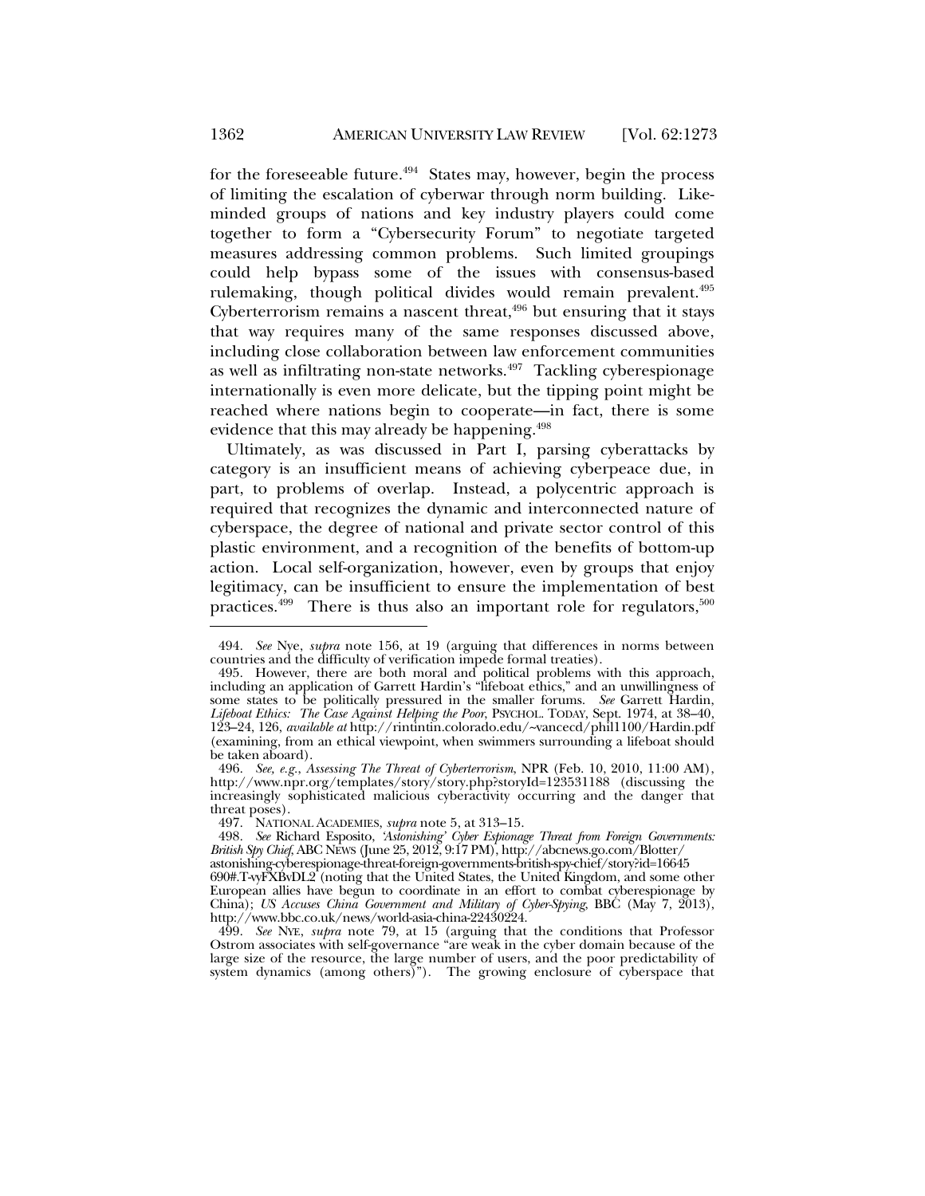for the foreseeable future.[494] States may, however, begin the process of limiting the escalation of cyberwar through norm building. Like-minded groups of nations and key industry players could come together to form a "Cybersecurity Forum" to negotiate targeted measures addressing common problems. Such limited groupings could help bypass some of the issues with consensus-based rulemaking, though political divides would remain prevalent.[495] Cyberterrorism remains a nascent threat,[496] but ensuring that it stays that way requires many of the same responses discussed above, including close collaboration between law enforcement communities as well as infiltrating non-state networks.[497] Tackling cyberespionage internationally is even more delicate, but the tipping point might be reached where nations begin to cooperate—in fact, there is some evidence that this may already be happening.[498]

Ultimately, as was discussed in Part I, parsing cyberattacks by category is an insufficient means of achieving cyberpeace due, in part, to problems of overlap. Instead, a polycentric approach is required that recognizes the dynamic and interconnected nature of cyberspace, the degree of national and private sector control of this plastic environment, and a recognition of the benefits of bottom-up action. Local self-organization, however, even by groups that enjoy legitimacy, can be insufficient to ensure the implementation of best practices.[499] There is thus also an important role for regulators,[500]

---

494. *See* Nye, *supra* note 156, at 19 (arguing that differences in norms between countries and the difficulty of verification impede formal treaties).

495. However, there are both moral and political problems with this approach, including an application of Garrett Hardin's "lifeboat ethics," and an unwillingness of some states to be politically pressured in the smaller forums. *See* Garrett Hardin, *Lifeboat Ethics: The Case Against Helping the Poor*, PSYCHOL. TODAY, Sept. 1974, at 38–40, 123–24, 126, *available at* http://rintintin.colorado.edu/~vancecd/phil1100/Hardin.pdf (examining, from an ethical viewpoint, when swimmers surrounding a lifeboat should be taken aboard).

496. *See, e.g.*, *Assessing The Threat of Cyberterrorism*, NPR (Feb. 10, 2010, 11:00 AM), http://www.npr.org/templates/story/story.php?storyId=123531188 (discussing the increasingly sophisticated malicious cyberactivity occurring and the danger that threat poses).

497. NATIONAL ACADEMIES, *supra* note 5, at 313–15.

498. *See* Richard Esposito, *'Astonishing' Cyber Espionage Threat from Foreign Governments: British Spy Chief*, ABC NEWS (June 25, 2012, 9:17 PM), http://abcnews.go.com/Blotter/astonishing-cyberespionage-threat-foreign-governments-british-spy-chief/story?id=16645690#.T-vyFXBvDL2 (noting that the United States, the United Kingdom, and some other European allies have begun to coordinate in an effort to combat cyberespionage by China); *US Accuses China Government and Military of Cyber-Spying*, BBC (May 7, 2013), http://www.bbc.co.uk/news/world-asia-china-22430224.

499. *See* NYE, *supra* note 79, at 15 (arguing that the conditions that Professor Ostrom associates with self-governance "are weak in the cyber domain because of the large size of the resource, the large number of users, and the poor predictability of system dynamics (among others)"). The growing enclosure of cyberspace that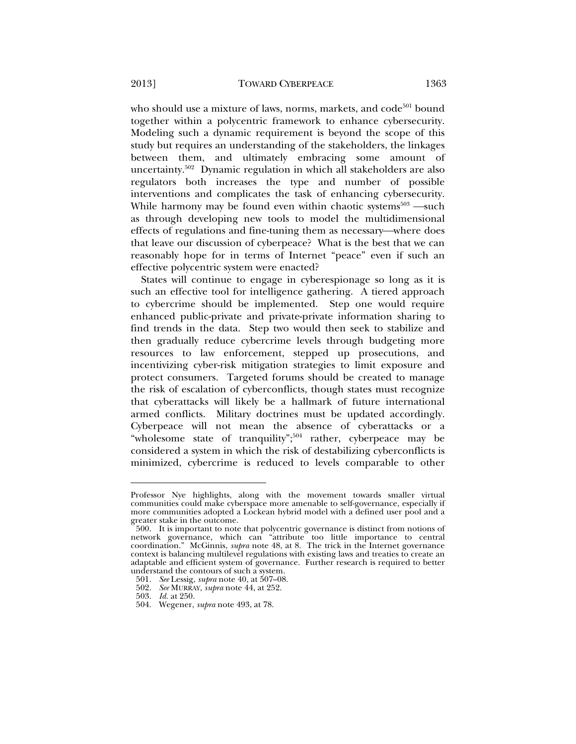who should use a mixture of laws, norms, markets, and code[501] bound together within a polycentric framework to enhance cybersecurity. Modeling such a dynamic requirement is beyond the scope of this study but requires an understanding of the stakeholders, the linkages between them, and ultimately embracing some amount of uncertainty.[502] Dynamic regulation in which all stakeholders are also regulators both increases the type and number of possible interventions and complicates the task of enhancing cybersecurity. While harmony may be found even within chaotic systems[503] —such as through developing new tools to model the multidimensional effects of regulations and fine-tuning them as necessary—where does that leave our discussion of cyberpeace? What is the best that we can reasonably hope for in terms of Internet "peace" even if such an effective polycentric system were enacted?

States will continue to engage in cyberespionage so long as it is such an effective tool for intelligence gathering. A tiered approach to cybercrime should be implemented. Step one would require enhanced public-private and private-private information sharing to find trends in the data. Step two would then seek to stabilize and then gradually reduce cybercrime levels through budgeting more resources to law enforcement, stepped up prosecutions, and incentivizing cyber-risk mitigation strategies to limit exposure and protect consumers. Targeted forums should be created to manage the risk of escalation of cyberconflicts, though states must recognize that cyberattacks will likely be a hallmark of future international armed conflicts. Military doctrines must be updated accordingly. Cyberpeace will not mean the absence of cyberattacks or a "wholesome state of tranquility";[504] rather, cyberpeace may be considered a system in which the risk of destabilizing cyberconflicts is minimized, cybercrime is reduced to levels comparable to other

---

Professor Nye highlights, along with the movement towards smaller virtual communities could make cyberspace more amenable to self-governance, especially if more communities adopted a Lockean hybrid model with a defined user pool and a greater stake in the outcome.

500. It is important to note that polycentric governance is distinct from notions of network governance, which can "attribute too little importance to central coordination." McGinnis, *supra* note 48, at 8. The trick in the Internet governance context is balancing multilevel regulations with existing laws and treaties to create an adaptable and efficient system of governance. Further research is required to better understand the contours of such a system.

501. *See* Lessig, *supra* note 40, at 507–08.

502. *See* MURRAY, *supra* note 44, at 252.

503. *Id.* at 250.

504. Wegener, *supra* note 493, at 78.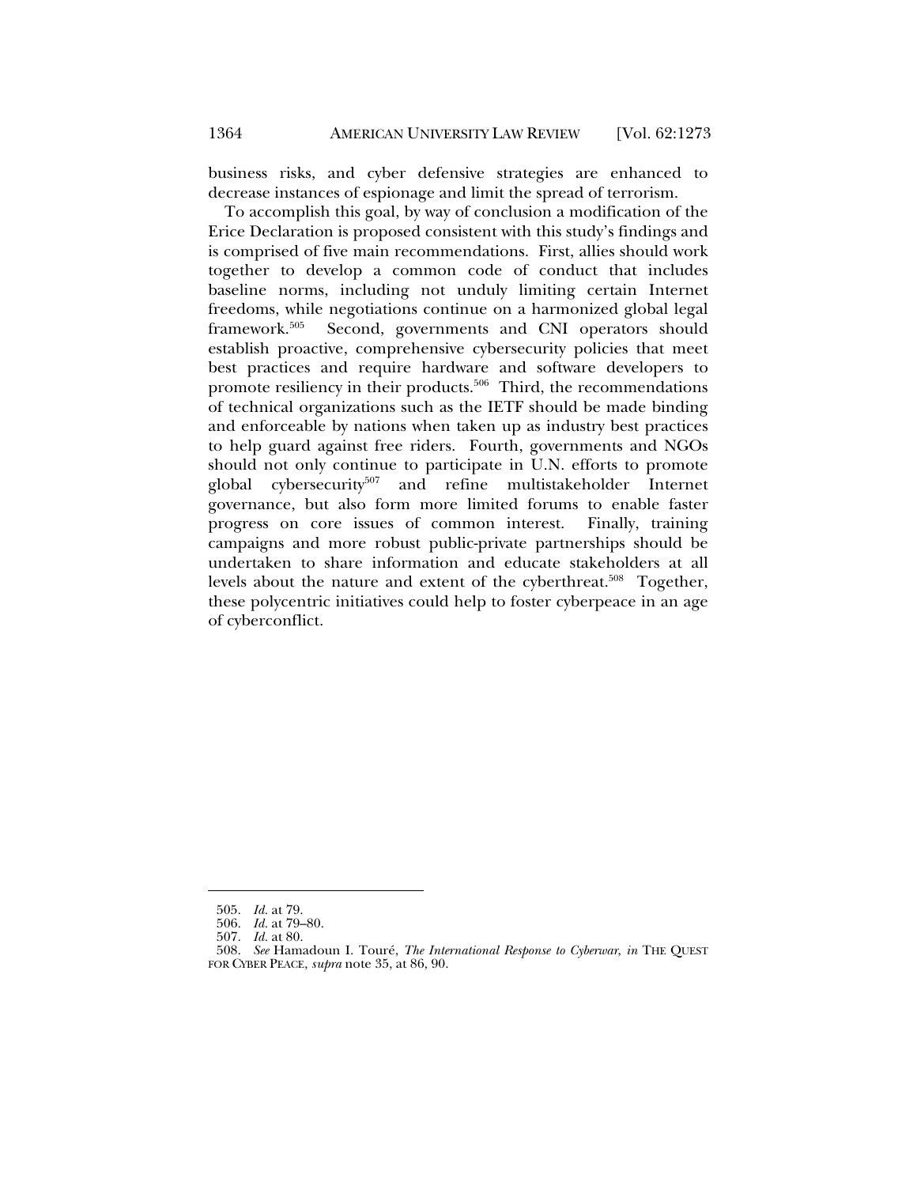business risks, and cyber defensive strategies are enhanced to decrease instances of espionage and limit the spread of terrorism.

To accomplish this goal, by way of conclusion a modification of the Erice Declaration is proposed consistent with this study's findings and is comprised of five main recommendations. First, allies should work together to develop a common code of conduct that includes baseline norms, including not unduly limiting certain Internet freedoms, while negotiations continue on a harmonized global legal framework.[505] Second, governments and CNI operators should establish proactive, comprehensive cybersecurity policies that meet best practices and require hardware and software developers to promote resiliency in their products.[506] Third, the recommendations of technical organizations such as the IETF should be made binding and enforceable by nations when taken up as industry best practices to help guard against free riders. Fourth, governments and NGOs should not only continue to participate in U.N. efforts to promote global cybersecurity[507] and refine multistakeholder Internet governance, but also form more limited forums to enable faster progress on core issues of common interest. Finally, training campaigns and more robust public-private partnerships should be undertaken to share information and educate stakeholders at all levels about the nature and extent of the cyberthreat.[508] Together, these polycentric initiatives could help to foster cyberpeace in an age of cyberconflict.

---

505. *Id.* at 79.
506. *Id.* at 79–80.
507. *Id.* at 80.
508. *See* Hamadoun I. Touré, *The International Response to Cyberwar*, *in* THE QUEST FOR CYBER PEACE, *supra* note 35, at 86, 90.